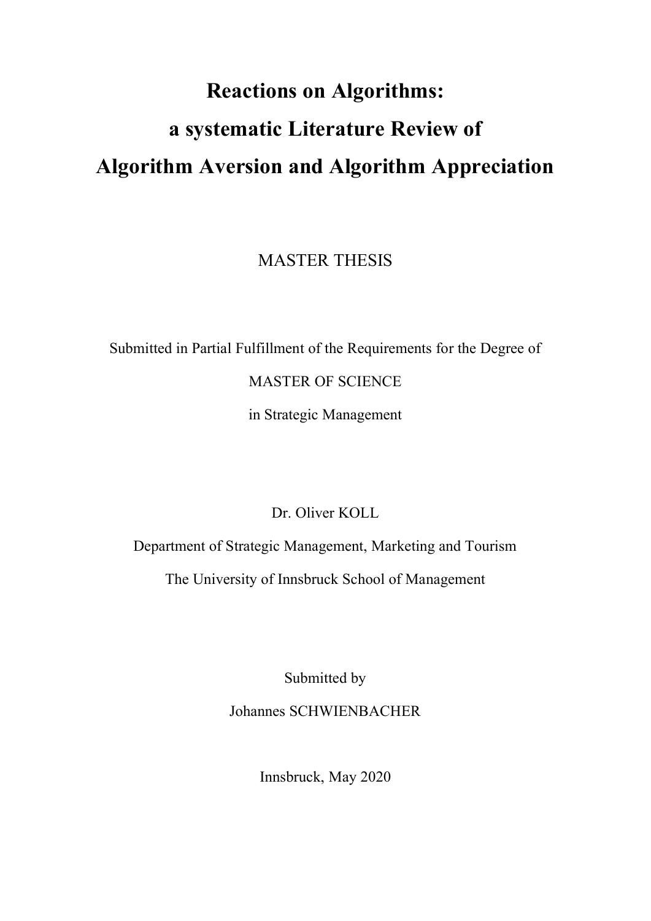# Reactions on Algorithms: a systematic Literature Review of Algorithm Aversion and Algorithm Appreciation

MASTER THESIS

Submitted in Partial Fulfillment of the Requirements for the Degree of

MASTER OF SCIENCE

in Strategic Management

Dr. Oliver KOLL

Department of Strategic Management, Marketing and Tourism

The University of Innsbruck School of Management

Submitted by

Johannes SCHWIENBACHER

Innsbruck, May 2020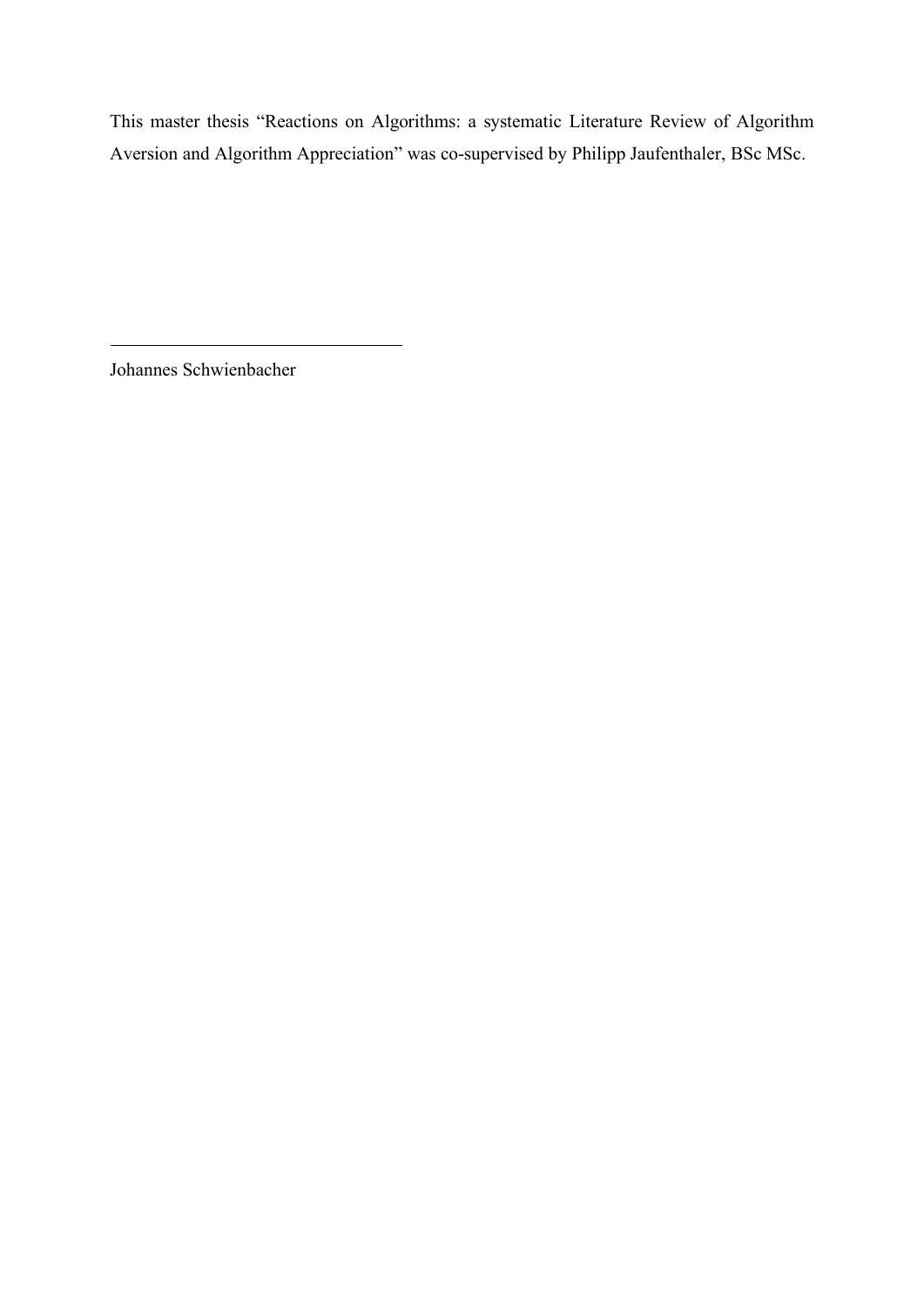This master thesis "Reactions on Algorithms: a systematic Literature Review of Algorithm Aversion and Algorithm Appreciation" was co-supervised by Philipp Jaufenthaler, BSc MSc.

---

Johannes Schwienbacher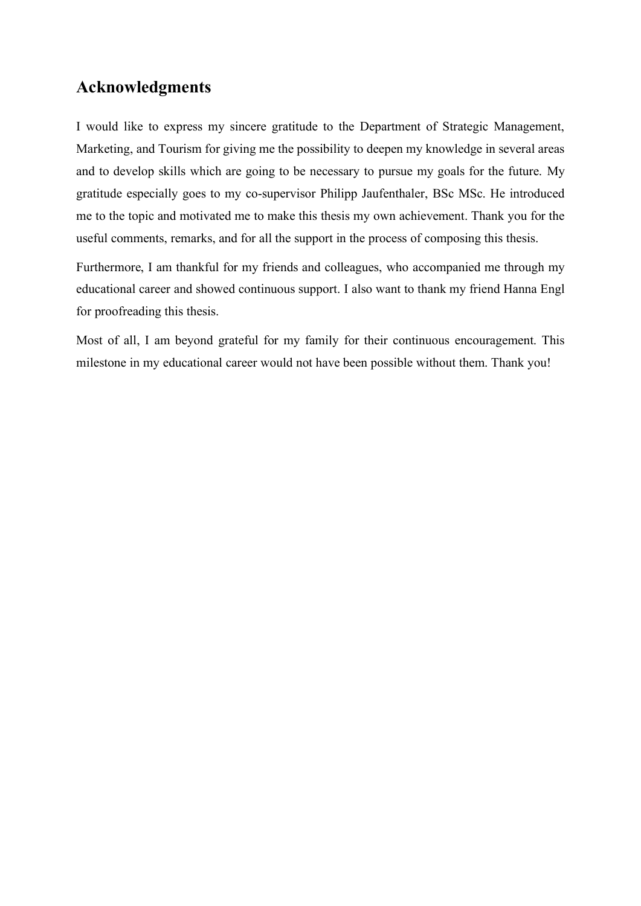## Acknowledgments

I would like to express my sincere gratitude to the Department of Strategic Management, Marketing, and Tourism for giving me the possibility to deepen my knowledge in several areas and to develop skills which are going to be necessary to pursue my goals for the future. My gratitude especially goes to my co-supervisor Philipp Jaufenthaler, BSc MSc. He introduced me to the topic and motivated me to make this thesis my own achievement. Thank you for the useful comments, remarks, and for all the support in the process of composing this thesis.

Furthermore, I am thankful for my friends and colleagues, who accompanied me through my educational career and showed continuous support. I also want to thank my friend Hanna Engl for proofreading this thesis.

Most of all, I am beyond grateful for my family for their continuous encouragement. This milestone in my educational career would not have been possible without them. Thank you!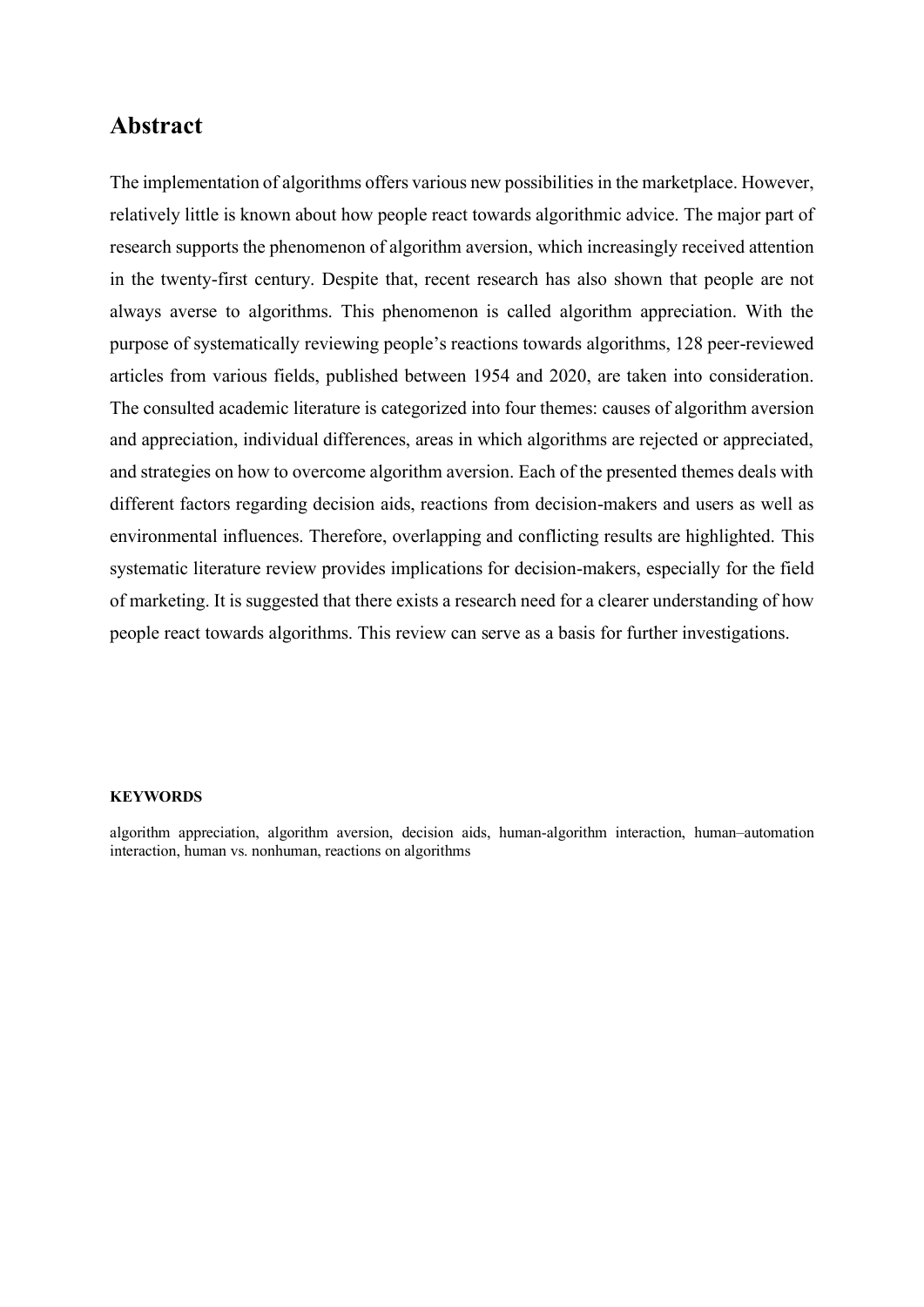## Abstract

The implementation of algorithms offers various new possibilities in the marketplace. However, relatively little is known about how people react towards algorithmic advice. The major part of research supports the phenomenon of algorithm aversion, which increasingly received attention in the twenty-first century. Despite that, recent research has also shown that people are not always averse to algorithms. This phenomenon is called algorithm appreciation. With the purpose of systematically reviewing people's reactions towards algorithms, 128 peer-reviewed articles from various fields, published between 1954 and 2020, are taken into consideration. The consulted academic literature is categorized into four themes: causes of algorithm aversion and appreciation, individual differences, areas in which algorithms are rejected or appreciated, and strategies on how to overcome algorithm aversion. Each of the presented themes deals with different factors regarding decision aids, reactions from decision-makers and users as well as environmental influences. Therefore, overlapping and conflicting results are highlighted. This systematic literature review provides implications for decision-makers, especially for the field of marketing. It is suggested that there exists a research need for a clearer understanding of how people react towards algorithms. This review can serve as a basis for further investigations.

**KEYWORDS**

algorithm appreciation, algorithm aversion, decision aids, human-algorithm interaction, human–automation interaction, human vs. nonhuman, reactions on algorithms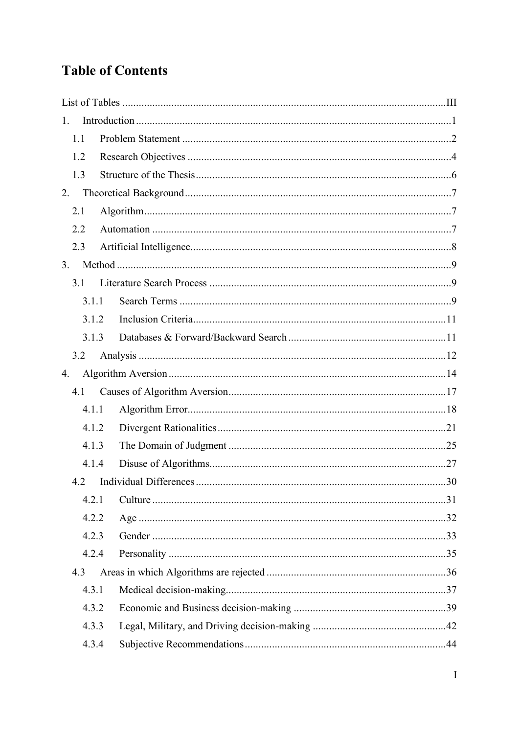# Table of Contents

List of Tables ....................................................................................................................... III

1. Introduction .................................................................................................................... 1
   - 1.1 Problem Statement .................................................................................................. 2
   - 1.2 Research Objectives ................................................................................................ 4
   - 1.3 Structure of the Thesis ............................................................................................. 6
2. Theoretical Background ................................................................................................. 7
   - 2.1 Algorithm ................................................................................................................ 7
   - 2.2 Automation ............................................................................................................. 7
   - 2.3 Artificial Intelligence ............................................................................................... 8
3. Method ........................................................................................................................... 9
   - 3.1 Literature Search Process ......................................................................................... 9
     - 3.1.1 Search Terms ................................................................................................... 9
     - 3.1.2 Inclusion Criteria ............................................................................................ 11
     - 3.1.3 Databases & Forward/Backward Search .......................................................... 11
   - 3.2 Analysis ................................................................................................................ 12
4. Algorithm Aversion ...................................................................................................... 14
   - 4.1 Causes of Algorithm Aversion ............................................................................... 17
     - 4.1.1 Algorithm Error .............................................................................................. 18
     - 4.1.2 Divergent Rationalities ................................................................................... 21
     - 4.1.3 The Domain of Judgment ............................................................................... 25
     - 4.1.4 Disuse of Algorithms ...................................................................................... 27
   - 4.2 Individual Differences ............................................................................................ 30
     - 4.2.1 Culture ........................................................................................................... 31
     - 4.2.2 Age ................................................................................................................ 32
     - 4.2.3 Gender ........................................................................................................... 33
     - 4.2.4 Personality ..................................................................................................... 35
   - 4.3 Areas in which Algorithms are rejected .................................................................. 36
     - 4.3.1 Medical decision-making ................................................................................ 37
     - 4.3.2 Economic and Business decision-making ........................................................ 39
     - 4.3.3 Legal, Military, and Driving decision-making ................................................. 42
     - 4.3.4 Subjective Recommendations ......................................................................... 44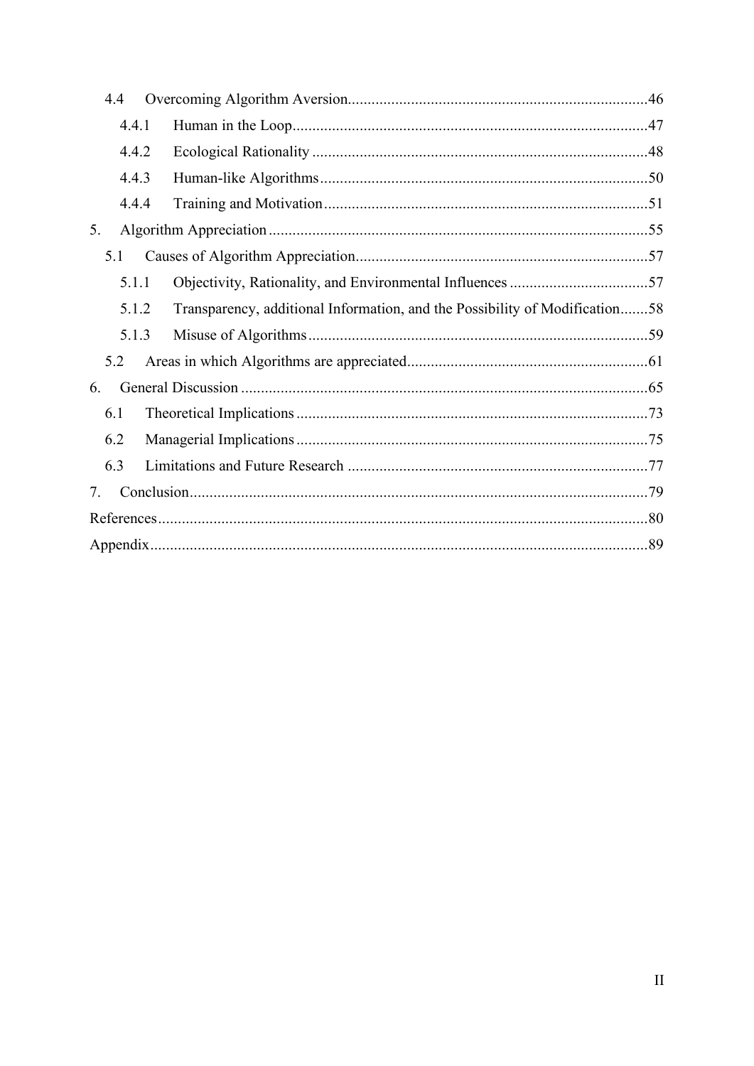4.4 Overcoming Algorithm Aversion ... 46

4.4.1 Human in the Loop ... 47

4.4.2 Ecological Rationality ... 48

4.4.3 Human-like Algorithms ... 50

4.4.4 Training and Motivation ... 51

5. Algorithm Appreciation ... 55

5.1 Causes of Algorithm Appreciation ... 57

5.1.1 Objectivity, Rationality, and Environmental Influences ... 57

5.1.2 Transparency, additional Information, and the Possibility of Modification ... 58

5.1.3 Misuse of Algorithms ... 59

5.2 Areas in which Algorithms are appreciated ... 61

6. General Discussion ... 65

6.1 Theoretical Implications ... 73

6.2 Managerial Implications ... 75

6.3 Limitations and Future Research ... 77

7. Conclusion ... 79

References ... 80

Appendix ... 89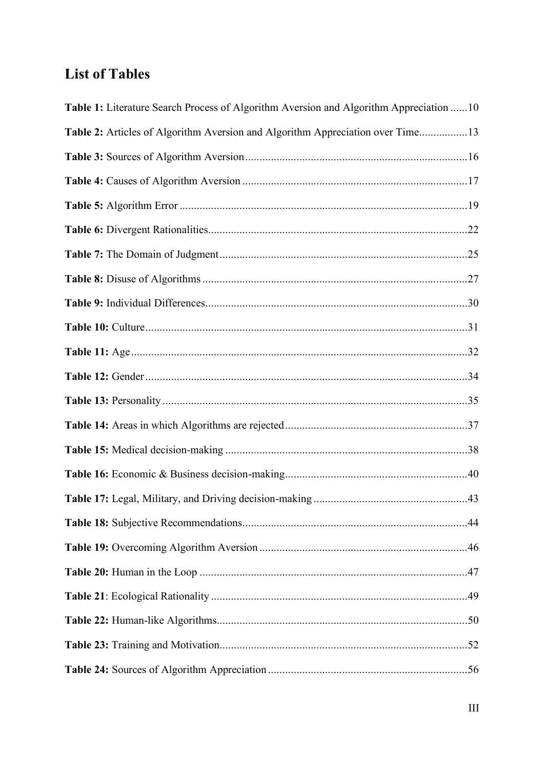# List of Tables

**Table 1:** Literature Search Process of Algorithm Aversion and Algorithm Appreciation ......10

**Table 2:** Articles of Algorithm Aversion and Algorithm Appreciation over Time.................13

**Table 3:** Sources of Algorithm Aversion.............................................................................16

**Table 4:** Causes of Algorithm Aversion ..............................................................................17

**Table 5:** Algorithm Error ....................................................................................................19

**Table 6:** Divergent Rationalities..........................................................................................22

**Table 7:** The Domain of Judgment......................................................................................25

**Table 8:** Disuse of Algorithms ............................................................................................27

**Table 9:** Individual Differences...........................................................................................30

**Table 10:** Culture................................................................................................................31

**Table 11:** Age.....................................................................................................................32

**Table 12:** Gender................................................................................................................34

**Table 13:** Personality ..........................................................................................................35

**Table 14:** Areas in which Algorithms are rejected ...............................................................37

**Table 15:** Medical decision-making ....................................................................................38

**Table 16:** Economic & Business decision-making...............................................................40

**Table 17:** Legal, Military, and Driving decision-making .....................................................43

**Table 18:** Subjective Recommendations..............................................................................44

**Table 19:** Overcoming Algorithm Aversion ........................................................................46

**Table 20:** Human in the Loop .............................................................................................47

**Table 21**: Ecological Rationality .........................................................................................49

**Table 22:** Human-like Algorithms.......................................................................................50

**Table 23:** Training and Motivation......................................................................................52

**Table 24:** Sources of Algorithm Appreciation .....................................................................56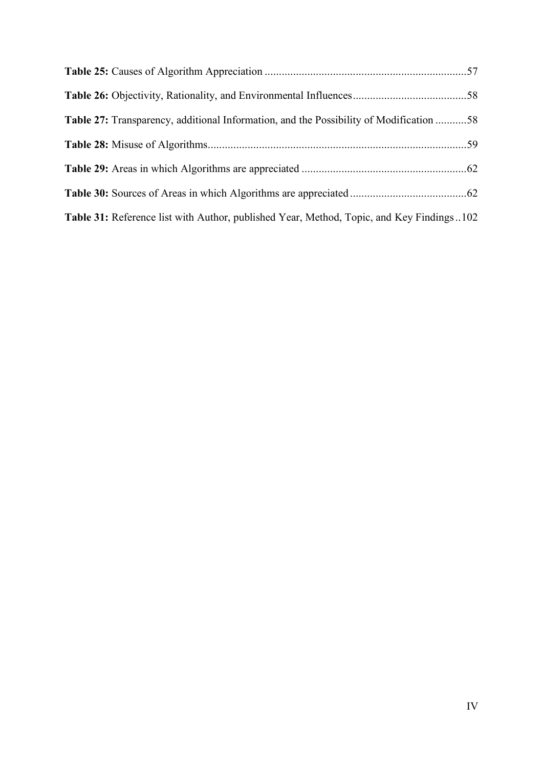**Table 25:** Causes of Algorithm Appreciation ......................................................................57

**Table 26:** Objectivity, Rationality, and Environmental Influences........................................58

**Table 27:** Transparency, additional Information, and the Possibility of Modification ...........58

**Table 28:** Misuse of Algorithms..........................................................................................59

**Table 29:** Areas in which Algorithms are appreciated .........................................................62

**Table 30:** Sources of Areas in which Algorithms are appreciated .........................................62

**Table 31:** Reference list with Author, published Year, Method, Topic, and Key Findings..102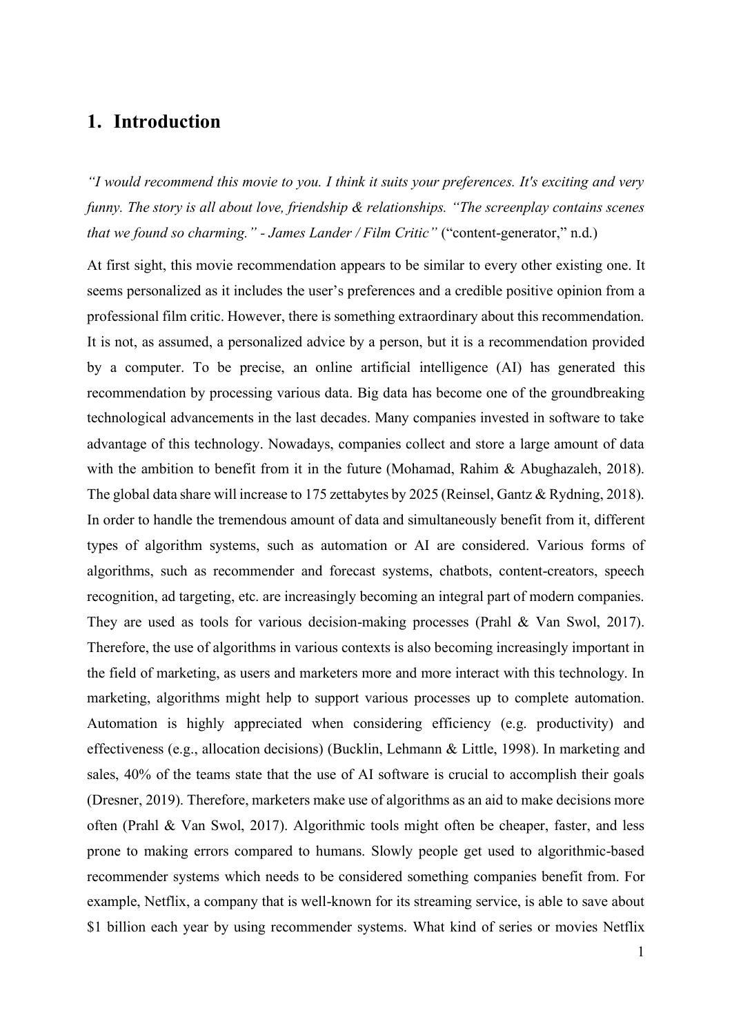# 1. Introduction

*"I would recommend this movie to you. I think it suits your preferences. It's exciting and very funny. The story is all about love, friendship & relationships. "The screenplay contains scenes that we found so charming." - James Lander / Film Critic"* ("content-generator," n.d.)

At first sight, this movie recommendation appears to be similar to every other existing one. It seems personalized as it includes the user's preferences and a credible positive opinion from a professional film critic. However, there is something extraordinary about this recommendation. It is not, as assumed, a personalized advice by a person, but it is a recommendation provided by a computer. To be precise, an online artificial intelligence (AI) has generated this recommendation by processing various data. Big data has become one of the groundbreaking technological advancements in the last decades. Many companies invested in software to take advantage of this technology. Nowadays, companies collect and store a large amount of data with the ambition to benefit from it in the future (Mohamad, Rahim & Abughazaleh, 2018). The global data share will increase to 175 zettabytes by 2025 (Reinsel, Gantz & Rydning, 2018). In order to handle the tremendous amount of data and simultaneously benefit from it, different types of algorithm systems, such as automation or AI are considered. Various forms of algorithms, such as recommender and forecast systems, chatbots, content-creators, speech recognition, ad targeting, etc. are increasingly becoming an integral part of modern companies. They are used as tools for various decision-making processes (Prahl & Van Swol, 2017). Therefore, the use of algorithms in various contexts is also becoming increasingly important in the field of marketing, as users and marketers more and more interact with this technology. In marketing, algorithms might help to support various processes up to complete automation. Automation is highly appreciated when considering efficiency (e.g. productivity) and effectiveness (e.g., allocation decisions) (Bucklin, Lehmann & Little, 1998). In marketing and sales, 40% of the teams state that the use of AI software is crucial to accomplish their goals (Dresner, 2019). Therefore, marketers make use of algorithms as an aid to make decisions more often (Prahl & Van Swol, 2017). Algorithmic tools might often be cheaper, faster, and less prone to making errors compared to humans. Slowly people get used to algorithmic-based recommender systems which needs to be considered something companies benefit from. For example, Netflix, a company that is well-known for its streaming service, is able to save about $1 billion each year by using recommender systems. What kind of series or movies Netflix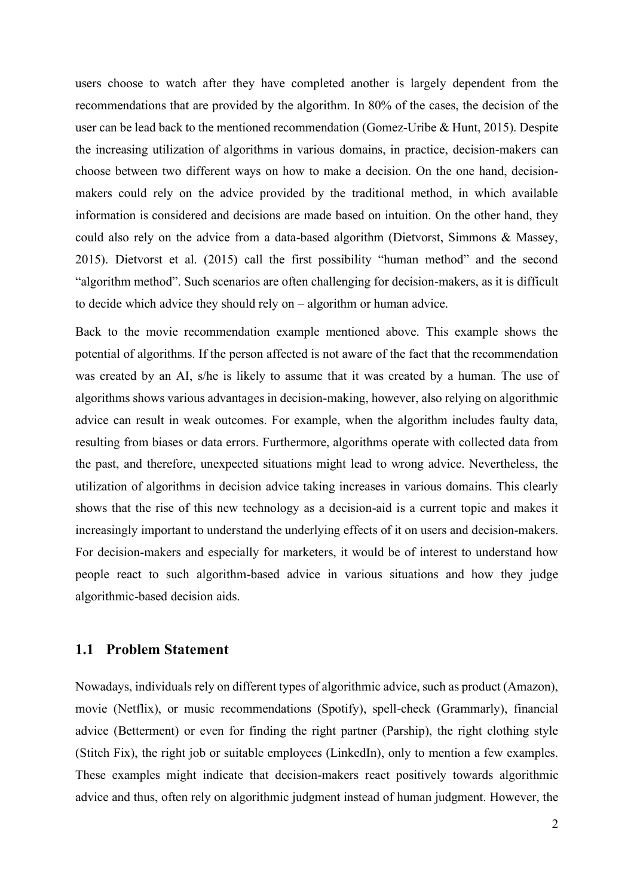users choose to watch after they have completed another is largely dependent from the recommendations that are provided by the algorithm. In 80% of the cases, the decision of the user can be lead back to the mentioned recommendation (Gomez-Uribe & Hunt, 2015). Despite the increasing utilization of algorithms in various domains, in practice, decision-makers can choose between two different ways on how to make a decision. On the one hand, decision-makers could rely on the advice provided by the traditional method, in which available information is considered and decisions are made based on intuition. On the other hand, they could also rely on the advice from a data-based algorithm (Dietvorst, Simmons & Massey, 2015). Dietvorst et al. (2015) call the first possibility "human method" and the second "algorithm method". Such scenarios are often challenging for decision-makers, as it is difficult to decide which advice they should rely on – algorithm or human advice.

Back to the movie recommendation example mentioned above. This example shows the potential of algorithms. If the person affected is not aware of the fact that the recommendation was created by an AI, s/he is likely to assume that it was created by a human. The use of algorithms shows various advantages in decision-making, however, also relying on algorithmic advice can result in weak outcomes. For example, when the algorithm includes faulty data, resulting from biases or data errors. Furthermore, algorithms operate with collected data from the past, and therefore, unexpected situations might lead to wrong advice. Nevertheless, the utilization of algorithms in decision advice taking increases in various domains. This clearly shows that the rise of this new technology as a decision-aid is a current topic and makes it increasingly important to understand the underlying effects of it on users and decision-makers. For decision-makers and especially for marketers, it would be of interest to understand how people react to such algorithm-based advice in various situations and how they judge algorithmic-based decision aids.

## 1.1 Problem Statement

Nowadays, individuals rely on different types of algorithmic advice, such as product (Amazon), movie (Netflix), or music recommendations (Spotify), spell-check (Grammarly), financial advice (Betterment) or even for finding the right partner (Parship), the right clothing style (Stitch Fix), the right job or suitable employees (LinkedIn), only to mention a few examples. These examples might indicate that decision-makers react positively towards algorithmic advice and thus, often rely on algorithmic judgment instead of human judgment. However, the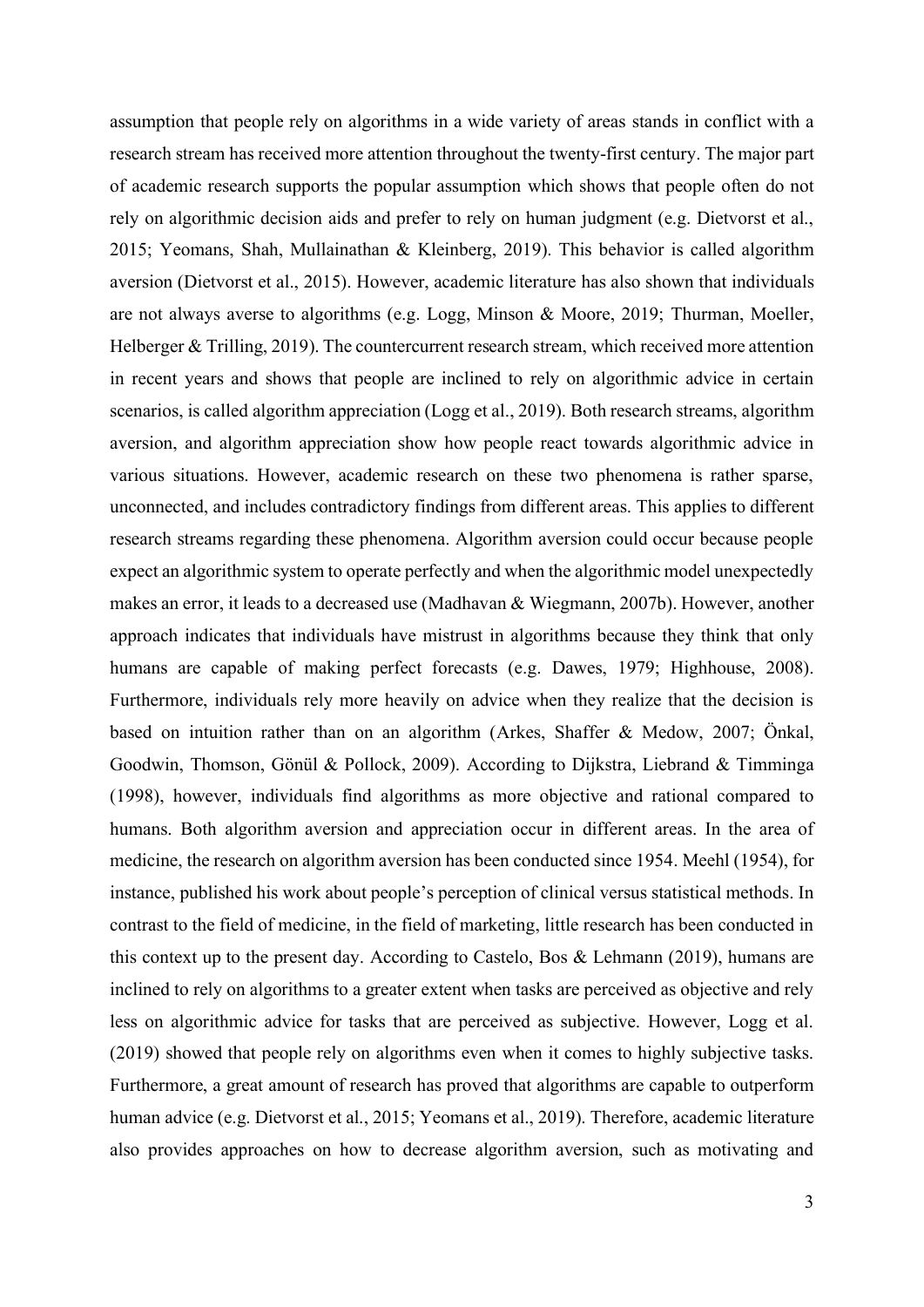assumption that people rely on algorithms in a wide variety of areas stands in conflict with a research stream has received more attention throughout the twenty-first century. The major part of academic research supports the popular assumption which shows that people often do not rely on algorithmic decision aids and prefer to rely on human judgment (e.g. Dietvorst et al., 2015; Yeomans, Shah, Mullainathan & Kleinberg, 2019). This behavior is called algorithm aversion (Dietvorst et al., 2015). However, academic literature has also shown that individuals are not always averse to algorithms (e.g. Logg, Minson & Moore, 2019; Thurman, Moeller, Helberger & Trilling, 2019). The countercurrent research stream, which received more attention in recent years and shows that people are inclined to rely on algorithmic advice in certain scenarios, is called algorithm appreciation (Logg et al., 2019). Both research streams, algorithm aversion, and algorithm appreciation show how people react towards algorithmic advice in various situations. However, academic research on these two phenomena is rather sparse, unconnected, and includes contradictory findings from different areas. This applies to different research streams regarding these phenomena. Algorithm aversion could occur because people expect an algorithmic system to operate perfectly and when the algorithmic model unexpectedly makes an error, it leads to a decreased use (Madhavan & Wiegmann, 2007b). However, another approach indicates that individuals have mistrust in algorithms because they think that only humans are capable of making perfect forecasts (e.g. Dawes, 1979; Highhouse, 2008). Furthermore, individuals rely more heavily on advice when they realize that the decision is based on intuition rather than on an algorithm (Arkes, Shaffer & Medow, 2007; Önkal, Goodwin, Thomson, Gönül & Pollock, 2009). According to Dijkstra, Liebrand & Timminga (1998), however, individuals find algorithms as more objective and rational compared to humans. Both algorithm aversion and appreciation occur in different areas. In the area of medicine, the research on algorithm aversion has been conducted since 1954. Meehl (1954), for instance, published his work about people's perception of clinical versus statistical methods. In contrast to the field of medicine, in the field of marketing, little research has been conducted in this context up to the present day. According to Castelo, Bos & Lehmann (2019), humans are inclined to rely on algorithms to a greater extent when tasks are perceived as objective and rely less on algorithmic advice for tasks that are perceived as subjective. However, Logg et al. (2019) showed that people rely on algorithms even when it comes to highly subjective tasks. Furthermore, a great amount of research has proved that algorithms are capable to outperform human advice (e.g. Dietvorst et al., 2015; Yeomans et al., 2019). Therefore, academic literature also provides approaches on how to decrease algorithm aversion, such as motivating and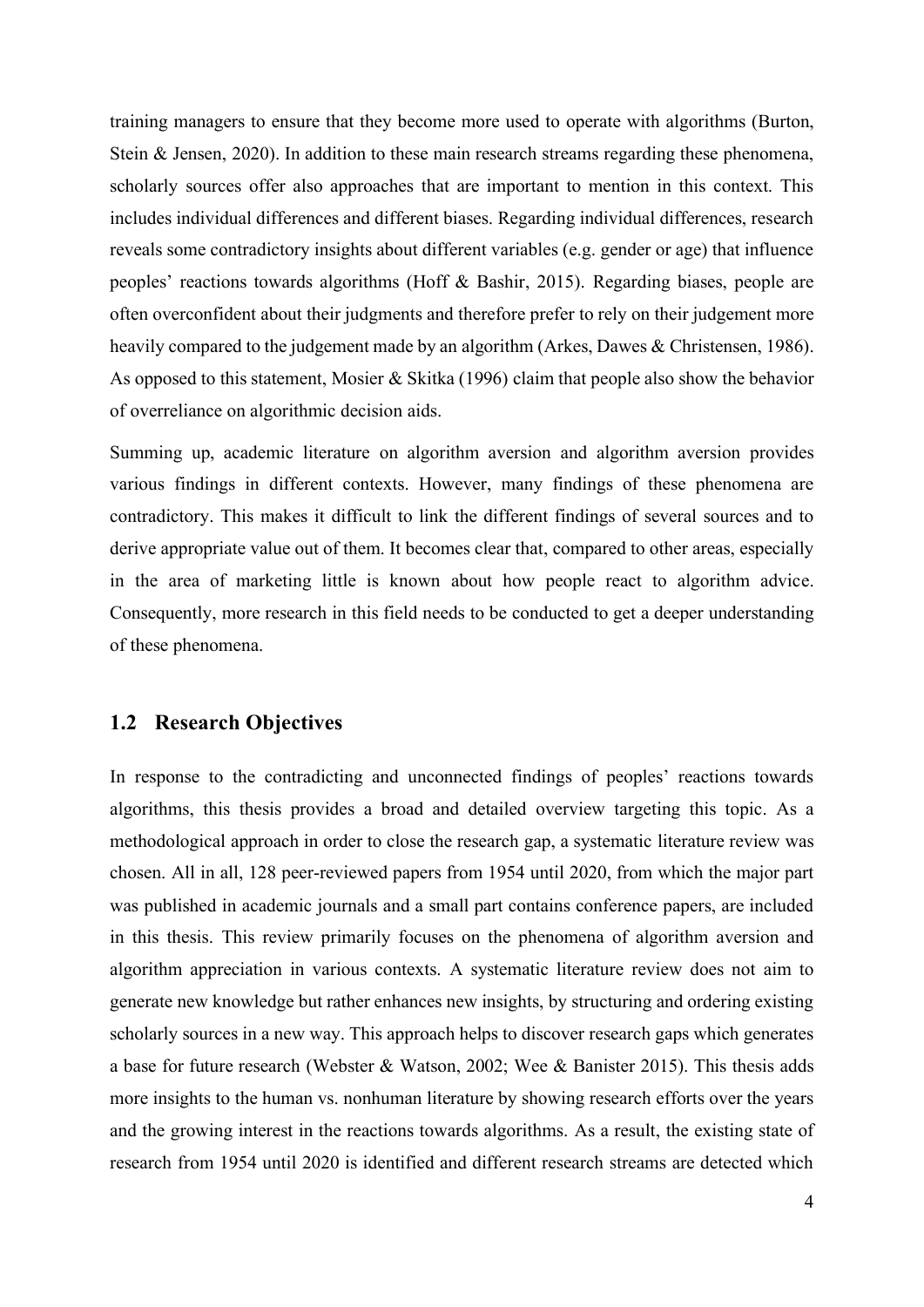training managers to ensure that they become more used to operate with algorithms (Burton, Stein & Jensen, 2020). In addition to these main research streams regarding these phenomena, scholarly sources offer also approaches that are important to mention in this context. This includes individual differences and different biases. Regarding individual differences, research reveals some contradictory insights about different variables (e.g. gender or age) that influence peoples' reactions towards algorithms (Hoff & Bashir, 2015). Regarding biases, people are often overconfident about their judgments and therefore prefer to rely on their judgement more heavily compared to the judgement made by an algorithm (Arkes, Dawes & Christensen, 1986). As opposed to this statement, Mosier & Skitka (1996) claim that people also show the behavior of overreliance on algorithmic decision aids.

Summing up, academic literature on algorithm aversion and algorithm aversion provides various findings in different contexts. However, many findings of these phenomena are contradictory. This makes it difficult to link the different findings of several sources and to derive appropriate value out of them. It becomes clear that, compared to other areas, especially in the area of marketing little is known about how people react to algorithm advice. Consequently, more research in this field needs to be conducted to get a deeper understanding of these phenomena.

## 1.2 Research Objectives

In response to the contradicting and unconnected findings of peoples' reactions towards algorithms, this thesis provides a broad and detailed overview targeting this topic. As a methodological approach in order to close the research gap, a systematic literature review was chosen. All in all, 128 peer-reviewed papers from 1954 until 2020, from which the major part was published in academic journals and a small part contains conference papers, are included in this thesis. This review primarily focuses on the phenomena of algorithm aversion and algorithm appreciation in various contexts. A systematic literature review does not aim to generate new knowledge but rather enhances new insights, by structuring and ordering existing scholarly sources in a new way. This approach helps to discover research gaps which generates a base for future research (Webster & Watson, 2002; Wee & Banister 2015). This thesis adds more insights to the human vs. nonhuman literature by showing research efforts over the years and the growing interest in the reactions towards algorithms. As a result, the existing state of research from 1954 until 2020 is identified and different research streams are detected which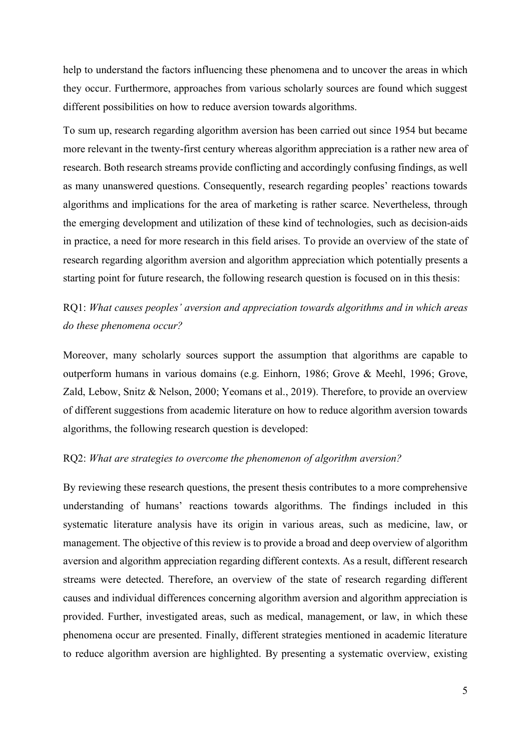help to understand the factors influencing these phenomena and to uncover the areas in which they occur. Furthermore, approaches from various scholarly sources are found which suggest different possibilities on how to reduce aversion towards algorithms.

To sum up, research regarding algorithm aversion has been carried out since 1954 but became more relevant in the twenty-first century whereas algorithm appreciation is a rather new area of research. Both research streams provide conflicting and accordingly confusing findings, as well as many unanswered questions. Consequently, research regarding peoples' reactions towards algorithms and implications for the area of marketing is rather scarce. Nevertheless, through the emerging development and utilization of these kind of technologies, such as decision-aids in practice, a need for more research in this field arises. To provide an overview of the state of research regarding algorithm aversion and algorithm appreciation which potentially presents a starting point for future research, the following research question is focused on in this thesis:

RQ1: *What causes peoples' aversion and appreciation towards algorithms and in which areas do these phenomena occur?*

Moreover, many scholarly sources support the assumption that algorithms are capable to outperform humans in various domains (e.g. Einhorn, 1986; Grove & Meehl, 1996; Grove, Zald, Lebow, Snitz & Nelson, 2000; Yeomans et al., 2019). Therefore, to provide an overview of different suggestions from academic literature on how to reduce algorithm aversion towards algorithms, the following research question is developed:

RQ2: *What are strategies to overcome the phenomenon of algorithm aversion?*

By reviewing these research questions, the present thesis contributes to a more comprehensive understanding of humans' reactions towards algorithms. The findings included in this systematic literature analysis have its origin in various areas, such as medicine, law, or management. The objective of this review is to provide a broad and deep overview of algorithm aversion and algorithm appreciation regarding different contexts. As a result, different research streams were detected. Therefore, an overview of the state of research regarding different causes and individual differences concerning algorithm aversion and algorithm appreciation is provided. Further, investigated areas, such as medical, management, or law, in which these phenomena occur are presented. Finally, different strategies mentioned in academic literature to reduce algorithm aversion are highlighted. By presenting a systematic overview, existing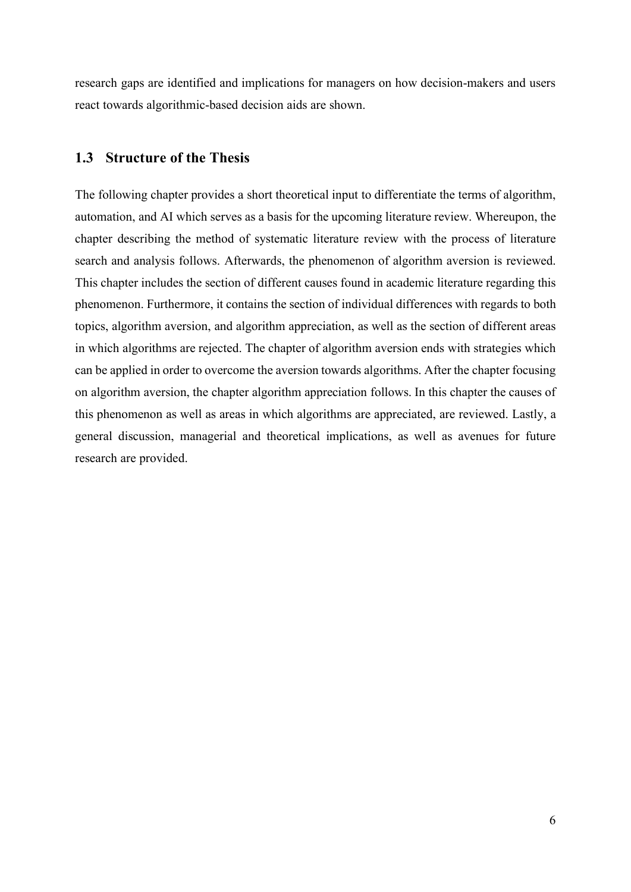research gaps are identified and implications for managers on how decision-makers and users react towards algorithmic-based decision aids are shown.

## 1.3 Structure of the Thesis

The following chapter provides a short theoretical input to differentiate the terms of algorithm, automation, and AI which serves as a basis for the upcoming literature review. Whereupon, the chapter describing the method of systematic literature review with the process of literature search and analysis follows. Afterwards, the phenomenon of algorithm aversion is reviewed. This chapter includes the section of different causes found in academic literature regarding this phenomenon. Furthermore, it contains the section of individual differences with regards to both topics, algorithm aversion, and algorithm appreciation, as well as the section of different areas in which algorithms are rejected. The chapter of algorithm aversion ends with strategies which can be applied in order to overcome the aversion towards algorithms. After the chapter focusing on algorithm aversion, the chapter algorithm appreciation follows. In this chapter the causes of this phenomenon as well as areas in which algorithms are appreciated, are reviewed. Lastly, a general discussion, managerial and theoretical implications, as well as avenues for future research are provided.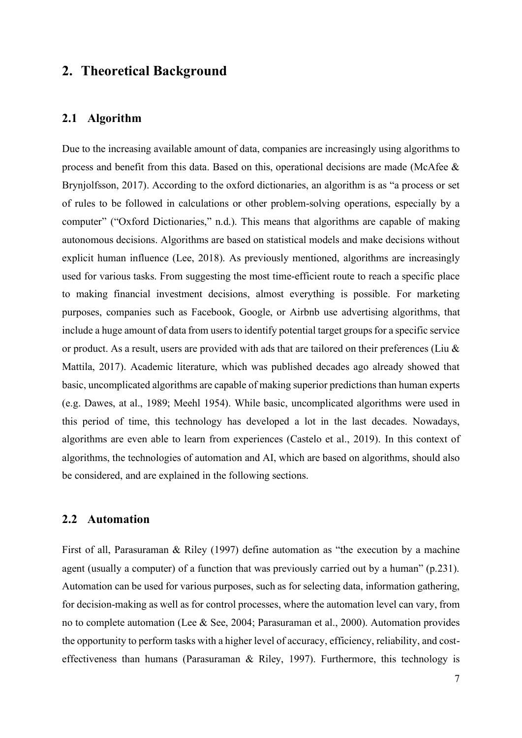# 2. Theoretical Background

## 2.1 Algorithm

Due to the increasing available amount of data, companies are increasingly using algorithms to process and benefit from this data. Based on this, operational decisions are made (McAfee & Brynjolfsson, 2017). According to the oxford dictionaries, an algorithm is as "a process or set of rules to be followed in calculations or other problem-solving operations, especially by a computer" ("Oxford Dictionaries," n.d.). This means that algorithms are capable of making autonomous decisions. Algorithms are based on statistical models and make decisions without explicit human influence (Lee, 2018). As previously mentioned, algorithms are increasingly used for various tasks. From suggesting the most time-efficient route to reach a specific place to making financial investment decisions, almost everything is possible. For marketing purposes, companies such as Facebook, Google, or Airbnb use advertising algorithms, that include a huge amount of data from users to identify potential target groups for a specific service or product. As a result, users are provided with ads that are tailored on their preferences (Liu & Mattila, 2017). Academic literature, which was published decades ago already showed that basic, uncomplicated algorithms are capable of making superior predictions than human experts (e.g. Dawes, at al., 1989; Meehl 1954). While basic, uncomplicated algorithms were used in this period of time, this technology has developed a lot in the last decades. Nowadays, algorithms are even able to learn from experiences (Castelo et al., 2019). In this context of algorithms, the technologies of automation and AI, which are based on algorithms, should also be considered, and are explained in the following sections.

## 2.2 Automation

First of all, Parasuraman & Riley (1997) define automation as "the execution by a machine agent (usually a computer) of a function that was previously carried out by a human" (p.231). Automation can be used for various purposes, such as for selecting data, information gathering, for decision-making as well as for control processes, where the automation level can vary, from no to complete automation (Lee & See, 2004; Parasuraman et al., 2000). Automation provides the opportunity to perform tasks with a higher level of accuracy, efficiency, reliability, and cost-effectiveness than humans (Parasuraman & Riley, 1997). Furthermore, this technology is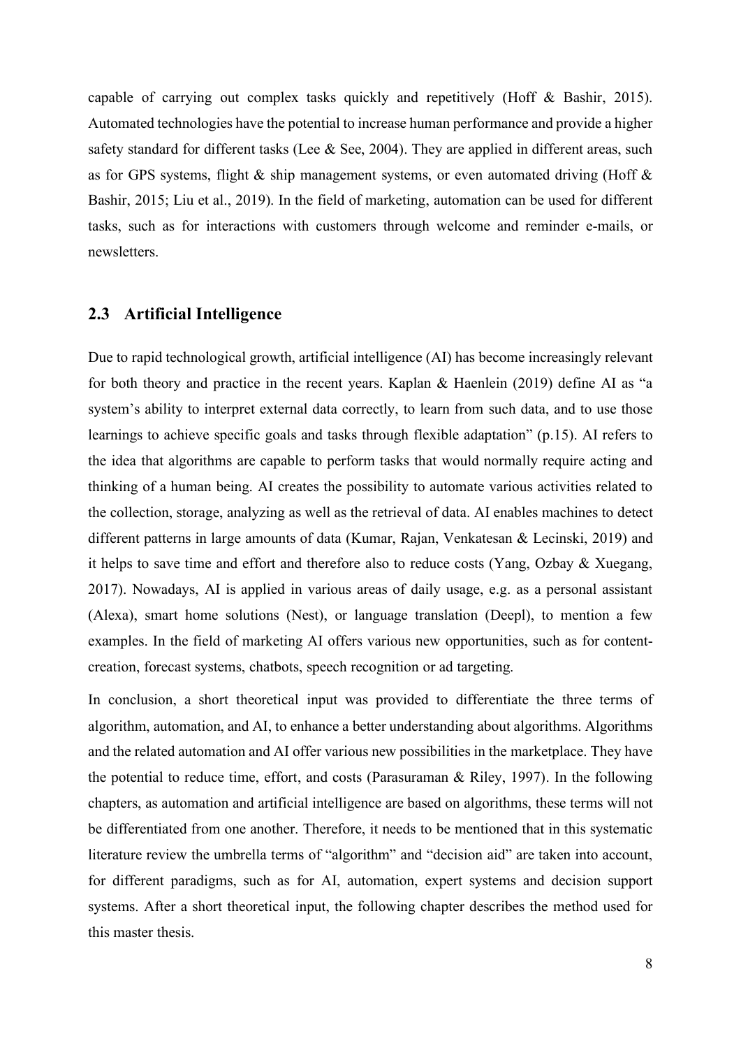capable of carrying out complex tasks quickly and repetitively (Hoff & Bashir, 2015). Automated technologies have the potential to increase human performance and provide a higher safety standard for different tasks (Lee & See, 2004). They are applied in different areas, such as for GPS systems, flight & ship management systems, or even automated driving (Hoff & Bashir, 2015; Liu et al., 2019). In the field of marketing, automation can be used for different tasks, such as for interactions with customers through welcome and reminder e-mails, or newsletters.

## 2.3 Artificial Intelligence

Due to rapid technological growth, artificial intelligence (AI) has become increasingly relevant for both theory and practice in the recent years. Kaplan & Haenlein (2019) define AI as "a system's ability to interpret external data correctly, to learn from such data, and to use those learnings to achieve specific goals and tasks through flexible adaptation" (p.15). AI refers to the idea that algorithms are capable to perform tasks that would normally require acting and thinking of a human being. AI creates the possibility to automate various activities related to the collection, storage, analyzing as well as the retrieval of data. AI enables machines to detect different patterns in large amounts of data (Kumar, Rajan, Venkatesan & Lecinski, 2019) and it helps to save time and effort and therefore also to reduce costs (Yang, Ozbay & Xuegang, 2017). Nowadays, AI is applied in various areas of daily usage, e.g. as a personal assistant (Alexa), smart home solutions (Nest), or language translation (Deepl), to mention a few examples. In the field of marketing AI offers various new opportunities, such as for content-creation, forecast systems, chatbots, speech recognition or ad targeting.

In conclusion, a short theoretical input was provided to differentiate the three terms of algorithm, automation, and AI, to enhance a better understanding about algorithms. Algorithms and the related automation and AI offer various new possibilities in the marketplace. They have the potential to reduce time, effort, and costs (Parasuraman & Riley, 1997). In the following chapters, as automation and artificial intelligence are based on algorithms, these terms will not be differentiated from one another. Therefore, it needs to be mentioned that in this systematic literature review the umbrella terms of "algorithm" and "decision aid" are taken into account, for different paradigms, such as for AI, automation, expert systems and decision support systems. After a short theoretical input, the following chapter describes the method used for this master thesis.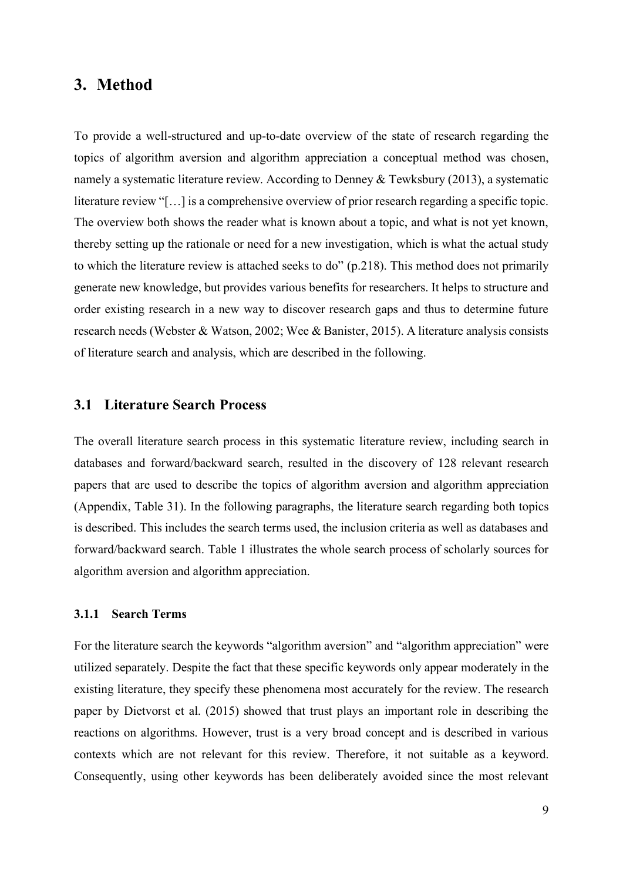# 3. Method

To provide a well-structured and up-to-date overview of the state of research regarding the topics of algorithm aversion and algorithm appreciation a conceptual method was chosen, namely a systematic literature review. According to Denney & Tewksbury (2013), a systematic literature review "[…] is a comprehensive overview of prior research regarding a specific topic. The overview both shows the reader what is known about a topic, and what is not yet known, thereby setting up the rationale or need for a new investigation, which is what the actual study to which the literature review is attached seeks to do" (p.218). This method does not primarily generate new knowledge, but provides various benefits for researchers. It helps to structure and order existing research in a new way to discover research gaps and thus to determine future research needs (Webster & Watson, 2002; Wee & Banister, 2015). A literature analysis consists of literature search and analysis, which are described in the following.

## 3.1 Literature Search Process

The overall literature search process in this systematic literature review, including search in databases and forward/backward search, resulted in the discovery of 128 relevant research papers that are used to describe the topics of algorithm aversion and algorithm appreciation (Appendix, Table 31). In the following paragraphs, the literature search regarding both topics is described. This includes the search terms used, the inclusion criteria as well as databases and forward/backward search. Table 1 illustrates the whole search process of scholarly sources for algorithm aversion and algorithm appreciation.

### 3.1.1 Search Terms

For the literature search the keywords "algorithm aversion" and "algorithm appreciation" were utilized separately. Despite the fact that these specific keywords only appear moderately in the existing literature, they specify these phenomena most accurately for the review. The research paper by Dietvorst et al. (2015) showed that trust plays an important role in describing the reactions on algorithms. However, trust is a very broad concept and is described in various contexts which are not relevant for this review. Therefore, it not suitable as a keyword. Consequently, using other keywords has been deliberately avoided since the most relevant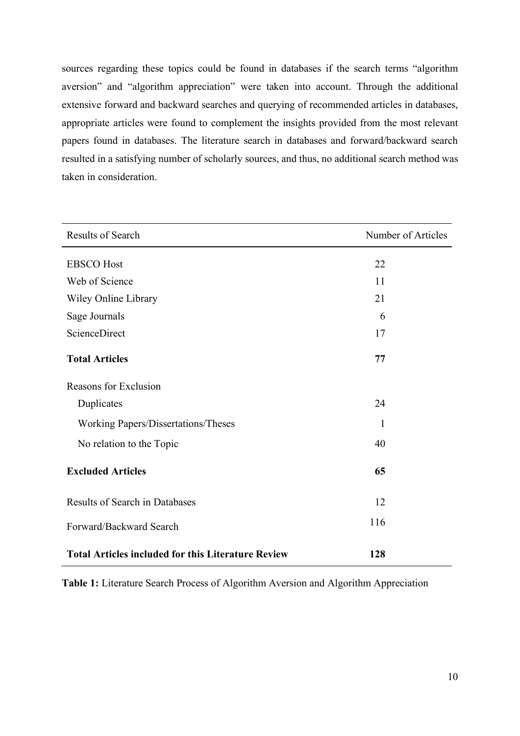sources regarding these topics could be found in databases if the search terms "algorithm aversion" and "algorithm appreciation" were taken into account. Through the additional extensive forward and backward searches and querying of recommended articles in databases, appropriate articles were found to complement the insights provided from the most relevant papers found in databases. The literature search in databases and forward/backward search resulted in a satisfying number of scholarly sources, and thus, no additional search method was taken in consideration.

| Results of Search | Number of Articles |
|---|---|
| EBSCO Host | 22 |
| Web of Science | 11 |
| Wiley Online Library | 21 |
| Sage Journals | 6 |
| ScienceDirect | 17 |
| **Total Articles** | **77** |
| Reasons for Exclusion | |
| Duplicates | 24 |
| Working Papers/Dissertations/Theses | 1 |
| No relation to the Topic | 40 |
| **Excluded Articles** | **65** |
| Results of Search in Databases | 12 |
| Forward/Backward Search | 116 |
| **Total Articles included for this Literature Review** | **128** |

**Table 1:** Literature Search Process of Algorithm Aversion and Algorithm Appreciation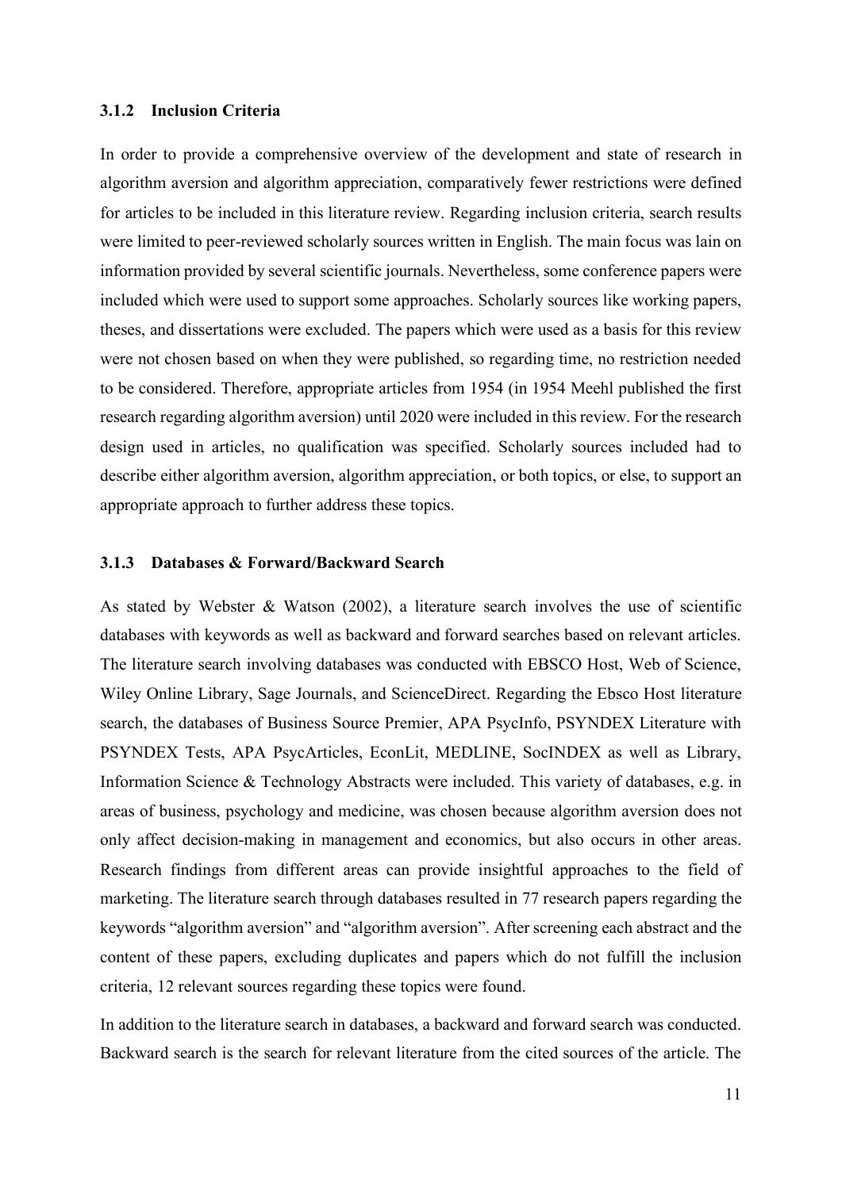### 3.1.2 Inclusion Criteria

In order to provide a comprehensive overview of the development and state of research in algorithm aversion and algorithm appreciation, comparatively fewer restrictions were defined for articles to be included in this literature review. Regarding inclusion criteria, search results were limited to peer-reviewed scholarly sources written in English. The main focus was lain on information provided by several scientific journals. Nevertheless, some conference papers were included which were used to support some approaches. Scholarly sources like working papers, theses, and dissertations were excluded. The papers which were used as a basis for this review were not chosen based on when they were published, so regarding time, no restriction needed to be considered. Therefore, appropriate articles from 1954 (in 1954 Meehl published the first research regarding algorithm aversion) until 2020 were included in this review. For the research design used in articles, no qualification was specified. Scholarly sources included had to describe either algorithm aversion, algorithm appreciation, or both topics, or else, to support an appropriate approach to further address these topics.

### 3.1.3 Databases & Forward/Backward Search

As stated by Webster & Watson (2002), a literature search involves the use of scientific databases with keywords as well as backward and forward searches based on relevant articles. The literature search involving databases was conducted with EBSCO Host, Web of Science, Wiley Online Library, Sage Journals, and ScienceDirect. Regarding the Ebsco Host literature search, the databases of Business Source Premier, APA PsycInfo, PSYNDEX Literature with PSYNDEX Tests, APA PsycArticles, EconLit, MEDLINE, SocINDEX as well as Library, Information Science & Technology Abstracts were included. This variety of databases, e.g. in areas of business, psychology and medicine, was chosen because algorithm aversion does not only affect decision-making in management and economics, but also occurs in other areas. Research findings from different areas can provide insightful approaches to the field of marketing. The literature search through databases resulted in 77 research papers regarding the keywords "algorithm aversion" and "algorithm aversion". After screening each abstract and the content of these papers, excluding duplicates and papers which do not fulfill the inclusion criteria, 12 relevant sources regarding these topics were found.

In addition to the literature search in databases, a backward and forward search was conducted. Backward search is the search for relevant literature from the cited sources of the article. The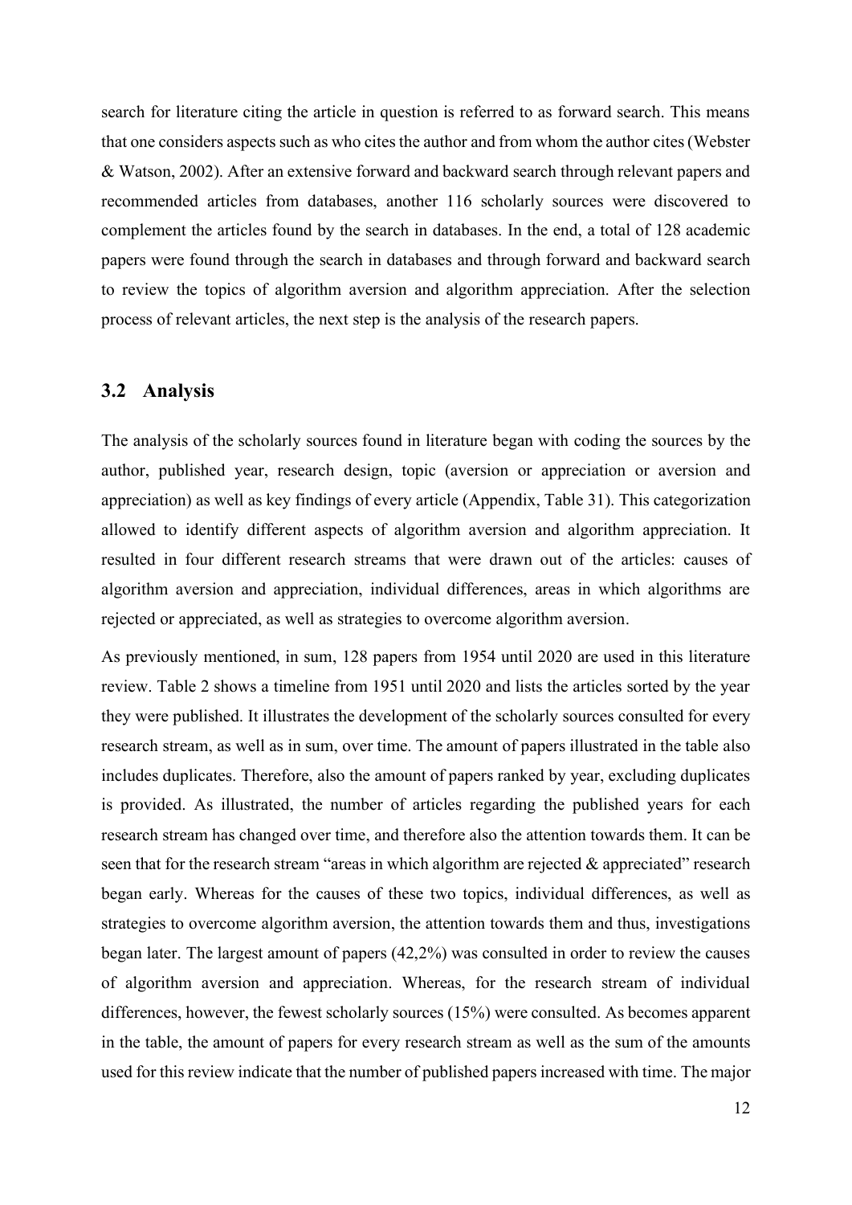search for literature citing the article in question is referred to as forward search. This means that one considers aspects such as who cites the author and from whom the author cites (Webster & Watson, 2002). After an extensive forward and backward search through relevant papers and recommended articles from databases, another 116 scholarly sources were discovered to complement the articles found by the search in databases. In the end, a total of 128 academic papers were found through the search in databases and through forward and backward search to review the topics of algorithm aversion and algorithm appreciation. After the selection process of relevant articles, the next step is the analysis of the research papers.

## 3.2 Analysis

The analysis of the scholarly sources found in literature began with coding the sources by the author, published year, research design, topic (aversion or appreciation or aversion and appreciation) as well as key findings of every article (Appendix, Table 31). This categorization allowed to identify different aspects of algorithm aversion and algorithm appreciation. It resulted in four different research streams that were drawn out of the articles: causes of algorithm aversion and appreciation, individual differences, areas in which algorithms are rejected or appreciated, as well as strategies to overcome algorithm aversion.

As previously mentioned, in sum, 128 papers from 1954 until 2020 are used in this literature review. Table 2 shows a timeline from 1951 until 2020 and lists the articles sorted by the year they were published. It illustrates the development of the scholarly sources consulted for every research stream, as well as in sum, over time. The amount of papers illustrated in the table also includes duplicates. Therefore, also the amount of papers ranked by year, excluding duplicates is provided. As illustrated, the number of articles regarding the published years for each research stream has changed over time, and therefore also the attention towards them. It can be seen that for the research stream "areas in which algorithm are rejected & appreciated" research began early. Whereas for the causes of these two topics, individual differences, as well as strategies to overcome algorithm aversion, the attention towards them and thus, investigations began later. The largest amount of papers (42,2%) was consulted in order to review the causes of algorithm aversion and appreciation. Whereas, for the research stream of individual differences, however, the fewest scholarly sources (15%) were consulted. As becomes apparent in the table, the amount of papers for every research stream as well as the sum of the amounts used for this review indicate that the number of published papers increased with time. The major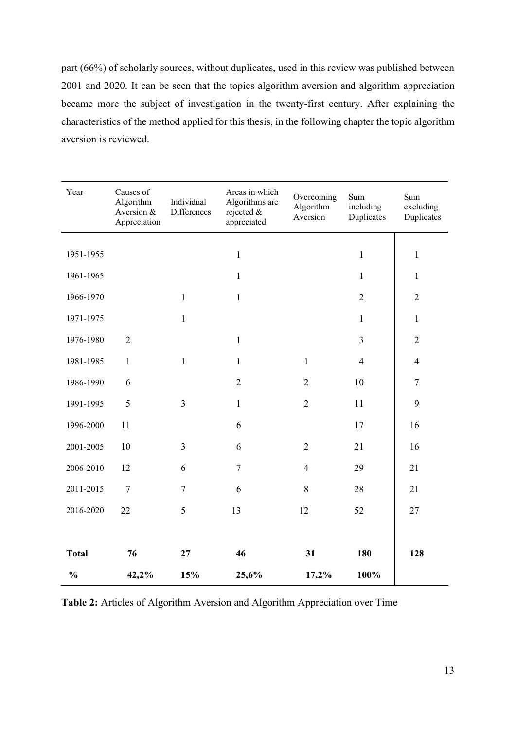part (66%) of scholarly sources, without duplicates, used in this review was published between 2001 and 2020. It can be seen that the topics algorithm aversion and algorithm appreciation became more the subject of investigation in the twenty-first century. After explaining the characteristics of the method applied for this thesis, in the following chapter the topic algorithm aversion is reviewed.

| Year | Causes of Algorithm Aversion & Appreciation | Individual Differences | Areas in which Algorithms are rejected & appreciated | Overcoming Algorithm Aversion | Sum including Duplicates | Sum excluding Duplicates |
|---|---|---|---|---|---|---|
| 1951-1955 | | | 1 | | 1 | 1 |
| 1961-1965 | | | 1 | | 1 | 1 |
| 1966-1970 | | 1 | 1 | | 2 | 2 |
| 1971-1975 | | 1 | | | 1 | 1 |
| 1976-1980 | 2 | | 1 | | 3 | 2 |
| 1981-1985 | 1 | 1 | 1 | 1 | 4 | 4 |
| 1986-1990 | 6 | | 2 | 2 | 10 | 7 |
| 1991-1995 | 5 | 3 | 1 | 2 | 11 | 9 |
| 1996-2000 | 11 | | 6 | | 17 | 16 |
| 2001-2005 | 10 | 3 | 6 | 2 | 21 | 16 |
| 2006-2010 | 12 | 6 | 7 | 4 | 29 | 21 |
| 2011-2015 | 7 | 7 | 6 | 8 | 28 | 21 |
| 2016-2020 | 22 | 5 | 13 | 12 | 52 | 27 |
| **Total** | **76** | **27** | **46** | **31** | **180** | **128** |
| **%** | **42,2%** | **15%** | **25,6%** | **17,2%** | **100%** | |

**Table 2:** Articles of Algorithm Aversion and Algorithm Appreciation over Time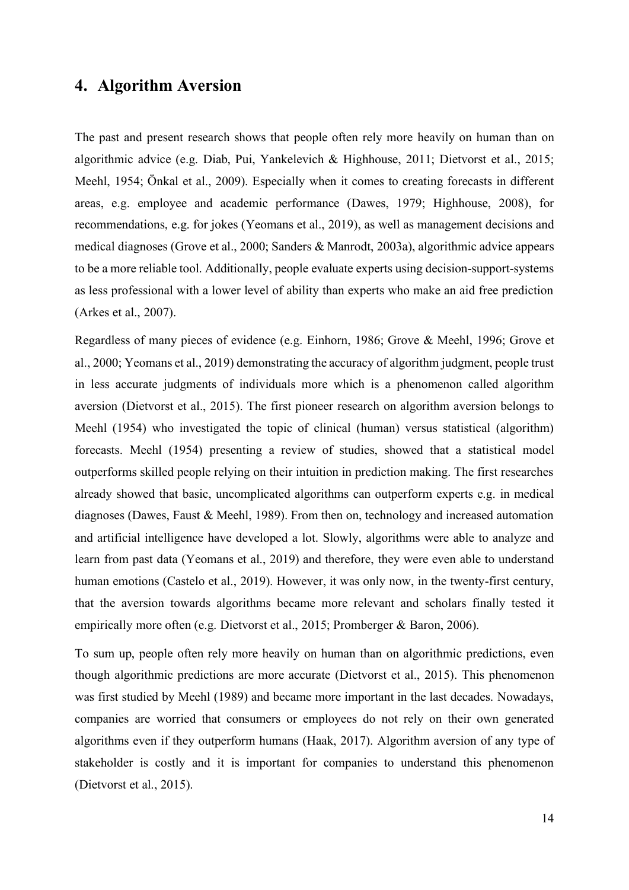## 4. Algorithm Aversion

The past and present research shows that people often rely more heavily on human than on algorithmic advice (e.g. Diab, Pui, Yankelevich & Highhouse, 2011; Dietvorst et al., 2015; Meehl, 1954; Önkal et al., 2009). Especially when it comes to creating forecasts in different areas, e.g. employee and academic performance (Dawes, 1979; Highhouse, 2008), for recommendations, e.g. for jokes (Yeomans et al., 2019), as well as management decisions and medical diagnoses (Grove et al., 2000; Sanders & Manrodt, 2003a), algorithmic advice appears to be a more reliable tool. Additionally, people evaluate experts using decision-support-systems as less professional with a lower level of ability than experts who make an aid free prediction (Arkes et al., 2007).

Regardless of many pieces of evidence (e.g. Einhorn, 1986; Grove & Meehl, 1996; Grove et al., 2000; Yeomans et al., 2019) demonstrating the accuracy of algorithm judgment, people trust in less accurate judgments of individuals more which is a phenomenon called algorithm aversion (Dietvorst et al., 2015). The first pioneer research on algorithm aversion belongs to Meehl (1954) who investigated the topic of clinical (human) versus statistical (algorithm) forecasts. Meehl (1954) presenting a review of studies, showed that a statistical model outperforms skilled people relying on their intuition in prediction making. The first researches already showed that basic, uncomplicated algorithms can outperform experts e.g. in medical diagnoses (Dawes, Faust & Meehl, 1989). From then on, technology and increased automation and artificial intelligence have developed a lot. Slowly, algorithms were able to analyze and learn from past data (Yeomans et al., 2019) and therefore, they were even able to understand human emotions (Castelo et al., 2019). However, it was only now, in the twenty-first century, that the aversion towards algorithms became more relevant and scholars finally tested it empirically more often (e.g. Dietvorst et al., 2015; Promberger & Baron, 2006).

To sum up, people often rely more heavily on human than on algorithmic predictions, even though algorithmic predictions are more accurate (Dietvorst et al., 2015). This phenomenon was first studied by Meehl (1989) and became more important in the last decades. Nowadays, companies are worried that consumers or employees do not rely on their own generated algorithms even if they outperform humans (Haak, 2017). Algorithm aversion of any type of stakeholder is costly and it is important for companies to understand this phenomenon (Dietvorst et al., 2015).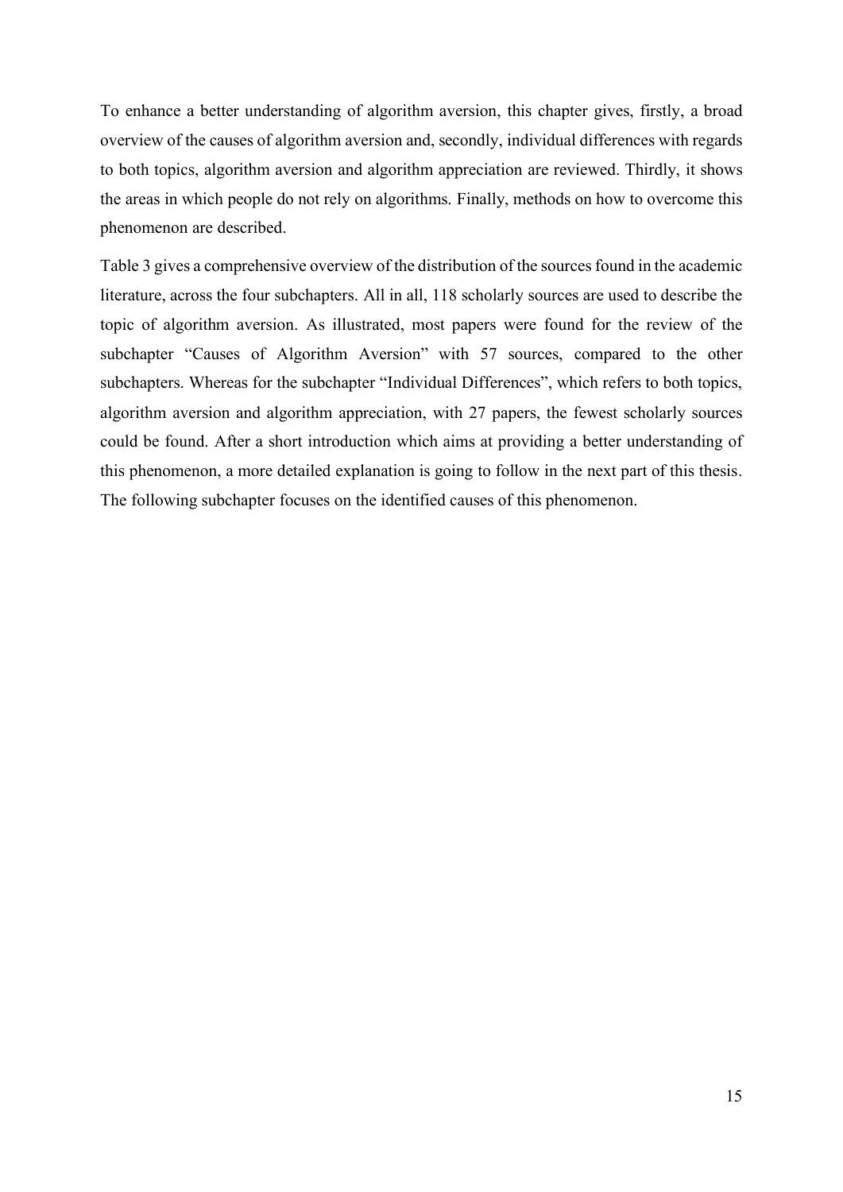To enhance a better understanding of algorithm aversion, this chapter gives, firstly, a broad overview of the causes of algorithm aversion and, secondly, individual differences with regards to both topics, algorithm aversion and algorithm appreciation are reviewed. Thirdly, it shows the areas in which people do not rely on algorithms. Finally, methods on how to overcome this phenomenon are described.

Table 3 gives a comprehensive overview of the distribution of the sources found in the academic literature, across the four subchapters. All in all, 118 scholarly sources are used to describe the topic of algorithm aversion. As illustrated, most papers were found for the review of the subchapter "Causes of Algorithm Aversion" with 57 sources, compared to the other subchapters. Whereas for the subchapter "Individual Differences", which refers to both topics, algorithm aversion and algorithm appreciation, with 27 papers, the fewest scholarly sources could be found. After a short introduction which aims at providing a better understanding of this phenomenon, a more detailed explanation is going to follow in the next part of this thesis. The following subchapter focuses on the identified causes of this phenomenon.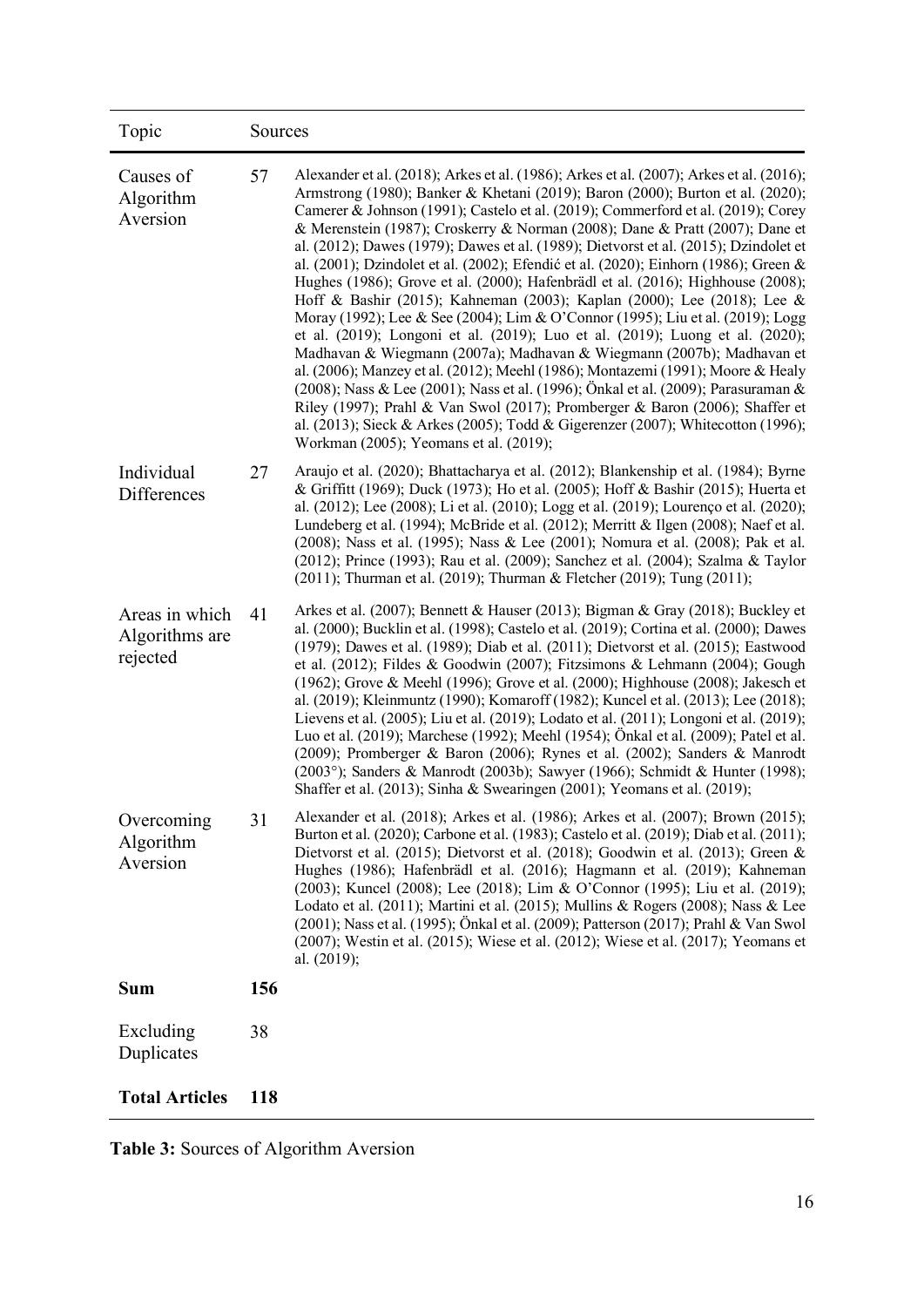| Topic | Sources | |
|---|---|---|
| Causes of Algorithm Aversion | 57 | Alexander et al. (2018); Arkes et al. (1986); Arkes et al. (2007); Arkes et al. (2016); Armstrong (1980); Banker & Khetani (2019); Baron (2000); Burton et al. (2020); Camerer & Johnson (1991); Castelo et al. (2019); Commerford et al. (2019); Corey & Merenstein (1987); Croskerry & Norman (2008); Dane & Pratt (2007); Dane et al. (2012); Dawes (1979); Dawes et al. (1989); Dietvorst et al. (2015); Dzindolet et al. (2001); Dzindolet et al. (2002); Efendić et al. (2020); Einhorn (1986); Green & Hughes (1986); Grove et al. (2000); Hafenbrädl et al. (2016); Highhouse (2008); Hoff & Bashir (2015); Kahneman (2003); Kaplan (2000); Lee (2018); Lee & Moray (1992); Lee & See (2004); Lim & O'Connor (1995); Liu et al. (2019); Logg et al. (2019); Longoni et al. (2019); Luo et al. (2019); Luong et al. (2020); Madhavan & Wiegmann (2007a); Madhavan & Wiegmann (2007b); Madhavan et al. (2006); Manzey et al. (2012); Meehl (1986); Montazemi (1991); Moore & Healy (2008); Nass & Lee (2001); Nass et al. (1996); Önkal et al. (2009); Parasuraman & Riley (1997); Prahl & Van Swol (2017); Promberger & Baron (2006); Shaffer et al. (2013); Sieck & Arkes (2005); Todd & Gigerenzer (2007); Whitecotton (1996); Workman (2005); Yeomans et al. (2019); |
| Individual Differences | 27 | Araujo et al. (2020); Bhattacharya et al. (2012); Blankenship et al. (1984); Byrne & Griffitt (1969); Duck (1973); Ho et al. (2005); Hoff & Bashir (2015); Huerta et al. (2012); Lee (2008); Li et al. (2010); Logg et al. (2019); Lourenço et al. (2020); Lundeberg et al. (1994); McBride et al. (2012); Merritt & Ilgen (2008); Naef et al. (2008); Nass et al. (1995); Nass & Lee (2001); Nomura et al. (2008); Pak et al. (2012); Prince (1993); Rau et al. (2009); Sanchez et al. (2004); Szalma & Taylor (2011); Thurman et al. (2019); Thurman & Fletcher (2019); Tung (2011); |
| Areas in which Algorithms are rejected | 41 | Arkes et al. (2007); Bennett & Hauser (2013); Bigman & Gray (2018); Buckley et al. (2000); Bucklin et al. (1998); Castelo et al. (2019); Cortina et al. (2000); Dawes (1979); Dawes et al. (1989); Diab et al. (2011); Dietvorst et al. (2015); Eastwood et al. (2012); Fildes & Goodwin (2007); Fitzsimons & Lehmann (2004); Gough (1962); Grove & Meehl (1996); Grove et al. (2000); Highhouse (2008); Jakesch et al. (2019); Kleinmuntz (1990); Komaroff (1982); Kuncel et al. (2013); Lee (2018); Lievens et al. (2005); Liu et al. (2019); Lodato et al. (2011); Longoni et al. (2019); Luo et al. (2019); Marchese (1992); Meehl (1954); Önkal et al. (2009); Patel et al. (2009); Promberger & Baron (2006); Rynes et al. (2002); Sanders & Manrodt (2003°); Sanders & Manrodt (2003b); Sawyer (1966); Schmidt & Hunter (1998); Shaffer et al. (2013); Sinha & Swearingen (2001); Yeomans et al. (2019); |
| Overcoming Algorithm Aversion | 31 | Alexander et al. (2018); Arkes et al. (1986); Arkes et al. (2007); Brown (2015); Burton et al. (2020); Carbone et al. (1983); Castelo et al. (2019); Diab et al. (2011); Dietvorst et al. (2015); Dietvorst et al. (2018); Goodwin et al. (2013); Green & Hughes (1986); Hafenbrädl et al. (2016); Hagmann et al. (2019); Kahneman (2003); Kuncel (2008); Lee (2018); Lim & O'Connor (1995); Liu et al. (2019); Lodato et al. (2011); Martini et al. (2015); Mullins & Rogers (2008); Nass & Lee (2001); Nass et al. (1995); Önkal et al. (2009); Patterson (2017); Prahl & Van Swol (2007); Westin et al. (2015); Wiese et al. (2012); Wiese et al. (2017); Yeomans et al. (2019); |
| **Sum** | **156** | |
| Excluding Duplicates | 38 | |
| **Total Articles** | **118** | |

**Table 3:** Sources of Algorithm Aversion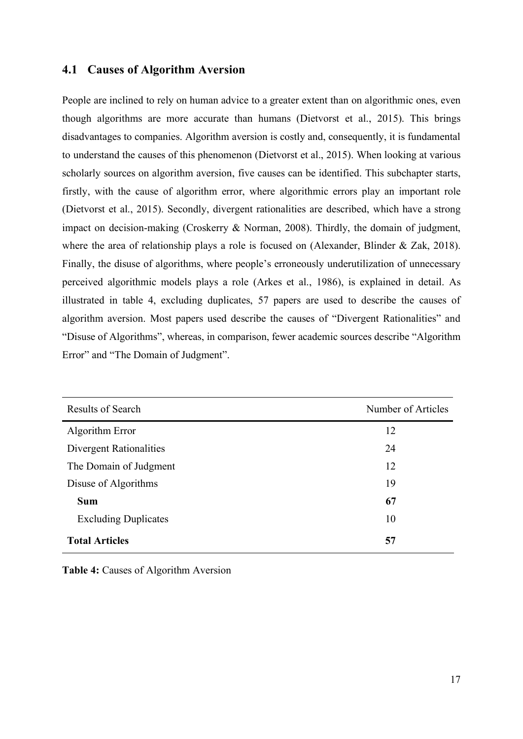## 4.1 Causes of Algorithm Aversion

People are inclined to rely on human advice to a greater extent than on algorithmic ones, even though algorithms are more accurate than humans (Dietvorst et al., 2015). This brings disadvantages to companies. Algorithm aversion is costly and, consequently, it is fundamental to understand the causes of this phenomenon (Dietvorst et al., 2015). When looking at various scholarly sources on algorithm aversion, five causes can be identified. This subchapter starts, firstly, with the cause of algorithm error, where algorithmic errors play an important role (Dietvorst et al., 2015). Secondly, divergent rationalities are described, which have a strong impact on decision-making (Croskerry & Norman, 2008). Thirdly, the domain of judgment, where the area of relationship plays a role is focused on (Alexander, Blinder & Zak, 2018). Finally, the disuse of algorithms, where people's erroneously underutilization of unnecessary perceived algorithmic models plays a role (Arkes et al., 1986), is explained in detail. As illustrated in table 4, excluding duplicates, 57 papers are used to describe the causes of algorithm aversion. Most papers used describe the causes of "Divergent Rationalities" and "Disuse of Algorithms", whereas, in comparison, fewer academic sources describe "Algorithm Error" and "The Domain of Judgment".

| Results of Search | Number of Articles |
|---|---|
| Algorithm Error | 12 |
| Divergent Rationalities | 24 |
| The Domain of Judgment | 12 |
| Disuse of Algorithms | 19 |
| **Sum** | **67** |
| Excluding Duplicates | 10 |
| **Total Articles** | **57** |

**Table 4:** Causes of Algorithm Aversion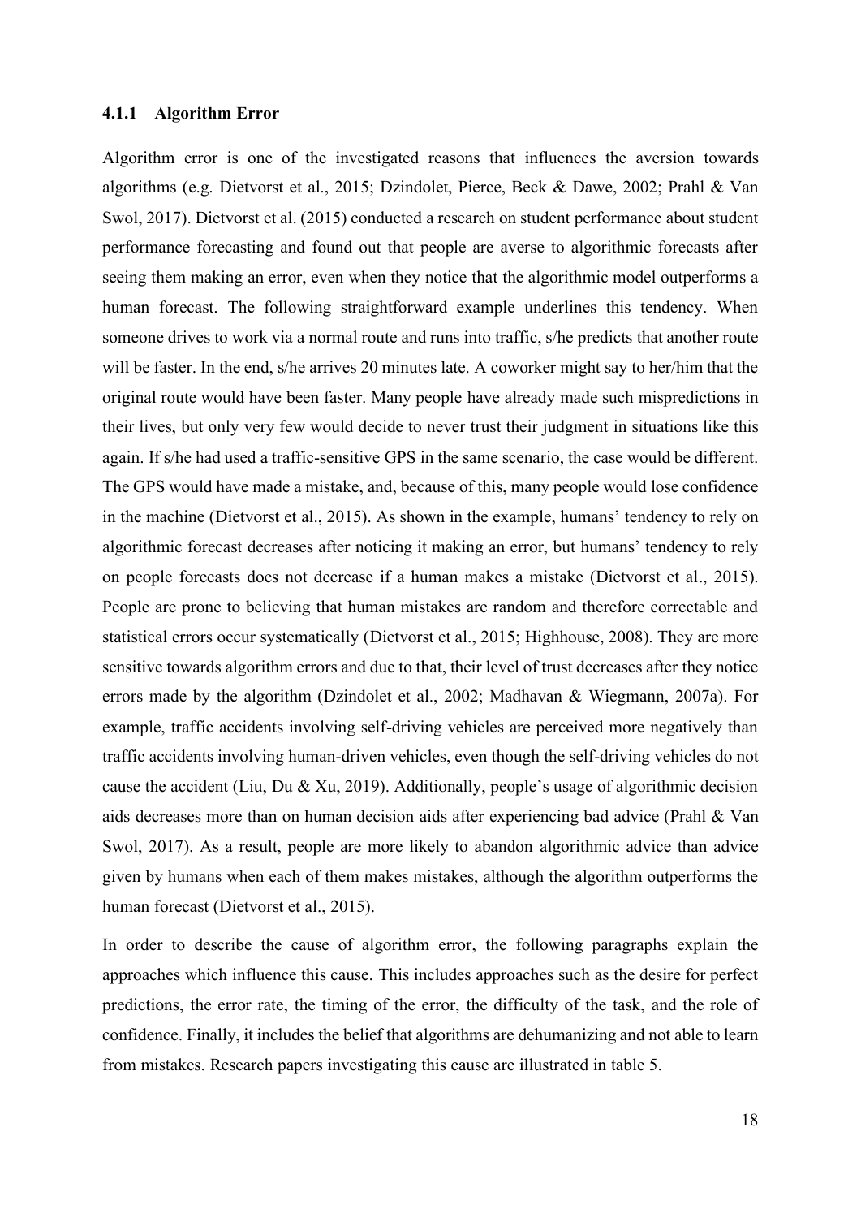### 4.1.1 Algorithm Error

Algorithm error is one of the investigated reasons that influences the aversion towards algorithms (e.g. Dietvorst et al., 2015; Dzindolet, Pierce, Beck & Dawe, 2002; Prahl & Van Swol, 2017). Dietvorst et al. (2015) conducted a research on student performance about student performance forecasting and found out that people are averse to algorithmic forecasts after seeing them making an error, even when they notice that the algorithmic model outperforms a human forecast. The following straightforward example underlines this tendency. When someone drives to work via a normal route and runs into traffic, s/he predicts that another route will be faster. In the end, s/he arrives 20 minutes late. A coworker might say to her/him that the original route would have been faster. Many people have already made such mispredictions in their lives, but only very few would decide to never trust their judgment in situations like this again. If s/he had used a traffic-sensitive GPS in the same scenario, the case would be different. The GPS would have made a mistake, and, because of this, many people would lose confidence in the machine (Dietvorst et al., 2015). As shown in the example, humans' tendency to rely on algorithmic forecast decreases after noticing it making an error, but humans' tendency to rely on people forecasts does not decrease if a human makes a mistake (Dietvorst et al., 2015). People are prone to believing that human mistakes are random and therefore correctable and statistical errors occur systematically (Dietvorst et al., 2015; Highhouse, 2008). They are more sensitive towards algorithm errors and due to that, their level of trust decreases after they notice errors made by the algorithm (Dzindolet et al., 2002; Madhavan & Wiegmann, 2007a). For example, traffic accidents involving self-driving vehicles are perceived more negatively than traffic accidents involving human-driven vehicles, even though the self-driving vehicles do not cause the accident (Liu, Du & Xu, 2019). Additionally, people's usage of algorithmic decision aids decreases more than on human decision aids after experiencing bad advice (Prahl & Van Swol, 2017). As a result, people are more likely to abandon algorithmic advice than advice given by humans when each of them makes mistakes, although the algorithm outperforms the human forecast (Dietvorst et al., 2015).

In order to describe the cause of algorithm error, the following paragraphs explain the approaches which influence this cause. This includes approaches such as the desire for perfect predictions, the error rate, the timing of the error, the difficulty of the task, and the role of confidence. Finally, it includes the belief that algorithms are dehumanizing and not able to learn from mistakes. Research papers investigating this cause are illustrated in table 5.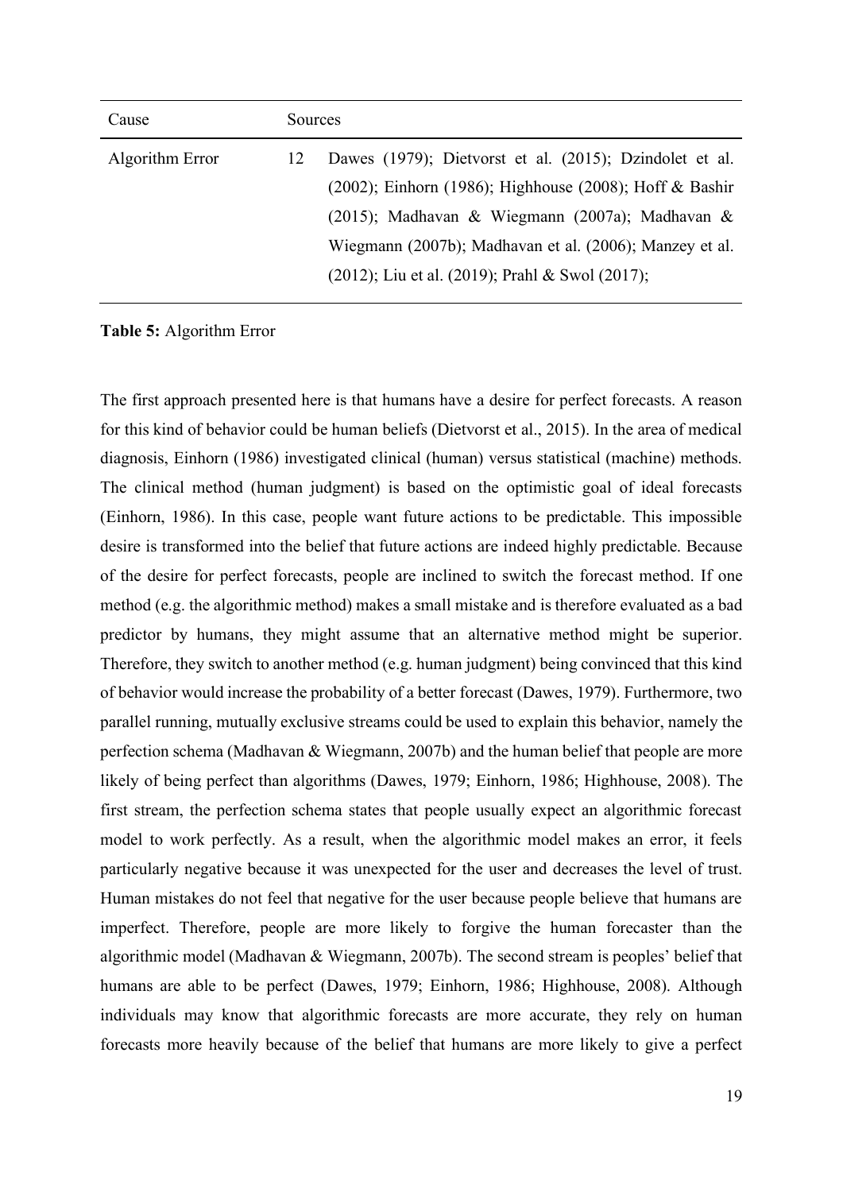| Cause | | Sources |
|---|---|---|
| Algorithm Error | 12 | Dawes (1979); Dietvorst et al. (2015); Dzindolet et al. (2002); Einhorn (1986); Highhouse (2008); Hoff & Bashir (2015); Madhavan & Wiegmann (2007a); Madhavan & Wiegmann (2007b); Madhavan et al. (2006); Manzey et al. (2012); Liu et al. (2019); Prahl & Swol (2017); |

**Table 5:** Algorithm Error

The first approach presented here is that humans have a desire for perfect forecasts. A reason for this kind of behavior could be human beliefs (Dietvorst et al., 2015). In the area of medical diagnosis, Einhorn (1986) investigated clinical (human) versus statistical (machine) methods. The clinical method (human judgment) is based on the optimistic goal of ideal forecasts (Einhorn, 1986). In this case, people want future actions to be predictable. This impossible desire is transformed into the belief that future actions are indeed highly predictable. Because of the desire for perfect forecasts, people are inclined to switch the forecast method. If one method (e.g. the algorithmic method) makes a small mistake and is therefore evaluated as a bad predictor by humans, they might assume that an alternative method might be superior. Therefore, they switch to another method (e.g. human judgment) being convinced that this kind of behavior would increase the probability of a better forecast (Dawes, 1979). Furthermore, two parallel running, mutually exclusive streams could be used to explain this behavior, namely the perfection schema (Madhavan & Wiegmann, 2007b) and the human belief that people are more likely of being perfect than algorithms (Dawes, 1979; Einhorn, 1986; Highhouse, 2008). The first stream, the perfection schema states that people usually expect an algorithmic forecast model to work perfectly. As a result, when the algorithmic model makes an error, it feels particularly negative because it was unexpected for the user and decreases the level of trust. Human mistakes do not feel that negative for the user because people believe that humans are imperfect. Therefore, people are more likely to forgive the human forecaster than the algorithmic model (Madhavan & Wiegmann, 2007b). The second stream is peoples' belief that humans are able to be perfect (Dawes, 1979; Einhorn, 1986; Highhouse, 2008). Although individuals may know that algorithmic forecasts are more accurate, they rely on human forecasts more heavily because of the belief that humans are more likely to give a perfect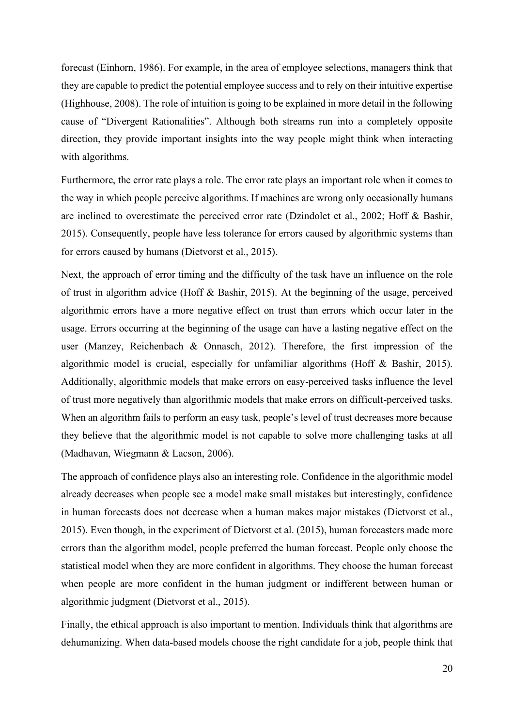forecast (Einhorn, 1986). For example, in the area of employee selections, managers think that they are capable to predict the potential employee success and to rely on their intuitive expertise (Highhouse, 2008). The role of intuition is going to be explained in more detail in the following cause of "Divergent Rationalities". Although both streams run into a completely opposite direction, they provide important insights into the way people might think when interacting with algorithms.

Furthermore, the error rate plays a role. The error rate plays an important role when it comes to the way in which people perceive algorithms. If machines are wrong only occasionally humans are inclined to overestimate the perceived error rate (Dzindolet et al., 2002; Hoff & Bashir, 2015). Consequently, people have less tolerance for errors caused by algorithmic systems than for errors caused by humans (Dietvorst et al., 2015).

Next, the approach of error timing and the difficulty of the task have an influence on the role of trust in algorithm advice (Hoff & Bashir, 2015). At the beginning of the usage, perceived algorithmic errors have a more negative effect on trust than errors which occur later in the usage. Errors occurring at the beginning of the usage can have a lasting negative effect on the user (Manzey, Reichenbach & Onnasch, 2012). Therefore, the first impression of the algorithmic model is crucial, especially for unfamiliar algorithms (Hoff & Bashir, 2015). Additionally, algorithmic models that make errors on easy-perceived tasks influence the level of trust more negatively than algorithmic models that make errors on difficult-perceived tasks. When an algorithm fails to perform an easy task, people's level of trust decreases more because they believe that the algorithmic model is not capable to solve more challenging tasks at all (Madhavan, Wiegmann & Lacson, 2006).

The approach of confidence plays also an interesting role. Confidence in the algorithmic model already decreases when people see a model make small mistakes but interestingly, confidence in human forecasts does not decrease when a human makes major mistakes (Dietvorst et al., 2015). Even though, in the experiment of Dietvorst et al. (2015), human forecasters made more errors than the algorithm model, people preferred the human forecast. People only choose the statistical model when they are more confident in algorithms. They choose the human forecast when people are more confident in the human judgment or indifferent between human or algorithmic judgment (Dietvorst et al., 2015).

Finally, the ethical approach is also important to mention. Individuals think that algorithms are dehumanizing. When data-based models choose the right candidate for a job, people think that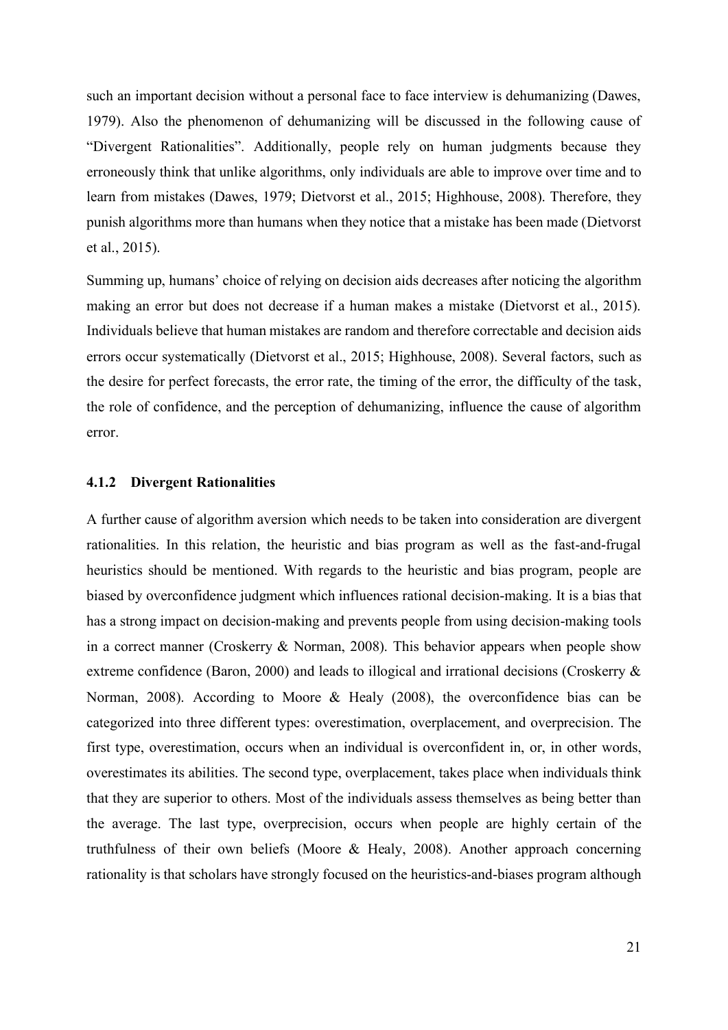such an important decision without a personal face to face interview is dehumanizing (Dawes, 1979). Also the phenomenon of dehumanizing will be discussed in the following cause of "Divergent Rationalities". Additionally, people rely on human judgments because they erroneously think that unlike algorithms, only individuals are able to improve over time and to learn from mistakes (Dawes, 1979; Dietvorst et al., 2015; Highhouse, 2008). Therefore, they punish algorithms more than humans when they notice that a mistake has been made (Dietvorst et al., 2015).

Summing up, humans' choice of relying on decision aids decreases after noticing the algorithm making an error but does not decrease if a human makes a mistake (Dietvorst et al., 2015). Individuals believe that human mistakes are random and therefore correctable and decision aids errors occur systematically (Dietvorst et al., 2015; Highhouse, 2008). Several factors, such as the desire for perfect forecasts, the error rate, the timing of the error, the difficulty of the task, the role of confidence, and the perception of dehumanizing, influence the cause of algorithm error.

### 4.1.2 Divergent Rationalities

A further cause of algorithm aversion which needs to be taken into consideration are divergent rationalities. In this relation, the heuristic and bias program as well as the fast-and-frugal heuristics should be mentioned. With regards to the heuristic and bias program, people are biased by overconfidence judgment which influences rational decision-making. It is a bias that has a strong impact on decision-making and prevents people from using decision-making tools in a correct manner (Croskerry & Norman, 2008). This behavior appears when people show extreme confidence (Baron, 2000) and leads to illogical and irrational decisions (Croskerry & Norman, 2008). According to Moore & Healy (2008), the overconfidence bias can be categorized into three different types: overestimation, overplacement, and overprecision. The first type, overestimation, occurs when an individual is overconfident in, or, in other words, overestimates its abilities. The second type, overplacement, takes place when individuals think that they are superior to others. Most of the individuals assess themselves as being better than the average. The last type, overprecision, occurs when people are highly certain of the truthfulness of their own beliefs (Moore & Healy, 2008). Another approach concerning rationality is that scholars have strongly focused on the heuristics-and-biases program although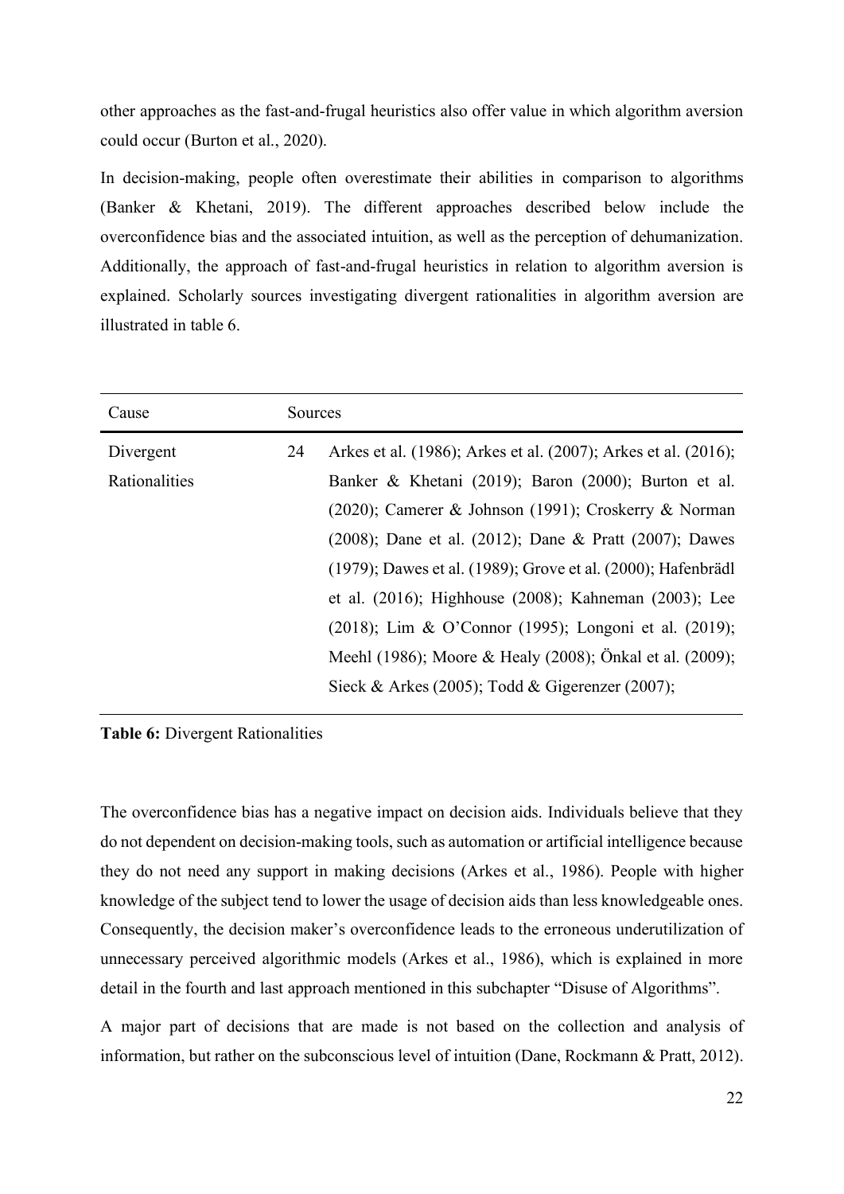other approaches as the fast-and-frugal heuristics also offer value in which algorithm aversion could occur (Burton et al., 2020).

In decision-making, people often overestimate their abilities in comparison to algorithms (Banker & Khetani, 2019). The different approaches described below include the overconfidence bias and the associated intuition, as well as the perception of dehumanization. Additionally, the approach of fast-and-frugal heuristics in relation to algorithm aversion is explained. Scholarly sources investigating divergent rationalities in algorithm aversion are illustrated in table 6.

| Cause | Sources | |
|---|---|---|
| Divergent Rationalities | 24 | Arkes et al. (1986); Arkes et al. (2007); Arkes et al. (2016); Banker & Khetani (2019); Baron (2000); Burton et al. (2020); Camerer & Johnson (1991); Croskerry & Norman (2008); Dane et al. (2012); Dane & Pratt (2007); Dawes (1979); Dawes et al. (1989); Grove et al. (2000); Hafenbrädl et al. (2016); Highhouse (2008); Kahneman (2003); Lee (2018); Lim & O'Connor (1995); Longoni et al. (2019); Meehl (1986); Moore & Healy (2008); Önkal et al. (2009); Sieck & Arkes (2005); Todd & Gigerenzer (2007); |

**Table 6:** Divergent Rationalities

The overconfidence bias has a negative impact on decision aids. Individuals believe that they do not dependent on decision-making tools, such as automation or artificial intelligence because they do not need any support in making decisions (Arkes et al., 1986). People with higher knowledge of the subject tend to lower the usage of decision aids than less knowledgeable ones. Consequently, the decision maker's overconfidence leads to the erroneous underutilization of unnecessary perceived algorithmic models (Arkes et al., 1986), which is explained in more detail in the fourth and last approach mentioned in this subchapter "Disuse of Algorithms".

A major part of decisions that are made is not based on the collection and analysis of information, but rather on the subconscious level of intuition (Dane, Rockmann & Pratt, 2012).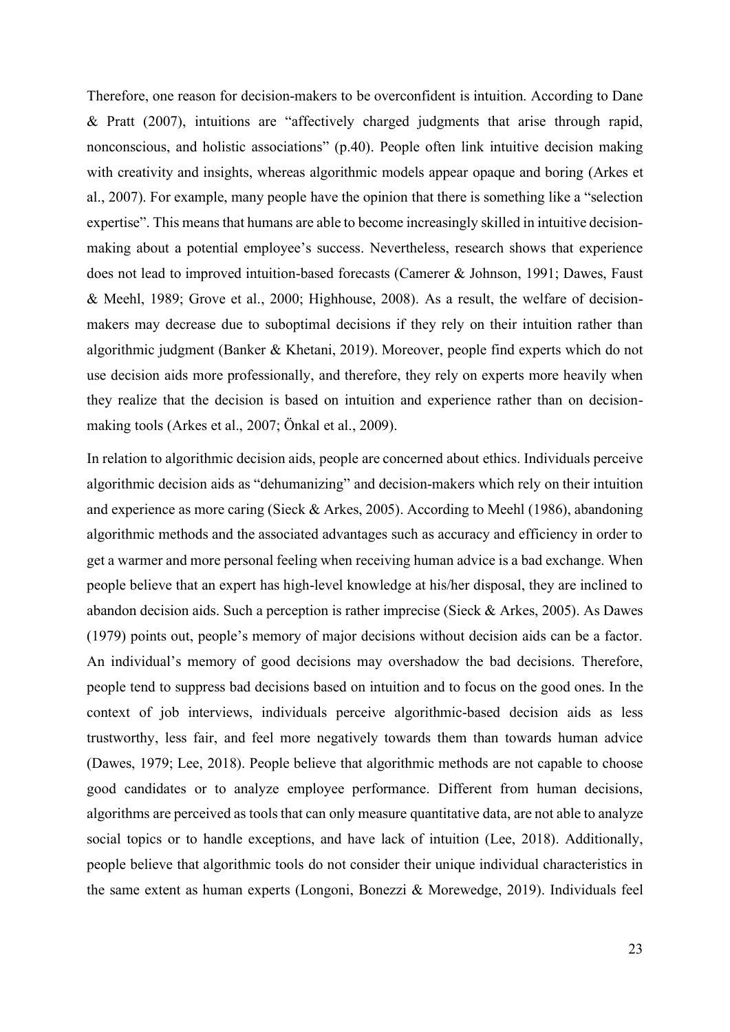Therefore, one reason for decision-makers to be overconfident is intuition. According to Dane & Pratt (2007), intuitions are "affectively charged judgments that arise through rapid, nonconscious, and holistic associations" (p.40). People often link intuitive decision making with creativity and insights, whereas algorithmic models appear opaque and boring (Arkes et al., 2007). For example, many people have the opinion that there is something like a "selection expertise". This means that humans are able to become increasingly skilled in intuitive decision-making about a potential employee's success. Nevertheless, research shows that experience does not lead to improved intuition-based forecasts (Camerer & Johnson, 1991; Dawes, Faust & Meehl, 1989; Grove et al., 2000; Highhouse, 2008). As a result, the welfare of decision-makers may decrease due to suboptimal decisions if they rely on their intuition rather than algorithmic judgment (Banker & Khetani, 2019). Moreover, people find experts which do not use decision aids more professionally, and therefore, they rely on experts more heavily when they realize that the decision is based on intuition and experience rather than on decision-making tools (Arkes et al., 2007; Önkal et al., 2009).

In relation to algorithmic decision aids, people are concerned about ethics. Individuals perceive algorithmic decision aids as "dehumanizing" and decision-makers which rely on their intuition and experience as more caring (Sieck & Arkes, 2005). According to Meehl (1986), abandoning algorithmic methods and the associated advantages such as accuracy and efficiency in order to get a warmer and more personal feeling when receiving human advice is a bad exchange. When people believe that an expert has high-level knowledge at his/her disposal, they are inclined to abandon decision aids. Such a perception is rather imprecise (Sieck & Arkes, 2005). As Dawes (1979) points out, people's memory of major decisions without decision aids can be a factor. An individual's memory of good decisions may overshadow the bad decisions. Therefore, people tend to suppress bad decisions based on intuition and to focus on the good ones. In the context of job interviews, individuals perceive algorithmic-based decision aids as less trustworthy, less fair, and feel more negatively towards them than towards human advice (Dawes, 1979; Lee, 2018). People believe that algorithmic methods are not capable to choose good candidates or to analyze employee performance. Different from human decisions, algorithms are perceived as tools that can only measure quantitative data, are not able to analyze social topics or to handle exceptions, and have lack of intuition (Lee, 2018). Additionally, people believe that algorithmic tools do not consider their unique individual characteristics in the same extent as human experts (Longoni, Bonezzi & Morewedge, 2019). Individuals feel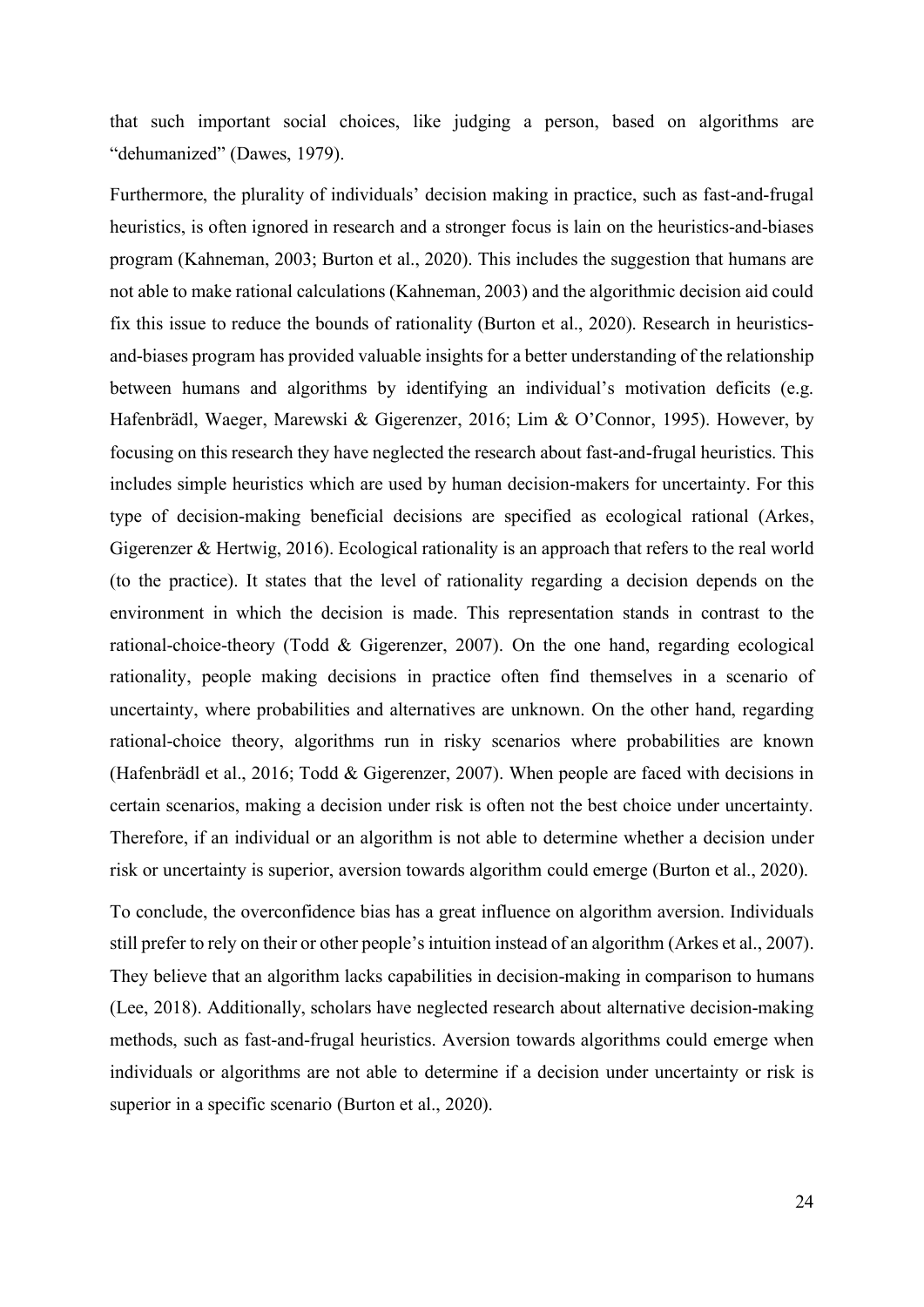that such important social choices, like judging a person, based on algorithms are "dehumanized" (Dawes, 1979).

Furthermore, the plurality of individuals' decision making in practice, such as fast-and-frugal heuristics, is often ignored in research and a stronger focus is lain on the heuristics-and-biases program (Kahneman, 2003; Burton et al., 2020). This includes the suggestion that humans are not able to make rational calculations (Kahneman, 2003) and the algorithmic decision aid could fix this issue to reduce the bounds of rationality (Burton et al., 2020). Research in heuristics-and-biases program has provided valuable insights for a better understanding of the relationship between humans and algorithms by identifying an individual's motivation deficits (e.g. Hafenbrädl, Waeger, Marewski & Gigerenzer, 2016; Lim & O'Connor, 1995). However, by focusing on this research they have neglected the research about fast-and-frugal heuristics. This includes simple heuristics which are used by human decision-makers for uncertainty. For this type of decision-making beneficial decisions are specified as ecological rational (Arkes, Gigerenzer & Hertwig, 2016). Ecological rationality is an approach that refers to the real world (to the practice). It states that the level of rationality regarding a decision depends on the environment in which the decision is made. This representation stands in contrast to the rational-choice-theory (Todd & Gigerenzer, 2007). On the one hand, regarding ecological rationality, people making decisions in practice often find themselves in a scenario of uncertainty, where probabilities and alternatives are unknown. On the other hand, regarding rational-choice theory, algorithms run in risky scenarios where probabilities are known (Hafenbrädl et al., 2016; Todd & Gigerenzer, 2007). When people are faced with decisions in certain scenarios, making a decision under risk is often not the best choice under uncertainty. Therefore, if an individual or an algorithm is not able to determine whether a decision under risk or uncertainty is superior, aversion towards algorithm could emerge (Burton et al., 2020).

To conclude, the overconfidence bias has a great influence on algorithm aversion. Individuals still prefer to rely on their or other people's intuition instead of an algorithm (Arkes et al., 2007). They believe that an algorithm lacks capabilities in decision-making in comparison to humans (Lee, 2018). Additionally, scholars have neglected research about alternative decision-making methods, such as fast-and-frugal heuristics. Aversion towards algorithms could emerge when individuals or algorithms are not able to determine if a decision under uncertainty or risk is superior in a specific scenario (Burton et al., 2020).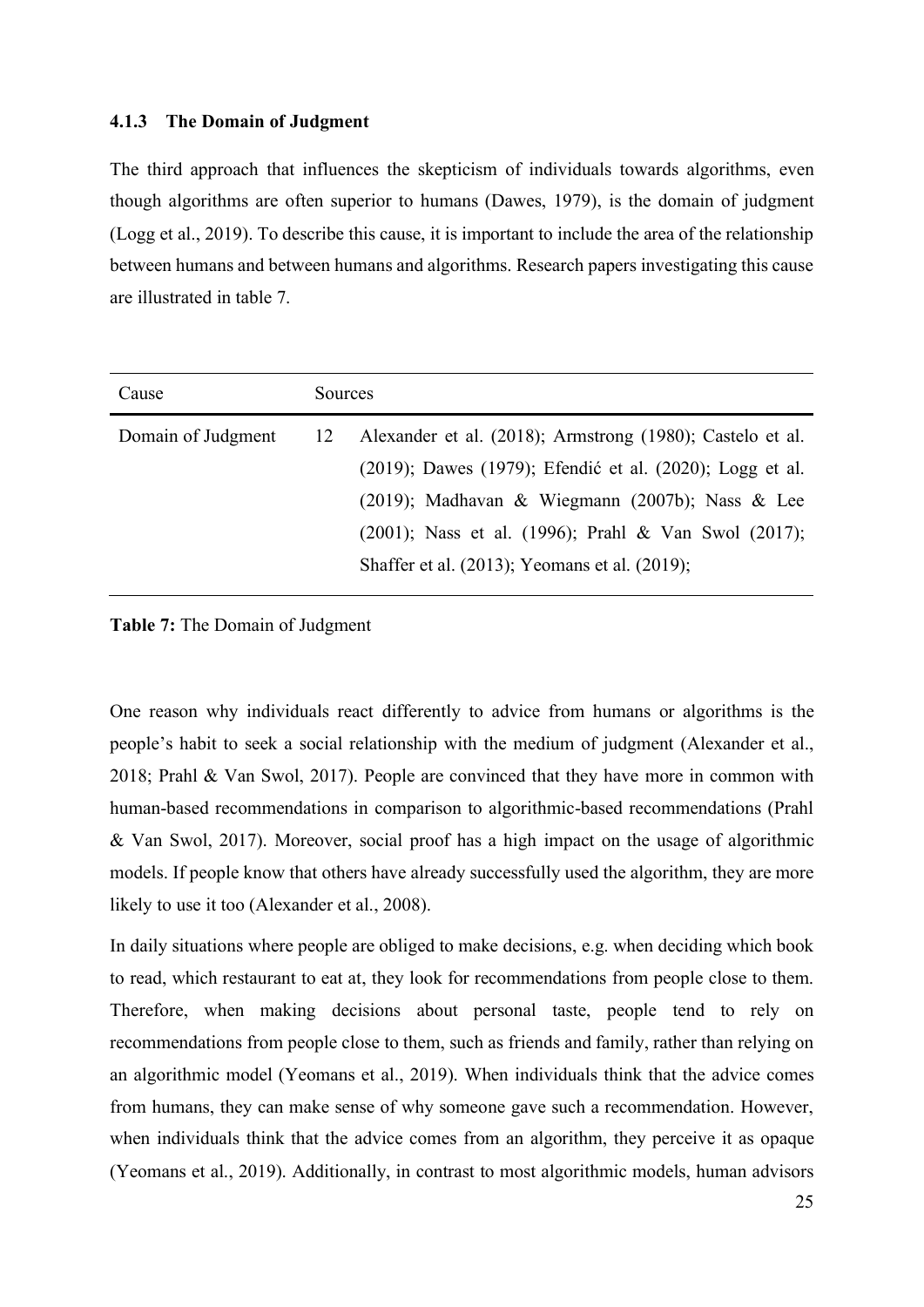### 4.1.3 The Domain of Judgment

The third approach that influences the skepticism of individuals towards algorithms, even though algorithms are often superior to humans (Dawes, 1979), is the domain of judgment (Logg et al., 2019). To describe this cause, it is important to include the area of the relationship between humans and between humans and algorithms. Research papers investigating this cause are illustrated in table 7.

| Cause | Sources | |
|---|---|---|
| Domain of Judgment | 12 | Alexander et al. (2018); Armstrong (1980); Castelo et al. (2019); Dawes (1979); Efendić et al. (2020); Logg et al. (2019); Madhavan & Wiegmann (2007b); Nass & Lee (2001); Nass et al. (1996); Prahl & Van Swol (2017); Shaffer et al. (2013); Yeomans et al. (2019); |

**Table 7:** The Domain of Judgment

One reason why individuals react differently to advice from humans or algorithms is the people's habit to seek a social relationship with the medium of judgment (Alexander et al., 2018; Prahl & Van Swol, 2017). People are convinced that they have more in common with human-based recommendations in comparison to algorithmic-based recommendations (Prahl & Van Swol, 2017). Moreover, social proof has a high impact on the usage of algorithmic models. If people know that others have already successfully used the algorithm, they are more likely to use it too (Alexander et al., 2008).

In daily situations where people are obliged to make decisions, e.g. when deciding which book to read, which restaurant to eat at, they look for recommendations from people close to them. Therefore, when making decisions about personal taste, people tend to rely on recommendations from people close to them, such as friends and family, rather than relying on an algorithmic model (Yeomans et al., 2019). When individuals think that the advice comes from humans, they can make sense of why someone gave such a recommendation. However, when individuals think that the advice comes from an algorithm, they perceive it as opaque (Yeomans et al., 2019). Additionally, in contrast to most algorithmic models, human advisors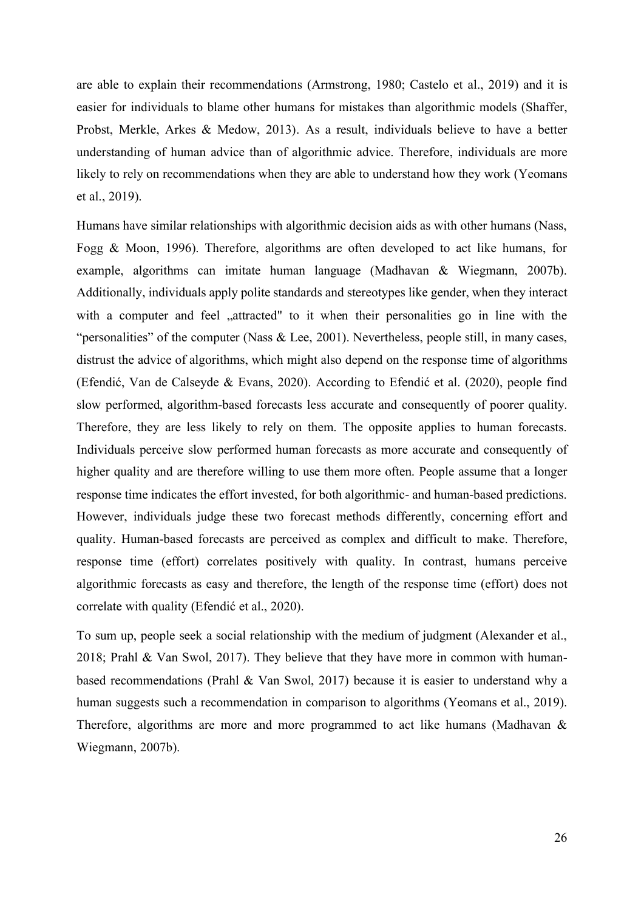are able to explain their recommendations (Armstrong, 1980; Castelo et al., 2019) and it is easier for individuals to blame other humans for mistakes than algorithmic models (Shaffer, Probst, Merkle, Arkes & Medow, 2013). As a result, individuals believe to have a better understanding of human advice than of algorithmic advice. Therefore, individuals are more likely to rely on recommendations when they are able to understand how they work (Yeomans et al., 2019).

Humans have similar relationships with algorithmic decision aids as with other humans (Nass, Fogg & Moon, 1996). Therefore, algorithms are often developed to act like humans, for example, algorithms can imitate human language (Madhavan & Wiegmann, 2007b). Additionally, individuals apply polite standards and stereotypes like gender, when they interact with a computer and feel „attracted" to it when their personalities go in line with the "personalities" of the computer (Nass & Lee, 2001). Nevertheless, people still, in many cases, distrust the advice of algorithms, which might also depend on the response time of algorithms (Efendić, Van de Calseyde & Evans, 2020). According to Efendić et al. (2020), people find slow performed, algorithm-based forecasts less accurate and consequently of poorer quality. Therefore, they are less likely to rely on them. The opposite applies to human forecasts. Individuals perceive slow performed human forecasts as more accurate and consequently of higher quality and are therefore willing to use them more often. People assume that a longer response time indicates the effort invested, for both algorithmic- and human-based predictions. However, individuals judge these two forecast methods differently, concerning effort and quality. Human-based forecasts are perceived as complex and difficult to make. Therefore, response time (effort) correlates positively with quality. In contrast, humans perceive algorithmic forecasts as easy and therefore, the length of the response time (effort) does not correlate with quality (Efendić et al., 2020).

To sum up, people seek a social relationship with the medium of judgment (Alexander et al., 2018; Prahl & Van Swol, 2017). They believe that they have more in common with human-based recommendations (Prahl & Van Swol, 2017) because it is easier to understand why a human suggests such a recommendation in comparison to algorithms (Yeomans et al., 2019). Therefore, algorithms are more and more programmed to act like humans (Madhavan & Wiegmann, 2007b).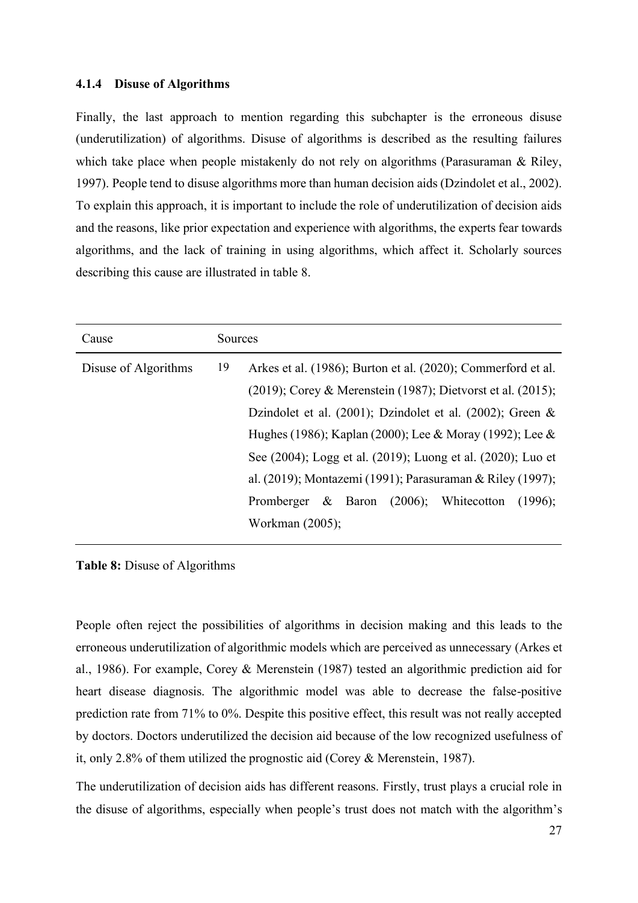### 4.1.4 Disuse of Algorithms

Finally, the last approach to mention regarding this subchapter is the erroneous disuse (underutilization) of algorithms. Disuse of algorithms is described as the resulting failures which take place when people mistakenly do not rely on algorithms (Parasuraman & Riley, 1997). People tend to disuse algorithms more than human decision aids (Dzindolet et al., 2002). To explain this approach, it is important to include the role of underutilization of decision aids and the reasons, like prior expectation and experience with algorithms, the experts fear towards algorithms, and the lack of training in using algorithms, which affect it. Scholarly sources describing this cause are illustrated in table 8.

| Cause | Sources | |
|---|---|---|
| Disuse of Algorithms | 19 | Arkes et al. (1986); Burton et al. (2020); Commerford et al. (2019); Corey & Merenstein (1987); Dietvorst et al. (2015); Dzindolet et al. (2001); Dzindolet et al. (2002); Green & Hughes (1986); Kaplan (2000); Lee & Moray (1992); Lee & See (2004); Logg et al. (2019); Luong et al. (2020); Luo et al. (2019); Montazemi (1991); Parasuraman & Riley (1997); Promberger & Baron (2006); Whitecotton (1996); Workman (2005); |

**Table 8:** Disuse of Algorithms

People often reject the possibilities of algorithms in decision making and this leads to the erroneous underutilization of algorithmic models which are perceived as unnecessary (Arkes et al., 1986). For example, Corey & Merenstein (1987) tested an algorithmic prediction aid for heart disease diagnosis. The algorithmic model was able to decrease the false-positive prediction rate from 71% to 0%. Despite this positive effect, this result was not really accepted by doctors. Doctors underutilized the decision aid because of the low recognized usefulness of it, only 2.8% of them utilized the prognostic aid (Corey & Merenstein, 1987).

The underutilization of decision aids has different reasons. Firstly, trust plays a crucial role in the disuse of algorithms, especially when people's trust does not match with the algorithm's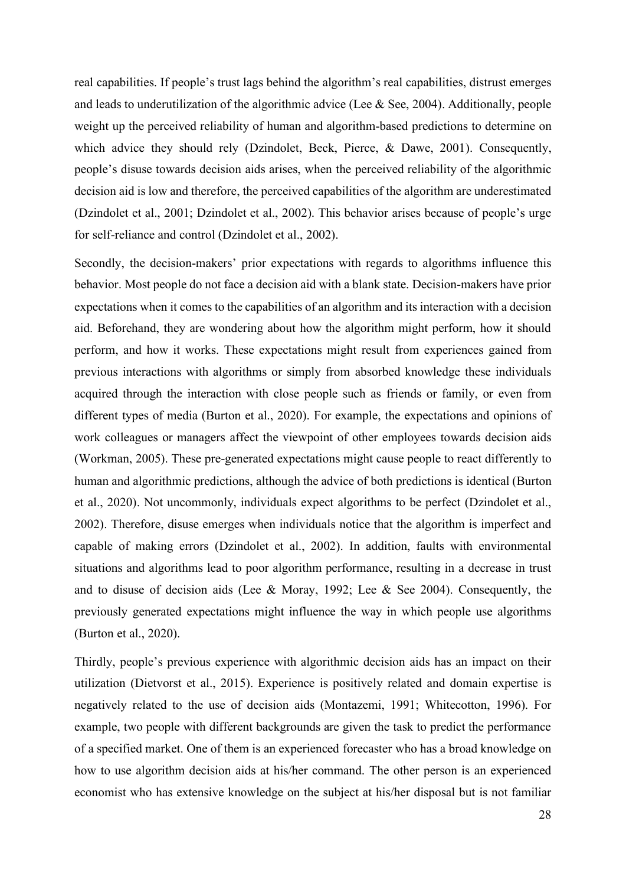real capabilities. If people's trust lags behind the algorithm's real capabilities, distrust emerges and leads to underutilization of the algorithmic advice (Lee & See, 2004). Additionally, people weight up the perceived reliability of human and algorithm-based predictions to determine on which advice they should rely (Dzindolet, Beck, Pierce, & Dawe, 2001). Consequently, people's disuse towards decision aids arises, when the perceived reliability of the algorithmic decision aid is low and therefore, the perceived capabilities of the algorithm are underestimated (Dzindolet et al., 2001; Dzindolet et al., 2002). This behavior arises because of people's urge for self-reliance and control (Dzindolet et al., 2002).

Secondly, the decision-makers' prior expectations with regards to algorithms influence this behavior. Most people do not face a decision aid with a blank state. Decision-makers have prior expectations when it comes to the capabilities of an algorithm and its interaction with a decision aid. Beforehand, they are wondering about how the algorithm might perform, how it should perform, and how it works. These expectations might result from experiences gained from previous interactions with algorithms or simply from absorbed knowledge these individuals acquired through the interaction with close people such as friends or family, or even from different types of media (Burton et al., 2020). For example, the expectations and opinions of work colleagues or managers affect the viewpoint of other employees towards decision aids (Workman, 2005). These pre-generated expectations might cause people to react differently to human and algorithmic predictions, although the advice of both predictions is identical (Burton et al., 2020). Not uncommonly, individuals expect algorithms to be perfect (Dzindolet et al., 2002). Therefore, disuse emerges when individuals notice that the algorithm is imperfect and capable of making errors (Dzindolet et al., 2002). In addition, faults with environmental situations and algorithms lead to poor algorithm performance, resulting in a decrease in trust and to disuse of decision aids (Lee & Moray, 1992; Lee & See 2004). Consequently, the previously generated expectations might influence the way in which people use algorithms (Burton et al., 2020).

Thirdly, people's previous experience with algorithmic decision aids has an impact on their utilization (Dietvorst et al., 2015). Experience is positively related and domain expertise is negatively related to the use of decision aids (Montazemi, 1991; Whitecotton, 1996). For example, two people with different backgrounds are given the task to predict the performance of a specified market. One of them is an experienced forecaster who has a broad knowledge on how to use algorithm decision aids at his/her command. The other person is an experienced economist who has extensive knowledge on the subject at his/her disposal but is not familiar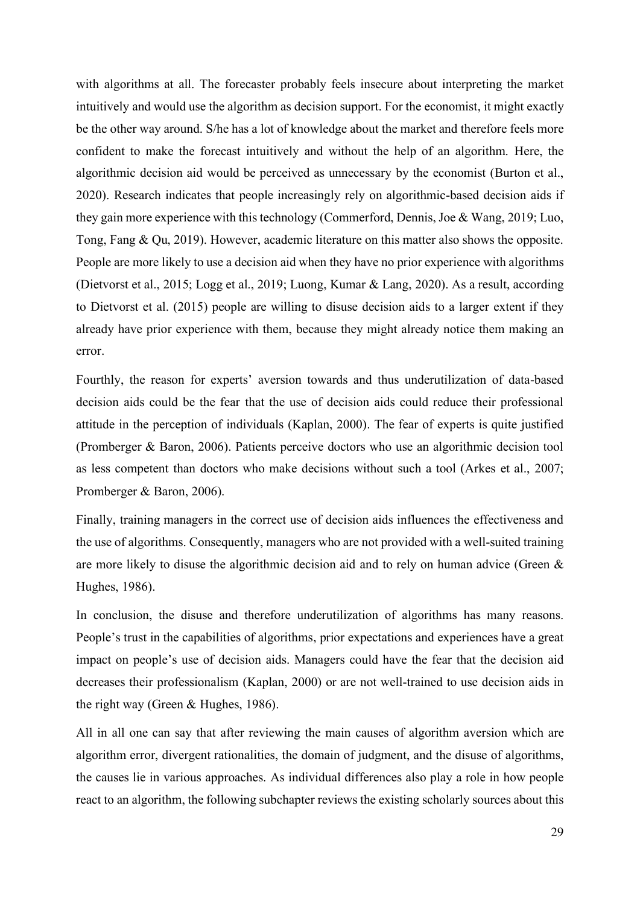with algorithms at all. The forecaster probably feels insecure about interpreting the market intuitively and would use the algorithm as decision support. For the economist, it might exactly be the other way around. S/he has a lot of knowledge about the market and therefore feels more confident to make the forecast intuitively and without the help of an algorithm. Here, the algorithmic decision aid would be perceived as unnecessary by the economist (Burton et al., 2020). Research indicates that people increasingly rely on algorithmic-based decision aids if they gain more experience with this technology (Commerford, Dennis, Joe & Wang, 2019; Luo, Tong, Fang & Qu, 2019). However, academic literature on this matter also shows the opposite. People are more likely to use a decision aid when they have no prior experience with algorithms (Dietvorst et al., 2015; Logg et al., 2019; Luong, Kumar & Lang, 2020). As a result, according to Dietvorst et al. (2015) people are willing to disuse decision aids to a larger extent if they already have prior experience with them, because they might already notice them making an error.

Fourthly, the reason for experts' aversion towards and thus underutilization of data-based decision aids could be the fear that the use of decision aids could reduce their professional attitude in the perception of individuals (Kaplan, 2000). The fear of experts is quite justified (Promberger & Baron, 2006). Patients perceive doctors who use an algorithmic decision tool as less competent than doctors who make decisions without such a tool (Arkes et al., 2007; Promberger & Baron, 2006).

Finally, training managers in the correct use of decision aids influences the effectiveness and the use of algorithms. Consequently, managers who are not provided with a well-suited training are more likely to disuse the algorithmic decision aid and to rely on human advice (Green & Hughes, 1986).

In conclusion, the disuse and therefore underutilization of algorithms has many reasons. People's trust in the capabilities of algorithms, prior expectations and experiences have a great impact on people's use of decision aids. Managers could have the fear that the decision aid decreases their professionalism (Kaplan, 2000) or are not well-trained to use decision aids in the right way (Green & Hughes, 1986).

All in all one can say that after reviewing the main causes of algorithm aversion which are algorithm error, divergent rationalities, the domain of judgment, and the disuse of algorithms, the causes lie in various approaches. As individual differences also play a role in how people react to an algorithm, the following subchapter reviews the existing scholarly sources about this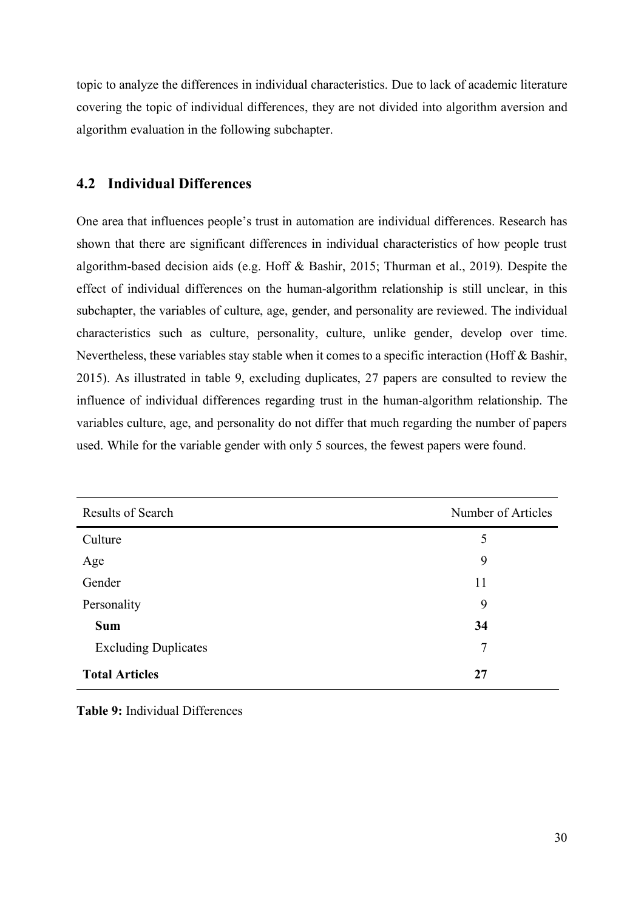topic to analyze the differences in individual characteristics. Due to lack of academic literature covering the topic of individual differences, they are not divided into algorithm aversion and algorithm evaluation in the following subchapter.

## 4.2 Individual Differences

One area that influences people's trust in automation are individual differences. Research has shown that there are significant differences in individual characteristics of how people trust algorithm-based decision aids (e.g. Hoff & Bashir, 2015; Thurman et al., 2019). Despite the effect of individual differences on the human-algorithm relationship is still unclear, in this subchapter, the variables of culture, age, gender, and personality are reviewed. The individual characteristics such as culture, personality, culture, unlike gender, develop over time. Nevertheless, these variables stay stable when it comes to a specific interaction (Hoff & Bashir, 2015). As illustrated in table 9, excluding duplicates, 27 papers are consulted to review the influence of individual differences regarding trust in the human-algorithm relationship. The variables culture, age, and personality do not differ that much regarding the number of papers used. While for the variable gender with only 5 sources, the fewest papers were found.

| Results of Search | Number of Articles |
|---|---|
| Culture | 5 |
| Age | 9 |
| Gender | 11 |
| Personality | 9 |
| **Sum** | **34** |
| Excluding Duplicates | 7 |
| **Total Articles** | **27** |

**Table 9:** Individual Differences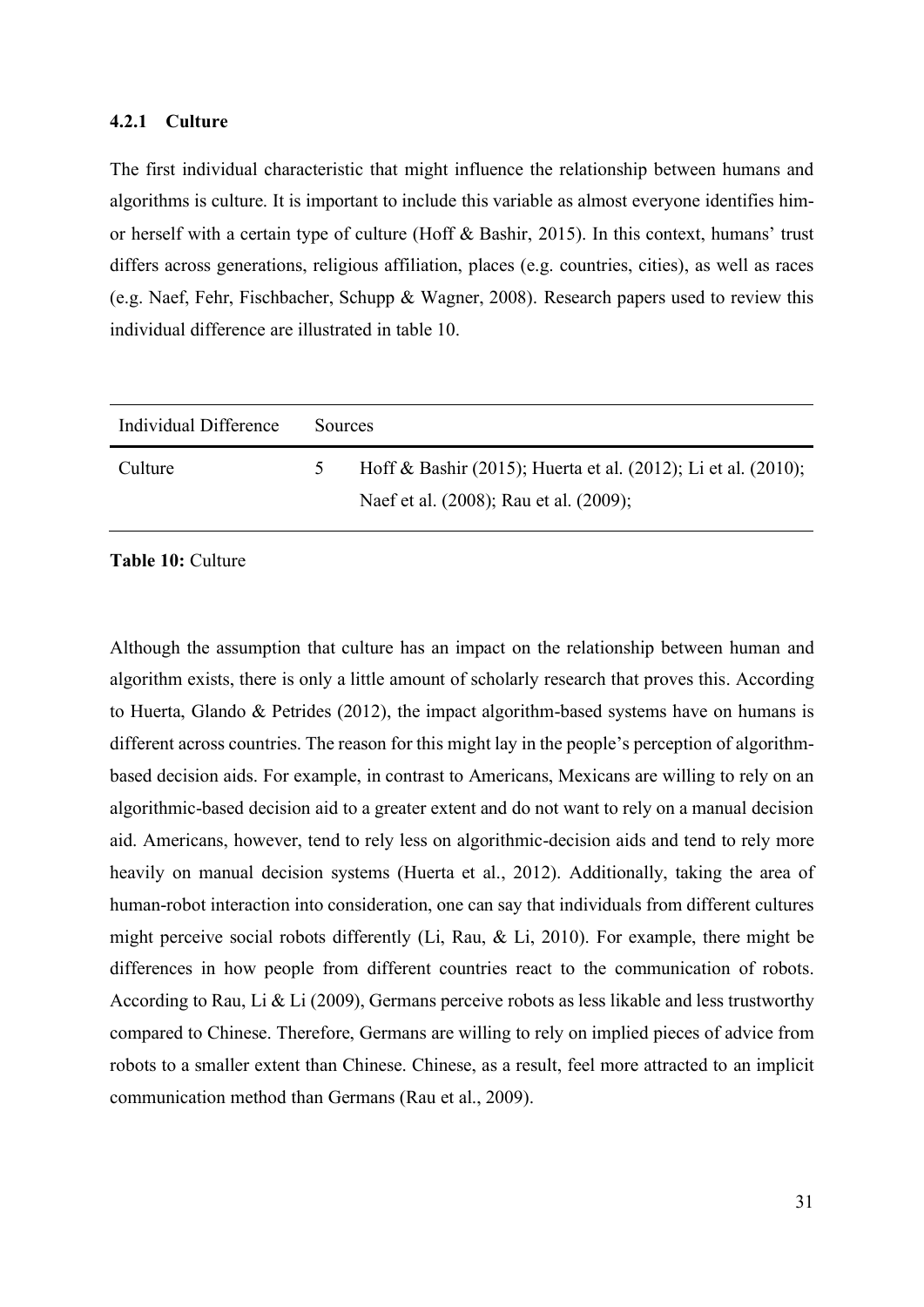### 4.2.1 Culture

The first individual characteristic that might influence the relationship between humans and algorithms is culture. It is important to include this variable as almost everyone identifies him- or herself with a certain type of culture (Hoff & Bashir, 2015). In this context, humans' trust differs across generations, religious affiliation, places (e.g. countries, cities), as well as races (e.g. Naef, Fehr, Fischbacher, Schupp & Wagner, 2008). Research papers used to review this individual difference are illustrated in table 10.

| Individual Difference | Sources | |
|---|---|---|
| Culture | 5 | Hoff & Bashir (2015); Huerta et al. (2012); Li et al. (2010); Naef et al. (2008); Rau et al. (2009); |

**Table 10:** Culture

Although the assumption that culture has an impact on the relationship between human and algorithm exists, there is only a little amount of scholarly research that proves this. According to Huerta, Glando & Petrides (2012), the impact algorithm-based systems have on humans is different across countries. The reason for this might lay in the people's perception of algorithm-based decision aids. For example, in contrast to Americans, Mexicans are willing to rely on an algorithmic-based decision aid to a greater extent and do not want to rely on a manual decision aid. Americans, however, tend to rely less on algorithmic-decision aids and tend to rely more heavily on manual decision systems (Huerta et al., 2012). Additionally, taking the area of human-robot interaction into consideration, one can say that individuals from different cultures might perceive social robots differently (Li, Rau, & Li, 2010). For example, there might be differences in how people from different countries react to the communication of robots. According to Rau, Li & Li (2009), Germans perceive robots as less likable and less trustworthy compared to Chinese. Therefore, Germans are willing to rely on implied pieces of advice from robots to a smaller extent than Chinese. Chinese, as a result, feel more attracted to an implicit communication method than Germans (Rau et al., 2009).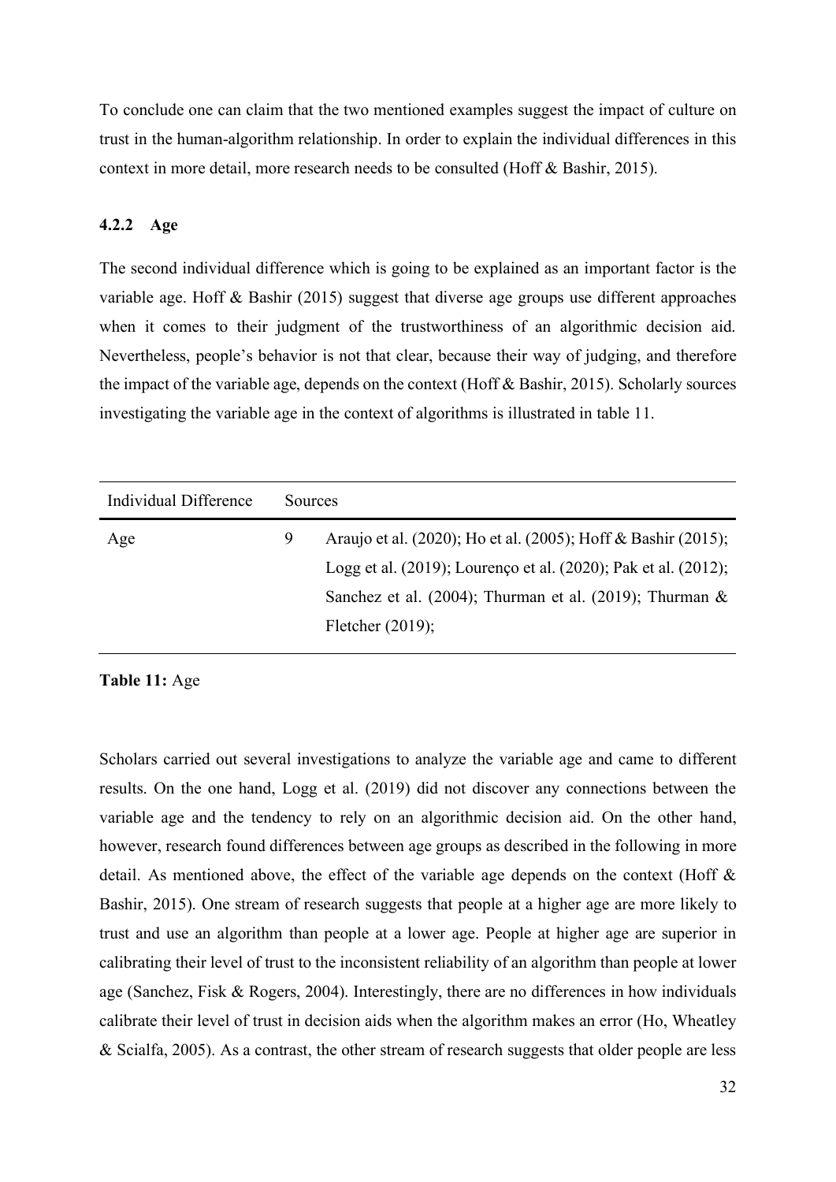To conclude one can claim that the two mentioned examples suggest the impact of culture on trust in the human-algorithm relationship. In order to explain the individual differences in this context in more detail, more research needs to be consulted (Hoff & Bashir, 2015).

### 4.2.2 Age

The second individual difference which is going to be explained as an important factor is the variable age. Hoff & Bashir (2015) suggest that diverse age groups use different approaches when it comes to their judgment of the trustworthiness of an algorithmic decision aid. Nevertheless, people's behavior is not that clear, because their way of judging, and therefore the impact of the variable age, depends on the context (Hoff & Bashir, 2015). Scholarly sources investigating the variable age in the context of algorithms is illustrated in table 11.

| Individual Difference | Sources | |
|---|---|---|
| Age | 9 | Araujo et al. (2020); Ho et al. (2005); Hoff & Bashir (2015); Logg et al. (2019); Lourenço et al. (2020); Pak et al. (2012); Sanchez et al. (2004); Thurman et al. (2019); Thurman & Fletcher (2019); |

**Table 11:** Age

Scholars carried out several investigations to analyze the variable age and came to different results. On the one hand, Logg et al. (2019) did not discover any connections between the variable age and the tendency to rely on an algorithmic decision aid. On the other hand, however, research found differences between age groups as described in the following in more detail. As mentioned above, the effect of the variable age depends on the context (Hoff & Bashir, 2015). One stream of research suggests that people at a higher age are more likely to trust and use an algorithm than people at a lower age. People at higher age are superior in calibrating their level of trust to the inconsistent reliability of an algorithm than people at lower age (Sanchez, Fisk & Rogers, 2004). Interestingly, there are no differences in how individuals calibrate their level of trust in decision aids when the algorithm makes an error (Ho, Wheatley & Scialfa, 2005). As a contrast, the other stream of research suggests that older people are less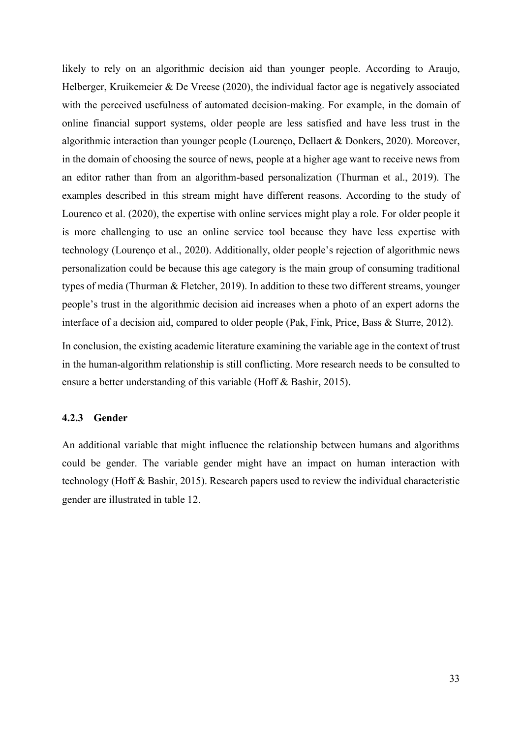likely to rely on an algorithmic decision aid than younger people. According to Araujo, Helberger, Kruikemeier & De Vreese (2020), the individual factor age is negatively associated with the perceived usefulness of automated decision-making. For example, in the domain of online financial support systems, older people are less satisfied and have less trust in the algorithmic interaction than younger people (Lourenço, Dellaert & Donkers, 2020). Moreover, in the domain of choosing the source of news, people at a higher age want to receive news from an editor rather than from an algorithm-based personalization (Thurman et al., 2019). The examples described in this stream might have different reasons. According to the study of Lourenco et al. (2020), the expertise with online services might play a role. For older people it is more challenging to use an online service tool because they have less expertise with technology (Lourenço et al., 2020). Additionally, older people's rejection of algorithmic news personalization could be because this age category is the main group of consuming traditional types of media (Thurman & Fletcher, 2019). In addition to these two different streams, younger people's trust in the algorithmic decision aid increases when a photo of an expert adorns the interface of a decision aid, compared to older people (Pak, Fink, Price, Bass & Sturre, 2012).

In conclusion, the existing academic literature examining the variable age in the context of trust in the human-algorithm relationship is still conflicting. More research needs to be consulted to ensure a better understanding of this variable (Hoff & Bashir, 2015).

#### 4.2.3 Gender

An additional variable that might influence the relationship between humans and algorithms could be gender. The variable gender might have an impact on human interaction with technology (Hoff & Bashir, 2015). Research papers used to review the individual characteristic gender are illustrated in table 12.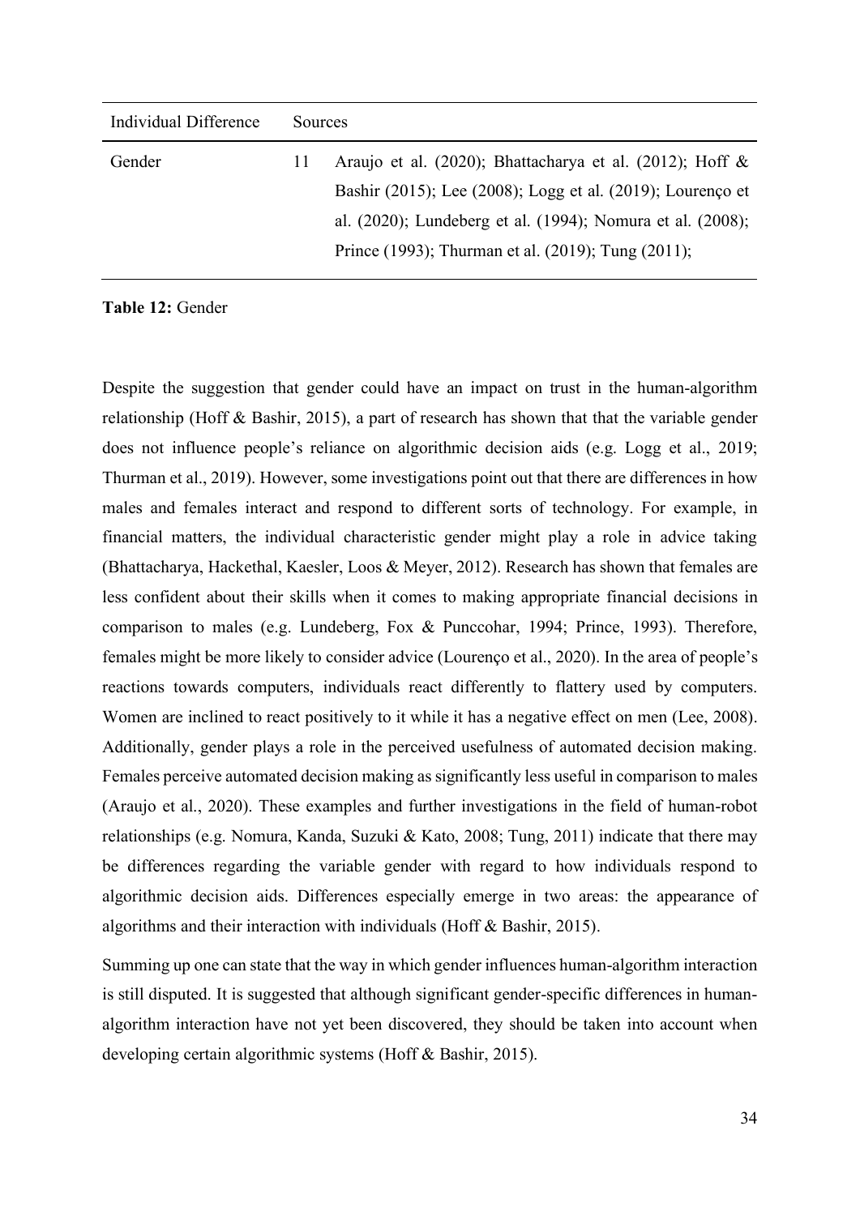| Individual Difference | | Sources |
|---|---|---|
| Gender | 11 | Araujo et al. (2020); Bhattacharya et al. (2012); Hoff & Bashir (2015); Lee (2008); Logg et al. (2019); Lourenço et al. (2020); Lundeberg et al. (1994); Nomura et al. (2008); Prince (1993); Thurman et al. (2019); Tung (2011); |

**Table 12:** Gender

Despite the suggestion that gender could have an impact on trust in the human-algorithm relationship (Hoff & Bashir, 2015), a part of research has shown that that the variable gender does not influence people's reliance on algorithmic decision aids (e.g. Logg et al., 2019; Thurman et al., 2019). However, some investigations point out that there are differences in how males and females interact and respond to different sorts of technology. For example, in financial matters, the individual characteristic gender might play a role in advice taking (Bhattacharya, Hackethal, Kaesler, Loos & Meyer, 2012). Research has shown that females are less confident about their skills when it comes to making appropriate financial decisions in comparison to males (e.g. Lundeberg, Fox & Punccohar, 1994; Prince, 1993). Therefore, females might be more likely to consider advice (Lourenço et al., 2020). In the area of people's reactions towards computers, individuals react differently to flattery used by computers. Women are inclined to react positively to it while it has a negative effect on men (Lee, 2008). Additionally, gender plays a role in the perceived usefulness of automated decision making. Females perceive automated decision making as significantly less useful in comparison to males (Araujo et al., 2020). These examples and further investigations in the field of human-robot relationships (e.g. Nomura, Kanda, Suzuki & Kato, 2008; Tung, 2011) indicate that there may be differences regarding the variable gender with regard to how individuals respond to algorithmic decision aids. Differences especially emerge in two areas: the appearance of algorithms and their interaction with individuals (Hoff & Bashir, 2015).

Summing up one can state that the way in which gender influences human-algorithm interaction is still disputed. It is suggested that although significant gender-specific differences in human-algorithm interaction have not yet been discovered, they should be taken into account when developing certain algorithmic systems (Hoff & Bashir, 2015).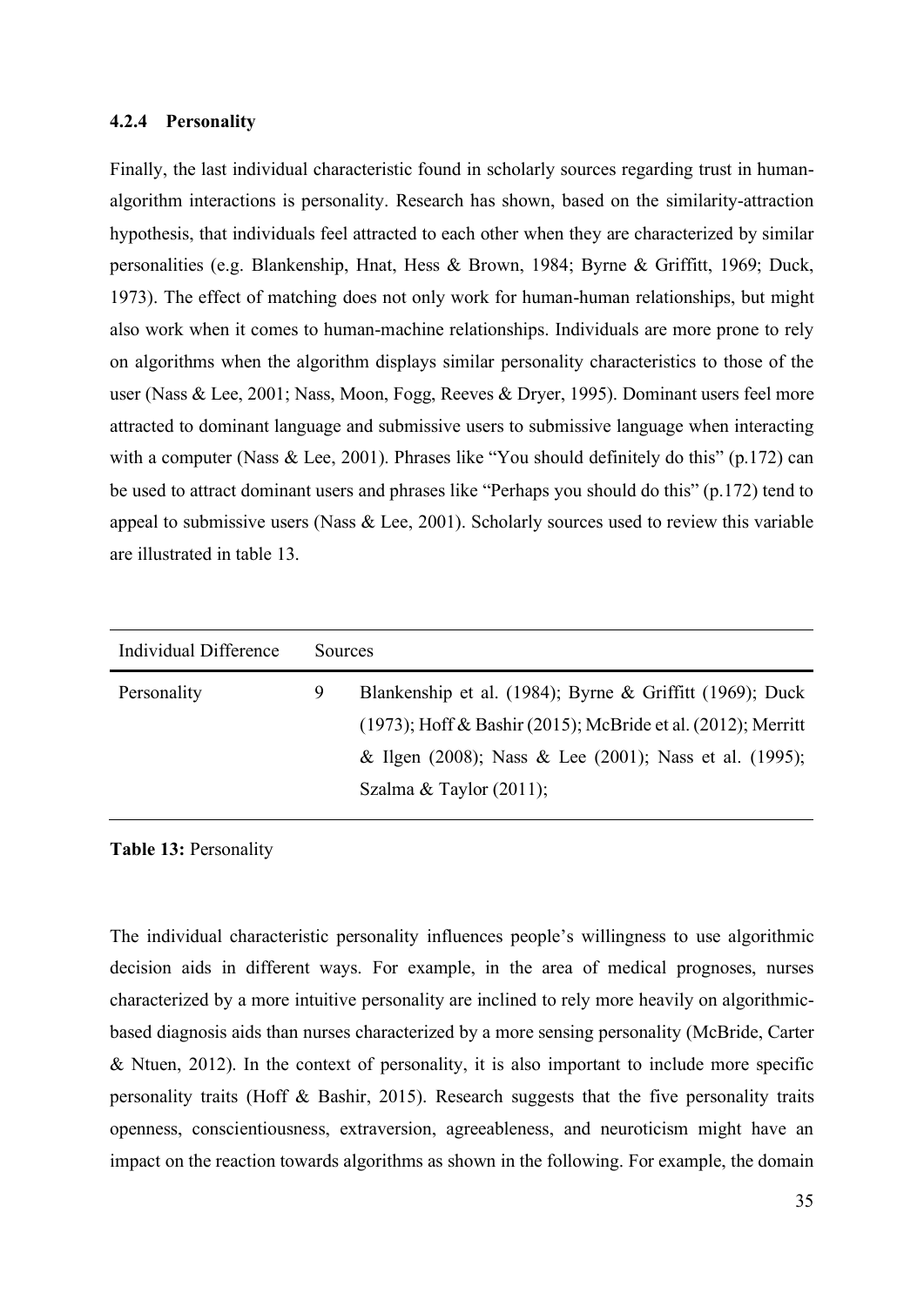#### 4.2.4 Personality

Finally, the last individual characteristic found in scholarly sources regarding trust in human-algorithm interactions is personality. Research has shown, based on the similarity-attraction hypothesis, that individuals feel attracted to each other when they are characterized by similar personalities (e.g. Blankenship, Hnat, Hess & Brown, 1984; Byrne & Griffitt, 1969; Duck, 1973). The effect of matching does not only work for human-human relationships, but might also work when it comes to human-machine relationships. Individuals are more prone to rely on algorithms when the algorithm displays similar personality characteristics to those of the user (Nass & Lee, 2001; Nass, Moon, Fogg, Reeves & Dryer, 1995). Dominant users feel more attracted to dominant language and submissive users to submissive language when interacting with a computer (Nass & Lee, 2001). Phrases like "You should definitely do this" (p.172) can be used to attract dominant users and phrases like "Perhaps you should do this" (p.172) tend to appeal to submissive users (Nass & Lee, 2001). Scholarly sources used to review this variable are illustrated in table 13.

| Individual Difference | Sources | |
|---|---|---|
| Personality | 9 | Blankenship et al. (1984); Byrne & Griffitt (1969); Duck (1973); Hoff & Bashir (2015); McBride et al. (2012); Merritt & Ilgen (2008); Nass & Lee (2001); Nass et al. (1995); Szalma & Taylor (2011); |

**Table 13:** Personality

The individual characteristic personality influences people's willingness to use algorithmic decision aids in different ways. For example, in the area of medical prognoses, nurses characterized by a more intuitive personality are inclined to rely more heavily on algorithmic-based diagnosis aids than nurses characterized by a more sensing personality (McBride, Carter & Ntuen, 2012). In the context of personality, it is also important to include more specific personality traits (Hoff & Bashir, 2015). Research suggests that the five personality traits openness, conscientiousness, extraversion, agreeableness, and neuroticism might have an impact on the reaction towards algorithms as shown in the following. For example, the domain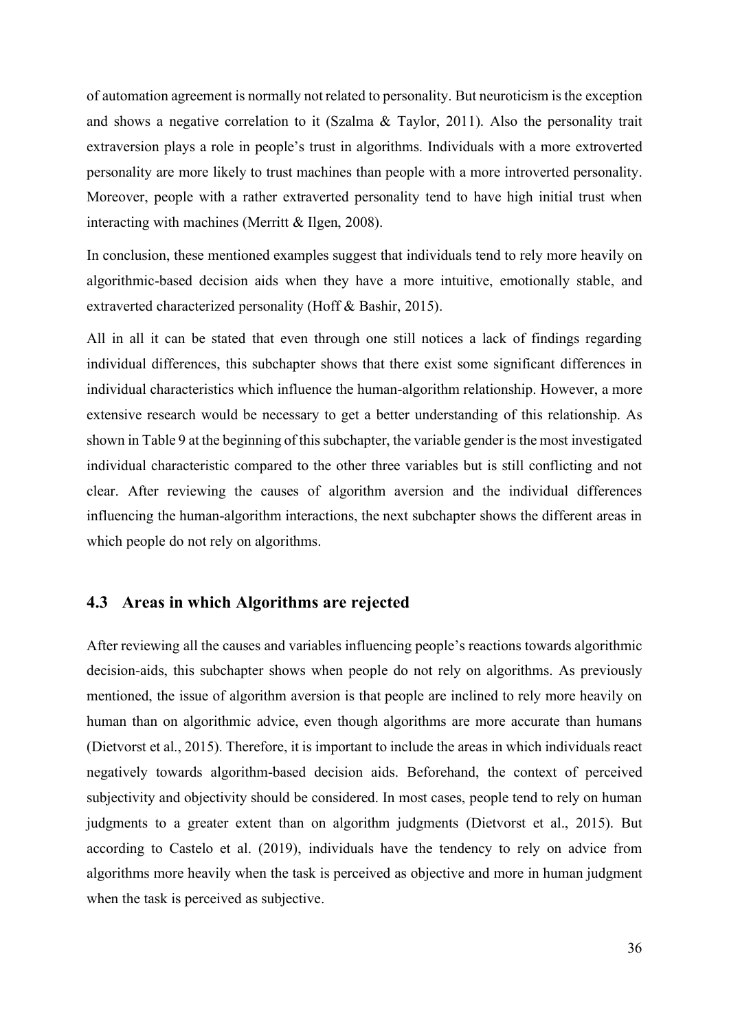of automation agreement is normally not related to personality. But neuroticism is the exception and shows a negative correlation to it (Szalma & Taylor, 2011). Also the personality trait extraversion plays a role in people's trust in algorithms. Individuals with a more extroverted personality are more likely to trust machines than people with a more introverted personality. Moreover, people with a rather extraverted personality tend to have high initial trust when interacting with machines (Merritt & Ilgen, 2008).

In conclusion, these mentioned examples suggest that individuals tend to rely more heavily on algorithmic-based decision aids when they have a more intuitive, emotionally stable, and extraverted characterized personality (Hoff & Bashir, 2015).

All in all it can be stated that even through one still notices a lack of findings regarding individual differences, this subchapter shows that there exist some significant differences in individual characteristics which influence the human-algorithm relationship. However, a more extensive research would be necessary to get a better understanding of this relationship. As shown in Table 9 at the beginning of this subchapter, the variable gender is the most investigated individual characteristic compared to the other three variables but is still conflicting and not clear. After reviewing the causes of algorithm aversion and the individual differences influencing the human-algorithm interactions, the next subchapter shows the different areas in which people do not rely on algorithms.

## 4.3 Areas in which Algorithms are rejected

After reviewing all the causes and variables influencing people's reactions towards algorithmic decision-aids, this subchapter shows when people do not rely on algorithms. As previously mentioned, the issue of algorithm aversion is that people are inclined to rely more heavily on human than on algorithmic advice, even though algorithms are more accurate than humans (Dietvorst et al., 2015). Therefore, it is important to include the areas in which individuals react negatively towards algorithm-based decision aids. Beforehand, the context of perceived subjectivity and objectivity should be considered. In most cases, people tend to rely on human judgments to a greater extent than on algorithm judgments (Dietvorst et al., 2015). But according to Castelo et al. (2019), individuals have the tendency to rely on advice from algorithms more heavily when the task is perceived as objective and more in human judgment when the task is perceived as subjective.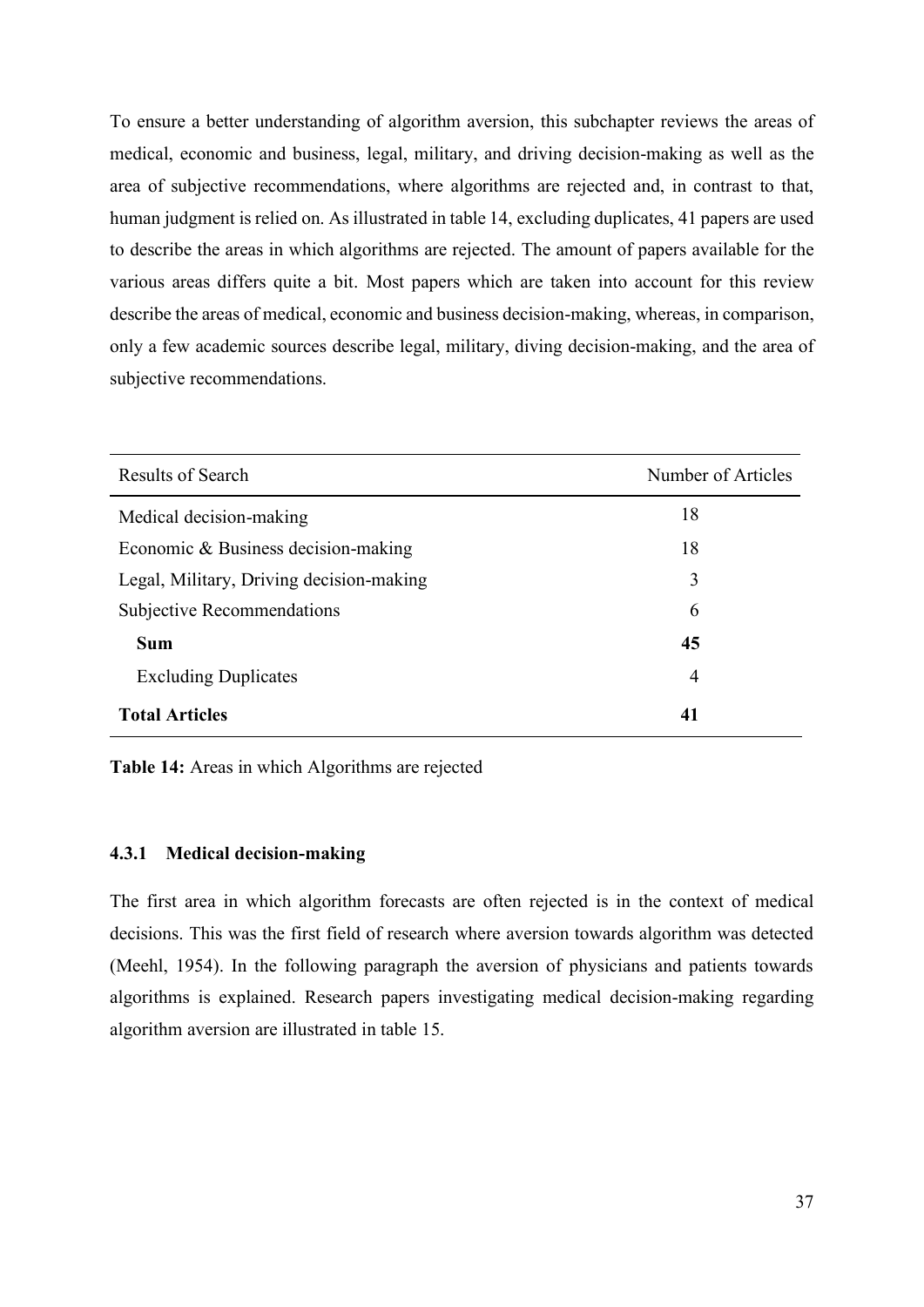To ensure a better understanding of algorithm aversion, this subchapter reviews the areas of medical, economic and business, legal, military, and driving decision-making as well as the area of subjective recommendations, where algorithms are rejected and, in contrast to that, human judgment is relied on. As illustrated in table 14, excluding duplicates, 41 papers are used to describe the areas in which algorithms are rejected. The amount of papers available for the various areas differs quite a bit. Most papers which are taken into account for this review describe the areas of medical, economic and business decision-making, whereas, in comparison, only a few academic sources describe legal, military, diving decision-making, and the area of subjective recommendations.

| Results of Search | Number of Articles |
| --- | --- |
| Medical decision-making | 18 |
| Economic & Business decision-making | 18 |
| Legal, Military, Driving decision-making | 3 |
| Subjective Recommendations | 6 |
| **Sum** | **45** |
| Excluding Duplicates | 4 |
| **Total Articles** | **41** |

**Table 14:** Areas in which Algorithms are rejected

### 4.3.1 Medical decision-making

The first area in which algorithm forecasts are often rejected is in the context of medical decisions. This was the first field of research where aversion towards algorithm was detected (Meehl, 1954). In the following paragraph the aversion of physicians and patients towards algorithms is explained. Research papers investigating medical decision-making regarding algorithm aversion are illustrated in table 15.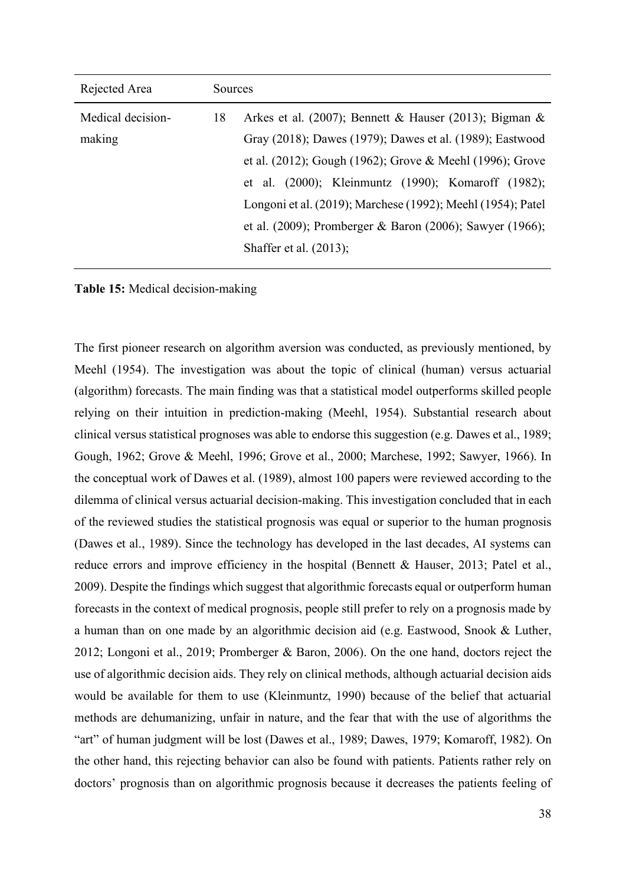| Rejected Area | | Sources |
| --- | --- | --- |
| Medical decision-making | 18 | Arkes et al. (2007); Bennett & Hauser (2013); Bigman & Gray (2018); Dawes (1979); Dawes et al. (1989); Eastwood et al. (2012); Gough (1962); Grove & Meehl (1996); Grove et al. (2000); Kleinmuntz (1990); Komaroff (1982); Longoni et al. (2019); Marchese (1992); Meehl (1954); Patel et al. (2009); Promberger & Baron (2006); Sawyer (1966); Shaffer et al. (2013); |

**Table 15:** Medical decision-making

The first pioneer research on algorithm aversion was conducted, as previously mentioned, by Meehl (1954). The investigation was about the topic of clinical (human) versus actuarial (algorithm) forecasts. The main finding was that a statistical model outperforms skilled people relying on their intuition in prediction-making (Meehl, 1954). Substantial research about clinical versus statistical prognoses was able to endorse this suggestion (e.g. Dawes et al., 1989; Gough, 1962; Grove & Meehl, 1996; Grove et al., 2000; Marchese, 1992; Sawyer, 1966). In the conceptual work of Dawes et al. (1989), almost 100 papers were reviewed according to the dilemma of clinical versus actuarial decision-making. This investigation concluded that in each of the reviewed studies the statistical prognosis was equal or superior to the human prognosis (Dawes et al., 1989). Since the technology has developed in the last decades, AI systems can reduce errors and improve efficiency in the hospital (Bennett & Hauser, 2013; Patel et al., 2009). Despite the findings which suggest that algorithmic forecasts equal or outperform human forecasts in the context of medical prognosis, people still prefer to rely on a prognosis made by a human than on one made by an algorithmic decision aid (e.g. Eastwood, Snook & Luther, 2012; Longoni et al., 2019; Promberger & Baron, 2006). On the one hand, doctors reject the use of algorithmic decision aids. They rely on clinical methods, although actuarial decision aids would be available for them to use (Kleinmuntz, 1990) because of the belief that actuarial methods are dehumanizing, unfair in nature, and the fear that with the use of algorithms the "art" of human judgment will be lost (Dawes et al., 1989; Dawes, 1979; Komaroff, 1982). On the other hand, this rejecting behavior can also be found with patients. Patients rather rely on doctors' prognosis than on algorithmic prognosis because it decreases the patients feeling of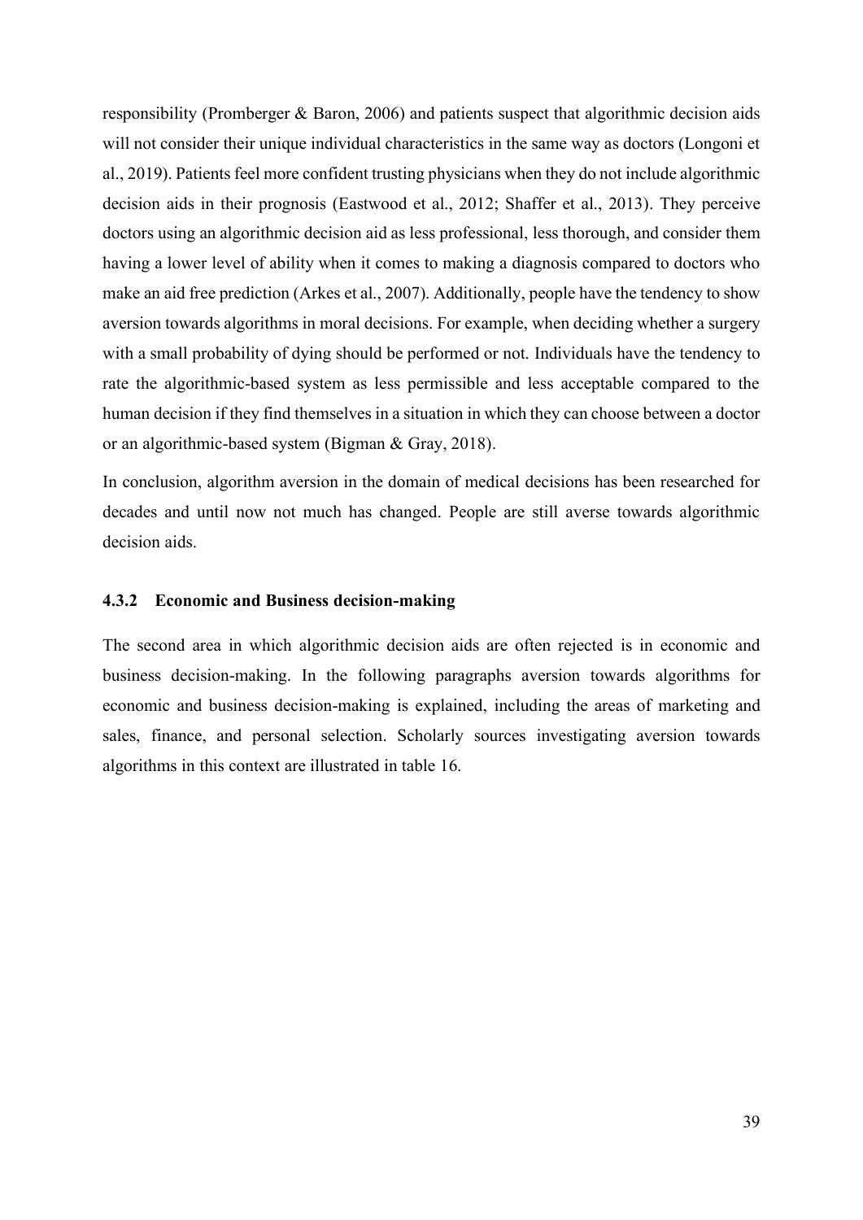responsibility (Promberger & Baron, 2006) and patients suspect that algorithmic decision aids will not consider their unique individual characteristics in the same way as doctors (Longoni et al., 2019). Patients feel more confident trusting physicians when they do not include algorithmic decision aids in their prognosis (Eastwood et al., 2012; Shaffer et al., 2013). They perceive doctors using an algorithmic decision aid as less professional, less thorough, and consider them having a lower level of ability when it comes to making a diagnosis compared to doctors who make an aid free prediction (Arkes et al., 2007). Additionally, people have the tendency to show aversion towards algorithms in moral decisions. For example, when deciding whether a surgery with a small probability of dying should be performed or not. Individuals have the tendency to rate the algorithmic-based system as less permissible and less acceptable compared to the human decision if they find themselves in a situation in which they can choose between a doctor or an algorithmic-based system (Bigman & Gray, 2018).

In conclusion, algorithm aversion in the domain of medical decisions has been researched for decades and until now not much has changed. People are still averse towards algorithmic decision aids.

### 4.3.2 Economic and Business decision-making

The second area in which algorithmic decision aids are often rejected is in economic and business decision-making. In the following paragraphs aversion towards algorithms for economic and business decision-making is explained, including the areas of marketing and sales, finance, and personal selection. Scholarly sources investigating aversion towards algorithms in this context are illustrated in table 16.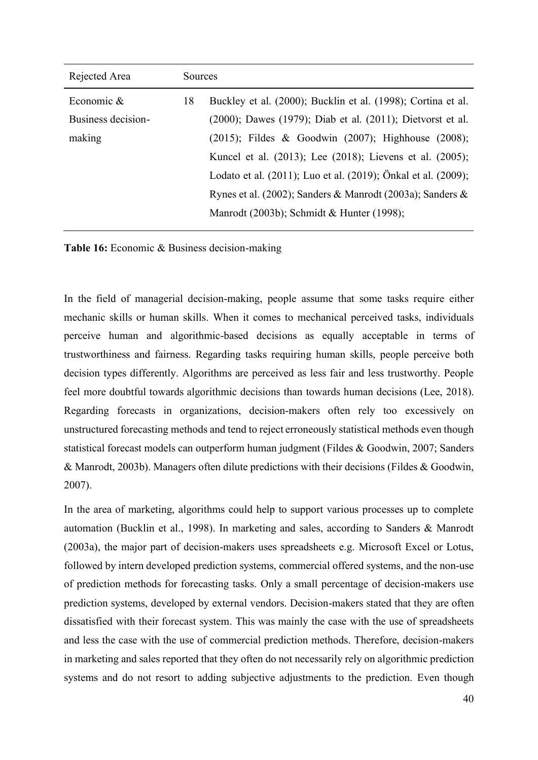| Rejected Area | Sources | |
|---|---|---|
| Economic & Business decision-making | 18 | Buckley et al. (2000); Bucklin et al. (1998); Cortina et al. (2000); Dawes (1979); Diab et al. (2011); Dietvorst et al. (2015); Fildes & Goodwin (2007); Highhouse (2008); Kuncel et al. (2013); Lee (2018); Lievens et al. (2005); Lodato et al. (2011); Luo et al. (2019); Önkal et al. (2009); Rynes et al. (2002); Sanders & Manrodt (2003a); Sanders & Manrodt (2003b); Schmidt & Hunter (1998); |

**Table 16:** Economic & Business decision-making

In the field of managerial decision-making, people assume that some tasks require either mechanic skills or human skills. When it comes to mechanical perceived tasks, individuals perceive human and algorithmic-based decisions as equally acceptable in terms of trustworthiness and fairness. Regarding tasks requiring human skills, people perceive both decision types differently. Algorithms are perceived as less fair and less trustworthy. People feel more doubtful towards algorithmic decisions than towards human decisions (Lee, 2018). Regarding forecasts in organizations, decision-makers often rely too excessively on unstructured forecasting methods and tend to reject erroneously statistical methods even though statistical forecast models can outperform human judgment (Fildes & Goodwin, 2007; Sanders & Manrodt, 2003b). Managers often dilute predictions with their decisions (Fildes & Goodwin, 2007).

In the area of marketing, algorithms could help to support various processes up to complete automation (Bucklin et al., 1998). In marketing and sales, according to Sanders & Manrodt (2003a), the major part of decision-makers uses spreadsheets e.g. Microsoft Excel or Lotus, followed by intern developed prediction systems, commercial offered systems, and the non-use of prediction methods for forecasting tasks. Only a small percentage of decision-makers use prediction systems, developed by external vendors. Decision-makers stated that they are often dissatisfied with their forecast system. This was mainly the case with the use of spreadsheets and less the case with the use of commercial prediction methods. Therefore, decision-makers in marketing and sales reported that they often do not necessarily rely on algorithmic prediction systems and do not resort to adding subjective adjustments to the prediction. Even though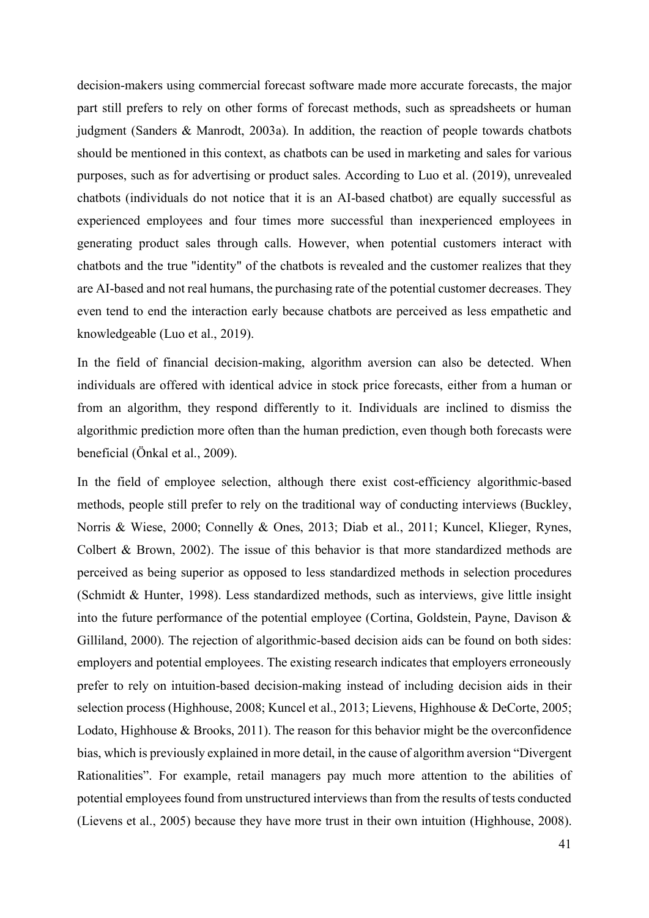decision-makers using commercial forecast software made more accurate forecasts, the major part still prefers to rely on other forms of forecast methods, such as spreadsheets or human judgment (Sanders & Manrodt, 2003a). In addition, the reaction of people towards chatbots should be mentioned in this context, as chatbots can be used in marketing and sales for various purposes, such as for advertising or product sales. According to Luo et al. (2019), unrevealed chatbots (individuals do not notice that it is an AI-based chatbot) are equally successful as experienced employees and four times more successful than inexperienced employees in generating product sales through calls. However, when potential customers interact with chatbots and the true "identity" of the chatbots is revealed and the customer realizes that they are AI-based and not real humans, the purchasing rate of the potential customer decreases. They even tend to end the interaction early because chatbots are perceived as less empathetic and knowledgeable (Luo et al., 2019).

In the field of financial decision-making, algorithm aversion can also be detected. When individuals are offered with identical advice in stock price forecasts, either from a human or from an algorithm, they respond differently to it. Individuals are inclined to dismiss the algorithmic prediction more often than the human prediction, even though both forecasts were beneficial (Önkal et al., 2009).

In the field of employee selection, although there exist cost-efficiency algorithmic-based methods, people still prefer to rely on the traditional way of conducting interviews (Buckley, Norris & Wiese, 2000; Connelly & Ones, 2013; Diab et al., 2011; Kuncel, Klieger, Rynes, Colbert & Brown, 2002). The issue of this behavior is that more standardized methods are perceived as being superior as opposed to less standardized methods in selection procedures (Schmidt & Hunter, 1998). Less standardized methods, such as interviews, give little insight into the future performance of the potential employee (Cortina, Goldstein, Payne, Davison & Gilliland, 2000). The rejection of algorithmic-based decision aids can be found on both sides: employers and potential employees. The existing research indicates that employers erroneously prefer to rely on intuition-based decision-making instead of including decision aids in their selection process (Highhouse, 2008; Kuncel et al., 2013; Lievens, Highhouse & DeCorte, 2005; Lodato, Highhouse & Brooks, 2011). The reason for this behavior might be the overconfidence bias, which is previously explained in more detail, in the cause of algorithm aversion "Divergent Rationalities". For example, retail managers pay much more attention to the abilities of potential employees found from unstructured interviews than from the results of tests conducted (Lievens et al., 2005) because they have more trust in their own intuition (Highhouse, 2008).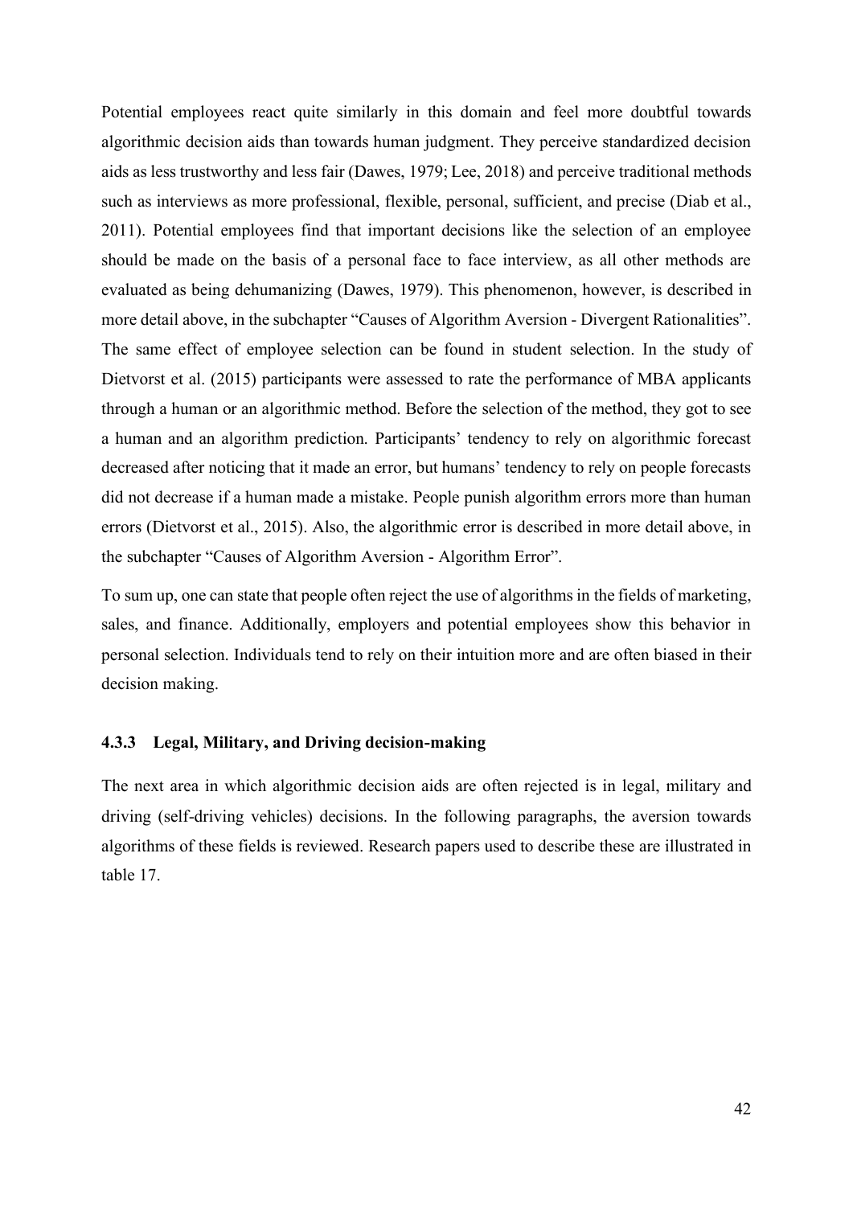Potential employees react quite similarly in this domain and feel more doubtful towards algorithmic decision aids than towards human judgment. They perceive standardized decision aids as less trustworthy and less fair (Dawes, 1979; Lee, 2018) and perceive traditional methods such as interviews as more professional, flexible, personal, sufficient, and precise (Diab et al., 2011). Potential employees find that important decisions like the selection of an employee should be made on the basis of a personal face to face interview, as all other methods are evaluated as being dehumanizing (Dawes, 1979). This phenomenon, however, is described in more detail above, in the subchapter "Causes of Algorithm Aversion - Divergent Rationalities". The same effect of employee selection can be found in student selection. In the study of Dietvorst et al. (2015) participants were assessed to rate the performance of MBA applicants through a human or an algorithmic method. Before the selection of the method, they got to see a human and an algorithm prediction. Participants' tendency to rely on algorithmic forecast decreased after noticing that it made an error, but humans' tendency to rely on people forecasts did not decrease if a human made a mistake. People punish algorithm errors more than human errors (Dietvorst et al., 2015). Also, the algorithmic error is described in more detail above, in the subchapter "Causes of Algorithm Aversion - Algorithm Error".

To sum up, one can state that people often reject the use of algorithms in the fields of marketing, sales, and finance. Additionally, employers and potential employees show this behavior in personal selection. Individuals tend to rely on their intuition more and are often biased in their decision making.

### 4.3.3 Legal, Military, and Driving decision-making

The next area in which algorithmic decision aids are often rejected is in legal, military and driving (self-driving vehicles) decisions. In the following paragraphs, the aversion towards algorithms of these fields is reviewed. Research papers used to describe these are illustrated in table 17.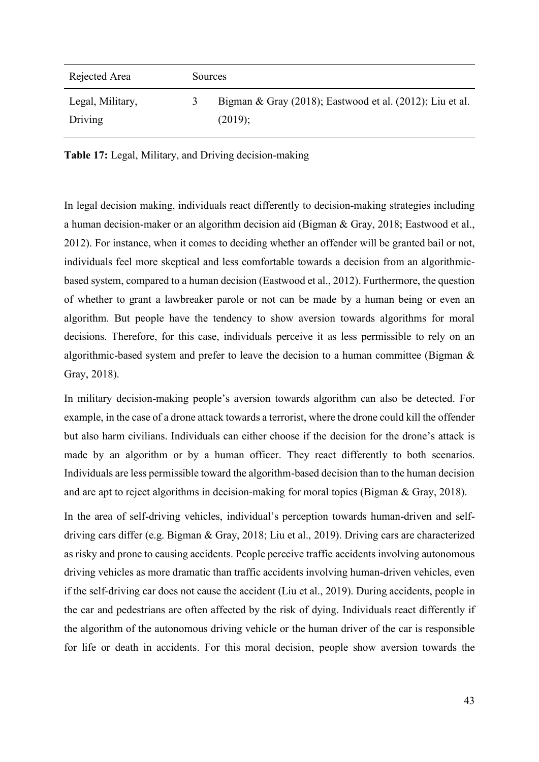| Rejected Area | | Sources |
|---|---|---|
| Legal, Military, Driving | 3 | Bigman & Gray (2018); Eastwood et al. (2012); Liu et al. (2019); |

**Table 17:** Legal, Military, and Driving decision-making

In legal decision making, individuals react differently to decision-making strategies including a human decision-maker or an algorithm decision aid (Bigman & Gray, 2018; Eastwood et al., 2012). For instance, when it comes to deciding whether an offender will be granted bail or not, individuals feel more skeptical and less comfortable towards a decision from an algorithmic-based system, compared to a human decision (Eastwood et al., 2012). Furthermore, the question of whether to grant a lawbreaker parole or not can be made by a human being or even an algorithm. But people have the tendency to show aversion towards algorithms for moral decisions. Therefore, for this case, individuals perceive it as less permissible to rely on an algorithmic-based system and prefer to leave the decision to a human committee (Bigman & Gray, 2018).

In military decision-making people's aversion towards algorithm can also be detected. For example, in the case of a drone attack towards a terrorist, where the drone could kill the offender but also harm civilians. Individuals can either choose if the decision for the drone's attack is made by an algorithm or by a human officer. They react differently to both scenarios. Individuals are less permissible toward the algorithm-based decision than to the human decision and are apt to reject algorithms in decision-making for moral topics (Bigman & Gray, 2018).

In the area of self-driving vehicles, individual's perception towards human-driven and self-driving cars differ (e.g. Bigman & Gray, 2018; Liu et al., 2019). Driving cars are characterized as risky and prone to causing accidents. People perceive traffic accidents involving autonomous driving vehicles as more dramatic than traffic accidents involving human-driven vehicles, even if the self-driving car does not cause the accident (Liu et al., 2019). During accidents, people in the car and pedestrians are often affected by the risk of dying. Individuals react differently if the algorithm of the autonomous driving vehicle or the human driver of the car is responsible for life or death in accidents. For this moral decision, people show aversion towards the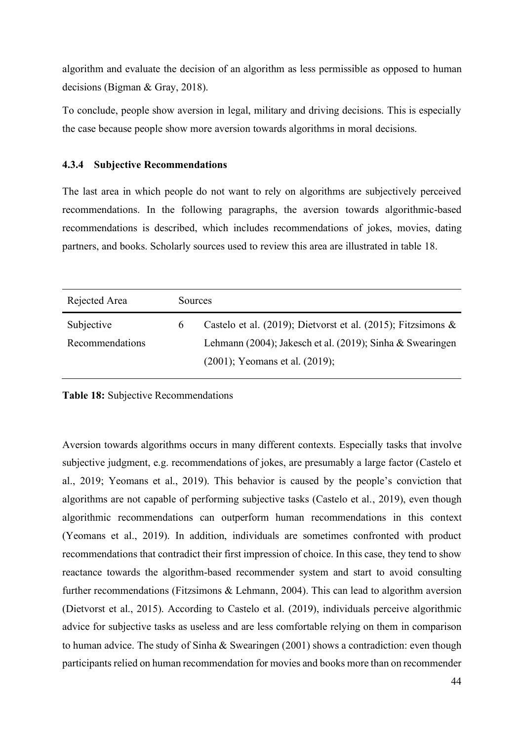algorithm and evaluate the decision of an algorithm as less permissible as opposed to human decisions (Bigman & Gray, 2018).

To conclude, people show aversion in legal, military and driving decisions. This is especially the case because people show more aversion towards algorithms in moral decisions.

### 4.3.4 Subjective Recommendations

The last area in which people do not want to rely on algorithms are subjectively perceived recommendations. In the following paragraphs, the aversion towards algorithmic-based recommendations is described, which includes recommendations of jokes, movies, dating partners, and books. Scholarly sources used to review this area are illustrated in table 18.

| Rejected Area | Sources | |
|---|---|---|
| Subjective Recommendations | 6 | Castelo et al. (2019); Dietvorst et al. (2015); Fitzsimons & Lehmann (2004); Jakesch et al. (2019); Sinha & Swearingen (2001); Yeomans et al. (2019); |

**Table 18:** Subjective Recommendations

Aversion towards algorithms occurs in many different contexts. Especially tasks that involve subjective judgment, e.g. recommendations of jokes, are presumably a large factor (Castelo et al., 2019; Yeomans et al., 2019). This behavior is caused by the people's conviction that algorithms are not capable of performing subjective tasks (Castelo et al., 2019), even though algorithmic recommendations can outperform human recommendations in this context (Yeomans et al., 2019). In addition, individuals are sometimes confronted with product recommendations that contradict their first impression of choice. In this case, they tend to show reactance towards the algorithm-based recommender system and start to avoid consulting further recommendations (Fitzsimons & Lehmann, 2004). This can lead to algorithm aversion (Dietvorst et al., 2015). According to Castelo et al. (2019), individuals perceive algorithmic advice for subjective tasks as useless and are less comfortable relying on them in comparison to human advice. The study of Sinha & Swearingen (2001) shows a contradiction: even though participants relied on human recommendation for movies and books more than on recommender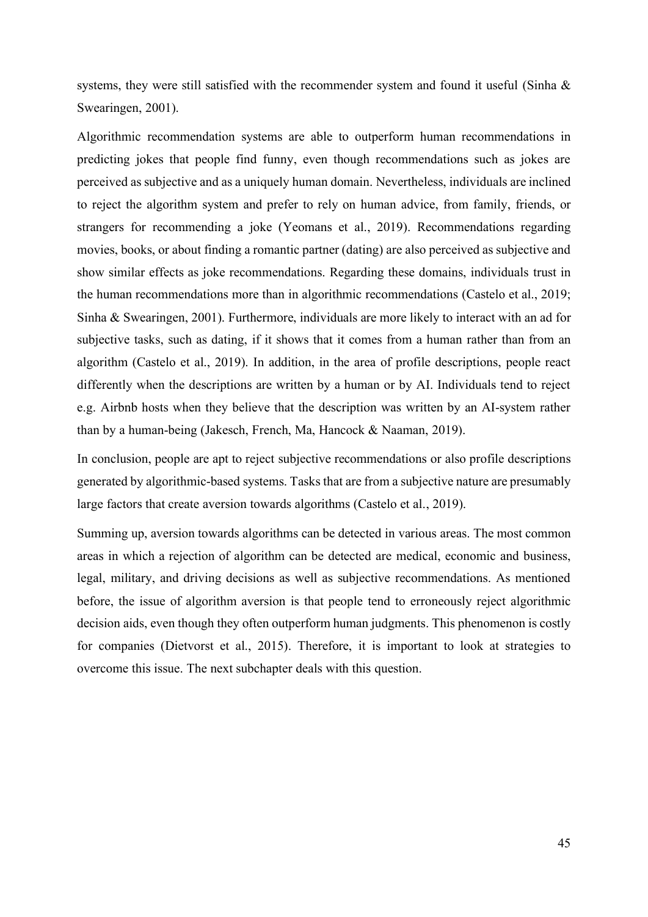systems, they were still satisfied with the recommender system and found it useful (Sinha & Swearingen, 2001).

Algorithmic recommendation systems are able to outperform human recommendations in predicting jokes that people find funny, even though recommendations such as jokes are perceived as subjective and as a uniquely human domain. Nevertheless, individuals are inclined to reject the algorithm system and prefer to rely on human advice, from family, friends, or strangers for recommending a joke (Yeomans et al., 2019). Recommendations regarding movies, books, or about finding a romantic partner (dating) are also perceived as subjective and show similar effects as joke recommendations. Regarding these domains, individuals trust in the human recommendations more than in algorithmic recommendations (Castelo et al., 2019; Sinha & Swearingen, 2001). Furthermore, individuals are more likely to interact with an ad for subjective tasks, such as dating, if it shows that it comes from a human rather than from an algorithm (Castelo et al., 2019). In addition, in the area of profile descriptions, people react differently when the descriptions are written by a human or by AI. Individuals tend to reject e.g. Airbnb hosts when they believe that the description was written by an AI-system rather than by a human-being (Jakesch, French, Ma, Hancock & Naaman, 2019).

In conclusion, people are apt to reject subjective recommendations or also profile descriptions generated by algorithmic-based systems. Tasks that are from a subjective nature are presumably large factors that create aversion towards algorithms (Castelo et al., 2019).

Summing up, aversion towards algorithms can be detected in various areas. The most common areas in which a rejection of algorithm can be detected are medical, economic and business, legal, military, and driving decisions as well as subjective recommendations. As mentioned before, the issue of algorithm aversion is that people tend to erroneously reject algorithmic decision aids, even though they often outperform human judgments. This phenomenon is costly for companies (Dietvorst et al., 2015). Therefore, it is important to look at strategies to overcome this issue. The next subchapter deals with this question.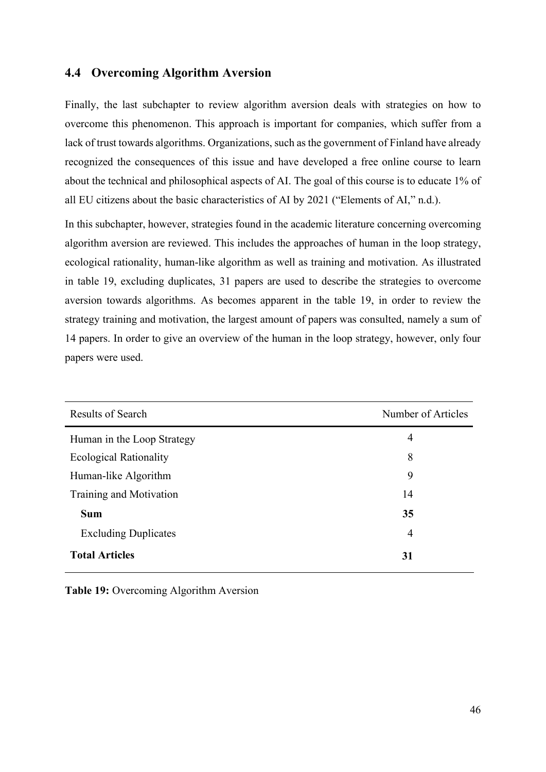## 4.4 Overcoming Algorithm Aversion

Finally, the last subchapter to review algorithm aversion deals with strategies on how to overcome this phenomenon. This approach is important for companies, which suffer from a lack of trust towards algorithms. Organizations, such as the government of Finland have already recognized the consequences of this issue and have developed a free online course to learn about the technical and philosophical aspects of AI. The goal of this course is to educate 1% of all EU citizens about the basic characteristics of AI by 2021 ("Elements of AI," n.d.).

In this subchapter, however, strategies found in the academic literature concerning overcoming algorithm aversion are reviewed. This includes the approaches of human in the loop strategy, ecological rationality, human-like algorithm as well as training and motivation. As illustrated in table 19, excluding duplicates, 31 papers are used to describe the strategies to overcome aversion towards algorithms. As becomes apparent in the table 19, in order to review the strategy training and motivation, the largest amount of papers was consulted, namely a sum of 14 papers. In order to give an overview of the human in the loop strategy, however, only four papers were used.

| Results of Search | Number of Articles |
|---|---|
| Human in the Loop Strategy | 4 |
| Ecological Rationality | 8 |
| Human-like Algorithm | 9 |
| Training and Motivation | 14 |
| **Sum** | **35** |
| Excluding Duplicates | 4 |
| **Total Articles** | **31** |

**Table 19:** Overcoming Algorithm Aversion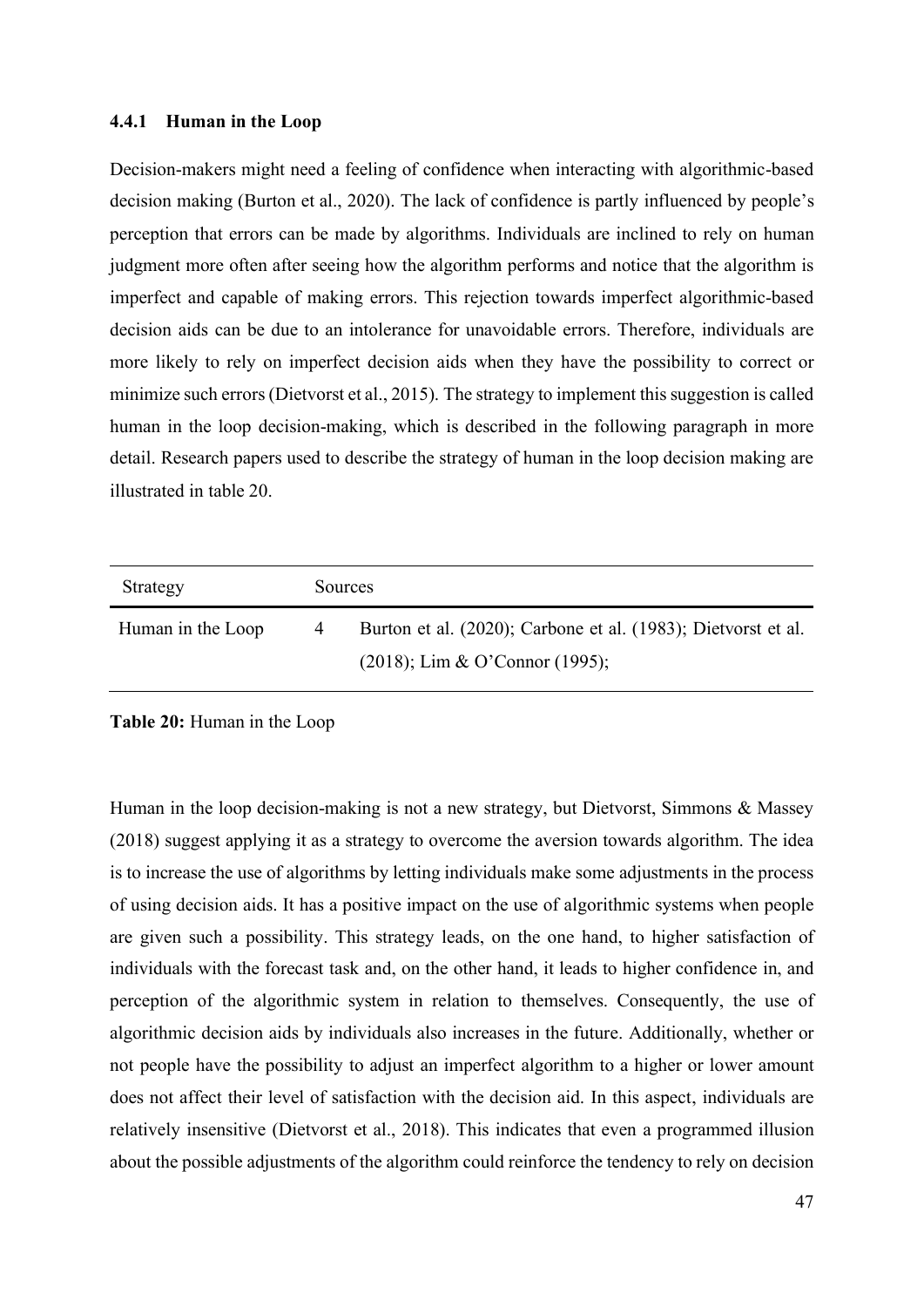### 4.4.1 Human in the Loop

Decision-makers might need a feeling of confidence when interacting with algorithmic-based decision making (Burton et al., 2020). The lack of confidence is partly influenced by people's perception that errors can be made by algorithms. Individuals are inclined to rely on human judgment more often after seeing how the algorithm performs and notice that the algorithm is imperfect and capable of making errors. This rejection towards imperfect algorithmic-based decision aids can be due to an intolerance for unavoidable errors. Therefore, individuals are more likely to rely on imperfect decision aids when they have the possibility to correct or minimize such errors (Dietvorst et al., 2015). The strategy to implement this suggestion is called human in the loop decision-making, which is described in the following paragraph in more detail. Research papers used to describe the strategy of human in the loop decision making are illustrated in table 20.

| Strategy | Sources | |
|---|---|---|
| Human in the Loop | 4 | Burton et al. (2020); Carbone et al. (1983); Dietvorst et al. (2018); Lim & O'Connor (1995); |

**Table 20:** Human in the Loop

Human in the loop decision-making is not a new strategy, but Dietvorst, Simmons & Massey (2018) suggest applying it as a strategy to overcome the aversion towards algorithm. The idea is to increase the use of algorithms by letting individuals make some adjustments in the process of using decision aids. It has a positive impact on the use of algorithmic systems when people are given such a possibility. This strategy leads, on the one hand, to higher satisfaction of individuals with the forecast task and, on the other hand, it leads to higher confidence in, and perception of the algorithmic system in relation to themselves. Consequently, the use of algorithmic decision aids by individuals also increases in the future. Additionally, whether or not people have the possibility to adjust an imperfect algorithm to a higher or lower amount does not affect their level of satisfaction with the decision aid. In this aspect, individuals are relatively insensitive (Dietvorst et al., 2018). This indicates that even a programmed illusion about the possible adjustments of the algorithm could reinforce the tendency to rely on decision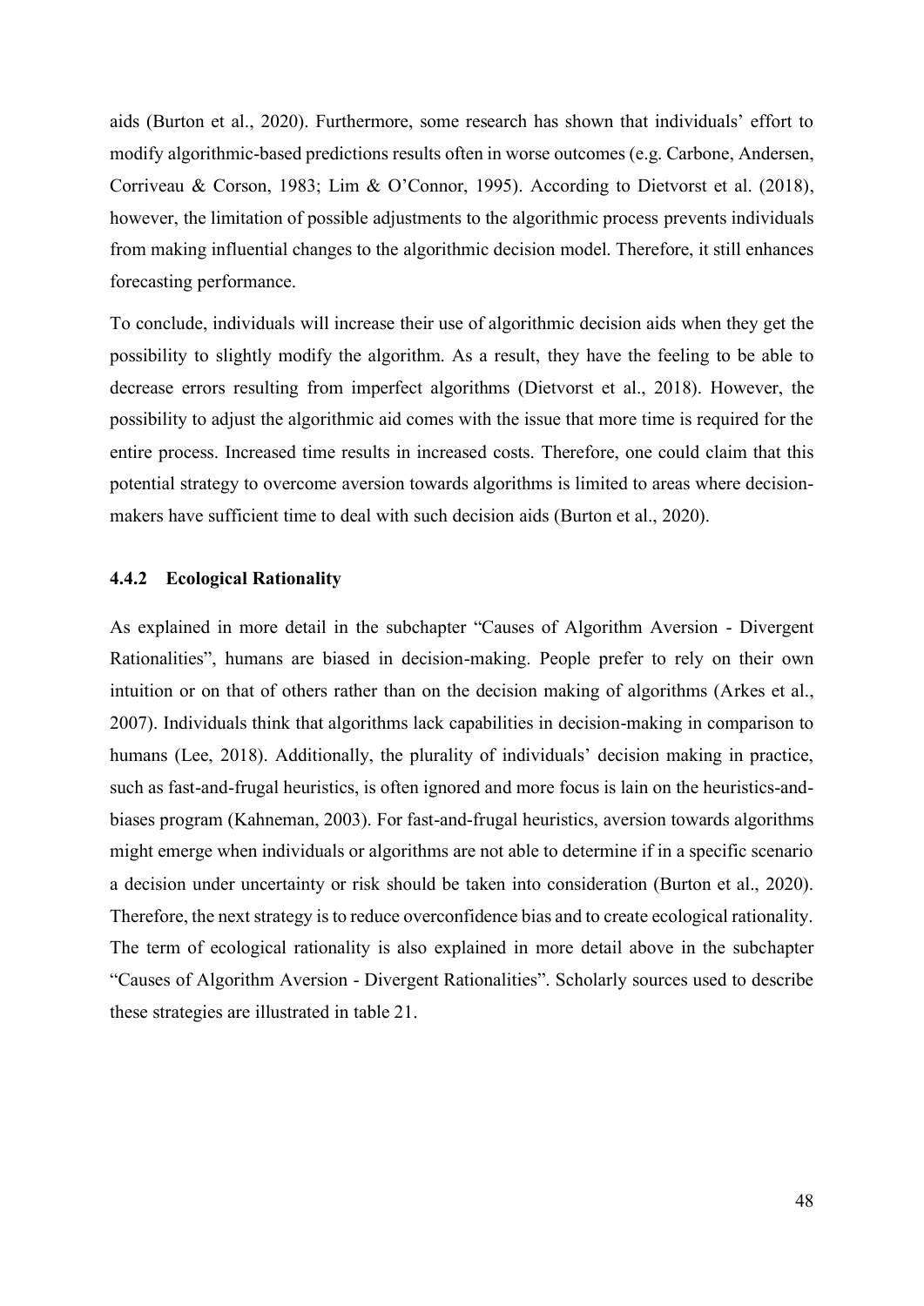aids (Burton et al., 2020). Furthermore, some research has shown that individuals' effort to modify algorithmic-based predictions results often in worse outcomes (e.g. Carbone, Andersen, Corriveau & Corson, 1983; Lim & O'Connor, 1995). According to Dietvorst et al. (2018), however, the limitation of possible adjustments to the algorithmic process prevents individuals from making influential changes to the algorithmic decision model. Therefore, it still enhances forecasting performance.

To conclude, individuals will increase their use of algorithmic decision aids when they get the possibility to slightly modify the algorithm. As a result, they have the feeling to be able to decrease errors resulting from imperfect algorithms (Dietvorst et al., 2018). However, the possibility to adjust the algorithmic aid comes with the issue that more time is required for the entire process. Increased time results in increased costs. Therefore, one could claim that this potential strategy to overcome aversion towards algorithms is limited to areas where decision-makers have sufficient time to deal with such decision aids (Burton et al., 2020).

### 4.4.2 Ecological Rationality

As explained in more detail in the subchapter "Causes of Algorithm Aversion - Divergent Rationalities", humans are biased in decision-making. People prefer to rely on their own intuition or on that of others rather than on the decision making of algorithms (Arkes et al., 2007). Individuals think that algorithms lack capabilities in decision-making in comparison to humans (Lee, 2018). Additionally, the plurality of individuals' decision making in practice, such as fast-and-frugal heuristics, is often ignored and more focus is lain on the heuristics-and-biases program (Kahneman, 2003). For fast-and-frugal heuristics, aversion towards algorithms might emerge when individuals or algorithms are not able to determine if in a specific scenario a decision under uncertainty or risk should be taken into consideration (Burton et al., 2020). Therefore, the next strategy is to reduce overconfidence bias and to create ecological rationality. The term of ecological rationality is also explained in more detail above in the subchapter "Causes of Algorithm Aversion - Divergent Rationalities". Scholarly sources used to describe these strategies are illustrated in table 21.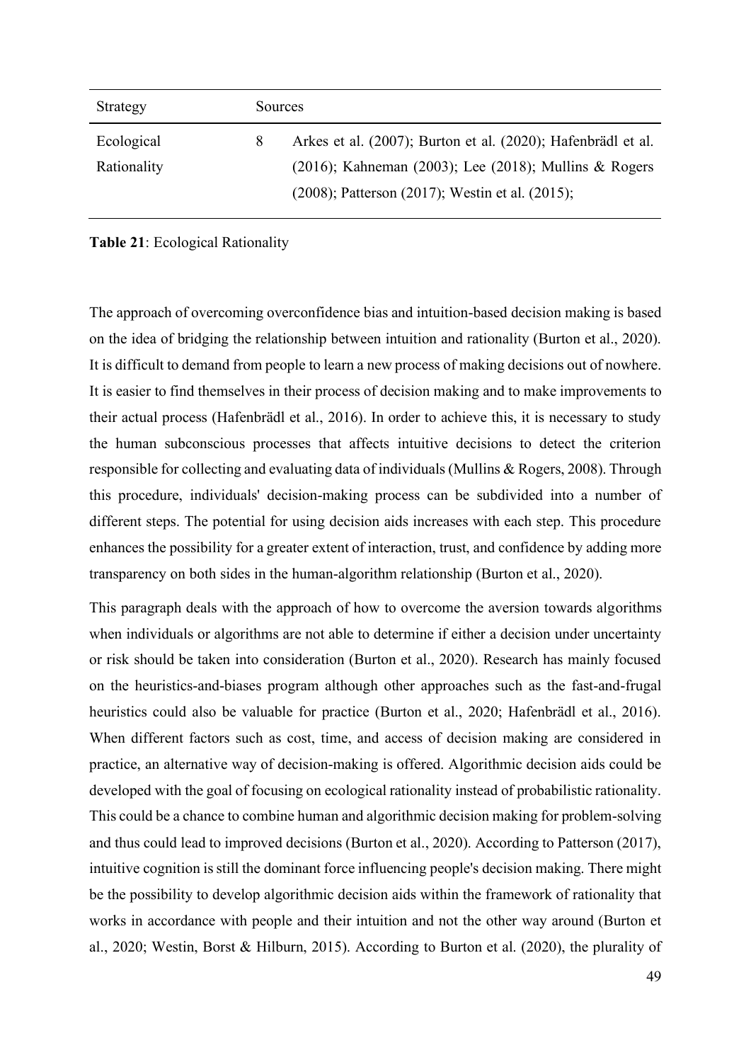| Strategy | Sources | |
|---|---|---|
| Ecological Rationality | 8 | Arkes et al. (2007); Burton et al. (2020); Hafenbrädl et al. (2016); Kahneman (2003); Lee (2018); Mullins & Rogers (2008); Patterson (2017); Westin et al. (2015); |

**Table 21**: Ecological Rationality

The approach of overcoming overconfidence bias and intuition-based decision making is based on the idea of bridging the relationship between intuition and rationality (Burton et al., 2020). It is difficult to demand from people to learn a new process of making decisions out of nowhere. It is easier to find themselves in their process of decision making and to make improvements to their actual process (Hafenbrädl et al., 2016). In order to achieve this, it is necessary to study the human subconscious processes that affects intuitive decisions to detect the criterion responsible for collecting and evaluating data of individuals (Mullins & Rogers, 2008). Through this procedure, individuals' decision-making process can be subdivided into a number of different steps. The potential for using decision aids increases with each step. This procedure enhances the possibility for a greater extent of interaction, trust, and confidence by adding more transparency on both sides in the human-algorithm relationship (Burton et al., 2020).

This paragraph deals with the approach of how to overcome the aversion towards algorithms when individuals or algorithms are not able to determine if either a decision under uncertainty or risk should be taken into consideration (Burton et al., 2020). Research has mainly focused on the heuristics-and-biases program although other approaches such as the fast-and-frugal heuristics could also be valuable for practice (Burton et al., 2020; Hafenbrädl et al., 2016). When different factors such as cost, time, and access of decision making are considered in practice, an alternative way of decision-making is offered. Algorithmic decision aids could be developed with the goal of focusing on ecological rationality instead of probabilistic rationality. This could be a chance to combine human and algorithmic decision making for problem-solving and thus could lead to improved decisions (Burton et al., 2020). According to Patterson (2017), intuitive cognition is still the dominant force influencing people's decision making. There might be the possibility to develop algorithmic decision aids within the framework of rationality that works in accordance with people and their intuition and not the other way around (Burton et al., 2020; Westin, Borst & Hilburn, 2015). According to Burton et al. (2020), the plurality of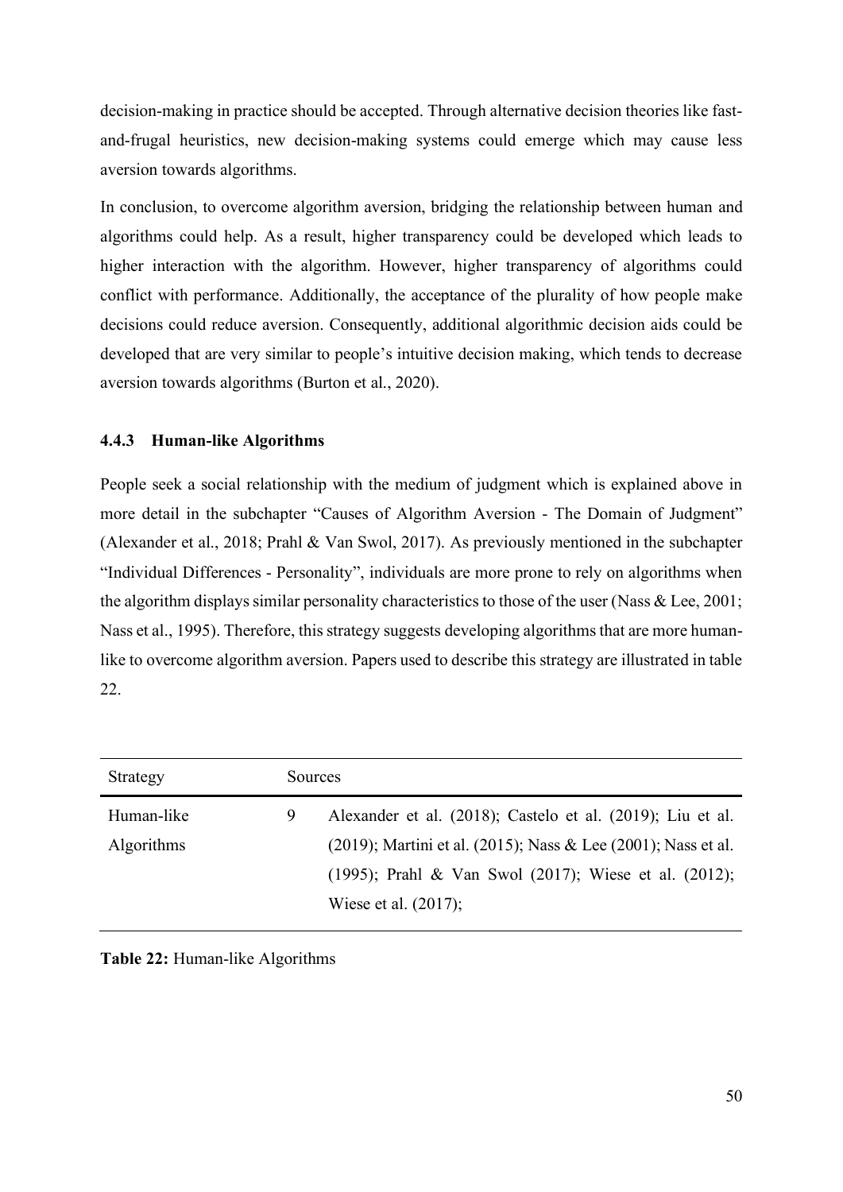decision-making in practice should be accepted. Through alternative decision theories like fast-and-frugal heuristics, new decision-making systems could emerge which may cause less aversion towards algorithms.

In conclusion, to overcome algorithm aversion, bridging the relationship between human and algorithms could help. As a result, higher transparency could be developed which leads to higher interaction with the algorithm. However, higher transparency of algorithms could conflict with performance. Additionally, the acceptance of the plurality of how people make decisions could reduce aversion. Consequently, additional algorithmic decision aids could be developed that are very similar to people's intuitive decision making, which tends to decrease aversion towards algorithms (Burton et al., 2020).

### 4.4.3 Human-like Algorithms

People seek a social relationship with the medium of judgment which is explained above in more detail in the subchapter "Causes of Algorithm Aversion - The Domain of Judgment" (Alexander et al., 2018; Prahl & Van Swol, 2017). As previously mentioned in the subchapter "Individual Differences - Personality", individuals are more prone to rely on algorithms when the algorithm displays similar personality characteristics to those of the user (Nass & Lee, 2001; Nass et al., 1995). Therefore, this strategy suggests developing algorithms that are more human-like to overcome algorithm aversion. Papers used to describe this strategy are illustrated in table 22.

| Strategy | Sources | |
|---|---|---|
| Human-like Algorithms | 9 | Alexander et al. (2018); Castelo et al. (2019); Liu et al. (2019); Martini et al. (2015); Nass & Lee (2001); Nass et al. (1995); Prahl & Van Swol (2017); Wiese et al. (2012); Wiese et al. (2017); |

**Table 22:** Human-like Algorithms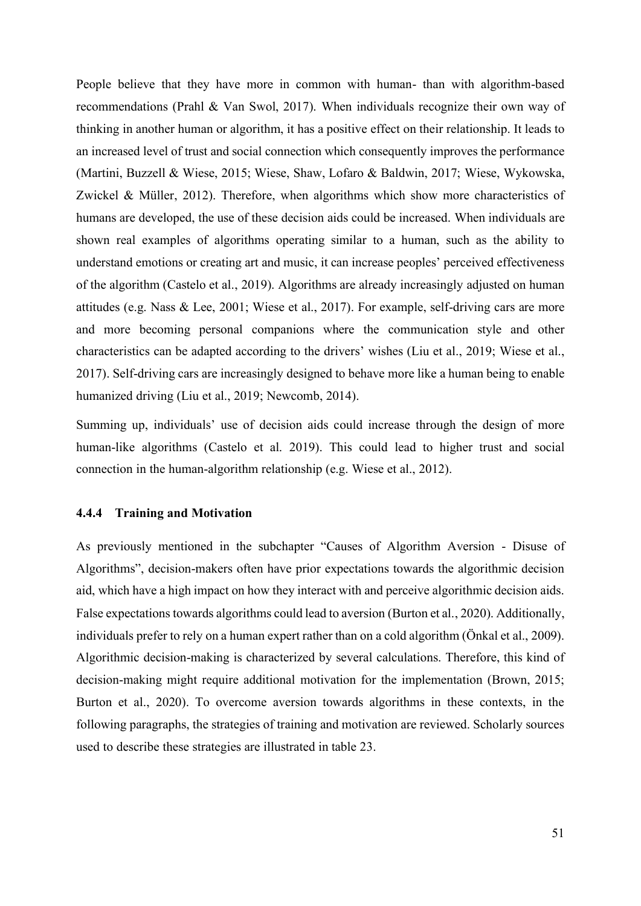People believe that they have more in common with human- than with algorithm-based recommendations (Prahl & Van Swol, 2017). When individuals recognize their own way of thinking in another human or algorithm, it has a positive effect on their relationship. It leads to an increased level of trust and social connection which consequently improves the performance (Martini, Buzzell & Wiese, 2015; Wiese, Shaw, Lofaro & Baldwin, 2017; Wiese, Wykowska, Zwickel & Müller, 2012). Therefore, when algorithms which show more characteristics of humans are developed, the use of these decision aids could be increased. When individuals are shown real examples of algorithms operating similar to a human, such as the ability to understand emotions or creating art and music, it can increase peoples' perceived effectiveness of the algorithm (Castelo et al., 2019). Algorithms are already increasingly adjusted on human attitudes (e.g. Nass & Lee, 2001; Wiese et al., 2017). For example, self-driving cars are more and more becoming personal companions where the communication style and other characteristics can be adapted according to the drivers' wishes (Liu et al., 2019; Wiese et al., 2017). Self-driving cars are increasingly designed to behave more like a human being to enable humanized driving (Liu et al., 2019; Newcomb, 2014).

Summing up, individuals' use of decision aids could increase through the design of more human-like algorithms (Castelo et al. 2019). This could lead to higher trust and social connection in the human-algorithm relationship (e.g. Wiese et al., 2012).

#### 4.4.4 Training and Motivation

As previously mentioned in the subchapter "Causes of Algorithm Aversion - Disuse of Algorithms", decision-makers often have prior expectations towards the algorithmic decision aid, which have a high impact on how they interact with and perceive algorithmic decision aids. False expectations towards algorithms could lead to aversion (Burton et al., 2020). Additionally, individuals prefer to rely on a human expert rather than on a cold algorithm (Önkal et al., 2009). Algorithmic decision-making is characterized by several calculations. Therefore, this kind of decision-making might require additional motivation for the implementation (Brown, 2015; Burton et al., 2020). To overcome aversion towards algorithms in these contexts, in the following paragraphs, the strategies of training and motivation are reviewed. Scholarly sources used to describe these strategies are illustrated in table 23.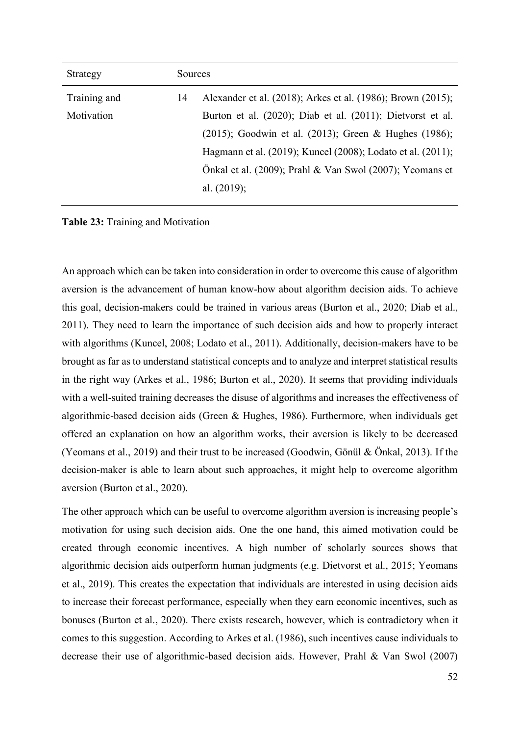| Strategy | Sources | |
|---|---|---|
| Training and Motivation | 14 | Alexander et al. (2018); Arkes et al. (1986); Brown (2015); Burton et al. (2020); Diab et al. (2011); Dietvorst et al. (2015); Goodwin et al. (2013); Green & Hughes (1986); Hagmann et al. (2019); Kuncel (2008); Lodato et al. (2011); Önkal et al. (2009); Prahl & Van Swol (2007); Yeomans et al. (2019); |

**Table 23:** Training and Motivation

An approach which can be taken into consideration in order to overcome this cause of algorithm aversion is the advancement of human know-how about algorithm decision aids. To achieve this goal, decision-makers could be trained in various areas (Burton et al., 2020; Diab et al., 2011). They need to learn the importance of such decision aids and how to properly interact with algorithms (Kuncel, 2008; Lodato et al., 2011). Additionally, decision-makers have to be brought as far as to understand statistical concepts and to analyze and interpret statistical results in the right way (Arkes et al., 1986; Burton et al., 2020). It seems that providing individuals with a well-suited training decreases the disuse of algorithms and increases the effectiveness of algorithmic-based decision aids (Green & Hughes, 1986). Furthermore, when individuals get offered an explanation on how an algorithm works, their aversion is likely to be decreased (Yeomans et al., 2019) and their trust to be increased (Goodwin, Gönül & Önkal, 2013). If the decision-maker is able to learn about such approaches, it might help to overcome algorithm aversion (Burton et al., 2020).

The other approach which can be useful to overcome algorithm aversion is increasing people's motivation for using such decision aids. One the one hand, this aimed motivation could be created through economic incentives. A high number of scholarly sources shows that algorithmic decision aids outperform human judgments (e.g. Dietvorst et al., 2015; Yeomans et al., 2019). This creates the expectation that individuals are interested in using decision aids to increase their forecast performance, especially when they earn economic incentives, such as bonuses (Burton et al., 2020). There exists research, however, which is contradictory when it comes to this suggestion. According to Arkes et al. (1986), such incentives cause individuals to decrease their use of algorithmic-based decision aids. However, Prahl & Van Swol (2007)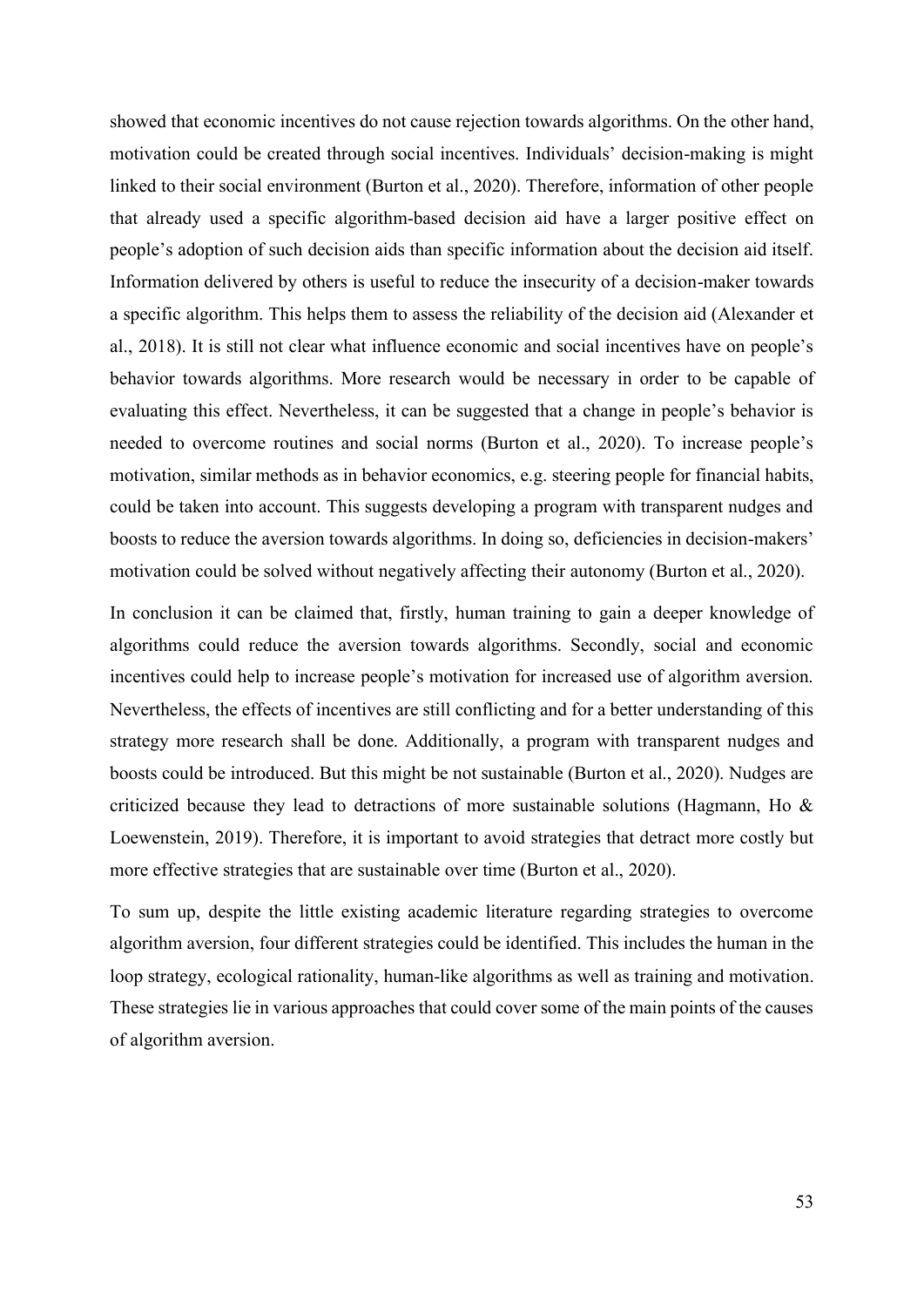showed that economic incentives do not cause rejection towards algorithms. On the other hand, motivation could be created through social incentives. Individuals' decision-making is might linked to their social environment (Burton et al., 2020). Therefore, information of other people that already used a specific algorithm-based decision aid have a larger positive effect on people's adoption of such decision aids than specific information about the decision aid itself. Information delivered by others is useful to reduce the insecurity of a decision-maker towards a specific algorithm. This helps them to assess the reliability of the decision aid (Alexander et al., 2018). It is still not clear what influence economic and social incentives have on people's behavior towards algorithms. More research would be necessary in order to be capable of evaluating this effect. Nevertheless, it can be suggested that a change in people's behavior is needed to overcome routines and social norms (Burton et al., 2020). To increase people's motivation, similar methods as in behavior economics, e.g. steering people for financial habits, could be taken into account. This suggests developing a program with transparent nudges and boosts to reduce the aversion towards algorithms. In doing so, deficiencies in decision-makers' motivation could be solved without negatively affecting their autonomy (Burton et al., 2020).

In conclusion it can be claimed that, firstly, human training to gain a deeper knowledge of algorithms could reduce the aversion towards algorithms. Secondly, social and economic incentives could help to increase people's motivation for increased use of algorithm aversion. Nevertheless, the effects of incentives are still conflicting and for a better understanding of this strategy more research shall be done. Additionally, a program with transparent nudges and boosts could be introduced. But this might be not sustainable (Burton et al., 2020). Nudges are criticized because they lead to detractions of more sustainable solutions (Hagmann, Ho & Loewenstein, 2019). Therefore, it is important to avoid strategies that detract more costly but more effective strategies that are sustainable over time (Burton et al., 2020).

To sum up, despite the little existing academic literature regarding strategies to overcome algorithm aversion, four different strategies could be identified. This includes the human in the loop strategy, ecological rationality, human-like algorithms as well as training and motivation. These strategies lie in various approaches that could cover some of the main points of the causes of algorithm aversion.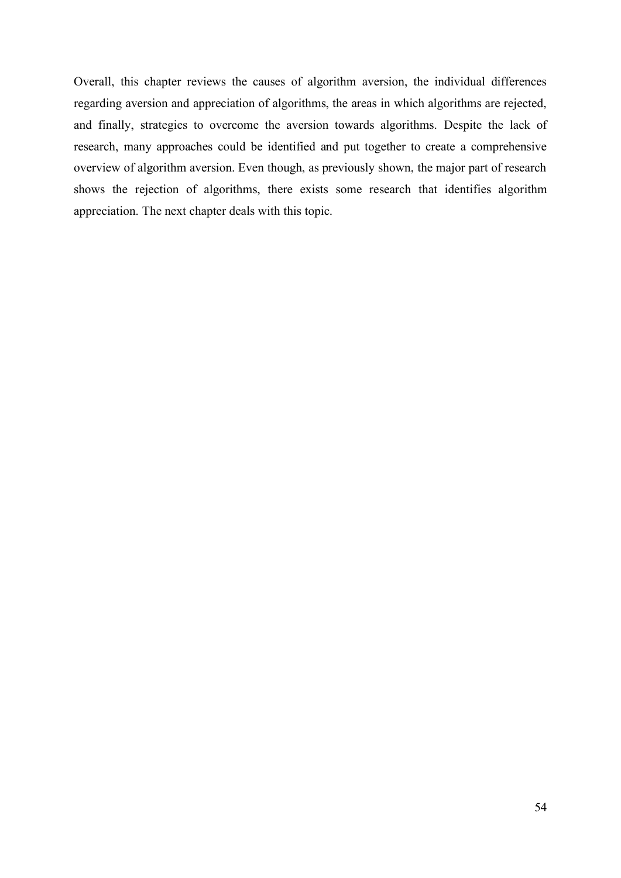Overall, this chapter reviews the causes of algorithm aversion, the individual differences regarding aversion and appreciation of algorithms, the areas in which algorithms are rejected, and finally, strategies to overcome the aversion towards algorithms. Despite the lack of research, many approaches could be identified and put together to create a comprehensive overview of algorithm aversion. Even though, as previously shown, the major part of research shows the rejection of algorithms, there exists some research that identifies algorithm appreciation. The next chapter deals with this topic.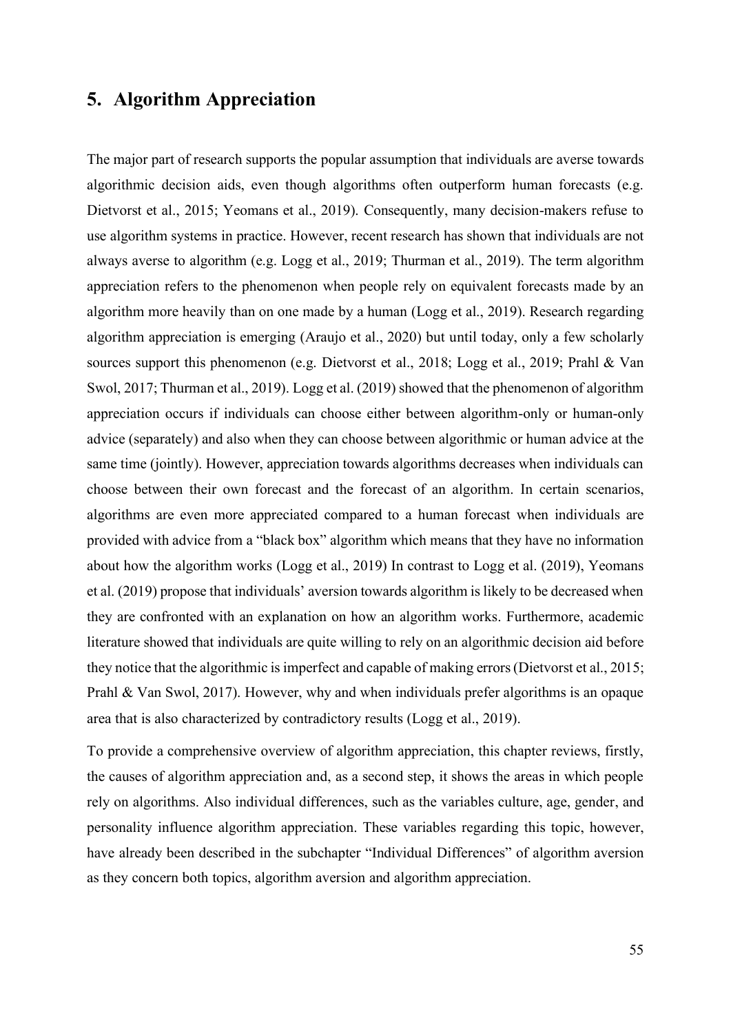# 5. Algorithm Appreciation

The major part of research supports the popular assumption that individuals are averse towards algorithmic decision aids, even though algorithms often outperform human forecasts (e.g. Dietvorst et al., 2015; Yeomans et al., 2019). Consequently, many decision-makers refuse to use algorithm systems in practice. However, recent research has shown that individuals are not always averse to algorithm (e.g. Logg et al., 2019; Thurman et al., 2019). The term algorithm appreciation refers to the phenomenon when people rely on equivalent forecasts made by an algorithm more heavily than on one made by a human (Logg et al., 2019). Research regarding algorithm appreciation is emerging (Araujo et al., 2020) but until today, only a few scholarly sources support this phenomenon (e.g. Dietvorst et al., 2018; Logg et al., 2019; Prahl & Van Swol, 2017; Thurman et al., 2019). Logg et al. (2019) showed that the phenomenon of algorithm appreciation occurs if individuals can choose either between algorithm-only or human-only advice (separately) and also when they can choose between algorithmic or human advice at the same time (jointly). However, appreciation towards algorithms decreases when individuals can choose between their own forecast and the forecast of an algorithm. In certain scenarios, algorithms are even more appreciated compared to a human forecast when individuals are provided with advice from a "black box" algorithm which means that they have no information about how the algorithm works (Logg et al., 2019) In contrast to Logg et al. (2019), Yeomans et al. (2019) propose that individuals' aversion towards algorithm is likely to be decreased when they are confronted with an explanation on how an algorithm works. Furthermore, academic literature showed that individuals are quite willing to rely on an algorithmic decision aid before they notice that the algorithmic is imperfect and capable of making errors (Dietvorst et al., 2015; Prahl & Van Swol, 2017). However, why and when individuals prefer algorithms is an opaque area that is also characterized by contradictory results (Logg et al., 2019).

To provide a comprehensive overview of algorithm appreciation, this chapter reviews, firstly, the causes of algorithm appreciation and, as a second step, it shows the areas in which people rely on algorithms. Also individual differences, such as the variables culture, age, gender, and personality influence algorithm appreciation. These variables regarding this topic, however, have already been described in the subchapter "Individual Differences" of algorithm aversion as they concern both topics, algorithm aversion and algorithm appreciation.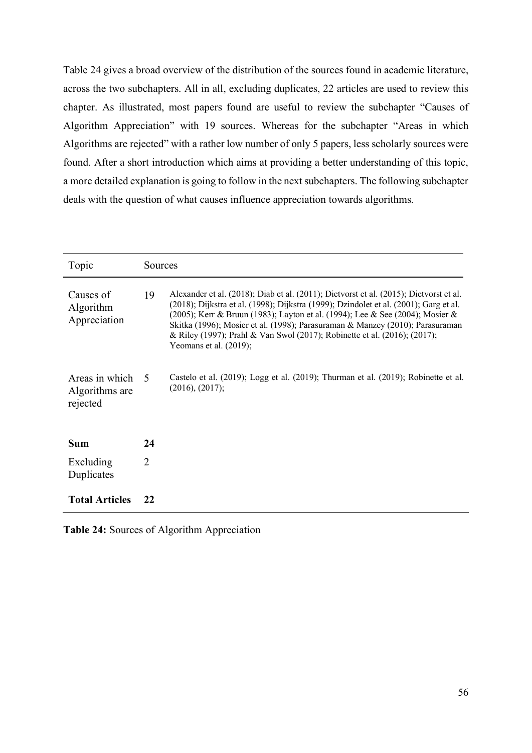Table 24 gives a broad overview of the distribution of the sources found in academic literature, across the two subchapters. All in all, excluding duplicates, 22 articles are used to review this chapter. As illustrated, most papers found are useful to review the subchapter "Causes of Algorithm Appreciation" with 19 sources. Whereas for the subchapter "Areas in which Algorithms are rejected" with a rather low number of only 5 papers, less scholarly sources were found. After a short introduction which aims at providing a better understanding of this topic, a more detailed explanation is going to follow in the next subchapters. The following subchapter deals with the question of what causes influence appreciation towards algorithms.

| Topic | Sources | |
|---|---|---|
| Causes of Algorithm Appreciation | 19 | Alexander et al. (2018); Diab et al. (2011); Dietvorst et al. (2015); Dietvorst et al. (2018); Dijkstra et al. (1998); Dijkstra (1999); Dzindolet et al. (2001); Garg et al. (2005); Kerr & Bruun (1983); Layton et al. (1994); Lee & See (2004); Mosier & Skitka (1996); Mosier et al. (1998); Parasuraman & Manzey (2010); Parasuraman & Riley (1997); Prahl & Van Swol (2017); Robinette et al. (2016); (2017); Yeomans et al. (2019); |
| Areas in which Algorithms are rejected | 5 | Castelo et al. (2019); Logg et al. (2019); Thurman et al. (2019); Robinette et al. (2016), (2017); |
| **Sum** | **24** | |
| Excluding Duplicates | 2 | |
| **Total Articles** | **22** | |

**Table 24:** Sources of Algorithm Appreciation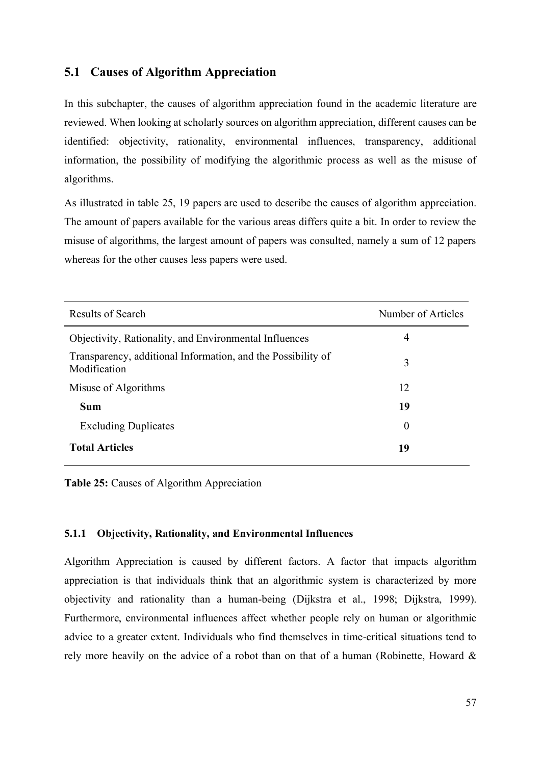## 5.1 Causes of Algorithm Appreciation

In this subchapter, the causes of algorithm appreciation found in the academic literature are reviewed. When looking at scholarly sources on algorithm appreciation, different causes can be identified: objectivity, rationality, environmental influences, transparency, additional information, the possibility of modifying the algorithmic process as well as the misuse of algorithms.

As illustrated in table 25, 19 papers are used to describe the causes of algorithm appreciation. The amount of papers available for the various areas differs quite a bit. In order to review the misuse of algorithms, the largest amount of papers was consulted, namely a sum of 12 papers whereas for the other causes less papers were used.

| Results of Search | Number of Articles |
|---|---|
| Objectivity, Rationality, and Environmental Influences | 4 |
| Transparency, additional Information, and the Possibility of Modification | 3 |
| Misuse of Algorithms | 12 |
| **Sum** | **19** |
| Excluding Duplicates | 0 |
| **Total Articles** | **19** |

**Table 25:** Causes of Algorithm Appreciation

### 5.1.1 Objectivity, Rationality, and Environmental Influences

Algorithm Appreciation is caused by different factors. A factor that impacts algorithm appreciation is that individuals think that an algorithmic system is characterized by more objectivity and rationality than a human-being (Dijkstra et al., 1998; Dijkstra, 1999). Furthermore, environmental influences affect whether people rely on human or algorithmic advice to a greater extent. Individuals who find themselves in time-critical situations tend to rely more heavily on the advice of a robot than on that of a human (Robinette, Howard &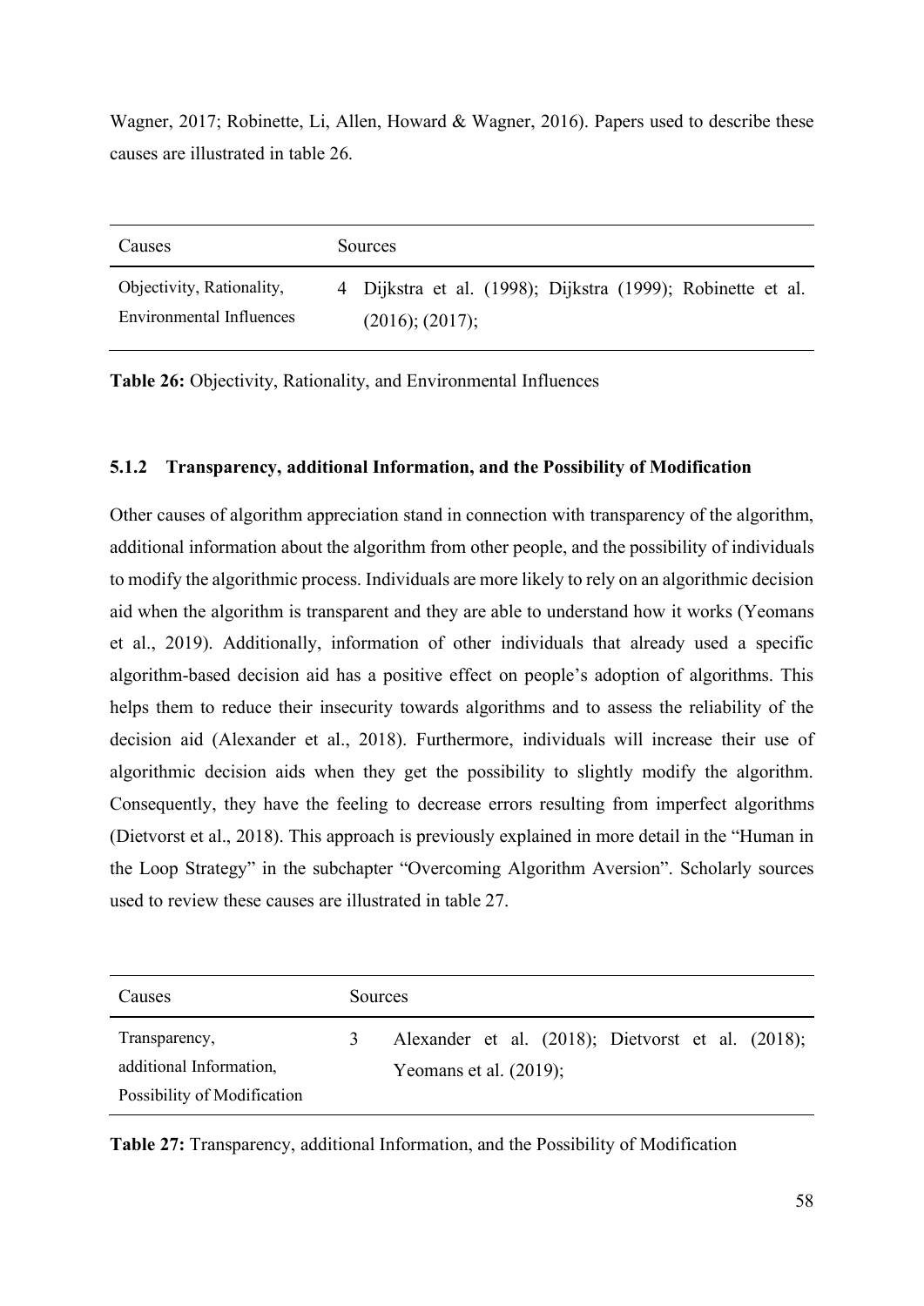Wagner, 2017; Robinette, Li, Allen, Howard & Wagner, 2016). Papers used to describe these causes are illustrated in table 26.

| Causes | | Sources |
|---|---|---|
| Objectivity, Rationality, Environmental Influences | 4 | Dijkstra et al. (1998); Dijkstra (1999); Robinette et al. (2016); (2017); |

**Table 26:** Objectivity, Rationality, and Environmental Influences

### 5.1.2 Transparency, additional Information, and the Possibility of Modification

Other causes of algorithm appreciation stand in connection with transparency of the algorithm, additional information about the algorithm from other people, and the possibility of individuals to modify the algorithmic process. Individuals are more likely to rely on an algorithmic decision aid when the algorithm is transparent and they are able to understand how it works (Yeomans et al., 2019). Additionally, information of other individuals that already used a specific algorithm-based decision aid has a positive effect on people's adoption of algorithms. This helps them to reduce their insecurity towards algorithms and to assess the reliability of the decision aid (Alexander et al., 2018). Furthermore, individuals will increase their use of algorithmic decision aids when they get the possibility to slightly modify the algorithm. Consequently, they have the feeling to decrease errors resulting from imperfect algorithms (Dietvorst et al., 2018). This approach is previously explained in more detail in the "Human in the Loop Strategy" in the subchapter "Overcoming Algorithm Aversion". Scholarly sources used to review these causes are illustrated in table 27.

| Causes | | Sources |
|---|---|---|
| Transparency, additional Information, Possibility of Modification | 3 | Alexander et al. (2018); Dietvorst et al. (2018); Yeomans et al. (2019); |

**Table 27:** Transparency, additional Information, and the Possibility of Modification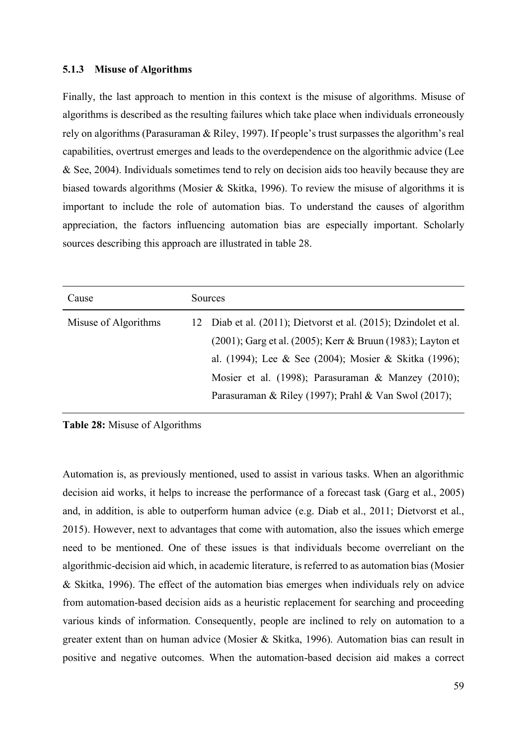### 5.1.3 Misuse of Algorithms

Finally, the last approach to mention in this context is the misuse of algorithms. Misuse of algorithms is described as the resulting failures which take place when individuals erroneously rely on algorithms (Parasuraman & Riley, 1997). If people's trust surpasses the algorithm's real capabilities, overtrust emerges and leads to the overdependence on the algorithmic advice (Lee & See, 2004). Individuals sometimes tend to rely on decision aids too heavily because they are biased towards algorithms (Mosier & Skitka, 1996). To review the misuse of algorithms it is important to include the role of automation bias. To understand the causes of algorithm appreciation, the factors influencing automation bias are especially important. Scholarly sources describing this approach are illustrated in table 28.

| Cause | Sources | |
|---|---|---|
| Misuse of Algorithms | 12 | Diab et al. (2011); Dietvorst et al. (2015); Dzindolet et al. (2001); Garg et al. (2005); Kerr & Bruun (1983); Layton et al. (1994); Lee & See (2004); Mosier & Skitka (1996); Mosier et al. (1998); Parasuraman & Manzey (2010); Parasuraman & Riley (1997); Prahl & Van Swol (2017); |

**Table 28:** Misuse of Algorithms

Automation is, as previously mentioned, used to assist in various tasks. When an algorithmic decision aid works, it helps to increase the performance of a forecast task (Garg et al., 2005) and, in addition, is able to outperform human advice (e.g. Diab et al., 2011; Dietvorst et al., 2015). However, next to advantages that come with automation, also the issues which emerge need to be mentioned. One of these issues is that individuals become overreliant on the algorithmic-decision aid which, in academic literature, is referred to as automation bias (Mosier & Skitka, 1996). The effect of the automation bias emerges when individuals rely on advice from automation-based decision aids as a heuristic replacement for searching and proceeding various kinds of information. Consequently, people are inclined to rely on automation to a greater extent than on human advice (Mosier & Skitka, 1996). Automation bias can result in positive and negative outcomes. When the automation-based decision aid makes a correct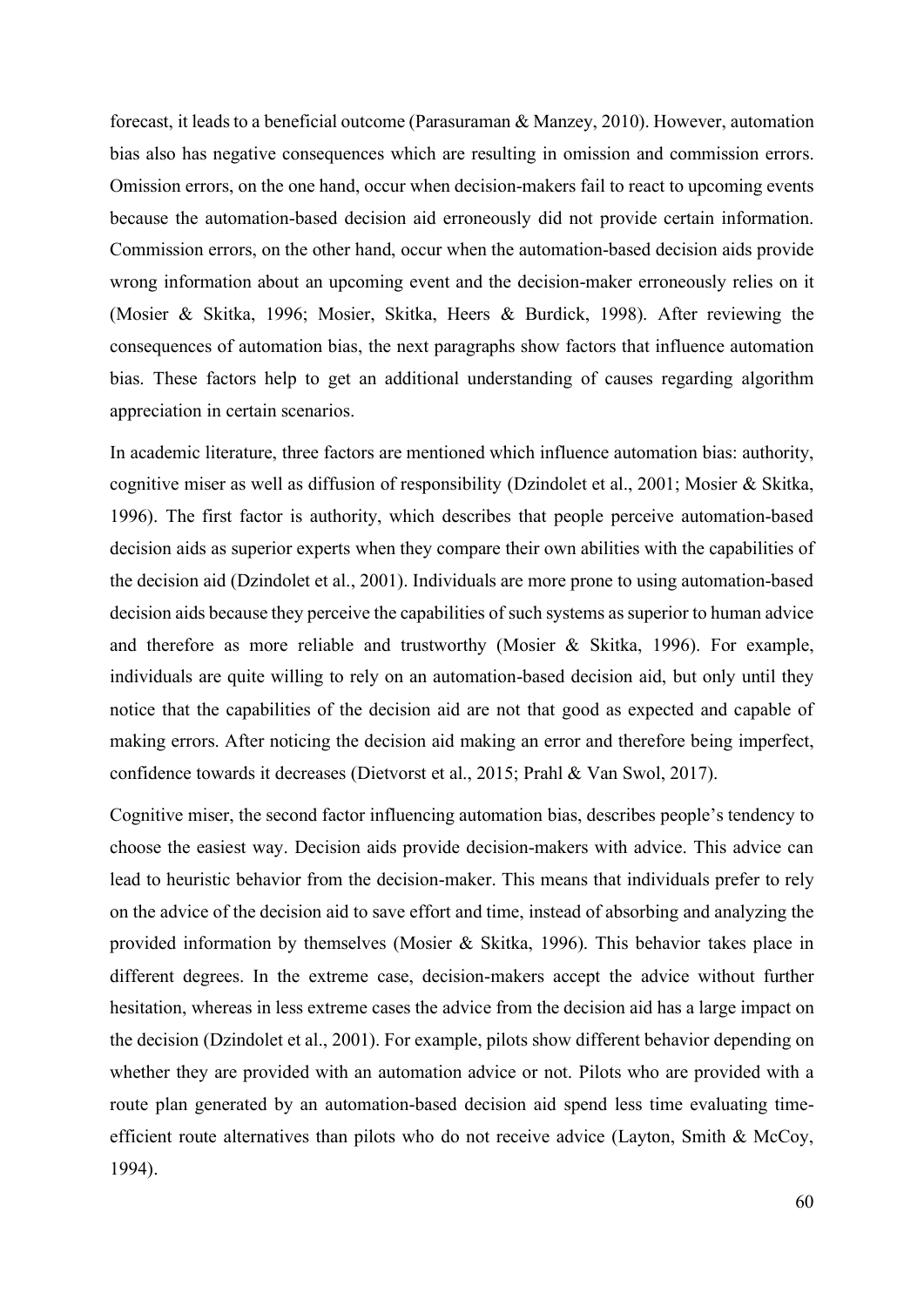forecast, it leads to a beneficial outcome (Parasuraman & Manzey, 2010). However, automation bias also has negative consequences which are resulting in omission and commission errors. Omission errors, on the one hand, occur when decision-makers fail to react to upcoming events because the automation-based decision aid erroneously did not provide certain information. Commission errors, on the other hand, occur when the automation-based decision aids provide wrong information about an upcoming event and the decision-maker erroneously relies on it (Mosier & Skitka, 1996; Mosier, Skitka, Heers & Burdick, 1998). After reviewing the consequences of automation bias, the next paragraphs show factors that influence automation bias. These factors help to get an additional understanding of causes regarding algorithm appreciation in certain scenarios.

In academic literature, three factors are mentioned which influence automation bias: authority, cognitive miser as well as diffusion of responsibility (Dzindolet et al., 2001; Mosier & Skitka, 1996). The first factor is authority, which describes that people perceive automation-based decision aids as superior experts when they compare their own abilities with the capabilities of the decision aid (Dzindolet et al., 2001). Individuals are more prone to using automation-based decision aids because they perceive the capabilities of such systems as superior to human advice and therefore as more reliable and trustworthy (Mosier & Skitka, 1996). For example, individuals are quite willing to rely on an automation-based decision aid, but only until they notice that the capabilities of the decision aid are not that good as expected and capable of making errors. After noticing the decision aid making an error and therefore being imperfect, confidence towards it decreases (Dietvorst et al., 2015; Prahl & Van Swol, 2017).

Cognitive miser, the second factor influencing automation bias, describes people's tendency to choose the easiest way. Decision aids provide decision-makers with advice. This advice can lead to heuristic behavior from the decision-maker. This means that individuals prefer to rely on the advice of the decision aid to save effort and time, instead of absorbing and analyzing the provided information by themselves (Mosier & Skitka, 1996). This behavior takes place in different degrees. In the extreme case, decision-makers accept the advice without further hesitation, whereas in less extreme cases the advice from the decision aid has a large impact on the decision (Dzindolet et al., 2001). For example, pilots show different behavior depending on whether they are provided with an automation advice or not. Pilots who are provided with a route plan generated by an automation-based decision aid spend less time evaluating time-efficient route alternatives than pilots who do not receive advice (Layton, Smith & McCoy, 1994).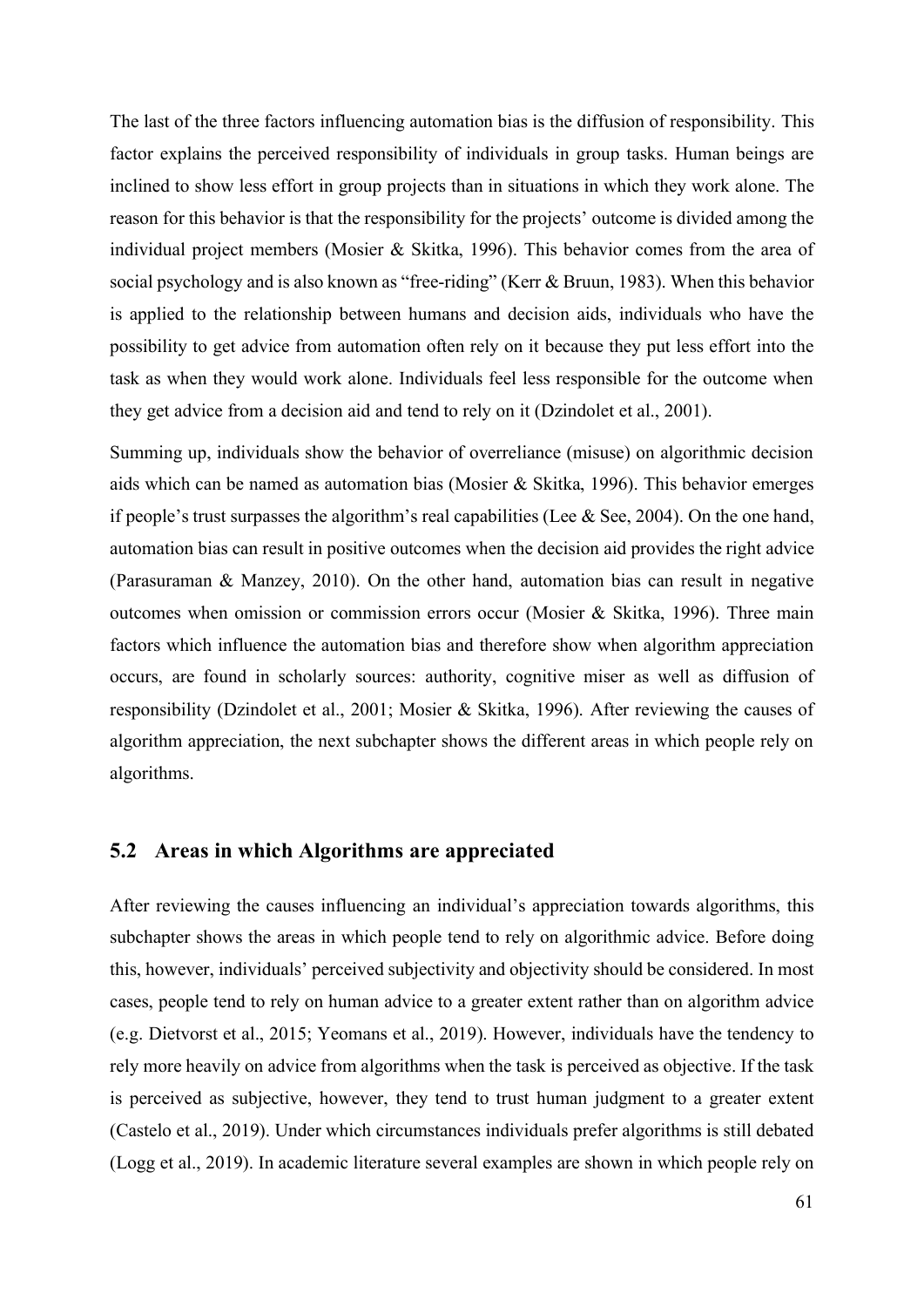The last of the three factors influencing automation bias is the diffusion of responsibility. This factor explains the perceived responsibility of individuals in group tasks. Human beings are inclined to show less effort in group projects than in situations in which they work alone. The reason for this behavior is that the responsibility for the projects' outcome is divided among the individual project members (Mosier & Skitka, 1996). This behavior comes from the area of social psychology and is also known as "free-riding" (Kerr & Bruun, 1983). When this behavior is applied to the relationship between humans and decision aids, individuals who have the possibility to get advice from automation often rely on it because they put less effort into the task as when they would work alone. Individuals feel less responsible for the outcome when they get advice from a decision aid and tend to rely on it (Dzindolet et al., 2001).

Summing up, individuals show the behavior of overreliance (misuse) on algorithmic decision aids which can be named as automation bias (Mosier & Skitka, 1996). This behavior emerges if people's trust surpasses the algorithm's real capabilities (Lee & See, 2004). On the one hand, automation bias can result in positive outcomes when the decision aid provides the right advice (Parasuraman & Manzey, 2010). On the other hand, automation bias can result in negative outcomes when omission or commission errors occur (Mosier & Skitka, 1996). Three main factors which influence the automation bias and therefore show when algorithm appreciation occurs, are found in scholarly sources: authority, cognitive miser as well as diffusion of responsibility (Dzindolet et al., 2001; Mosier & Skitka, 1996). After reviewing the causes of algorithm appreciation, the next subchapter shows the different areas in which people rely on algorithms.

## 5.2 Areas in which Algorithms are appreciated

After reviewing the causes influencing an individual's appreciation towards algorithms, this subchapter shows the areas in which people tend to rely on algorithmic advice. Before doing this, however, individuals' perceived subjectivity and objectivity should be considered. In most cases, people tend to rely on human advice to a greater extent rather than on algorithm advice (e.g. Dietvorst et al., 2015; Yeomans et al., 2019). However, individuals have the tendency to rely more heavily on advice from algorithms when the task is perceived as objective. If the task is perceived as subjective, however, they tend to trust human judgment to a greater extent (Castelo et al., 2019). Under which circumstances individuals prefer algorithms is still debated (Logg et al., 2019). In academic literature several examples are shown in which people rely on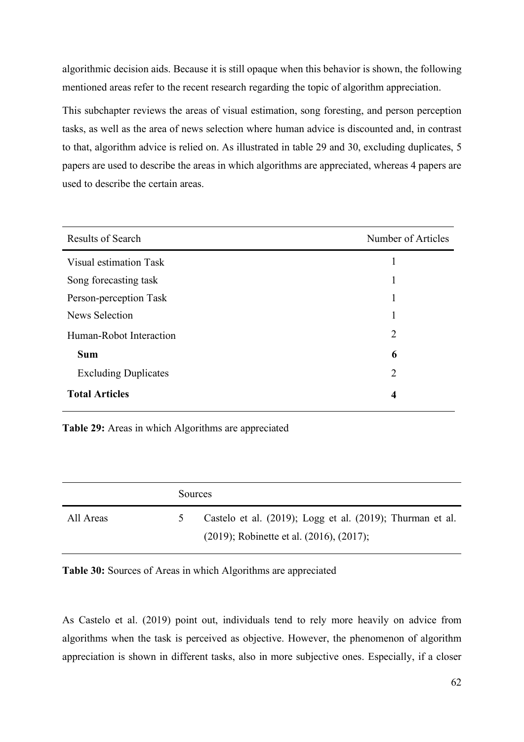algorithmic decision aids. Because it is still opaque when this behavior is shown, the following mentioned areas refer to the recent research regarding the topic of algorithm appreciation.

This subchapter reviews the areas of visual estimation, song foresting, and person perception tasks, as well as the area of news selection where human advice is discounted and, in contrast to that, algorithm advice is relied on. As illustrated in table 29 and 30, excluding duplicates, 5 papers are used to describe the areas in which algorithms are appreciated, whereas 4 papers are used to describe the certain areas.

| Results of Search | Number of Articles |
|---|---|
| Visual estimation Task | 1 |
| Song forecasting task | 1 |
| Person-perception Task | 1 |
| News Selection | 1 |
| Human-Robot Interaction | 2 |
| **Sum** | **6** |
| Excluding Duplicates | 2 |
| **Total Articles** | **4** |

**Table 29:** Areas in which Algorithms are appreciated

| | | Sources |
|---|---|---|
| All Areas | 5 | Castelo et al. (2019); Logg et al. (2019); Thurman et al. (2019); Robinette et al. (2016), (2017); |

**Table 30:** Sources of Areas in which Algorithms are appreciated

As Castelo et al. (2019) point out, individuals tend to rely more heavily on advice from algorithms when the task is perceived as objective. However, the phenomenon of algorithm appreciation is shown in different tasks, also in more subjective ones. Especially, if a closer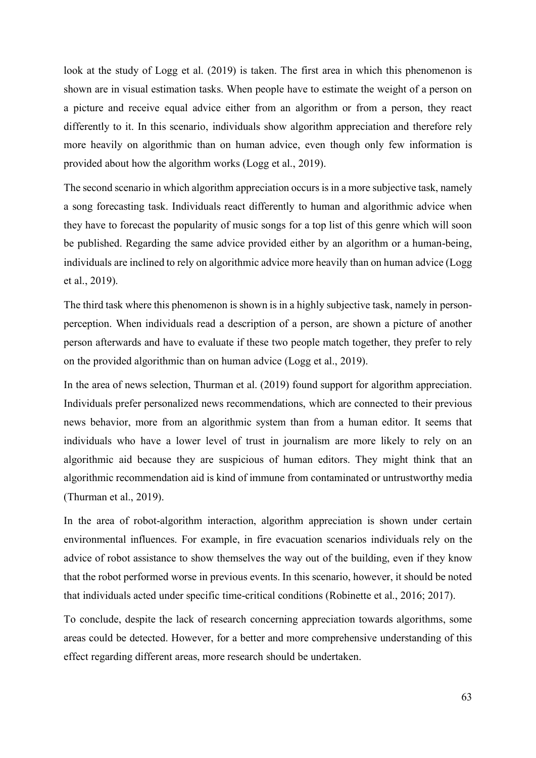look at the study of Logg et al. (2019) is taken. The first area in which this phenomenon is shown are in visual estimation tasks. When people have to estimate the weight of a person on a picture and receive equal advice either from an algorithm or from a person, they react differently to it. In this scenario, individuals show algorithm appreciation and therefore rely more heavily on algorithmic than on human advice, even though only few information is provided about how the algorithm works (Logg et al., 2019).

The second scenario in which algorithm appreciation occurs is in a more subjective task, namely a song forecasting task. Individuals react differently to human and algorithmic advice when they have to forecast the popularity of music songs for a top list of this genre which will soon be published. Regarding the same advice provided either by an algorithm or a human-being, individuals are inclined to rely on algorithmic advice more heavily than on human advice (Logg et al., 2019).

The third task where this phenomenon is shown is in a highly subjective task, namely in person-perception. When individuals read a description of a person, are shown a picture of another person afterwards and have to evaluate if these two people match together, they prefer to rely on the provided algorithmic than on human advice (Logg et al., 2019).

In the area of news selection, Thurman et al. (2019) found support for algorithm appreciation. Individuals prefer personalized news recommendations, which are connected to their previous news behavior, more from an algorithmic system than from a human editor. It seems that individuals who have a lower level of trust in journalism are more likely to rely on an algorithmic aid because they are suspicious of human editors. They might think that an algorithmic recommendation aid is kind of immune from contaminated or untrustworthy media (Thurman et al., 2019).

In the area of robot-algorithm interaction, algorithm appreciation is shown under certain environmental influences. For example, in fire evacuation scenarios individuals rely on the advice of robot assistance to show themselves the way out of the building, even if they know that the robot performed worse in previous events. In this scenario, however, it should be noted that individuals acted under specific time-critical conditions (Robinette et al., 2016; 2017).

To conclude, despite the lack of research concerning appreciation towards algorithms, some areas could be detected. However, for a better and more comprehensive understanding of this effect regarding different areas, more research should be undertaken.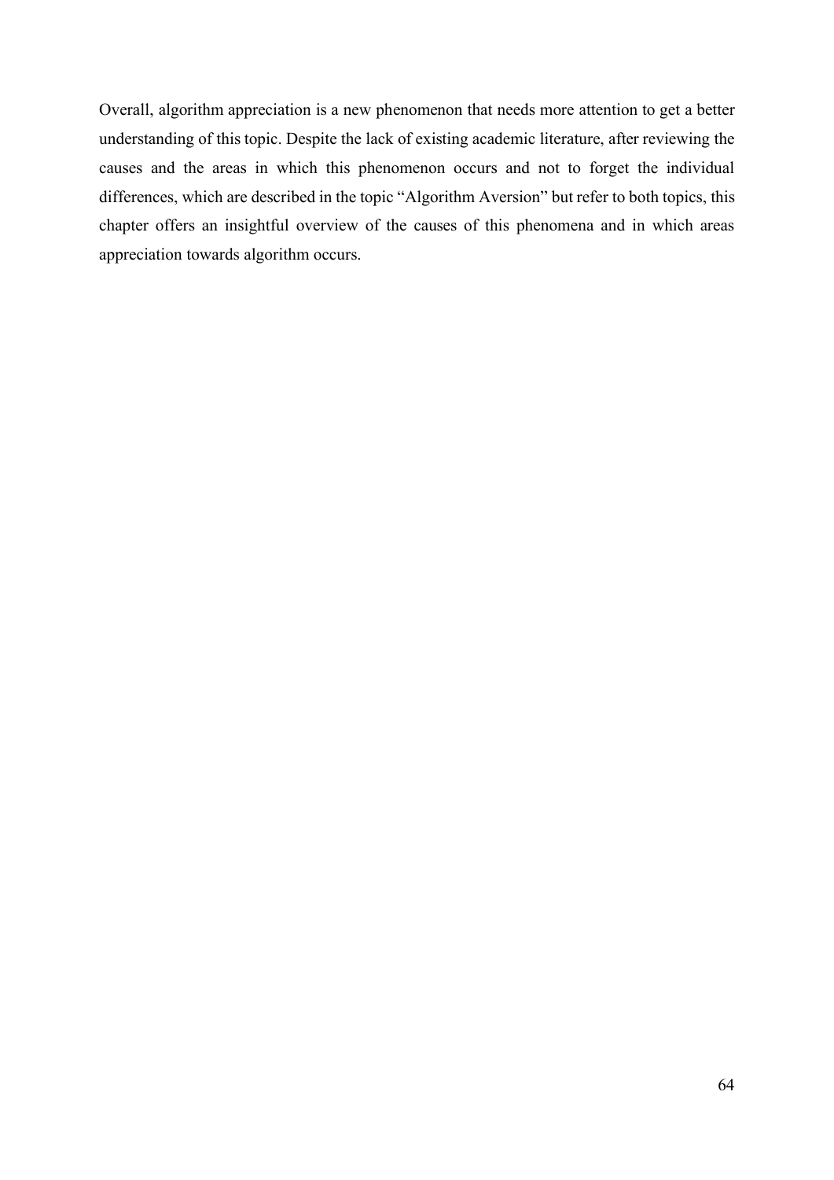Overall, algorithm appreciation is a new phenomenon that needs more attention to get a better understanding of this topic. Despite the lack of existing academic literature, after reviewing the causes and the areas in which this phenomenon occurs and not to forget the individual differences, which are described in the topic "Algorithm Aversion" but refer to both topics, this chapter offers an insightful overview of the causes of this phenomena and in which areas appreciation towards algorithm occurs.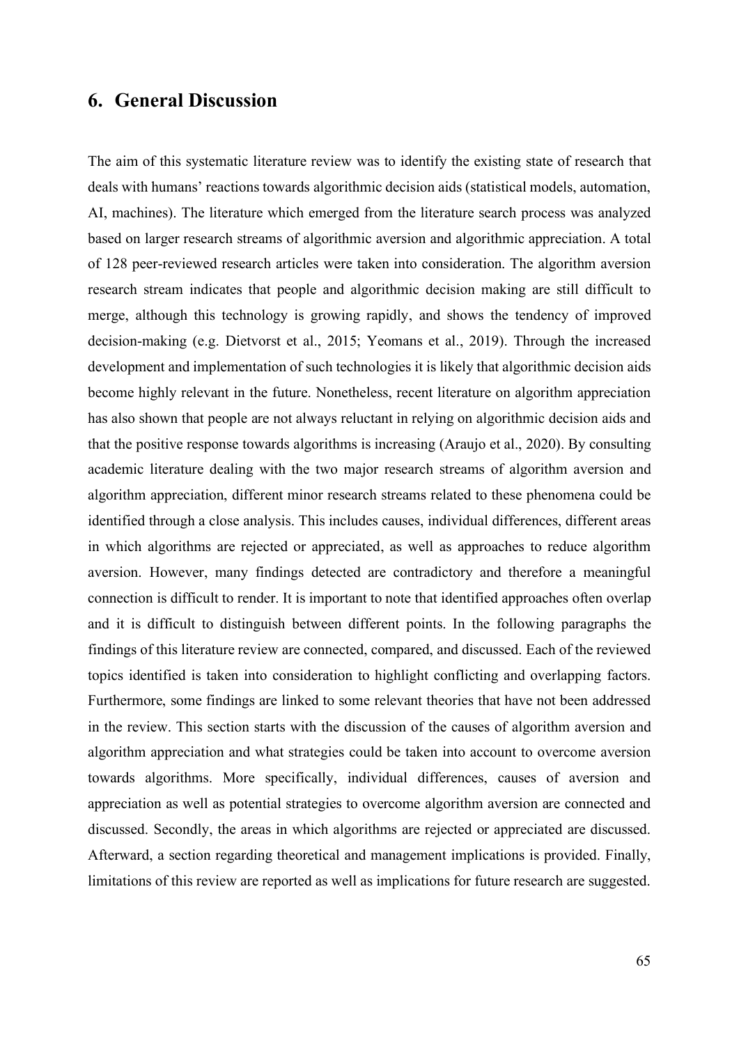## 6. General Discussion

The aim of this systematic literature review was to identify the existing state of research that deals with humans' reactions towards algorithmic decision aids (statistical models, automation, AI, machines). The literature which emerged from the literature search process was analyzed based on larger research streams of algorithmic aversion and algorithmic appreciation. A total of 128 peer-reviewed research articles were taken into consideration. The algorithm aversion research stream indicates that people and algorithmic decision making are still difficult to merge, although this technology is growing rapidly, and shows the tendency of improved decision-making (e.g. Dietvorst et al., 2015; Yeomans et al., 2019). Through the increased development and implementation of such technologies it is likely that algorithmic decision aids become highly relevant in the future. Nonetheless, recent literature on algorithm appreciation has also shown that people are not always reluctant in relying on algorithmic decision aids and that the positive response towards algorithms is increasing (Araujo et al., 2020). By consulting academic literature dealing with the two major research streams of algorithm aversion and algorithm appreciation, different minor research streams related to these phenomena could be identified through a close analysis. This includes causes, individual differences, different areas in which algorithms are rejected or appreciated, as well as approaches to reduce algorithm aversion. However, many findings detected are contradictory and therefore a meaningful connection is difficult to render. It is important to note that identified approaches often overlap and it is difficult to distinguish between different points. In the following paragraphs the findings of this literature review are connected, compared, and discussed. Each of the reviewed topics identified is taken into consideration to highlight conflicting and overlapping factors. Furthermore, some findings are linked to some relevant theories that have not been addressed in the review. This section starts with the discussion of the causes of algorithm aversion and algorithm appreciation and what strategies could be taken into account to overcome aversion towards algorithms. More specifically, individual differences, causes of aversion and appreciation as well as potential strategies to overcome algorithm aversion are connected and discussed. Secondly, the areas in which algorithms are rejected or appreciated are discussed. Afterward, a section regarding theoretical and management implications is provided. Finally, limitations of this review are reported as well as implications for future research are suggested.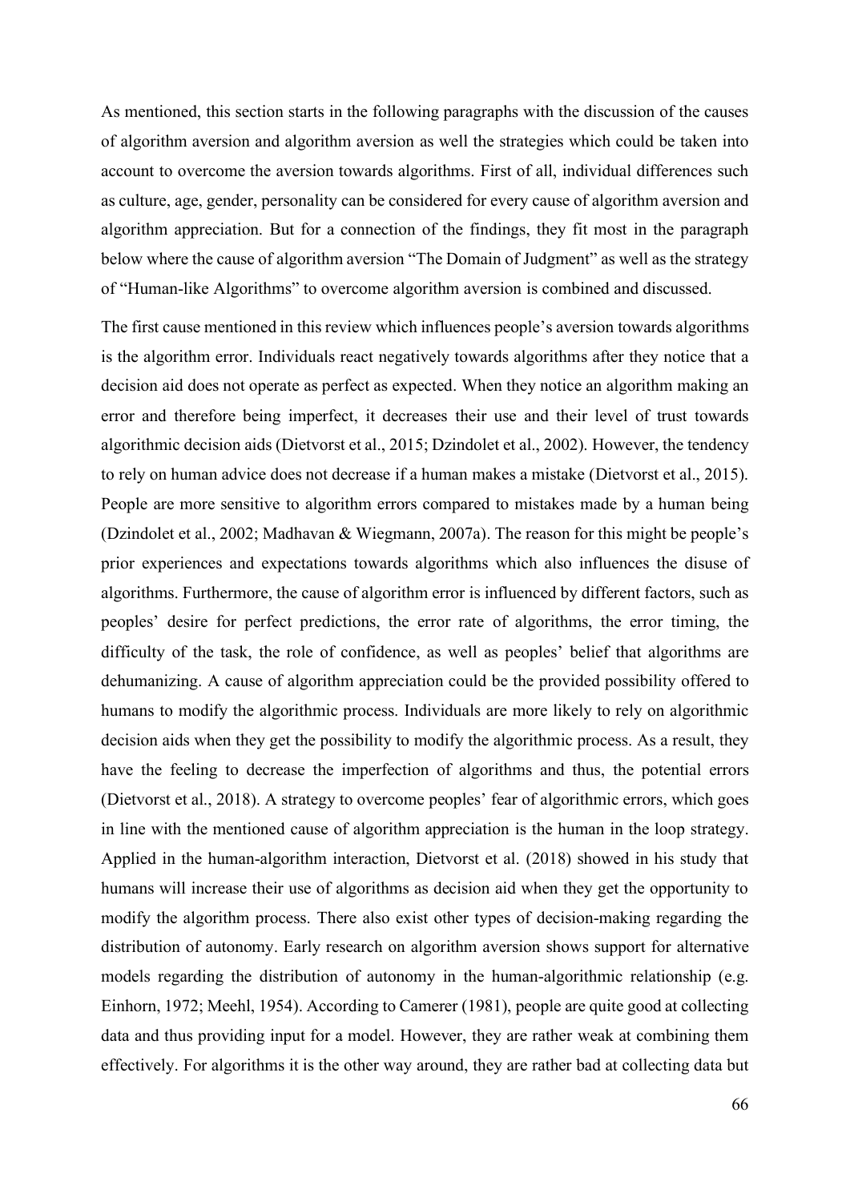As mentioned, this section starts in the following paragraphs with the discussion of the causes of algorithm aversion and algorithm aversion as well the strategies which could be taken into account to overcome the aversion towards algorithms. First of all, individual differences such as culture, age, gender, personality can be considered for every cause of algorithm aversion and algorithm appreciation. But for a connection of the findings, they fit most in the paragraph below where the cause of algorithm aversion "The Domain of Judgment" as well as the strategy of "Human-like Algorithms" to overcome algorithm aversion is combined and discussed.

The first cause mentioned in this review which influences people's aversion towards algorithms is the algorithm error. Individuals react negatively towards algorithms after they notice that a decision aid does not operate as perfect as expected. When they notice an algorithm making an error and therefore being imperfect, it decreases their use and their level of trust towards algorithmic decision aids (Dietvorst et al., 2015; Dzindolet et al., 2002). However, the tendency to rely on human advice does not decrease if a human makes a mistake (Dietvorst et al., 2015). People are more sensitive to algorithm errors compared to mistakes made by a human being (Dzindolet et al., 2002; Madhavan & Wiegmann, 2007a). The reason for this might be people's prior experiences and expectations towards algorithms which also influences the disuse of algorithms. Furthermore, the cause of algorithm error is influenced by different factors, such as peoples' desire for perfect predictions, the error rate of algorithms, the error timing, the difficulty of the task, the role of confidence, as well as peoples' belief that algorithms are dehumanizing. A cause of algorithm appreciation could be the provided possibility offered to humans to modify the algorithmic process. Individuals are more likely to rely on algorithmic decision aids when they get the possibility to modify the algorithmic process. As a result, they have the feeling to decrease the imperfection of algorithms and thus, the potential errors (Dietvorst et al., 2018). A strategy to overcome peoples' fear of algorithmic errors, which goes in line with the mentioned cause of algorithm appreciation is the human in the loop strategy. Applied in the human-algorithm interaction, Dietvorst et al. (2018) showed in his study that humans will increase their use of algorithms as decision aid when they get the opportunity to modify the algorithm process. There also exist other types of decision-making regarding the distribution of autonomy. Early research on algorithm aversion shows support for alternative models regarding the distribution of autonomy in the human-algorithmic relationship (e.g. Einhorn, 1972; Meehl, 1954). According to Camerer (1981), people are quite good at collecting data and thus providing input for a model. However, they are rather weak at combining them effectively. For algorithms it is the other way around, they are rather bad at collecting data but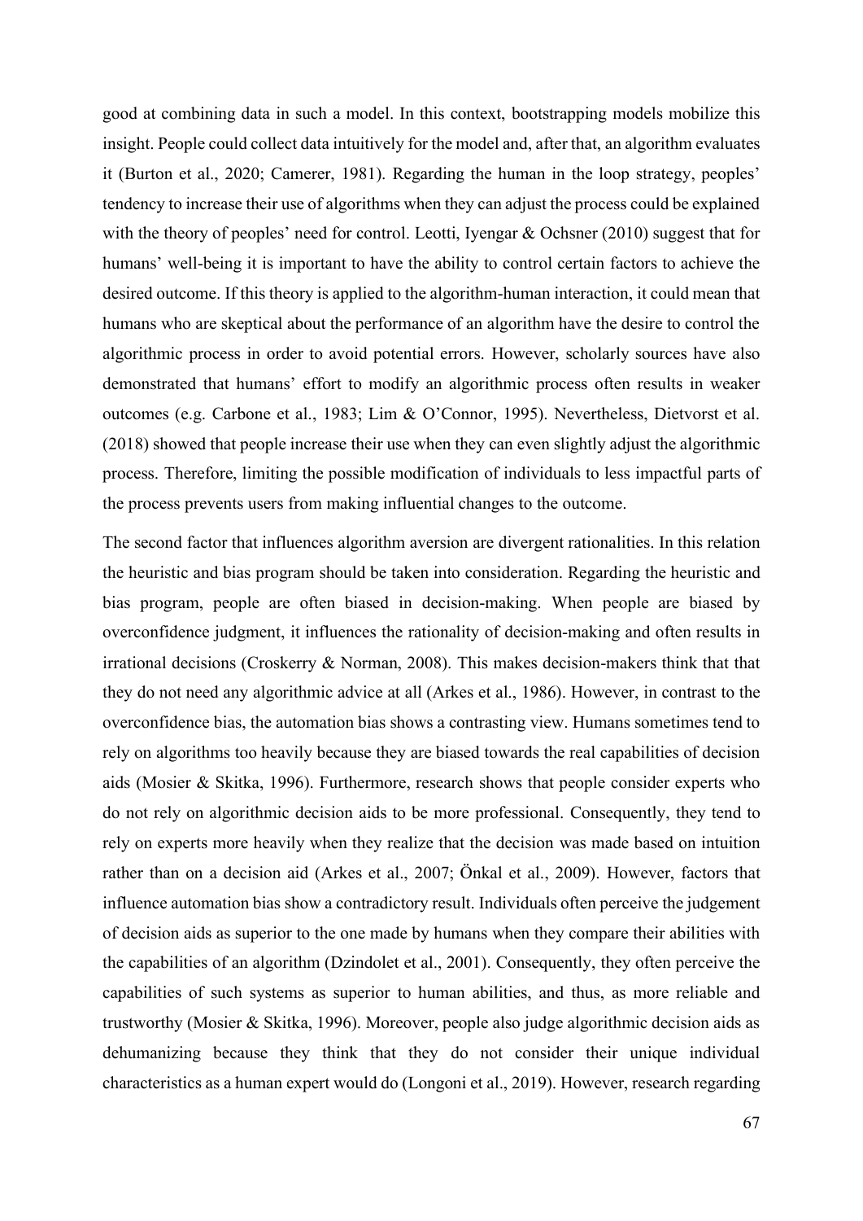good at combining data in such a model. In this context, bootstrapping models mobilize this insight. People could collect data intuitively for the model and, after that, an algorithm evaluates it (Burton et al., 2020; Camerer, 1981). Regarding the human in the loop strategy, peoples' tendency to increase their use of algorithms when they can adjust the process could be explained with the theory of peoples' need for control. Leotti, Iyengar & Ochsner (2010) suggest that for humans' well-being it is important to have the ability to control certain factors to achieve the desired outcome. If this theory is applied to the algorithm-human interaction, it could mean that humans who are skeptical about the performance of an algorithm have the desire to control the algorithmic process in order to avoid potential errors. However, scholarly sources have also demonstrated that humans' effort to modify an algorithmic process often results in weaker outcomes (e.g. Carbone et al., 1983; Lim & O'Connor, 1995). Nevertheless, Dietvorst et al. (2018) showed that people increase their use when they can even slightly adjust the algorithmic process. Therefore, limiting the possible modification of individuals to less impactful parts of the process prevents users from making influential changes to the outcome.

The second factor that influences algorithm aversion are divergent rationalities. In this relation the heuristic and bias program should be taken into consideration. Regarding the heuristic and bias program, people are often biased in decision-making. When people are biased by overconfidence judgment, it influences the rationality of decision-making and often results in irrational decisions (Croskerry & Norman, 2008). This makes decision-makers think that that they do not need any algorithmic advice at all (Arkes et al., 1986). However, in contrast to the overconfidence bias, the automation bias shows a contrasting view. Humans sometimes tend to rely on algorithms too heavily because they are biased towards the real capabilities of decision aids (Mosier & Skitka, 1996). Furthermore, research shows that people consider experts who do not rely on algorithmic decision aids to be more professional. Consequently, they tend to rely on experts more heavily when they realize that the decision was made based on intuition rather than on a decision aid (Arkes et al., 2007; Önkal et al., 2009). However, factors that influence automation bias show a contradictory result. Individuals often perceive the judgement of decision aids as superior to the one made by humans when they compare their abilities with the capabilities of an algorithm (Dzindolet et al., 2001). Consequently, they often perceive the capabilities of such systems as superior to human abilities, and thus, as more reliable and trustworthy (Mosier & Skitka, 1996). Moreover, people also judge algorithmic decision aids as dehumanizing because they think that they do not consider their unique individual characteristics as a human expert would do (Longoni et al., 2019). However, research regarding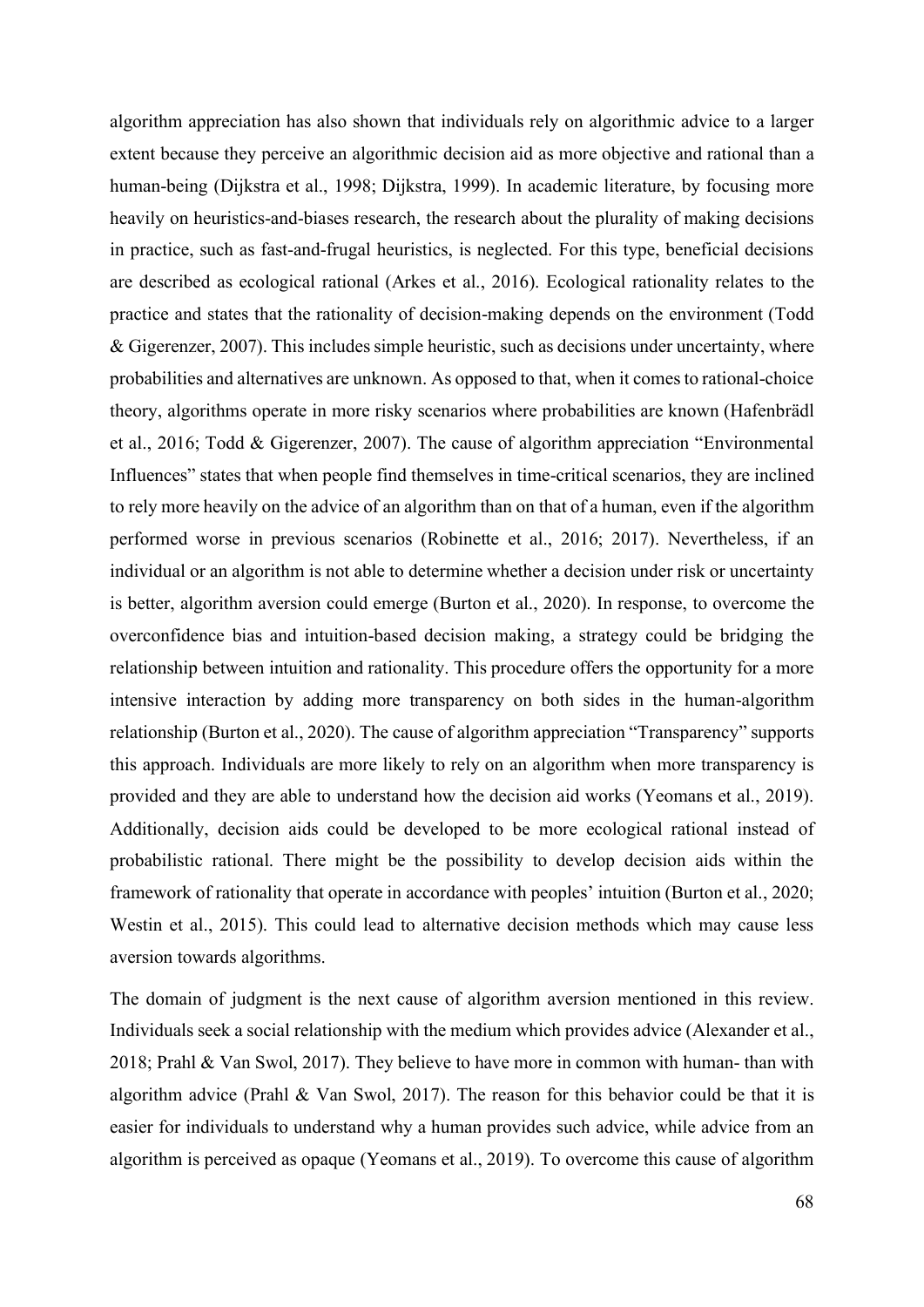algorithm appreciation has also shown that individuals rely on algorithmic advice to a larger extent because they perceive an algorithmic decision aid as more objective and rational than a human-being (Dijkstra et al., 1998; Dijkstra, 1999). In academic literature, by focusing more heavily on heuristics-and-biases research, the research about the plurality of making decisions in practice, such as fast-and-frugal heuristics, is neglected. For this type, beneficial decisions are described as ecological rational (Arkes et al., 2016). Ecological rationality relates to the practice and states that the rationality of decision-making depends on the environment (Todd & Gigerenzer, 2007). This includes simple heuristic, such as decisions under uncertainty, where probabilities and alternatives are unknown. As opposed to that, when it comes to rational-choice theory, algorithms operate in more risky scenarios where probabilities are known (Hafenbrädl et al., 2016; Todd & Gigerenzer, 2007). The cause of algorithm appreciation "Environmental Influences" states that when people find themselves in time-critical scenarios, they are inclined to rely more heavily on the advice of an algorithm than on that of a human, even if the algorithm performed worse in previous scenarios (Robinette et al., 2016; 2017). Nevertheless, if an individual or an algorithm is not able to determine whether a decision under risk or uncertainty is better, algorithm aversion could emerge (Burton et al., 2020). In response, to overcome the overconfidence bias and intuition-based decision making, a strategy could be bridging the relationship between intuition and rationality. This procedure offers the opportunity for a more intensive interaction by adding more transparency on both sides in the human-algorithm relationship (Burton et al., 2020). The cause of algorithm appreciation "Transparency" supports this approach. Individuals are more likely to rely on an algorithm when more transparency is provided and they are able to understand how the decision aid works (Yeomans et al., 2019). Additionally, decision aids could be developed to be more ecological rational instead of probabilistic rational. There might be the possibility to develop decision aids within the framework of rationality that operate in accordance with peoples' intuition (Burton et al., 2020; Westin et al., 2015). This could lead to alternative decision methods which may cause less aversion towards algorithms.

The domain of judgment is the next cause of algorithm aversion mentioned in this review. Individuals seek a social relationship with the medium which provides advice (Alexander et al., 2018; Prahl & Van Swol, 2017). They believe to have more in common with human- than with algorithm advice (Prahl & Van Swol, 2017). The reason for this behavior could be that it is easier for individuals to understand why a human provides such advice, while advice from an algorithm is perceived as opaque (Yeomans et al., 2019). To overcome this cause of algorithm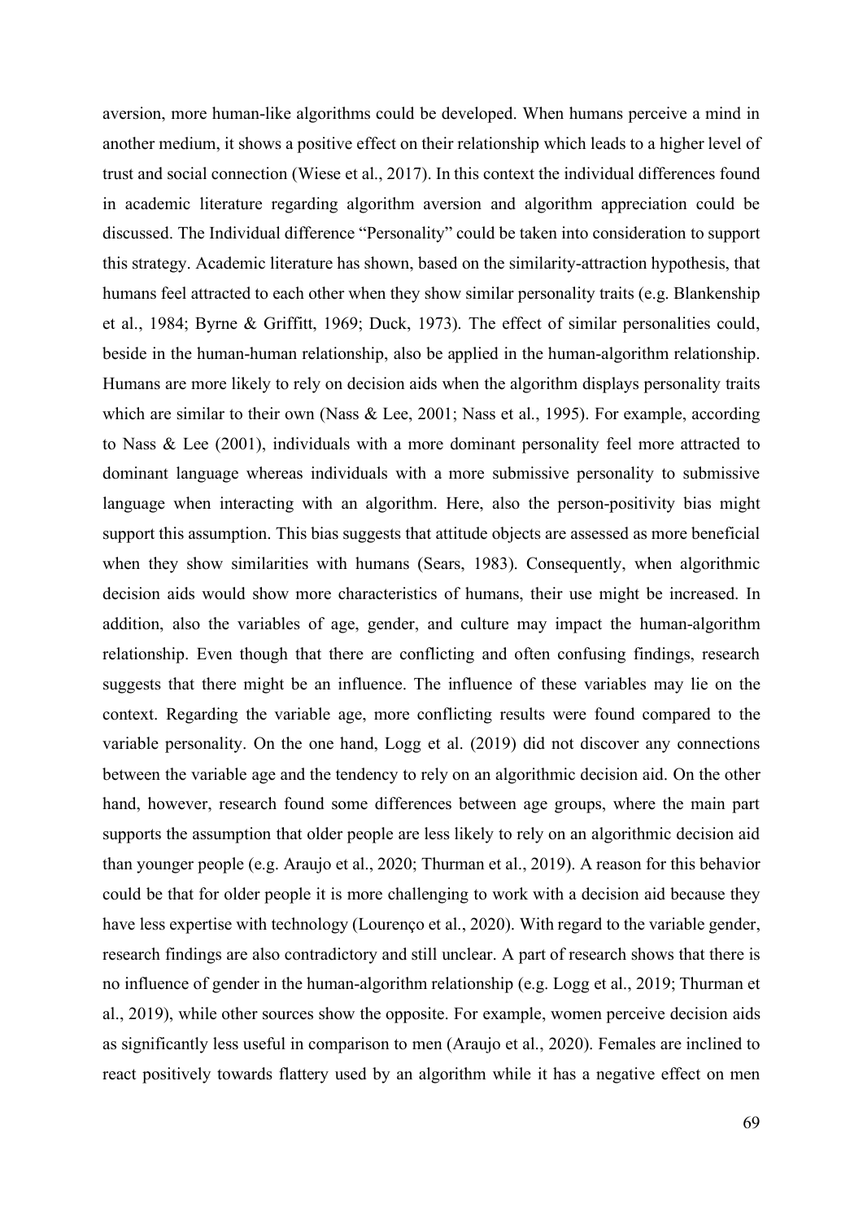aversion, more human-like algorithms could be developed. When humans perceive a mind in another medium, it shows a positive effect on their relationship which leads to a higher level of trust and social connection (Wiese et al., 2017). In this context the individual differences found in academic literature regarding algorithm aversion and algorithm appreciation could be discussed. The Individual difference "Personality" could be taken into consideration to support this strategy. Academic literature has shown, based on the similarity-attraction hypothesis, that humans feel attracted to each other when they show similar personality traits (e.g. Blankenship et al., 1984; Byrne & Griffitt, 1969; Duck, 1973). The effect of similar personalities could, beside in the human-human relationship, also be applied in the human-algorithm relationship. Humans are more likely to rely on decision aids when the algorithm displays personality traits which are similar to their own (Nass & Lee, 2001; Nass et al., 1995). For example, according to Nass & Lee (2001), individuals with a more dominant personality feel more attracted to dominant language whereas individuals with a more submissive personality to submissive language when interacting with an algorithm. Here, also the person-positivity bias might support this assumption. This bias suggests that attitude objects are assessed as more beneficial when they show similarities with humans (Sears, 1983). Consequently, when algorithmic decision aids would show more characteristics of humans, their use might be increased. In addition, also the variables of age, gender, and culture may impact the human-algorithm relationship. Even though that there are conflicting and often confusing findings, research suggests that there might be an influence. The influence of these variables may lie on the context. Regarding the variable age, more conflicting results were found compared to the variable personality. On the one hand, Logg et al. (2019) did not discover any connections between the variable age and the tendency to rely on an algorithmic decision aid. On the other hand, however, research found some differences between age groups, where the main part supports the assumption that older people are less likely to rely on an algorithmic decision aid than younger people (e.g. Araujo et al., 2020; Thurman et al., 2019). A reason for this behavior could be that for older people it is more challenging to work with a decision aid because they have less expertise with technology (Lourenço et al., 2020). With regard to the variable gender, research findings are also contradictory and still unclear. A part of research shows that there is no influence of gender in the human-algorithm relationship (e.g. Logg et al., 2019; Thurman et al., 2019), while other sources show the opposite. For example, women perceive decision aids as significantly less useful in comparison to men (Araujo et al., 2020). Females are inclined to react positively towards flattery used by an algorithm while it has a negative effect on men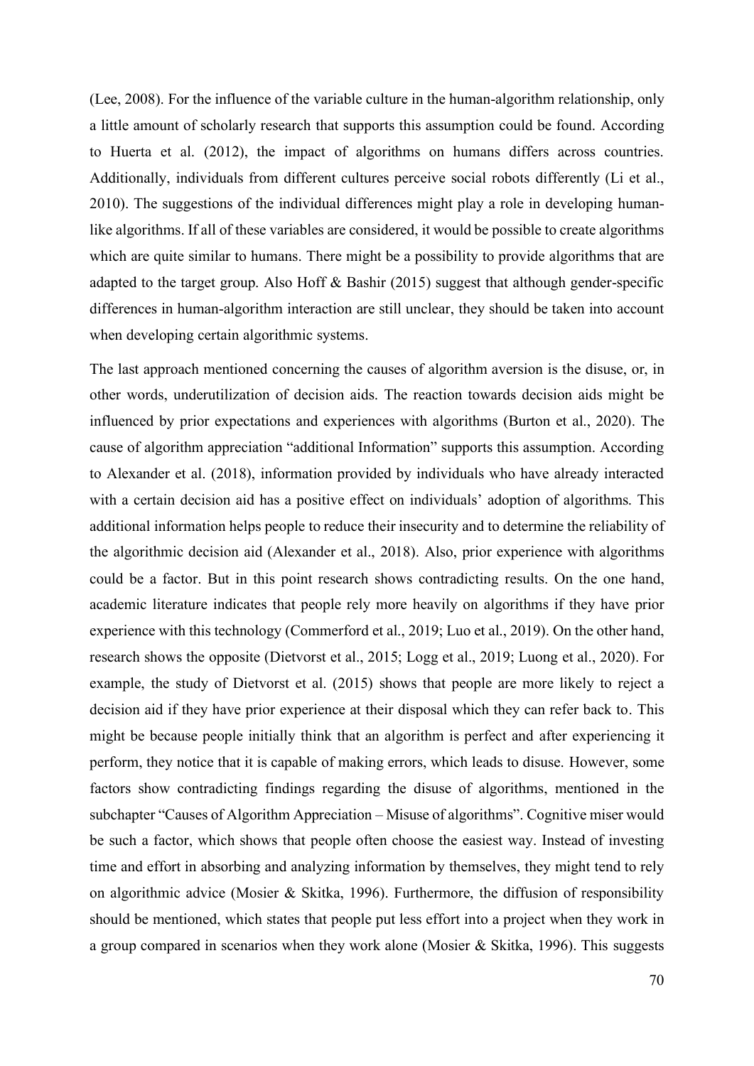(Lee, 2008). For the influence of the variable culture in the human-algorithm relationship, only a little amount of scholarly research that supports this assumption could be found. According to Huerta et al. (2012), the impact of algorithms on humans differs across countries. Additionally, individuals from different cultures perceive social robots differently (Li et al., 2010). The suggestions of the individual differences might play a role in developing human-like algorithms. If all of these variables are considered, it would be possible to create algorithms which are quite similar to humans. There might be a possibility to provide algorithms that are adapted to the target group. Also Hoff & Bashir (2015) suggest that although gender-specific differences in human-algorithm interaction are still unclear, they should be taken into account when developing certain algorithmic systems.

The last approach mentioned concerning the causes of algorithm aversion is the disuse, or, in other words, underutilization of decision aids. The reaction towards decision aids might be influenced by prior expectations and experiences with algorithms (Burton et al., 2020). The cause of algorithm appreciation "additional Information" supports this assumption. According to Alexander et al. (2018), information provided by individuals who have already interacted with a certain decision aid has a positive effect on individuals' adoption of algorithms. This additional information helps people to reduce their insecurity and to determine the reliability of the algorithmic decision aid (Alexander et al., 2018). Also, prior experience with algorithms could be a factor. But in this point research shows contradicting results. On the one hand, academic literature indicates that people rely more heavily on algorithms if they have prior experience with this technology (Commerford et al., 2019; Luo et al., 2019). On the other hand, research shows the opposite (Dietvorst et al., 2015; Logg et al., 2019; Luong et al., 2020). For example, the study of Dietvorst et al. (2015) shows that people are more likely to reject a decision aid if they have prior experience at their disposal which they can refer back to. This might be because people initially think that an algorithm is perfect and after experiencing it perform, they notice that it is capable of making errors, which leads to disuse. However, some factors show contradicting findings regarding the disuse of algorithms, mentioned in the subchapter "Causes of Algorithm Appreciation – Misuse of algorithms". Cognitive miser would be such a factor, which shows that people often choose the easiest way. Instead of investing time and effort in absorbing and analyzing information by themselves, they might tend to rely on algorithmic advice (Mosier & Skitka, 1996). Furthermore, the diffusion of responsibility should be mentioned, which states that people put less effort into a project when they work in a group compared in scenarios when they work alone (Mosier & Skitka, 1996). This suggests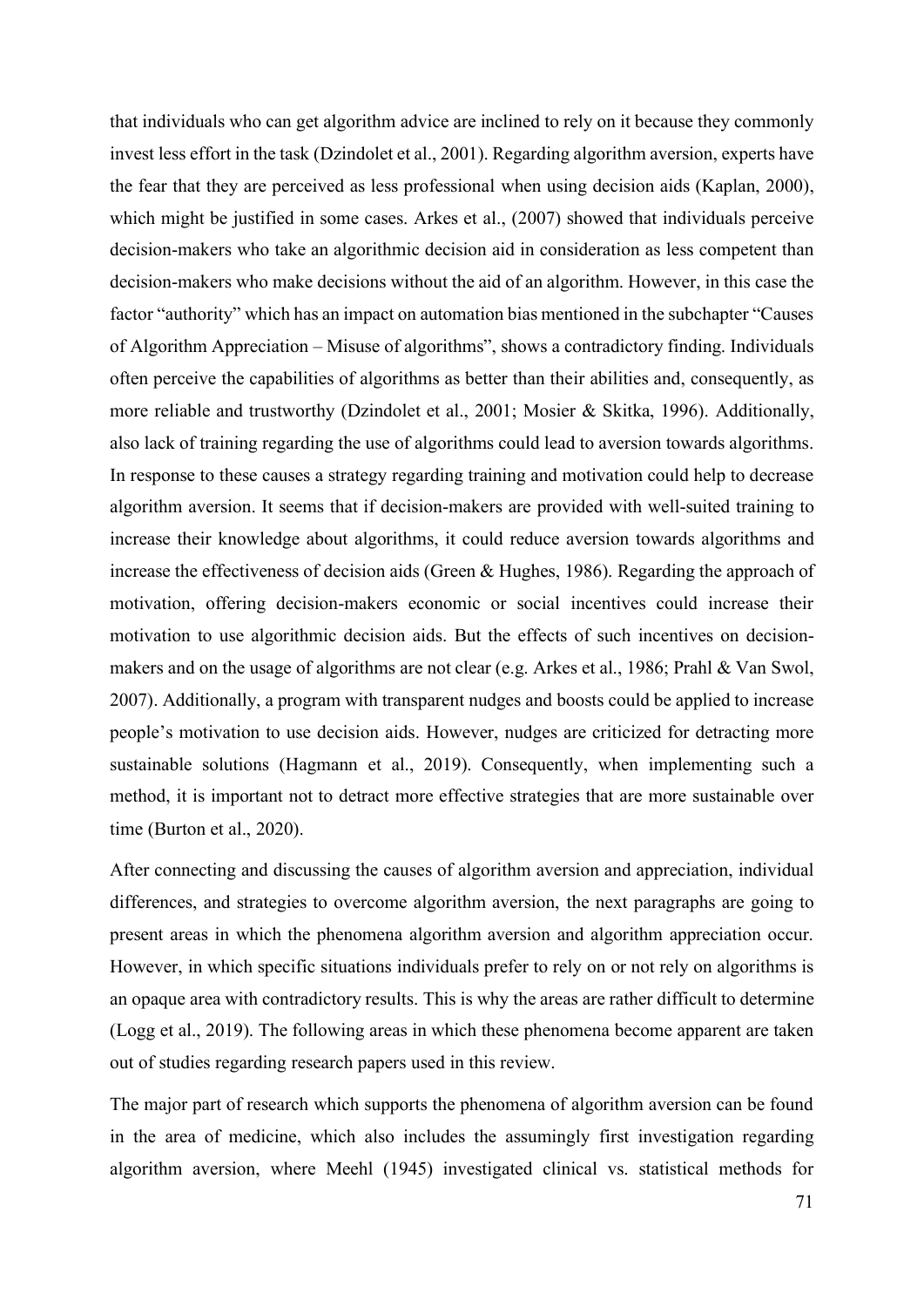that individuals who can get algorithm advice are inclined to rely on it because they commonly invest less effort in the task (Dzindolet et al., 2001). Regarding algorithm aversion, experts have the fear that they are perceived as less professional when using decision aids (Kaplan, 2000), which might be justified in some cases. Arkes et al., (2007) showed that individuals perceive decision-makers who take an algorithmic decision aid in consideration as less competent than decision-makers who make decisions without the aid of an algorithm. However, in this case the factor "authority" which has an impact on automation bias mentioned in the subchapter "Causes of Algorithm Appreciation – Misuse of algorithms", shows a contradictory finding. Individuals often perceive the capabilities of algorithms as better than their abilities and, consequently, as more reliable and trustworthy (Dzindolet et al., 2001; Mosier & Skitka, 1996). Additionally, also lack of training regarding the use of algorithms could lead to aversion towards algorithms. In response to these causes a strategy regarding training and motivation could help to decrease algorithm aversion. It seems that if decision-makers are provided with well-suited training to increase their knowledge about algorithms, it could reduce aversion towards algorithms and increase the effectiveness of decision aids (Green & Hughes, 1986). Regarding the approach of motivation, offering decision-makers economic or social incentives could increase their motivation to use algorithmic decision aids. But the effects of such incentives on decision-makers and on the usage of algorithms are not clear (e.g. Arkes et al., 1986; Prahl & Van Swol, 2007). Additionally, a program with transparent nudges and boosts could be applied to increase people's motivation to use decision aids. However, nudges are criticized for detracting more sustainable solutions (Hagmann et al., 2019). Consequently, when implementing such a method, it is important not to detract more effective strategies that are more sustainable over time (Burton et al., 2020).

After connecting and discussing the causes of algorithm aversion and appreciation, individual differences, and strategies to overcome algorithm aversion, the next paragraphs are going to present areas in which the phenomena algorithm aversion and algorithm appreciation occur. However, in which specific situations individuals prefer to rely on or not rely on algorithms is an opaque area with contradictory results. This is why the areas are rather difficult to determine (Logg et al., 2019). The following areas in which these phenomena become apparent are taken out of studies regarding research papers used in this review.

The major part of research which supports the phenomena of algorithm aversion can be found in the area of medicine, which also includes the assumingly first investigation regarding algorithm aversion, where Meehl (1945) investigated clinical vs. statistical methods for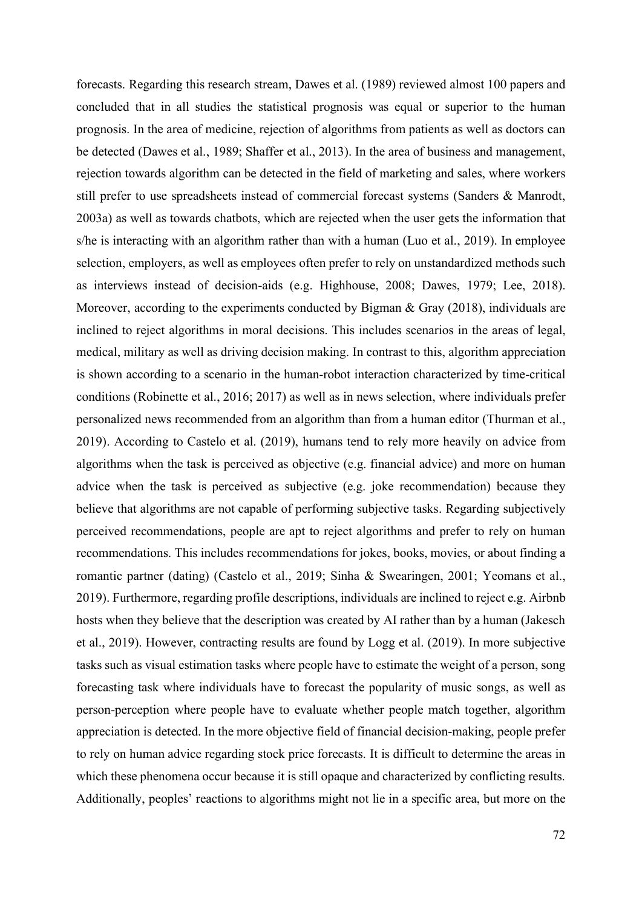forecasts. Regarding this research stream, Dawes et al. (1989) reviewed almost 100 papers and concluded that in all studies the statistical prognosis was equal or superior to the human prognosis. In the area of medicine, rejection of algorithms from patients as well as doctors can be detected (Dawes et al., 1989; Shaffer et al., 2013). In the area of business and management, rejection towards algorithm can be detected in the field of marketing and sales, where workers still prefer to use spreadsheets instead of commercial forecast systems (Sanders & Manrodt, 2003a) as well as towards chatbots, which are rejected when the user gets the information that s/he is interacting with an algorithm rather than with a human (Luo et al., 2019). In employee selection, employers, as well as employees often prefer to rely on unstandardized methods such as interviews instead of decision-aids (e.g. Highhouse, 2008; Dawes, 1979; Lee, 2018). Moreover, according to the experiments conducted by Bigman & Gray (2018), individuals are inclined to reject algorithms in moral decisions. This includes scenarios in the areas of legal, medical, military as well as driving decision making. In contrast to this, algorithm appreciation is shown according to a scenario in the human-robot interaction characterized by time-critical conditions (Robinette et al., 2016; 2017) as well as in news selection, where individuals prefer personalized news recommended from an algorithm than from a human editor (Thurman et al., 2019). According to Castelo et al. (2019), humans tend to rely more heavily on advice from algorithms when the task is perceived as objective (e.g. financial advice) and more on human advice when the task is perceived as subjective (e.g. joke recommendation) because they believe that algorithms are not capable of performing subjective tasks. Regarding subjectively perceived recommendations, people are apt to reject algorithms and prefer to rely on human recommendations. This includes recommendations for jokes, books, movies, or about finding a romantic partner (dating) (Castelo et al., 2019; Sinha & Swearingen, 2001; Yeomans et al., 2019). Furthermore, regarding profile descriptions, individuals are inclined to reject e.g. Airbnb hosts when they believe that the description was created by AI rather than by a human (Jakesch et al., 2019). However, contracting results are found by Logg et al. (2019). In more subjective tasks such as visual estimation tasks where people have to estimate the weight of a person, song forecasting task where individuals have to forecast the popularity of music songs, as well as person-perception where people have to evaluate whether people match together, algorithm appreciation is detected. In the more objective field of financial decision-making, people prefer to rely on human advice regarding stock price forecasts. It is difficult to determine the areas in which these phenomena occur because it is still opaque and characterized by conflicting results. Additionally, peoples' reactions to algorithms might not lie in a specific area, but more on the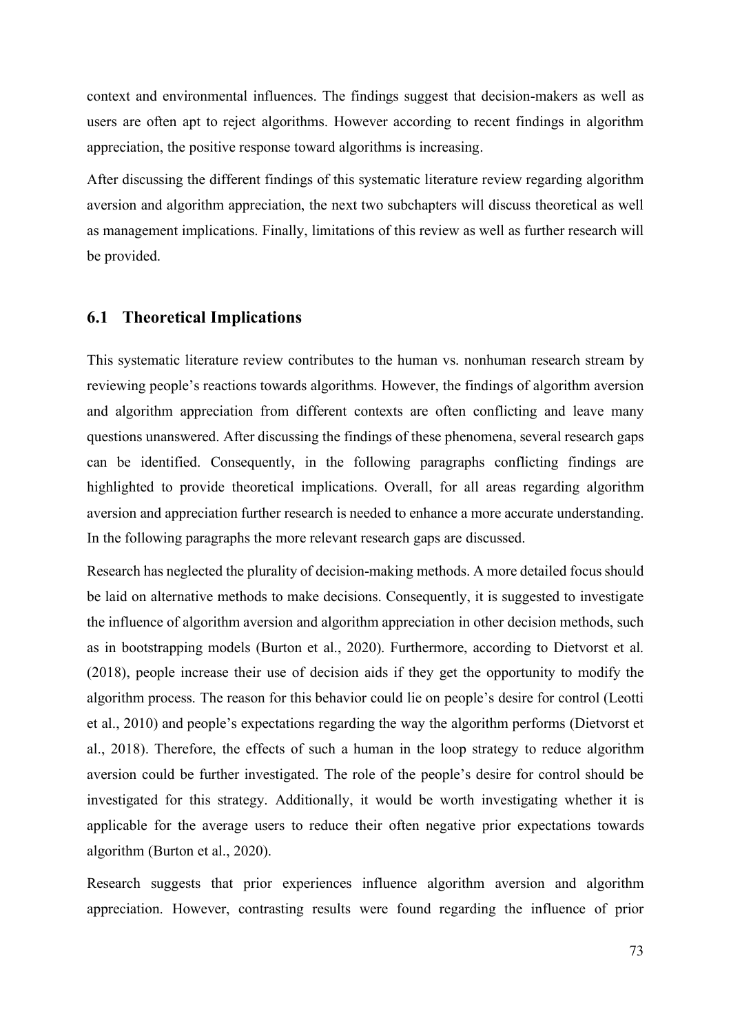context and environmental influences. The findings suggest that decision-makers as well as users are often apt to reject algorithms. However according to recent findings in algorithm appreciation, the positive response toward algorithms is increasing.

After discussing the different findings of this systematic literature review regarding algorithm aversion and algorithm appreciation, the next two subchapters will discuss theoretical as well as management implications. Finally, limitations of this review as well as further research will be provided.

## 6.1 Theoretical Implications

This systematic literature review contributes to the human vs. nonhuman research stream by reviewing people's reactions towards algorithms. However, the findings of algorithm aversion and algorithm appreciation from different contexts are often conflicting and leave many questions unanswered. After discussing the findings of these phenomena, several research gaps can be identified. Consequently, in the following paragraphs conflicting findings are highlighted to provide theoretical implications. Overall, for all areas regarding algorithm aversion and appreciation further research is needed to enhance a more accurate understanding. In the following paragraphs the more relevant research gaps are discussed.

Research has neglected the plurality of decision-making methods. A more detailed focus should be laid on alternative methods to make decisions. Consequently, it is suggested to investigate the influence of algorithm aversion and algorithm appreciation in other decision methods, such as in bootstrapping models (Burton et al., 2020). Furthermore, according to Dietvorst et al. (2018), people increase their use of decision aids if they get the opportunity to modify the algorithm process. The reason for this behavior could lie on people's desire for control (Leotti et al., 2010) and people's expectations regarding the way the algorithm performs (Dietvorst et al., 2018). Therefore, the effects of such a human in the loop strategy to reduce algorithm aversion could be further investigated. The role of the people's desire for control should be investigated for this strategy. Additionally, it would be worth investigating whether it is applicable for the average users to reduce their often negative prior expectations towards algorithm (Burton et al., 2020).

Research suggests that prior experiences influence algorithm aversion and algorithm appreciation. However, contrasting results were found regarding the influence of prior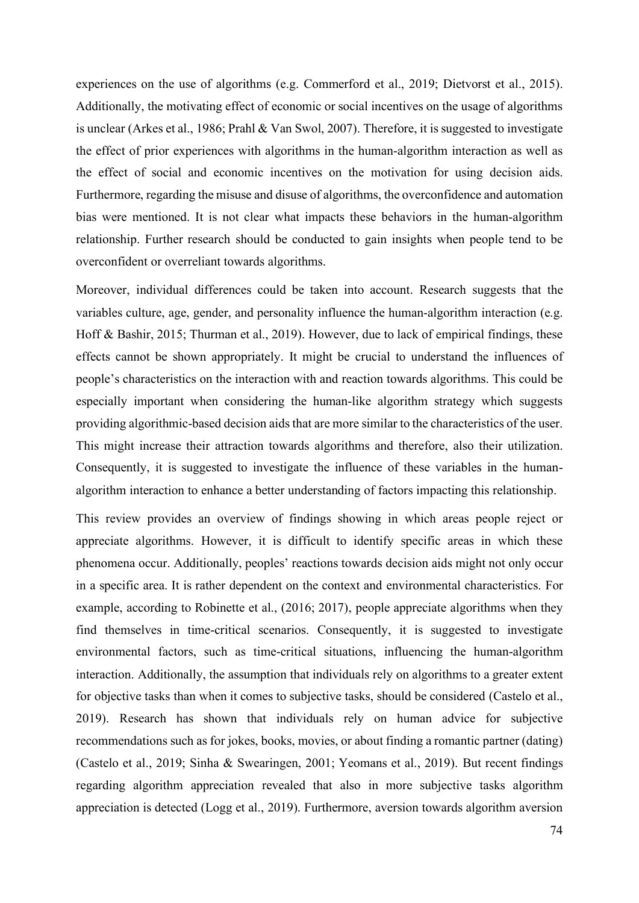experiences on the use of algorithms (e.g. Commerford et al., 2019; Dietvorst et al., 2015). Additionally, the motivating effect of economic or social incentives on the usage of algorithms is unclear (Arkes et al., 1986; Prahl & Van Swol, 2007). Therefore, it is suggested to investigate the effect of prior experiences with algorithms in the human-algorithm interaction as well as the effect of social and economic incentives on the motivation for using decision aids. Furthermore, regarding the misuse and disuse of algorithms, the overconfidence and automation bias were mentioned. It is not clear what impacts these behaviors in the human-algorithm relationship. Further research should be conducted to gain insights when people tend to be overconfident or overreliant towards algorithms.

Moreover, individual differences could be taken into account. Research suggests that the variables culture, age, gender, and personality influence the human-algorithm interaction (e.g. Hoff & Bashir, 2015; Thurman et al., 2019). However, due to lack of empirical findings, these effects cannot be shown appropriately. It might be crucial to understand the influences of people's characteristics on the interaction with and reaction towards algorithms. This could be especially important when considering the human-like algorithm strategy which suggests providing algorithmic-based decision aids that are more similar to the characteristics of the user. This might increase their attraction towards algorithms and therefore, also their utilization. Consequently, it is suggested to investigate the influence of these variables in the human-algorithm interaction to enhance a better understanding of factors impacting this relationship.

This review provides an overview of findings showing in which areas people reject or appreciate algorithms. However, it is difficult to identify specific areas in which these phenomena occur. Additionally, peoples' reactions towards decision aids might not only occur in a specific area. It is rather dependent on the context and environmental characteristics. For example, according to Robinette et al., (2016; 2017), people appreciate algorithms when they find themselves in time-critical scenarios. Consequently, it is suggested to investigate environmental factors, such as time-critical situations, influencing the human-algorithm interaction. Additionally, the assumption that individuals rely on algorithms to a greater extent for objective tasks than when it comes to subjective tasks, should be considered (Castelo et al., 2019). Research has shown that individuals rely on human advice for subjective recommendations such as for jokes, books, movies, or about finding a romantic partner (dating) (Castelo et al., 2019; Sinha & Swearingen, 2001; Yeomans et al., 2019). But recent findings regarding algorithm appreciation revealed that also in more subjective tasks algorithm appreciation is detected (Logg et al., 2019). Furthermore, aversion towards algorithm aversion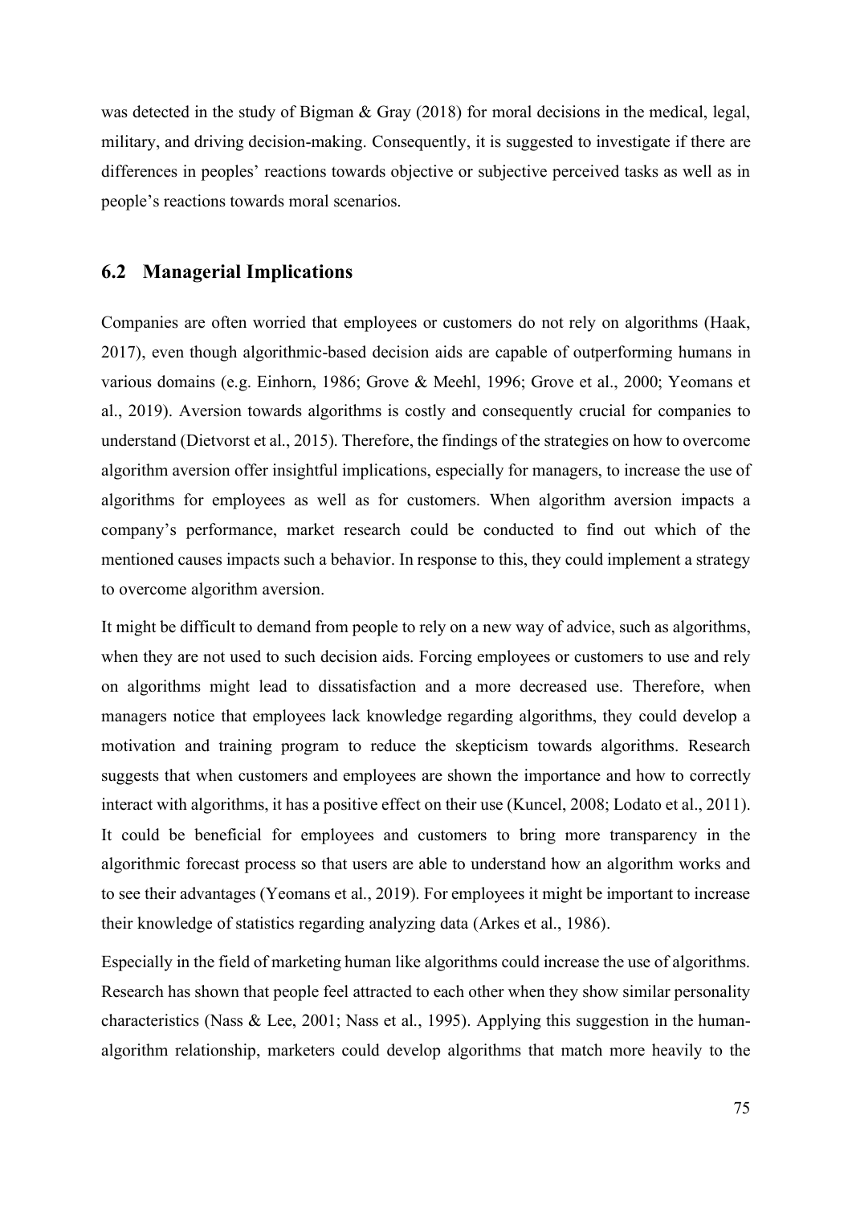was detected in the study of Bigman & Gray (2018) for moral decisions in the medical, legal, military, and driving decision-making. Consequently, it is suggested to investigate if there are differences in peoples' reactions towards objective or subjective perceived tasks as well as in people's reactions towards moral scenarios.

## 6.2 Managerial Implications

Companies are often worried that employees or customers do not rely on algorithms (Haak, 2017), even though algorithmic-based decision aids are capable of outperforming humans in various domains (e.g. Einhorn, 1986; Grove & Meehl, 1996; Grove et al., 2000; Yeomans et al., 2019). Aversion towards algorithms is costly and consequently crucial for companies to understand (Dietvorst et al., 2015). Therefore, the findings of the strategies on how to overcome algorithm aversion offer insightful implications, especially for managers, to increase the use of algorithms for employees as well as for customers. When algorithm aversion impacts a company's performance, market research could be conducted to find out which of the mentioned causes impacts such a behavior. In response to this, they could implement a strategy to overcome algorithm aversion.

It might be difficult to demand from people to rely on a new way of advice, such as algorithms, when they are not used to such decision aids. Forcing employees or customers to use and rely on algorithms might lead to dissatisfaction and a more decreased use. Therefore, when managers notice that employees lack knowledge regarding algorithms, they could develop a motivation and training program to reduce the skepticism towards algorithms. Research suggests that when customers and employees are shown the importance and how to correctly interact with algorithms, it has a positive effect on their use (Kuncel, 2008; Lodato et al., 2011). It could be beneficial for employees and customers to bring more transparency in the algorithmic forecast process so that users are able to understand how an algorithm works and to see their advantages (Yeomans et al., 2019). For employees it might be important to increase their knowledge of statistics regarding analyzing data (Arkes et al., 1986).

Especially in the field of marketing human like algorithms could increase the use of algorithms. Research has shown that people feel attracted to each other when they show similar personality characteristics (Nass & Lee, 2001; Nass et al., 1995). Applying this suggestion in the human-algorithm relationship, marketers could develop algorithms that match more heavily to the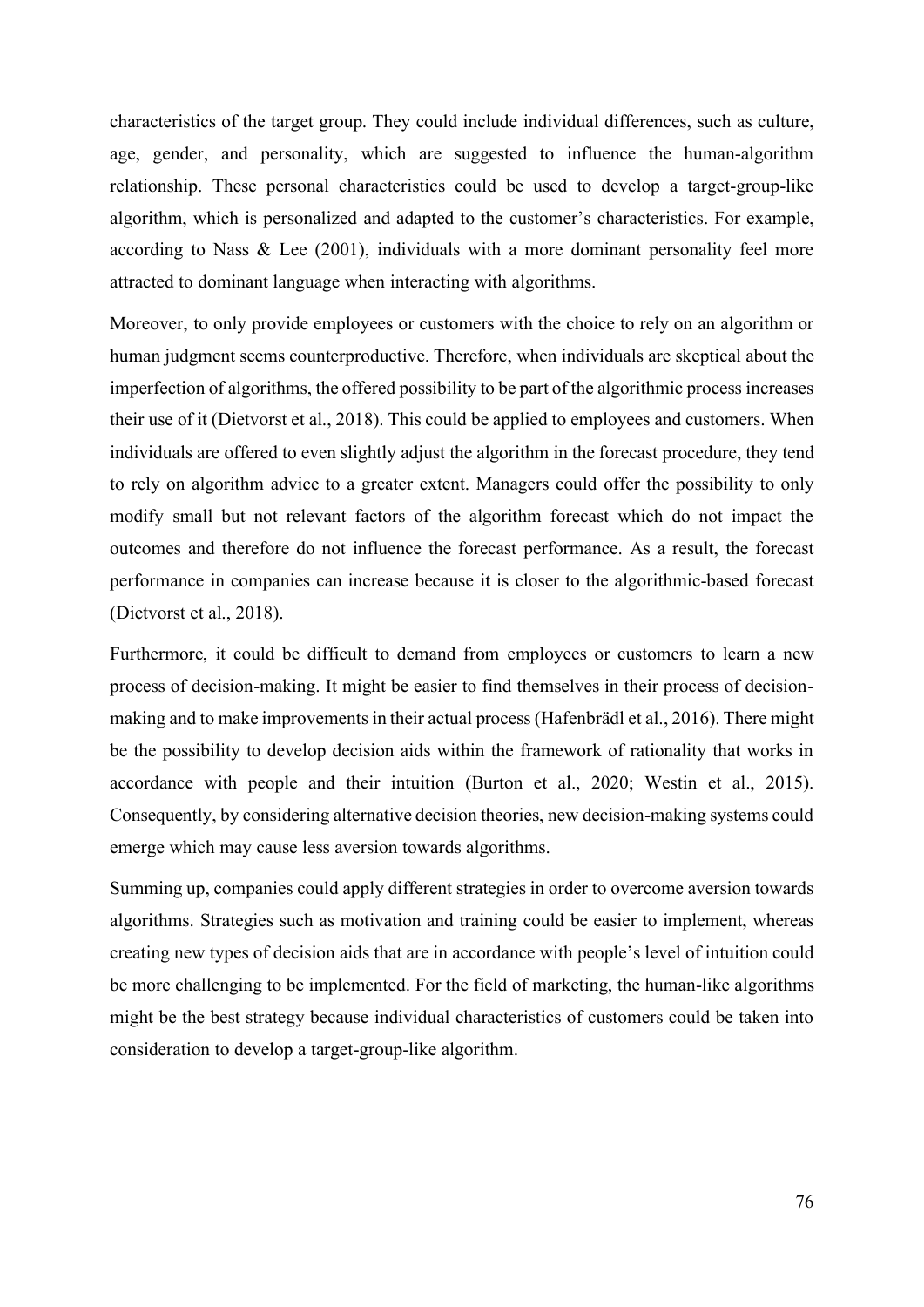characteristics of the target group. They could include individual differences, such as culture, age, gender, and personality, which are suggested to influence the human-algorithm relationship. These personal characteristics could be used to develop a target-group-like algorithm, which is personalized and adapted to the customer's characteristics. For example, according to Nass & Lee (2001), individuals with a more dominant personality feel more attracted to dominant language when interacting with algorithms.

Moreover, to only provide employees or customers with the choice to rely on an algorithm or human judgment seems counterproductive. Therefore, when individuals are skeptical about the imperfection of algorithms, the offered possibility to be part of the algorithmic process increases their use of it (Dietvorst et al., 2018). This could be applied to employees and customers. When individuals are offered to even slightly adjust the algorithm in the forecast procedure, they tend to rely on algorithm advice to a greater extent. Managers could offer the possibility to only modify small but not relevant factors of the algorithm forecast which do not impact the outcomes and therefore do not influence the forecast performance. As a result, the forecast performance in companies can increase because it is closer to the algorithmic-based forecast (Dietvorst et al., 2018).

Furthermore, it could be difficult to demand from employees or customers to learn a new process of decision-making. It might be easier to find themselves in their process of decision-making and to make improvements in their actual process (Hafenbrädl et al., 2016). There might be the possibility to develop decision aids within the framework of rationality that works in accordance with people and their intuition (Burton et al., 2020; Westin et al., 2015). Consequently, by considering alternative decision theories, new decision-making systems could emerge which may cause less aversion towards algorithms.

Summing up, companies could apply different strategies in order to overcome aversion towards algorithms. Strategies such as motivation and training could be easier to implement, whereas creating new types of decision aids that are in accordance with people's level of intuition could be more challenging to be implemented. For the field of marketing, the human-like algorithms might be the best strategy because individual characteristics of customers could be taken into consideration to develop a target-group-like algorithm.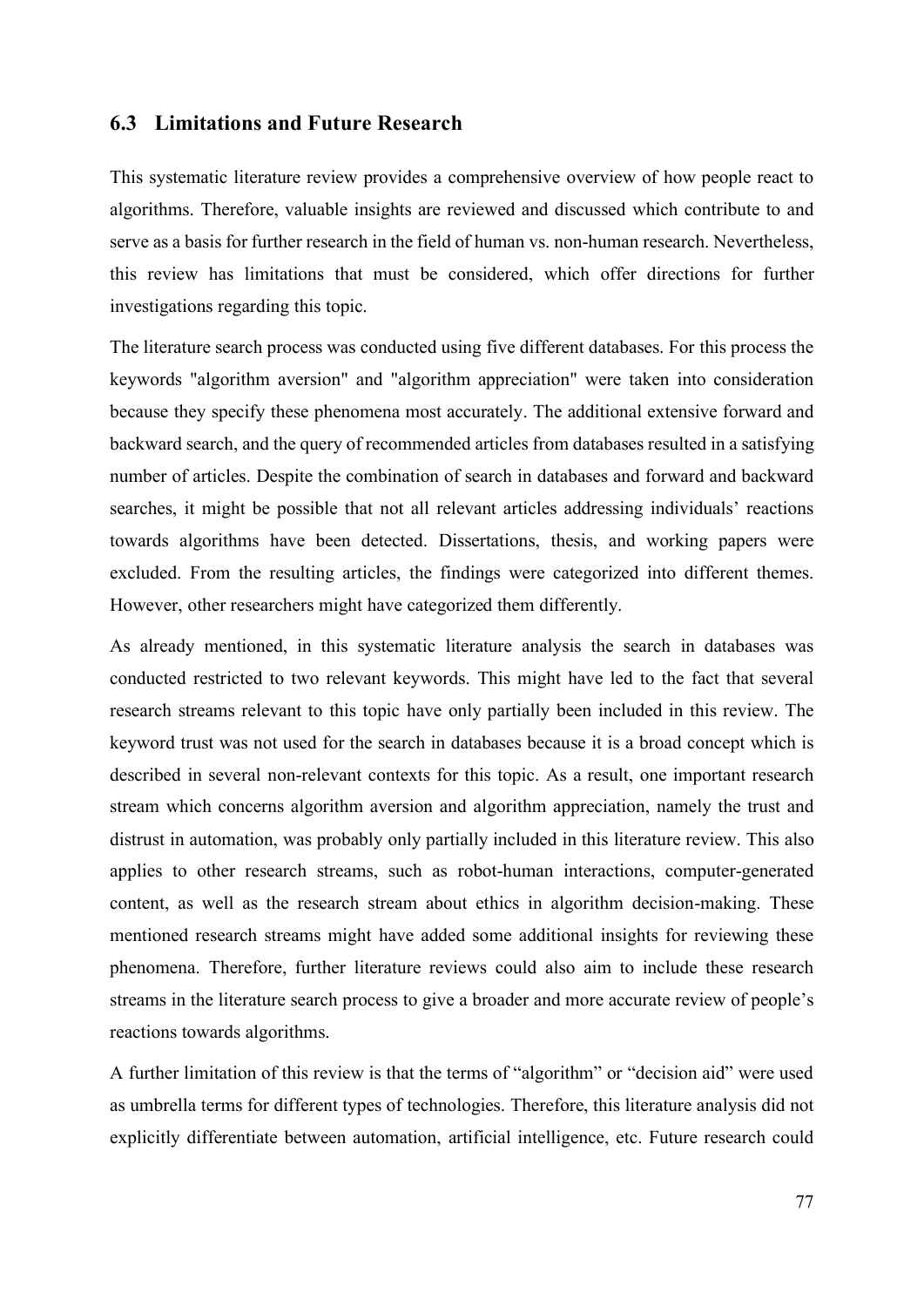## 6.3 Limitations and Future Research

This systematic literature review provides a comprehensive overview of how people react to algorithms. Therefore, valuable insights are reviewed and discussed which contribute to and serve as a basis for further research in the field of human vs. non-human research. Nevertheless, this review has limitations that must be considered, which offer directions for further investigations regarding this topic.

The literature search process was conducted using five different databases. For this process the keywords "algorithm aversion" and "algorithm appreciation" were taken into consideration because they specify these phenomena most accurately. The additional extensive forward and backward search, and the query of recommended articles from databases resulted in a satisfying number of articles. Despite the combination of search in databases and forward and backward searches, it might be possible that not all relevant articles addressing individuals' reactions towards algorithms have been detected. Dissertations, thesis, and working papers were excluded. From the resulting articles, the findings were categorized into different themes. However, other researchers might have categorized them differently.

As already mentioned, in this systematic literature analysis the search in databases was conducted restricted to two relevant keywords. This might have led to the fact that several research streams relevant to this topic have only partially been included in this review. The keyword trust was not used for the search in databases because it is a broad concept which is described in several non-relevant contexts for this topic. As a result, one important research stream which concerns algorithm aversion and algorithm appreciation, namely the trust and distrust in automation, was probably only partially included in this literature review. This also applies to other research streams, such as robot-human interactions, computer-generated content, as well as the research stream about ethics in algorithm decision-making. These mentioned research streams might have added some additional insights for reviewing these phenomena. Therefore, further literature reviews could also aim to include these research streams in the literature search process to give a broader and more accurate review of people's reactions towards algorithms.

A further limitation of this review is that the terms of "algorithm" or "decision aid" were used as umbrella terms for different types of technologies. Therefore, this literature analysis did not explicitly differentiate between automation, artificial intelligence, etc. Future research could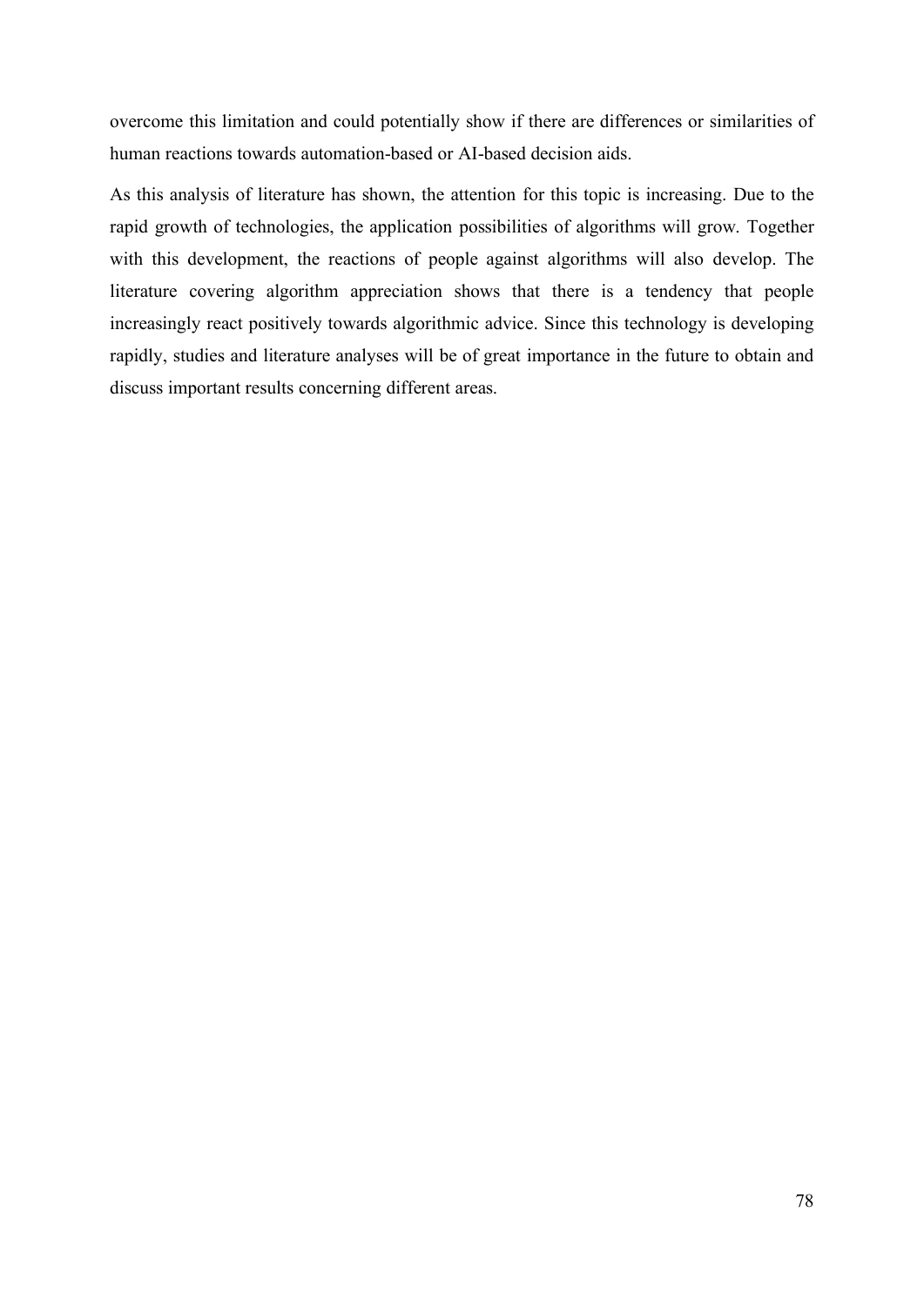overcome this limitation and could potentially show if there are differences or similarities of human reactions towards automation-based or AI-based decision aids.

As this analysis of literature has shown, the attention for this topic is increasing. Due to the rapid growth of technologies, the application possibilities of algorithms will grow. Together with this development, the reactions of people against algorithms will also develop. The literature covering algorithm appreciation shows that there is a tendency that people increasingly react positively towards algorithmic advice. Since this technology is developing rapidly, studies and literature analyses will be of great importance in the future to obtain and discuss important results concerning different areas.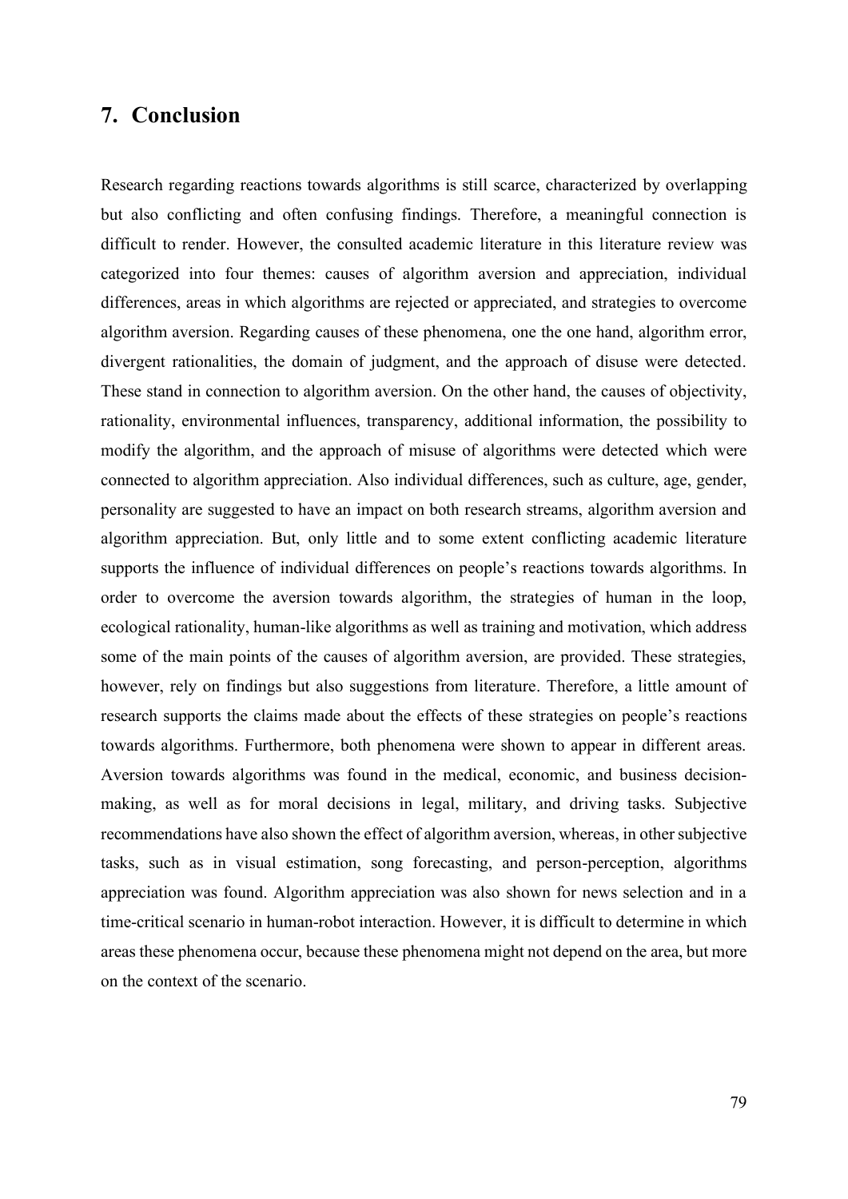## 7. Conclusion

Research regarding reactions towards algorithms is still scarce, characterized by overlapping but also conflicting and often confusing findings. Therefore, a meaningful connection is difficult to render. However, the consulted academic literature in this literature review was categorized into four themes: causes of algorithm aversion and appreciation, individual differences, areas in which algorithms are rejected or appreciated, and strategies to overcome algorithm aversion. Regarding causes of these phenomena, one the one hand, algorithm error, divergent rationalities, the domain of judgment, and the approach of disuse were detected. These stand in connection to algorithm aversion. On the other hand, the causes of objectivity, rationality, environmental influences, transparency, additional information, the possibility to modify the algorithm, and the approach of misuse of algorithms were detected which were connected to algorithm appreciation. Also individual differences, such as culture, age, gender, personality are suggested to have an impact on both research streams, algorithm aversion and algorithm appreciation. But, only little and to some extent conflicting academic literature supports the influence of individual differences on people's reactions towards algorithms. In order to overcome the aversion towards algorithm, the strategies of human in the loop, ecological rationality, human-like algorithms as well as training and motivation, which address some of the main points of the causes of algorithm aversion, are provided. These strategies, however, rely on findings but also suggestions from literature. Therefore, a little amount of research supports the claims made about the effects of these strategies on people's reactions towards algorithms. Furthermore, both phenomena were shown to appear in different areas. Aversion towards algorithms was found in the medical, economic, and business decision-making, as well as for moral decisions in legal, military, and driving tasks. Subjective recommendations have also shown the effect of algorithm aversion, whereas, in other subjective tasks, such as in visual estimation, song forecasting, and person-perception, algorithms appreciation was found. Algorithm appreciation was also shown for news selection and in a time-critical scenario in human-robot interaction. However, it is difficult to determine in which areas these phenomena occur, because these phenomena might not depend on the area, but more on the context of the scenario.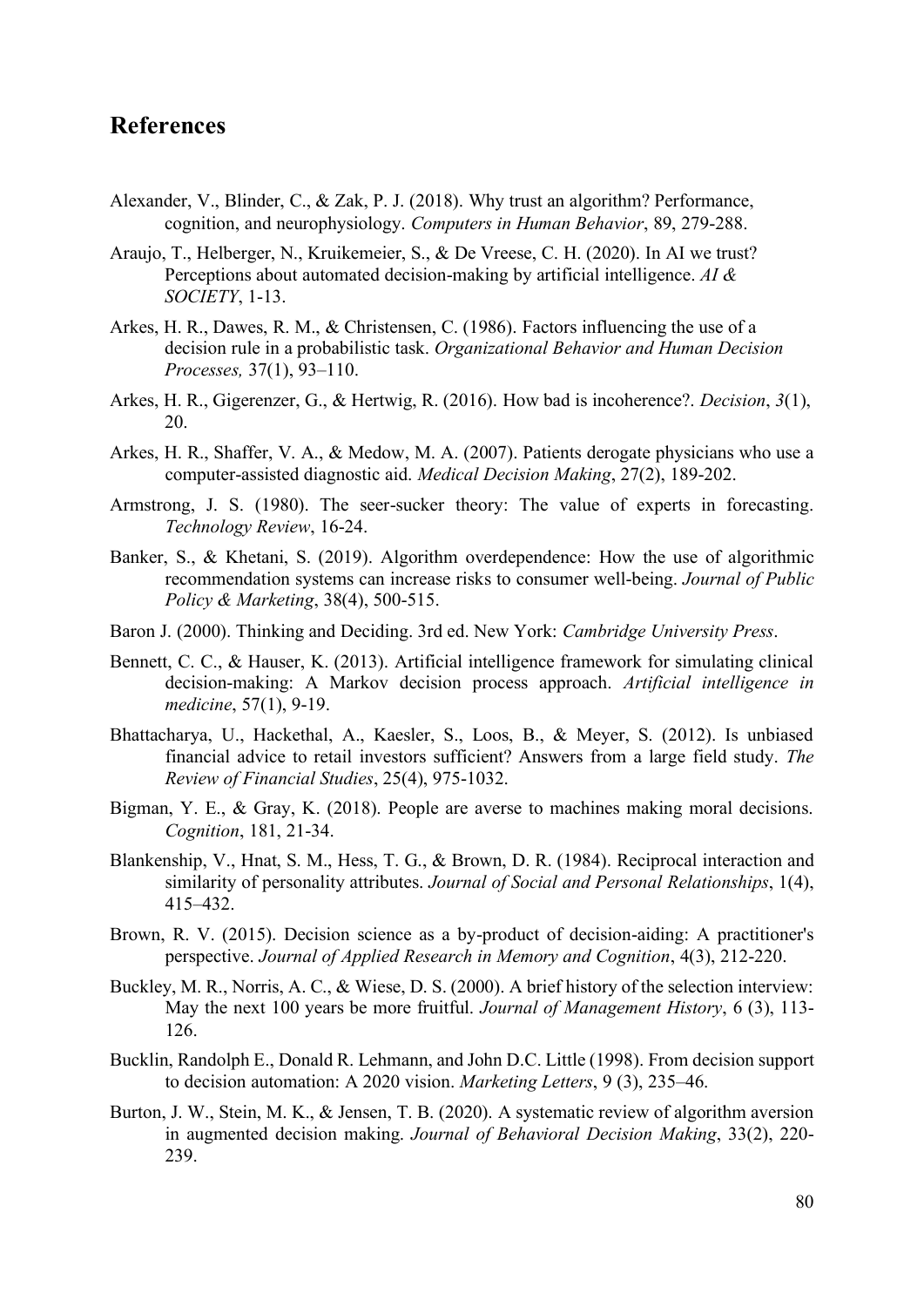## References

Alexander, V., Blinder, C., & Zak, P. J. (2018). Why trust an algorithm? Performance, cognition, and neurophysiology. *Computers in Human Behavior*, 89, 279-288.

Araujo, T., Helberger, N., Kruikemeier, S., & De Vreese, C. H. (2020). In AI we trust? Perceptions about automated decision-making by artificial intelligence. *AI & SOCIETY*, 1-13.

Arkes, H. R., Dawes, R. M., & Christensen, C. (1986). Factors influencing the use of a decision rule in a probabilistic task. *Organizational Behavior and Human Decision Processes,* 37(1), 93–110.

Arkes, H. R., Gigerenzer, G., & Hertwig, R. (2016). How bad is incoherence?. *Decision*, *3*(1), 20.

Arkes, H. R., Shaffer, V. A., & Medow, M. A. (2007). Patients derogate physicians who use a computer-assisted diagnostic aid. *Medical Decision Making*, 27(2), 189-202.

Armstrong, J. S. (1980). The seer-sucker theory: The value of experts in forecasting. *Technology Review*, 16-24.

Banker, S., & Khetani, S. (2019). Algorithm overdependence: How the use of algorithmic recommendation systems can increase risks to consumer well-being. *Journal of Public Policy & Marketing*, 38(4), 500-515.

Baron J. (2000). Thinking and Deciding. 3rd ed. New York: *Cambridge University Press*.

Bennett, C. C., & Hauser, K. (2013). Artificial intelligence framework for simulating clinical decision-making: A Markov decision process approach. *Artificial intelligence in medicine*, 57(1), 9-19.

Bhattacharya, U., Hackethal, A., Kaesler, S., Loos, B., & Meyer, S. (2012). Is unbiased financial advice to retail investors sufficient? Answers from a large field study. *The Review of Financial Studies*, 25(4), 975-1032.

Bigman, Y. E., & Gray, K. (2018). People are averse to machines making moral decisions. *Cognition*, 181, 21-34.

Blankenship, V., Hnat, S. M., Hess, T. G., & Brown, D. R. (1984). Reciprocal interaction and similarity of personality attributes. *Journal of Social and Personal Relationships*, 1(4), 415–432.

Brown, R. V. (2015). Decision science as a by-product of decision-aiding: A practitioner's perspective. *Journal of Applied Research in Memory and Cognition*, 4(3), 212-220.

Buckley, M. R., Norris, A. C., & Wiese, D. S. (2000). A brief history of the selection interview: May the next 100 years be more fruitful. *Journal of Management History*, 6 (3), 113-126.

Bucklin, Randolph E., Donald R. Lehmann, and John D.C. Little (1998). From decision support to decision automation: A 2020 vision. *Marketing Letters*, 9 (3), 235–46.

Burton, J. W., Stein, M. K., & Jensen, T. B. (2020). A systematic review of algorithm aversion in augmented decision making. *Journal of Behavioral Decision Making*, 33(2), 220-239.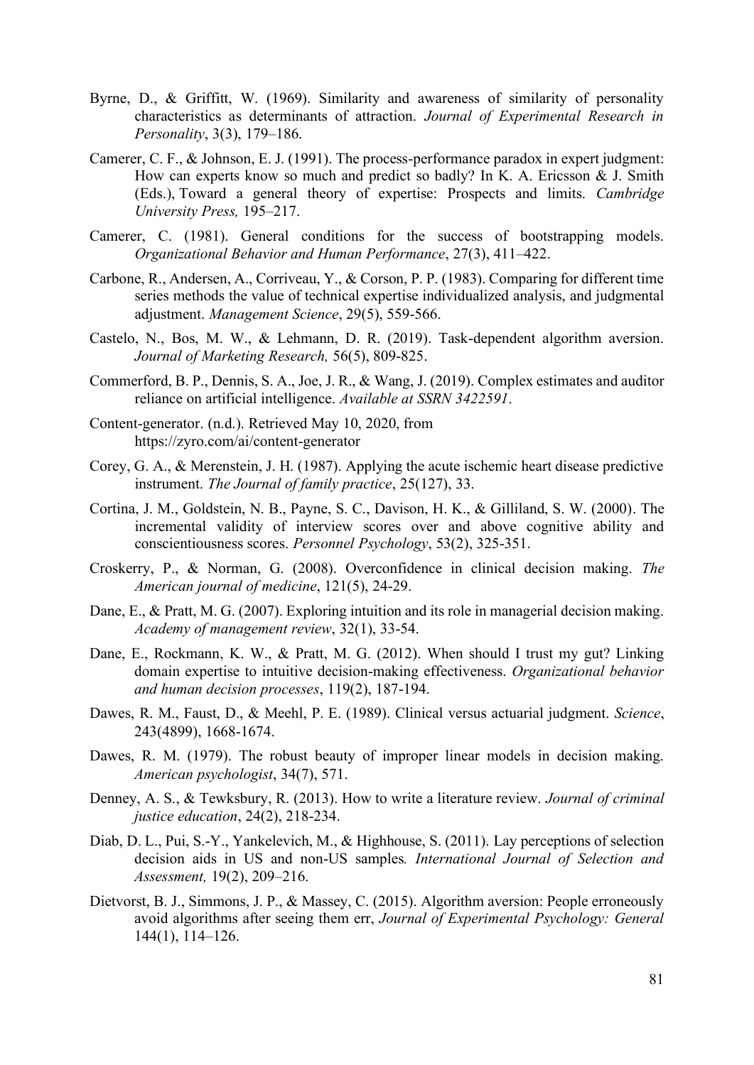Byrne, D., & Griffitt, W. (1969). Similarity and awareness of similarity of personality characteristics as determinants of attraction. *Journal of Experimental Research in Personality*, 3(3), 179–186.

Camerer, C. F., & Johnson, E. J. (1991). The process-performance paradox in expert judgment: How can experts know so much and predict so badly? In K. A. Ericsson & J. Smith (Eds.), Toward a general theory of expertise: Prospects and limits. *Cambridge University Press,* 195–217.

Camerer, C. (1981). General conditions for the success of bootstrapping models. *Organizational Behavior and Human Performance*, 27(3), 411–422.

Carbone, R., Andersen, A., Corriveau, Y., & Corson, P. P. (1983). Comparing for different time series methods the value of technical expertise individualized analysis, and judgmental adjustment. *Management Science*, 29(5), 559-566.

Castelo, N., Bos, M. W., & Lehmann, D. R. (2019). Task-dependent algorithm aversion. *Journal of Marketing Research,* 56(5), 809-825.

Commerford, B. P., Dennis, S. A., Joe, J. R., & Wang, J. (2019). Complex estimates and auditor reliance on artificial intelligence. *Available at SSRN 3422591*.

Content-generator. (n.d.). Retrieved May 10, 2020, from https://zyro.com/ai/content-generator

Corey, G. A., & Merenstein, J. H. (1987). Applying the acute ischemic heart disease predictive instrument. *The Journal of family practice*, 25(127), 33.

Cortina, J. M., Goldstein, N. B., Payne, S. C., Davison, H. K., & Gilliland, S. W. (2000). The incremental validity of interview scores over and above cognitive ability and conscientiousness scores. *Personnel Psychology*, 53(2), 325-351.

Croskerry, P., & Norman, G. (2008). Overconfidence in clinical decision making. *The American journal of medicine*, 121(5), 24-29.

Dane, E., & Pratt, M. G. (2007). Exploring intuition and its role in managerial decision making. *Academy of management review*, 32(1), 33-54.

Dane, E., Rockmann, K. W., & Pratt, M. G. (2012). When should I trust my gut? Linking domain expertise to intuitive decision-making effectiveness. *Organizational behavior and human decision processes*, 119(2), 187-194.

Dawes, R. M., Faust, D., & Meehl, P. E. (1989). Clinical versus actuarial judgment. *Science*, 243(4899), 1668-1674.

Dawes, R. M. (1979). The robust beauty of improper linear models in decision making. *American psychologist*, 34(7), 571.

Denney, A. S., & Tewksbury, R. (2013). How to write a literature review. *Journal of criminal justice education*, 24(2), 218-234.

Diab, D. L., Pui, S.-Y., Yankelevich, M., & Highhouse, S. (2011). Lay perceptions of selection decision aids in US and non-US samples*. International Journal of Selection and Assessment,* 19(2), 209–216.

Dietvorst, B. J., Simmons, J. P., & Massey, C. (2015). Algorithm aversion: People erroneously avoid algorithms after seeing them err, *Journal of Experimental Psychology: General* 144(1), 114–126.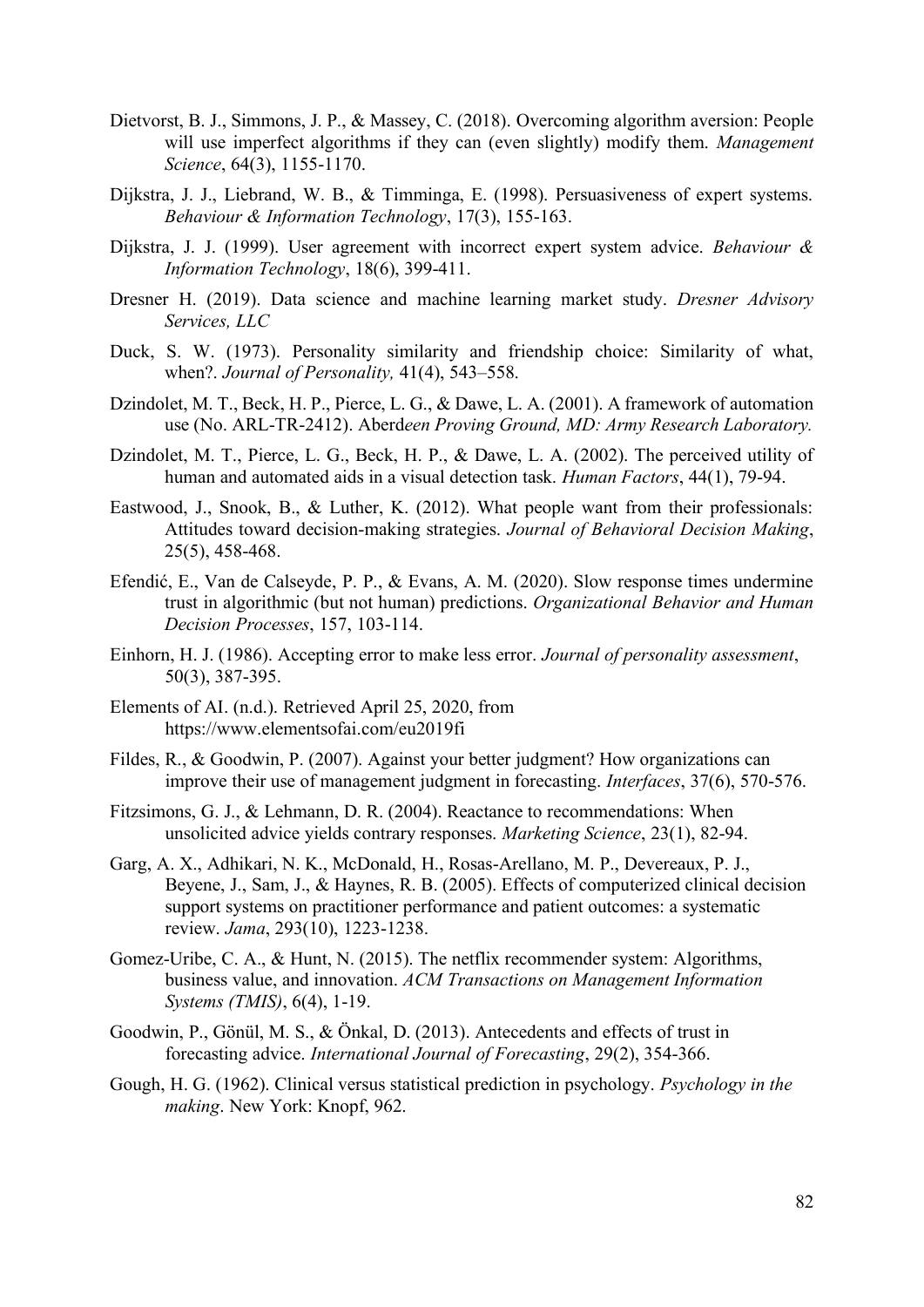Dietvorst, B. J., Simmons, J. P., & Massey, C. (2018). Overcoming algorithm aversion: People will use imperfect algorithms if they can (even slightly) modify them. *Management Science*, 64(3), 1155-1170.

Dijkstra, J. J., Liebrand, W. B., & Timminga, E. (1998). Persuasiveness of expert systems. *Behaviour & Information Technology*, 17(3), 155-163.

Dijkstra, J. J. (1999). User agreement with incorrect expert system advice. *Behaviour & Information Technology*, 18(6), 399-411.

Dresner H. (2019). Data science and machine learning market study. *Dresner Advisory Services, LLC*

Duck, S. W. (1973). Personality similarity and friendship choice: Similarity of what, when?. *Journal of Personality,* 41(4), 543–558.

Dzindolet, M. T., Beck, H. P., Pierce, L. G., & Dawe, L. A. (2001). A framework of automation use (No. ARL-TR-2412). Aberd*een Proving Ground, MD: Army Research Laboratory.*

Dzindolet, M. T., Pierce, L. G., Beck, H. P., & Dawe, L. A. (2002). The perceived utility of human and automated aids in a visual detection task. *Human Factors*, 44(1), 79-94.

Eastwood, J., Snook, B., & Luther, K. (2012). What people want from their professionals: Attitudes toward decision-making strategies. *Journal of Behavioral Decision Making*, 25(5), 458-468.

Efendić, E., Van de Calseyde, P. P., & Evans, A. M. (2020). Slow response times undermine trust in algorithmic (but not human) predictions. *Organizational Behavior and Human Decision Processes*, 157, 103-114.

Einhorn, H. J. (1986). Accepting error to make less error. *Journal of personality assessment*, 50(3), 387-395.

Elements of AI. (n.d.). Retrieved April 25, 2020, from https://www.elementsofai.com/eu2019fi

Fildes, R., & Goodwin, P. (2007). Against your better judgment? How organizations can improve their use of management judgment in forecasting. *Interfaces*, 37(6), 570-576.

Fitzsimons, G. J., & Lehmann, D. R. (2004). Reactance to recommendations: When unsolicited advice yields contrary responses. *Marketing Science*, 23(1), 82-94.

Garg, A. X., Adhikari, N. K., McDonald, H., Rosas-Arellano, M. P., Devereaux, P. J., Beyene, J., Sam, J., & Haynes, R. B. (2005). Effects of computerized clinical decision support systems on practitioner performance and patient outcomes: a systematic review. *Jama*, 293(10), 1223-1238.

Gomez-Uribe, C. A., & Hunt, N. (2015). The netflix recommender system: Algorithms, business value, and innovation. *ACM Transactions on Management Information Systems (TMIS)*, 6(4), 1-19.

Goodwin, P., Gönül, M. S., & Önkal, D. (2013). Antecedents and effects of trust in forecasting advice. *International Journal of Forecasting*, 29(2), 354-366.

Gough, H. G. (1962). Clinical versus statistical prediction in psychology. *Psychology in the making*. New York: Knopf, 962.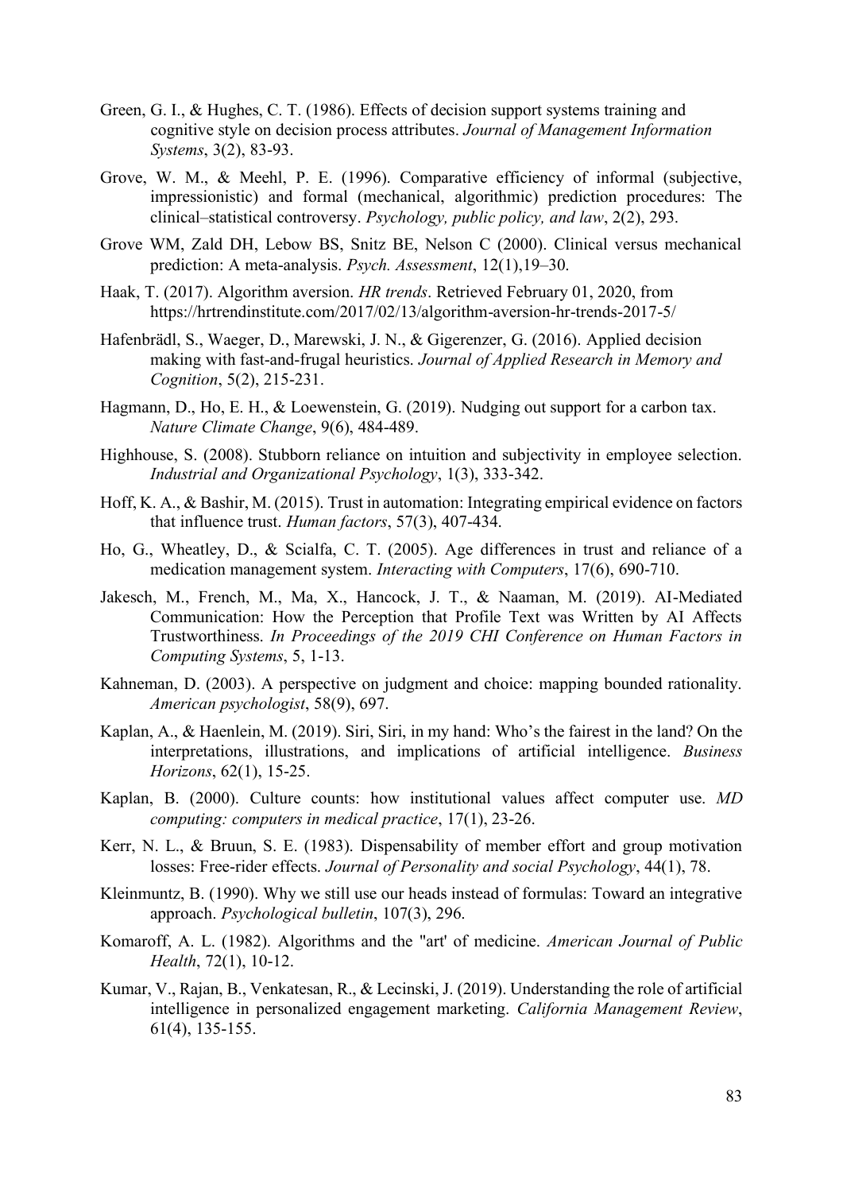Green, G. I., & Hughes, C. T. (1986). Effects of decision support systems training and cognitive style on decision process attributes. *Journal of Management Information Systems*, 3(2), 83-93.

Grove, W. M., & Meehl, P. E. (1996). Comparative efficiency of informal (subjective, impressionistic) and formal (mechanical, algorithmic) prediction procedures: The clinical–statistical controversy. *Psychology, public policy, and law*, 2(2), 293.

Grove WM, Zald DH, Lebow BS, Snitz BE, Nelson C (2000). Clinical versus mechanical prediction: A meta-analysis. *Psych. Assessment*, 12(1),19–30.

Haak, T. (2017). Algorithm aversion. *HR trends*. Retrieved February 01, 2020, from https://hrtrendinstitute.com/2017/02/13/algorithm-aversion-hr-trends-2017-5/

Hafenbrädl, S., Waeger, D., Marewski, J. N., & Gigerenzer, G. (2016). Applied decision making with fast-and-frugal heuristics. *Journal of Applied Research in Memory and Cognition*, 5(2), 215-231.

Hagmann, D., Ho, E. H., & Loewenstein, G. (2019). Nudging out support for a carbon tax. *Nature Climate Change*, 9(6), 484-489.

Highhouse, S. (2008). Stubborn reliance on intuition and subjectivity in employee selection. *Industrial and Organizational Psychology*, 1(3), 333-342.

Hoff, K. A., & Bashir, M. (2015). Trust in automation: Integrating empirical evidence on factors that influence trust. *Human factors*, 57(3), 407-434.

Ho, G., Wheatley, D., & Scialfa, C. T. (2005). Age differences in trust and reliance of a medication management system. *Interacting with Computers*, 17(6), 690-710.

Jakesch, M., French, M., Ma, X., Hancock, J. T., & Naaman, M. (2019). AI-Mediated Communication: How the Perception that Profile Text was Written by AI Affects Trustworthiness. *In Proceedings of the 2019 CHI Conference on Human Factors in Computing Systems*, 5, 1-13.

Kahneman, D. (2003). A perspective on judgment and choice: mapping bounded rationality. *American psychologist*, 58(9), 697.

Kaplan, A., & Haenlein, M. (2019). Siri, Siri, in my hand: Who's the fairest in the land? On the interpretations, illustrations, and implications of artificial intelligence. *Business Horizons*, 62(1), 15-25.

Kaplan, B. (2000). Culture counts: how institutional values affect computer use. *MD computing: computers in medical practice*, 17(1), 23-26.

Kerr, N. L., & Bruun, S. E. (1983). Dispensability of member effort and group motivation losses: Free-rider effects. *Journal of Personality and social Psychology*, 44(1), 78.

Kleinmuntz, B. (1990). Why we still use our heads instead of formulas: Toward an integrative approach. *Psychological bulletin*, 107(3), 296.

Komaroff, A. L. (1982). Algorithms and the "art' of medicine. *American Journal of Public Health*, 72(1), 10-12.

Kumar, V., Rajan, B., Venkatesan, R., & Lecinski, J. (2019). Understanding the role of artificial intelligence in personalized engagement marketing. *California Management Review*, 61(4), 135-155.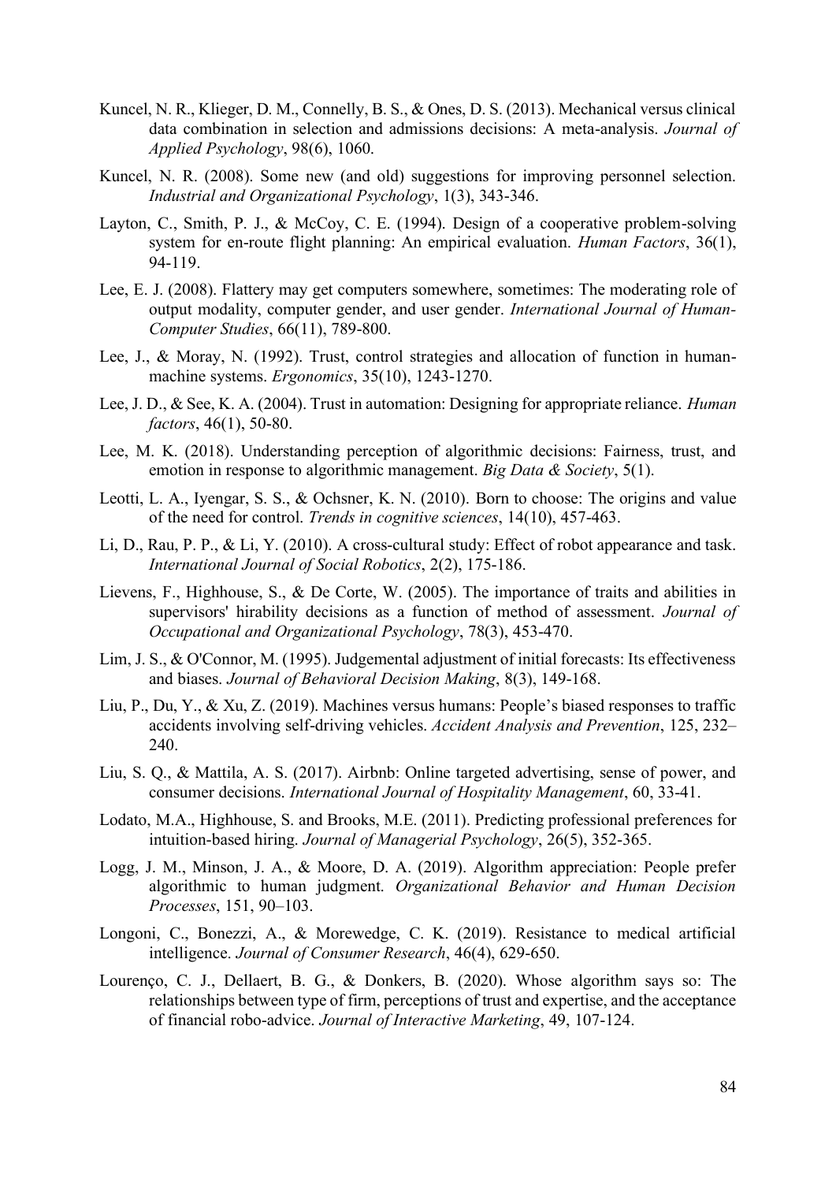Kuncel, N. R., Klieger, D. M., Connelly, B. S., & Ones, D. S. (2013). Mechanical versus clinical data combination in selection and admissions decisions: A meta-analysis. *Journal of Applied Psychology*, 98(6), 1060.

Kuncel, N. R. (2008). Some new (and old) suggestions for improving personnel selection. *Industrial and Organizational Psychology*, 1(3), 343-346.

Layton, C., Smith, P. J., & McCoy, C. E. (1994). Design of a cooperative problem-solving system for en-route flight planning: An empirical evaluation. *Human Factors*, 36(1), 94-119.

Lee, E. J. (2008). Flattery may get computers somewhere, sometimes: The moderating role of output modality, computer gender, and user gender. *International Journal of Human-Computer Studies*, 66(11), 789-800.

Lee, J., & Moray, N. (1992). Trust, control strategies and allocation of function in human-machine systems. *Ergonomics*, 35(10), 1243-1270.

Lee, J. D., & See, K. A. (2004). Trust in automation: Designing for appropriate reliance. *Human factors*, 46(1), 50-80.

Lee, M. K. (2018). Understanding perception of algorithmic decisions: Fairness, trust, and emotion in response to algorithmic management. *Big Data & Society*, 5(1).

Leotti, L. A., Iyengar, S. S., & Ochsner, K. N. (2010). Born to choose: The origins and value of the need for control. *Trends in cognitive sciences*, 14(10), 457-463.

Li, D., Rau, P. P., & Li, Y. (2010). A cross-cultural study: Effect of robot appearance and task. *International Journal of Social Robotics*, 2(2), 175-186.

Lievens, F., Highhouse, S., & De Corte, W. (2005). The importance of traits and abilities in supervisors' hirability decisions as a function of method of assessment. *Journal of Occupational and Organizational Psychology*, 78(3), 453-470.

Lim, J. S., & O'Connor, M. (1995). Judgemental adjustment of initial forecasts: Its effectiveness and biases. *Journal of Behavioral Decision Making*, 8(3), 149-168.

Liu, P., Du, Y., & Xu, Z. (2019). Machines versus humans: People's biased responses to traffic accidents involving self-driving vehicles. *Accident Analysis and Prevention*, 125, 232–240.

Liu, S. Q., & Mattila, A. S. (2017). Airbnb: Online targeted advertising, sense of power, and consumer decisions. *International Journal of Hospitality Management*, 60, 33-41.

Lodato, M.A., Highhouse, S. and Brooks, M.E. (2011). Predicting professional preferences for intuition-based hiring. *Journal of Managerial Psychology*, 26(5), 352-365.

Logg, J. M., Minson, J. A., & Moore, D. A. (2019). Algorithm appreciation: People prefer algorithmic to human judgment. *Organizational Behavior and Human Decision Processes*, 151, 90–103.

Longoni, C., Bonezzi, A., & Morewedge, C. K. (2019). Resistance to medical artificial intelligence. *Journal of Consumer Research*, 46(4), 629-650.

Lourenço, C. J., Dellaert, B. G., & Donkers, B. (2020). Whose algorithm says so: The relationships between type of firm, perceptions of trust and expertise, and the acceptance of financial robo-advice. *Journal of Interactive Marketing*, 49, 107-124.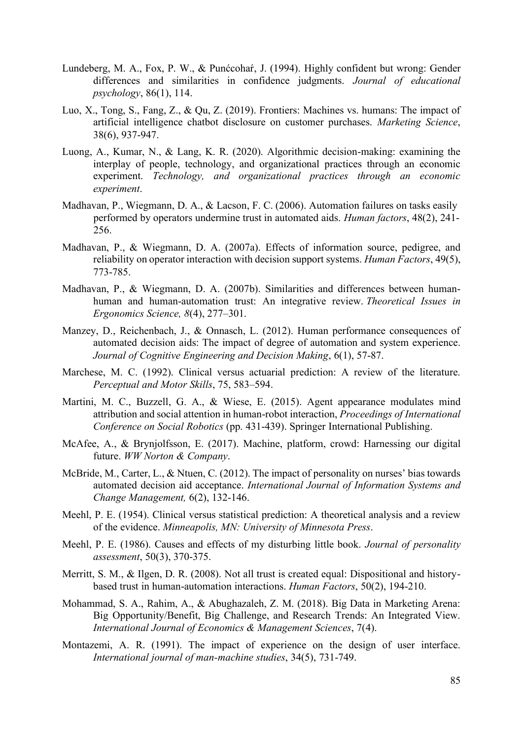Lundeberg, M. A., Fox, P. W., & Punćcohaŕ, J. (1994). Highly confident but wrong: Gender differences and similarities in confidence judgments. *Journal of educational psychology*, 86(1), 114.

Luo, X., Tong, S., Fang, Z., & Qu, Z. (2019). Frontiers: Machines vs. humans: The impact of artificial intelligence chatbot disclosure on customer purchases. *Marketing Science*, 38(6), 937-947.

Luong, A., Kumar, N., & Lang, K. R. (2020). Algorithmic decision-making: examining the interplay of people, technology, and organizational practices through an economic experiment. *Technology, and organizational practices through an economic experiment*.

Madhavan, P., Wiegmann, D. A., & Lacson, F. C. (2006). Automation failures on tasks easily performed by operators undermine trust in automated aids. *Human factors*, 48(2), 241-256.

Madhavan, P., & Wiegmann, D. A. (2007a). Effects of information source, pedigree, and reliability on operator interaction with decision support systems. *Human Factors*, 49(5), 773-785.

Madhavan, P., & Wiegmann, D. A. (2007b). Similarities and differences between human-human and human-automation trust: An integrative review. *Theoretical Issues in Ergonomics Science, 8*(4), 277–301.

Manzey, D., Reichenbach, J., & Onnasch, L. (2012). Human performance consequences of automated decision aids: The impact of degree of automation and system experience. *Journal of Cognitive Engineering and Decision Making*, 6(1), 57-87.

Marchese, M. C. (1992). Clinical versus actuarial prediction: A review of the literature. *Perceptual and Motor Skills*, 75, 583–594.

Martini, M. C., Buzzell, G. A., & Wiese, E. (2015). Agent appearance modulates mind attribution and social attention in human-robot interaction, *Proceedings of International Conference on Social Robotics* (pp. 431-439). Springer International Publishing.

McAfee, A., & Brynjolfsson, E. (2017). Machine, platform, crowd: Harnessing our digital future. *WW Norton & Company*.

McBride, M., Carter, L., & Ntuen, C. (2012). The impact of personality on nurses' bias towards automated decision aid acceptance. *International Journal of Information Systems and Change Management,* 6(2), 132-146.

Meehl, P. E. (1954). Clinical versus statistical prediction: A theoretical analysis and a review of the evidence. *Minneapolis, MN: University of Minnesota Press*.

Meehl, P. E. (1986). Causes and effects of my disturbing little book. *Journal of personality assessment*, 50(3), 370-375.

Merritt, S. M., & Ilgen, D. R. (2008). Not all trust is created equal: Dispositional and history-based trust in human-automation interactions. *Human Factors*, 50(2), 194-210.

Mohammad, S. A., Rahim, A., & Abughazaleh, Z. M. (2018). Big Data in Marketing Arena: Big Opportunity/Benefit, Big Challenge, and Research Trends: An Integrated View. *International Journal of Economics & Management Sciences*, 7(4).

Montazemi, A. R. (1991). The impact of experience on the design of user interface. *International journal of man-machine studies*, 34(5), 731-749.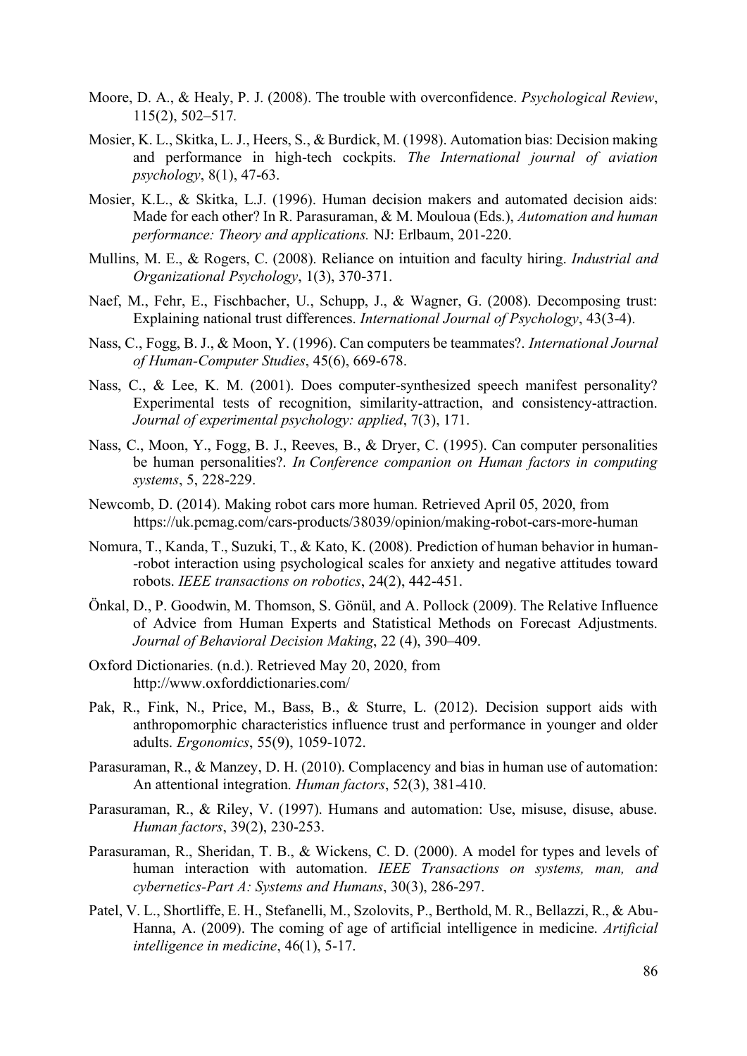Moore, D. A., & Healy, P. J. (2008). The trouble with overconfidence. *Psychological Review*, 115(2), 502–517.

Mosier, K. L., Skitka, L. J., Heers, S., & Burdick, M. (1998). Automation bias: Decision making and performance in high-tech cockpits. *The International journal of aviation psychology*, 8(1), 47-63.

Mosier, K.L., & Skitka, L.J. (1996). Human decision makers and automated decision aids: Made for each other? In R. Parasuraman, & M. Mouloua (Eds.), *Automation and human performance: Theory and applications.* NJ: Erlbaum, 201-220.

Mullins, M. E., & Rogers, C. (2008). Reliance on intuition and faculty hiring. *Industrial and Organizational Psychology*, 1(3), 370-371.

Naef, M., Fehr, E., Fischbacher, U., Schupp, J., & Wagner, G. (2008). Decomposing trust: Explaining national trust differences. *International Journal of Psychology*, 43(3-4).

Nass, C., Fogg, B. J., & Moon, Y. (1996). Can computers be teammates?. *International Journal of Human-Computer Studies*, 45(6), 669-678.

Nass, C., & Lee, K. M. (2001). Does computer-synthesized speech manifest personality? Experimental tests of recognition, similarity-attraction, and consistency-attraction. *Journal of experimental psychology: applied*, 7(3), 171.

Nass, C., Moon, Y., Fogg, B. J., Reeves, B., & Dryer, C. (1995). Can computer personalities be human personalities?. *In Conference companion on Human factors in computing systems*, 5, 228-229.

Newcomb, D. (2014). Making robot cars more human. Retrieved April 05, 2020, from https://uk.pcmag.com/cars-products/38039/opinion/making-robot-cars-more-human

Nomura, T., Kanda, T., Suzuki, T., & Kato, K. (2008). Prediction of human behavior in human--robot interaction using psychological scales for anxiety and negative attitudes toward robots. *IEEE transactions on robotics*, 24(2), 442-451.

Önkal, D., P. Goodwin, M. Thomson, S. Gönül, and A. Pollock (2009). The Relative Influence of Advice from Human Experts and Statistical Methods on Forecast Adjustments. *Journal of Behavioral Decision Making*, 22 (4), 390–409.

Oxford Dictionaries. (n.d.). Retrieved May 20, 2020, from http://www.oxforddictionaries.com/

Pak, R., Fink, N., Price, M., Bass, B., & Sturre, L. (2012). Decision support aids with anthropomorphic characteristics influence trust and performance in younger and older adults. *Ergonomics*, 55(9), 1059-1072.

Parasuraman, R., & Manzey, D. H. (2010). Complacency and bias in human use of automation: An attentional integration. *Human factors*, 52(3), 381-410.

Parasuraman, R., & Riley, V. (1997). Humans and automation: Use, misuse, disuse, abuse. *Human factors*, 39(2), 230-253.

Parasuraman, R., Sheridan, T. B., & Wickens, C. D. (2000). A model for types and levels of human interaction with automation. *IEEE Transactions on systems, man, and cybernetics-Part A: Systems and Humans*, 30(3), 286-297.

Patel, V. L., Shortliffe, E. H., Stefanelli, M., Szolovits, P., Berthold, M. R., Bellazzi, R., & Abu-Hanna, A. (2009). The coming of age of artificial intelligence in medicine. *Artificial intelligence in medicine*, 46(1), 5-17.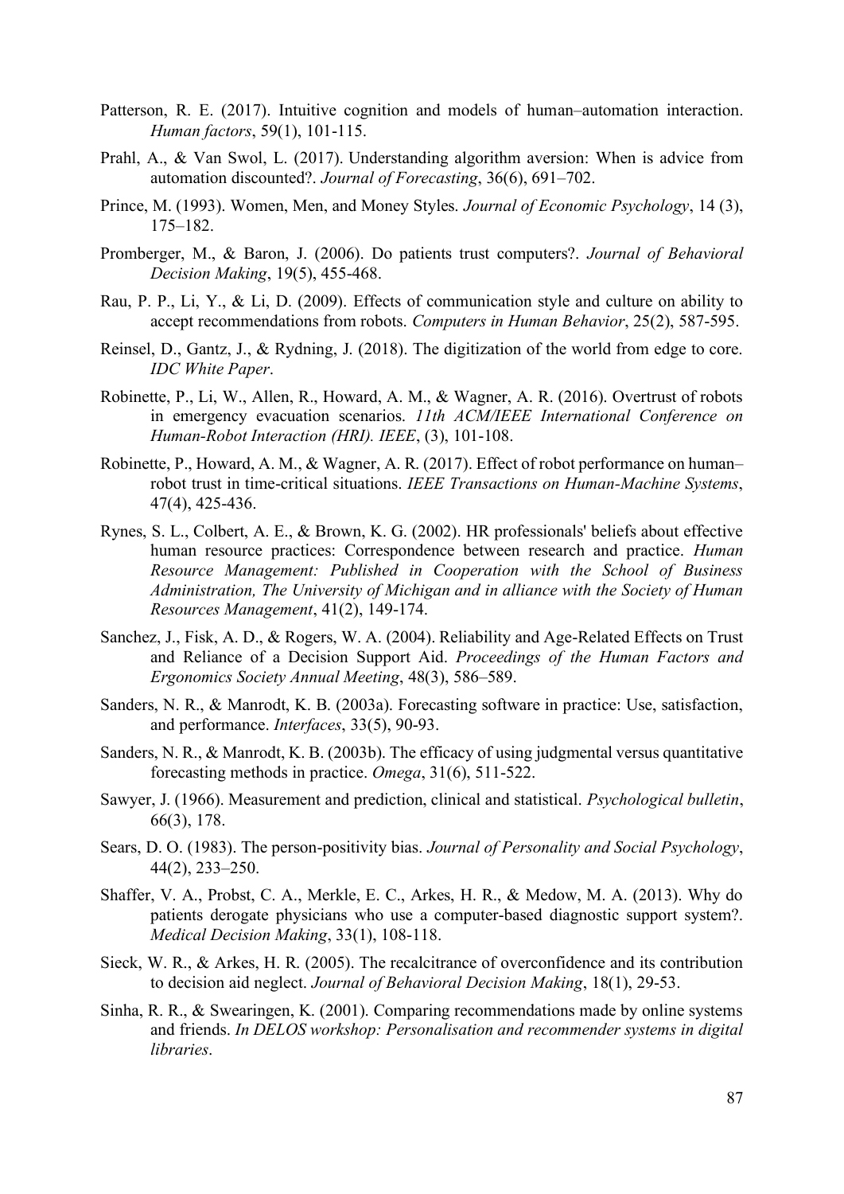Patterson, R. E. (2017). Intuitive cognition and models of human–automation interaction. *Human factors*, 59(1), 101-115.

Prahl, A., & Van Swol, L. (2017). Understanding algorithm aversion: When is advice from automation discounted?. *Journal of Forecasting*, 36(6), 691–702.

Prince, M. (1993). Women, Men, and Money Styles. *Journal of Economic Psychology*, 14 (3), 175–182.

Promberger, M., & Baron, J. (2006). Do patients trust computers?. *Journal of Behavioral Decision Making*, 19(5), 455-468.

Rau, P. P., Li, Y., & Li, D. (2009). Effects of communication style and culture on ability to accept recommendations from robots. *Computers in Human Behavior*, 25(2), 587-595.

Reinsel, D., Gantz, J., & Rydning, J. (2018). The digitization of the world from edge to core. *IDC White Paper*.

Robinette, P., Li, W., Allen, R., Howard, A. M., & Wagner, A. R. (2016). Overtrust of robots in emergency evacuation scenarios. *11th ACM/IEEE International Conference on Human-Robot Interaction (HRI). IEEE*, (3), 101-108.

Robinette, P., Howard, A. M., & Wagner, A. R. (2017). Effect of robot performance on human–robot trust in time-critical situations. *IEEE Transactions on Human-Machine Systems*, 47(4), 425-436.

Rynes, S. L., Colbert, A. E., & Brown, K. G. (2002). HR professionals' beliefs about effective human resource practices: Correspondence between research and practice. *Human Resource Management: Published in Cooperation with the School of Business Administration, The University of Michigan and in alliance with the Society of Human Resources Management*, 41(2), 149-174.

Sanchez, J., Fisk, A. D., & Rogers, W. A. (2004). Reliability and Age-Related Effects on Trust and Reliance of a Decision Support Aid. *Proceedings of the Human Factors and Ergonomics Society Annual Meeting*, 48(3), 586–589.

Sanders, N. R., & Manrodt, K. B. (2003a). Forecasting software in practice: Use, satisfaction, and performance. *Interfaces*, 33(5), 90-93.

Sanders, N. R., & Manrodt, K. B. (2003b). The efficacy of using judgmental versus quantitative forecasting methods in practice. *Omega*, 31(6), 511-522.

Sawyer, J. (1966). Measurement and prediction, clinical and statistical. *Psychological bulletin*, 66(3), 178.

Sears, D. O. (1983). The person-positivity bias. *Journal of Personality and Social Psychology*, 44(2), 233–250.

Shaffer, V. A., Probst, C. A., Merkle, E. C., Arkes, H. R., & Medow, M. A. (2013). Why do patients derogate physicians who use a computer-based diagnostic support system?. *Medical Decision Making*, 33(1), 108-118.

Sieck, W. R., & Arkes, H. R. (2005). The recalcitrance of overconfidence and its contribution to decision aid neglect. *Journal of Behavioral Decision Making*, 18(1), 29-53.

Sinha, R. R., & Swearingen, K. (2001). Comparing recommendations made by online systems and friends. *In DELOS workshop: Personalisation and recommender systems in digital libraries*.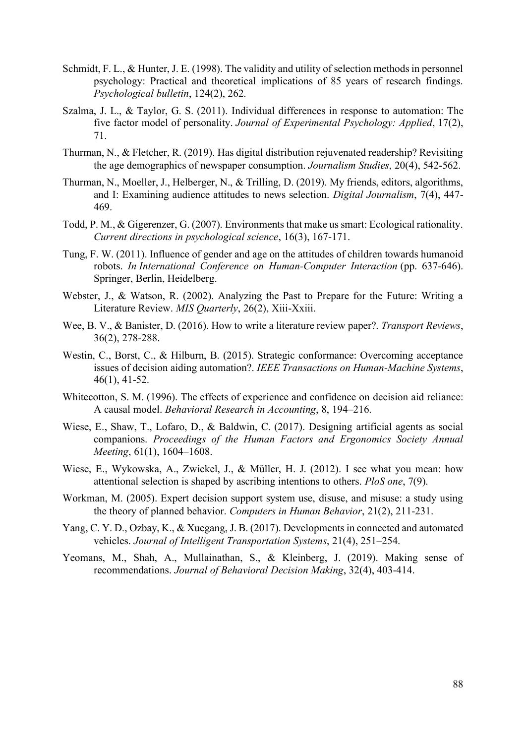Schmidt, F. L., & Hunter, J. E. (1998). The validity and utility of selection methods in personnel psychology: Practical and theoretical implications of 85 years of research findings. *Psychological bulletin*, 124(2), 262.

Szalma, J. L., & Taylor, G. S. (2011). Individual differences in response to automation: The five factor model of personality. *Journal of Experimental Psychology: Applied*, 17(2), 71.

Thurman, N., & Fletcher, R. (2019). Has digital distribution rejuvenated readership? Revisiting the age demographics of newspaper consumption. *Journalism Studies*, 20(4), 542-562.

Thurman, N., Moeller, J., Helberger, N., & Trilling, D. (2019). My friends, editors, algorithms, and I: Examining audience attitudes to news selection. *Digital Journalism*, 7(4), 447-469.

Todd, P. M., & Gigerenzer, G. (2007). Environments that make us smart: Ecological rationality. *Current directions in psychological science*, 16(3), 167-171.

Tung, F. W. (2011). Influence of gender and age on the attitudes of children towards humanoid robots. *In International Conference on Human-Computer Interaction* (pp. 637-646). Springer, Berlin, Heidelberg.

Webster, J., & Watson, R. (2002). Analyzing the Past to Prepare for the Future: Writing a Literature Review. *MIS Quarterly*, 26(2), Xiii-Xxiii.

Wee, B. V., & Banister, D. (2016). How to write a literature review paper?. *Transport Reviews*, 36(2), 278-288.

Westin, C., Borst, C., & Hilburn, B. (2015). Strategic conformance: Overcoming acceptance issues of decision aiding automation?. *IEEE Transactions on Human-Machine Systems*, 46(1), 41-52.

Whitecotton, S. M. (1996). The effects of experience and confidence on decision aid reliance: A causal model. *Behavioral Research in Accounting*, 8, 194–216.

Wiese, E., Shaw, T., Lofaro, D., & Baldwin, C. (2017). Designing artificial agents as social companions. *Proceedings of the Human Factors and Ergonomics Society Annual Meeting*, 61(1), 1604–1608.

Wiese, E., Wykowska, A., Zwickel, J., & Müller, H. J. (2012). I see what you mean: how attentional selection is shaped by ascribing intentions to others. *PloS one*, 7(9).

Workman, M. (2005). Expert decision support system use, disuse, and misuse: a study using the theory of planned behavior. *Computers in Human Behavior*, 21(2), 211-231.

Yang, C. Y. D., Ozbay, K., & Xuegang, J. B. (2017). Developments in connected and automated vehicles. *Journal of Intelligent Transportation Systems*, 21(4), 251–254.

Yeomans, M., Shah, A., Mullainathan, S., & Kleinberg, J. (2019). Making sense of recommendations. *Journal of Behavioral Decision Making*, 32(4), 403-414.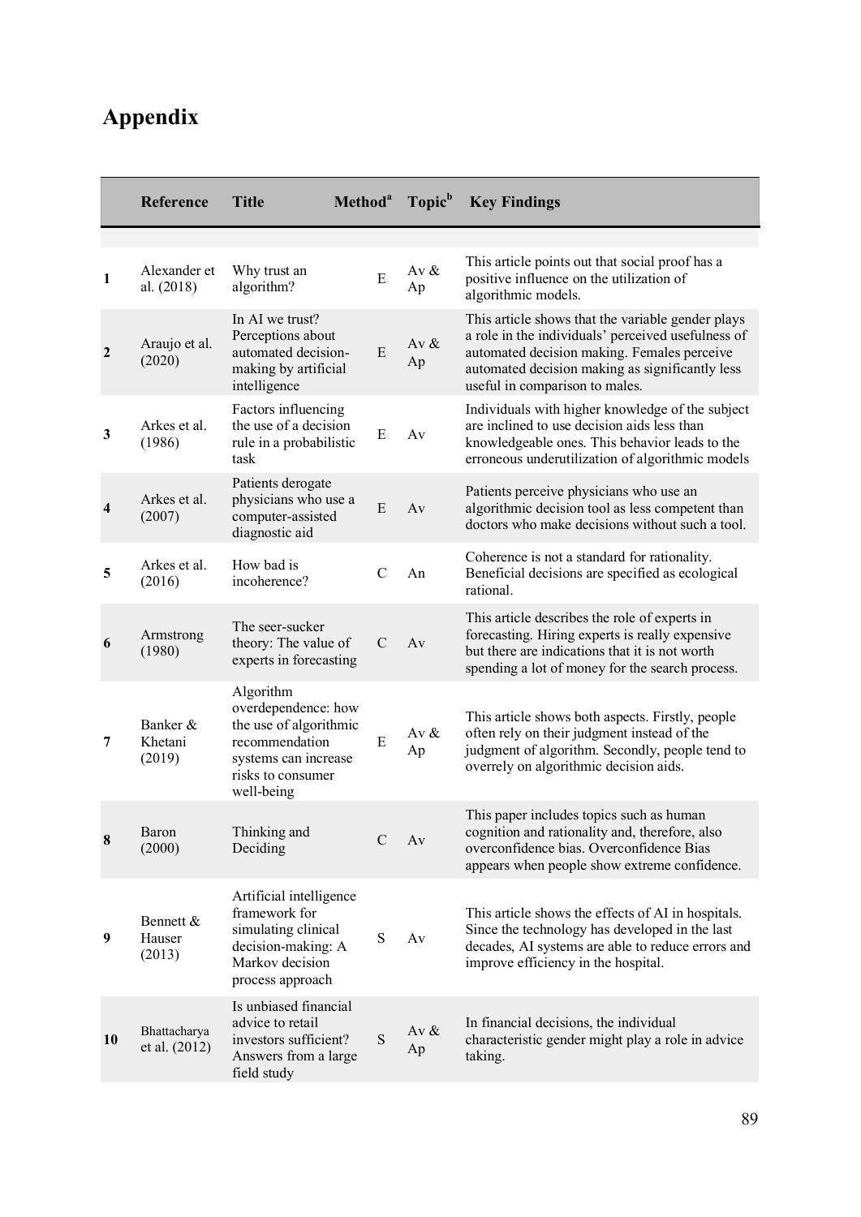# Appendix

| | Reference | Title | Method[a] | Topic[b] | Key Findings |
|---|---|---|---|---|---|
| 1 | Alexander et al. (2018) | Why trust an algorithm? | E | Av & Ap | This article points out that social proof has a positive influence on the utilization of algorithmic models. |
| 2 | Araujo et al. (2020) | In AI we trust? Perceptions about automated decision-making by artificial intelligence | E | Av & Ap | This article shows that the variable gender plays a role in the individuals' perceived usefulness of automated decision making. Females perceive automated decision making as significantly less useful in comparison to males. |
| 3 | Arkes et al. (1986) | Factors influencing the use of a decision rule in a probabilistic task | E | Av | Individuals with higher knowledge of the subject are inclined to use decision aids less than knowledgeable ones. This behavior leads to the erroneous underutilization of algorithmic models |
| 4 | Arkes et al. (2007) | Patients derogate physicians who use a computer-assisted diagnostic aid | E | Av | Patients perceive physicians who use an algorithmic decision tool as less competent than doctors who make decisions without such a tool. |
| 5 | Arkes et al. (2016) | How bad is incoherence? | C | An | Coherence is not a standard for rationality. Beneficial decisions are specified as ecological rational. |
| 6 | Armstrong (1980) | The seer-sucker theory: The value of experts in forecasting | C | Av | This article describes the role of experts in forecasting. Hiring experts is really expensive but there are indications that it is not worth spending a lot of money for the search process. |
| 7 | Banker & Khetani (2019) | Algorithm overdependence: how the use of algorithmic recommendation systems can increase risks to consumer well-being | E | Av & Ap | This article shows both aspects. Firstly, people often rely on their judgment instead of the judgment of algorithm. Secondly, people tend to overrely on algorithmic decision aids. |
| 8 | Baron (2000) | Thinking and Deciding | C | Av | This paper includes topics such as human cognition and rationality and, therefore, also overconfidence bias. Overconfidence Bias appears when people show extreme confidence. |
| 9 | Bennett & Hauser (2013) | Artificial intelligence framework for simulating clinical decision-making: A Markov decision process approach | S | Av | This article shows the effects of AI in hospitals. Since the technology has developed in the last decades, AI systems are able to reduce errors and improve efficiency in the hospital. |
| 10 | Bhattacharya et al. (2012) | Is unbiased financial advice to retail investors sufficient? Answers from a large field study | S | Av & Ap | In financial decisions, the individual characteristic gender might play a role in advice taking. |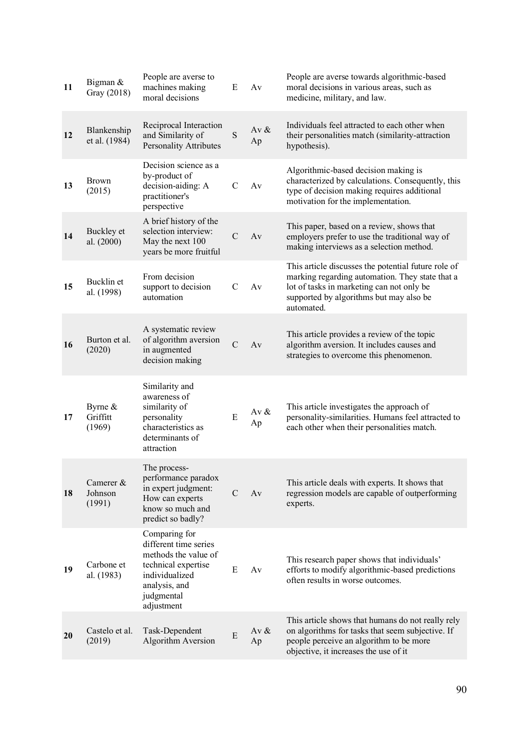| | | | | | |
|---|---|---|---|---|---|
| **11** | Bigman & Gray (2018) | People are averse to machines making moral decisions | E | Av | People are averse towards algorithmic-based moral decisions in various areas, such as medicine, military, and law. |
| **12** | Blankenship et al. (1984) | Reciprocal Interaction and Similarity of Personality Attributes | S | Av & Ap | Individuals feel attracted to each other when their personalities match (similarity-attraction hypothesis). |
| **13** | Brown (2015) | Decision science as a by-product of decision-aiding: A practitioner's perspective | C | Av | Algorithmic-based decision making is characterized by calculations. Consequently, this type of decision making requires additional motivation for the implementation. |
| **14** | Buckley et al. (2000) | A brief history of the selection interview: May the next 100 years be more fruitful | C | Av | This paper, based on a review, shows that employers prefer to use the traditional way of making interviews as a selection method. |
| **15** | Bucklin et al. (1998) | From decision support to decision automation | C | Av | This article discusses the potential future role of marking regarding automation. They state that a lot of tasks in marketing can not only be supported by algorithms but may also be automated. |
| **16** | Burton et al. (2020) | A systematic review of algorithm aversion in augmented decision making | C | Av | This article provides a review of the topic algorithm aversion. It includes causes and strategies to overcome this phenomenon. |
| **17** | Byrne & Griffitt (1969) | Similarity and awareness of similarity of personality characteristics as determinants of attraction | E | Av & Ap | This article investigates the approach of personality-similarities. Humans feel attracted to each other when their personalities match. |
| **18** | Camerer & Johnson (1991) | The process-performance paradox in expert judgment: How can experts know so much and predict so badly? | C | Av | This article deals with experts. It shows that regression models are capable of outperforming experts. |
| **19** | Carbone et al. (1983) | Comparing for different time series methods the value of technical expertise individualized analysis, and judgmental adjustment | E | Av | This research paper shows that individuals' efforts to modify algorithmic-based predictions often results in worse outcomes. |
| **20** | Castelo et al. (2019) | Task-Dependent Algorithm Aversion | E | Av & Ap | This article shows that humans do not really rely on algorithms for tasks that seem subjective. If people perceive an algorithm to be more objective, it increases the use of it |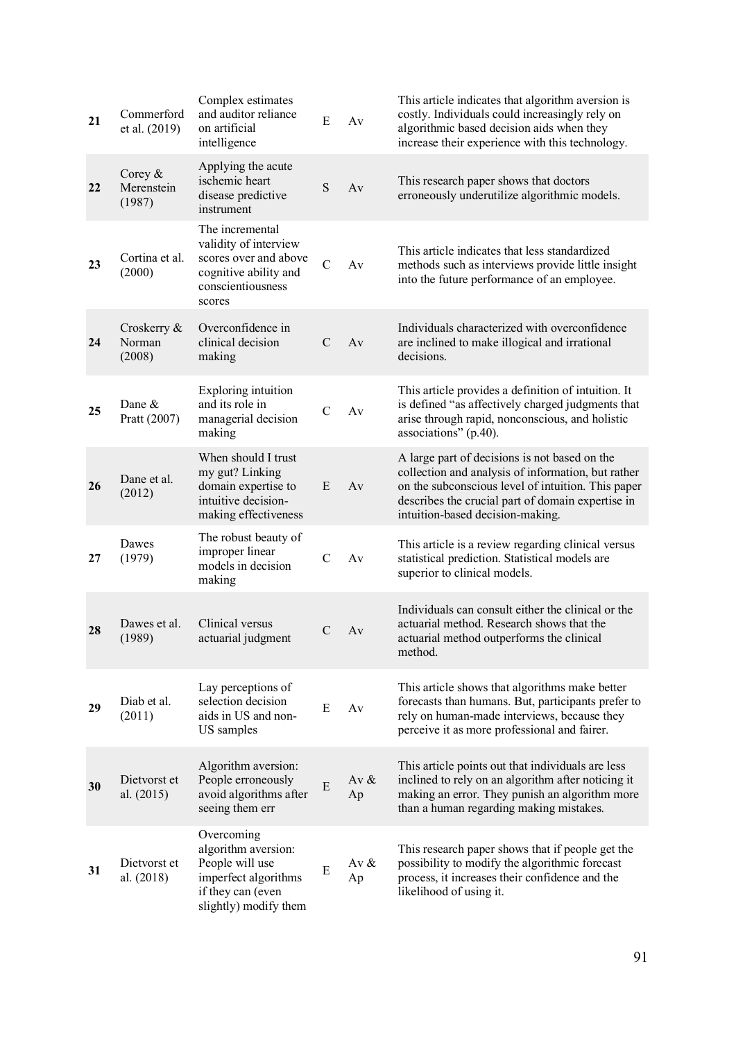| 21 | Commerford et al. (2019) | Complex estimates and auditor reliance on artificial intelligence | E | Av | This article indicates that algorithm aversion is costly. Individuals could increasingly rely on algorithmic based decision aids when they increase their experience with this technology. |
|---|---|---|---|---|---|
| 22 | Corey & Merenstein (1987) | Applying the acute ischemic heart disease predictive instrument | S | Av | This research paper shows that doctors erroneously underutilize algorithmic models. |
| 23 | Cortina et al. (2000) | The incremental validity of interview scores over and above cognitive ability and conscientiousness scores | C | Av | This article indicates that less standardized methods such as interviews provide little insight into the future performance of an employee. |
| 24 | Croskerry & Norman (2008) | Overconfidence in clinical decision making | C | Av | Individuals characterized with overconfidence are inclined to make illogical and irrational decisions. |
| 25 | Dane & Pratt (2007) | Exploring intuition and its role in managerial decision making | C | Av | This article provides a definition of intuition. It is defined "as affectively charged judgments that arise through rapid, nonconscious, and holistic associations" (p.40). |
| 26 | Dane et al. (2012) | When should I trust my gut? Linking domain expertise to intuitive decision-making effectiveness | E | Av | A large part of decisions is not based on the collection and analysis of information, but rather on the subconscious level of intuition. This paper describes the crucial part of domain expertise in intuition-based decision-making. |
| 27 | Dawes (1979) | The robust beauty of improper linear models in decision making | C | Av | This article is a review regarding clinical versus statistical prediction. Statistical models are superior to clinical models. |
| 28 | Dawes et al. (1989) | Clinical versus actuarial judgment | C | Av | Individuals can consult either the clinical or the actuarial method. Research shows that the actuarial method outperforms the clinical method. |
| 29 | Diab et al. (2011) | Lay perceptions of selection decision aids in US and non-US samples | E | Av | This article shows that algorithms make better forecasts than humans. But, participants prefer to rely on human-made interviews, because they perceive it as more professional and fairer. |
| 30 | Dietvorst et al. (2015) | Algorithm aversion: People erroneously avoid algorithms after seeing them err | E | Av & Ap | This article points out that individuals are less inclined to rely on an algorithm after noticing it making an error. They punish an algorithm more than a human regarding making mistakes. |
| 31 | Dietvorst et al. (2018) | Overcoming algorithm aversion: People will use imperfect algorithms if they can (even slightly) modify them | E | Av & Ap | This research paper shows that if people get the possibility to modify the algorithmic forecast process, it increases their confidence and the likelihood of using it. |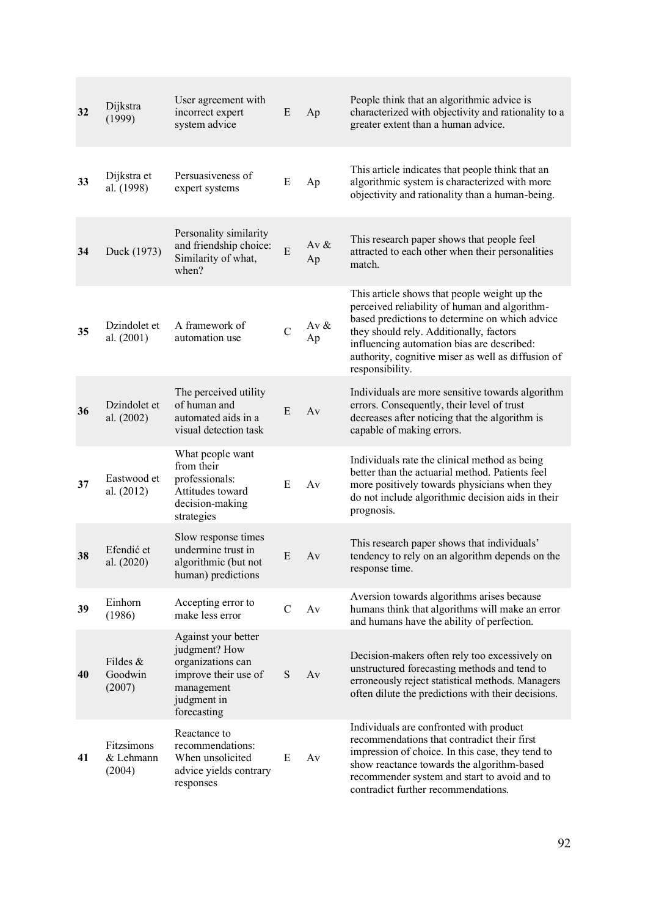| | | | | | |
|---|---|---|---|---|---|
| **32** | Dijkstra (1999) | User agreement with incorrect expert system advice | E | Ap | People think that an algorithmic advice is characterized with objectivity and rationality to a greater extent than a human advice. |
| **33** | Dijkstra et al. (1998) | Persuasiveness of expert systems | E | Ap | This article indicates that people think that an algorithmic system is characterized with more objectivity and rationality than a human-being. |
| **34** | Duck (1973) | Personality similarity and friendship choice: Similarity of what, when? | E | Av & Ap | This research paper shows that people feel attracted to each other when their personalities match. |
| **35** | Dzindolet et al. (2001) | A framework of automation use | C | Av & Ap | This article shows that people weight up the perceived reliability of human and algorithm-based predictions to determine on which advice they should rely. Additionally, factors influencing automation bias are described: authority, cognitive miser as well as diffusion of responsibility. |
| **36** | Dzindolet et al. (2002) | The perceived utility of human and automated aids in a visual detection task | E | Av | Individuals are more sensitive towards algorithm errors. Consequently, their level of trust decreases after noticing that the algorithm is capable of making errors. |
| **37** | Eastwood et al. (2012) | What people want from their professionals: Attitudes toward decision-making strategies | E | Av | Individuals rate the clinical method as being better than the actuarial method. Patients feel more positively towards physicians when they do not include algorithmic decision aids in their prognosis. |
| **38** | Efendić et al. (2020) | Slow response times undermine trust in algorithmic (but not human) predictions | E | Av | This research paper shows that individuals' tendency to rely on an algorithm depends on the response time. |
| **39** | Einhorn (1986) | Accepting error to make less error | C | Av | Aversion towards algorithms arises because humans think that algorithms will make an error and humans have the ability of perfection. |
| **40** | Fildes & Goodwin (2007) | Against your better judgment? How organizations can improve their use of management judgment in forecasting | S | Av | Decision-makers often rely too excessively on unstructured forecasting methods and tend to erroneously reject statistical methods. Managers often dilute the predictions with their decisions. |
| **41** | Fitzsimons & Lehmann (2004) | Reactance to recommendations: When unsolicited advice yields contrary responses | E | Av | Individuals are confronted with product recommendations that contradict their first impression of choice. In this case, they tend to show reactance towards the algorithm-based recommender system and start to avoid and to contradict further recommendations. |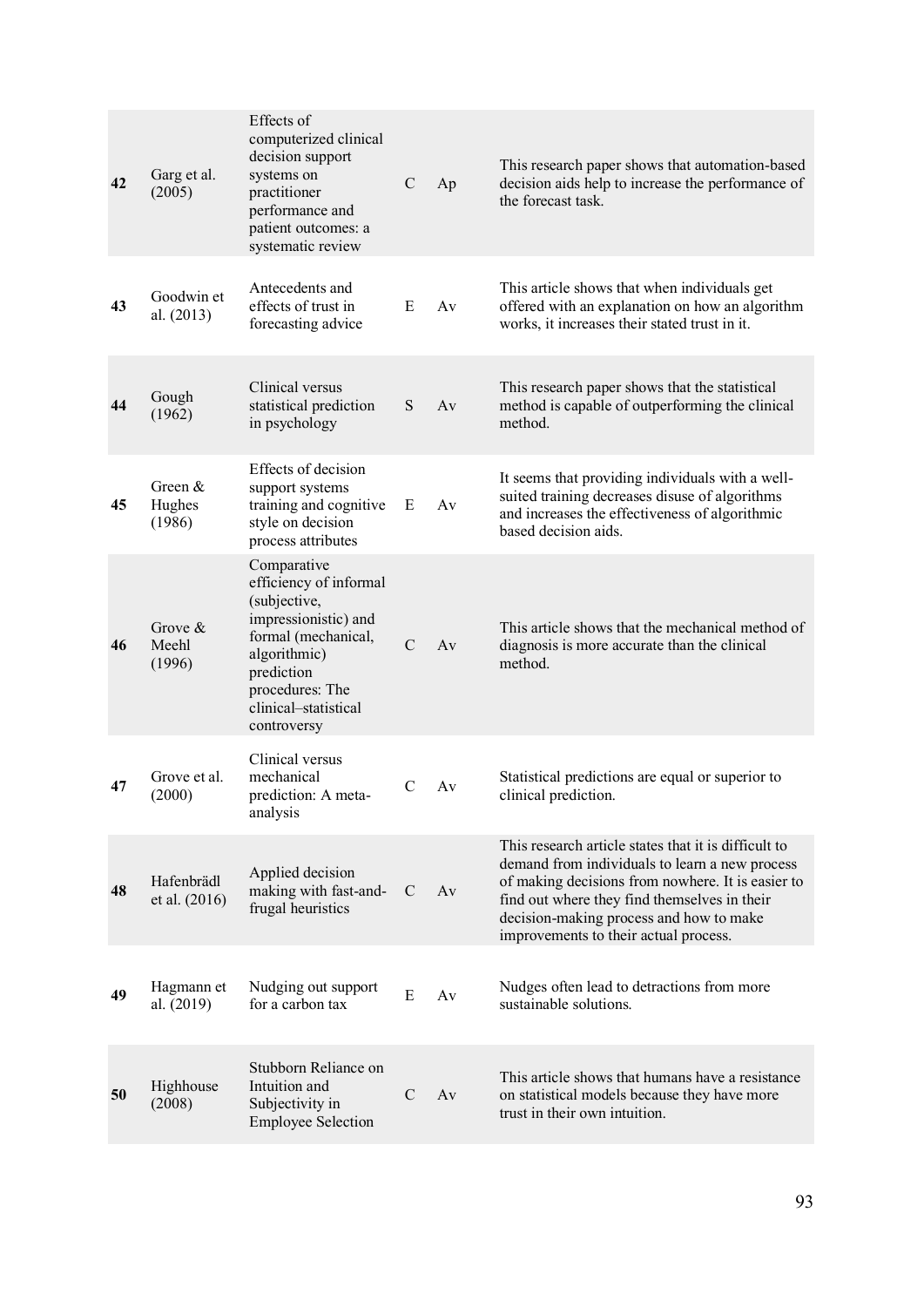| | | | | | |
|---|---|---|---|---|---|
| **42** | Garg et al. (2005) | Effects of computerized clinical decision support systems on practitioner performance and patient outcomes: a systematic review | C | Ap | This research paper shows that automation-based decision aids help to increase the performance of the forecast task. |
| **43** | Goodwin et al. (2013) | Antecedents and effects of trust in forecasting advice | E | Av | This article shows that when individuals get offered with an explanation on how an algorithm works, it increases their stated trust in it. |
| **44** | Gough (1962) | Clinical versus statistical prediction in psychology | S | Av | This research paper shows that the statistical method is capable of outperforming the clinical method. |
| **45** | Green & Hughes (1986) | Effects of decision support systems training and cognitive style on decision process attributes | E | Av | It seems that providing individuals with a well-suited training decreases disuse of algorithms and increases the effectiveness of algorithmic based decision aids. |
| **46** | Grove & Meehl (1996) | Comparative efficiency of informal (subjective, impressionistic) and formal (mechanical, algorithmic) prediction procedures: The clinical–statistical controversy | C | Av | This article shows that the mechanical method of diagnosis is more accurate than the clinical method. |
| **47** | Grove et al. (2000) | Clinical versus mechanical prediction: A meta-analysis | C | Av | Statistical predictions are equal or superior to clinical prediction. |
| **48** | Hafenbrädl et al. (2016) | Applied decision making with fast-and-frugal heuristics | C | Av | This research article states that it is difficult to demand from individuals to learn a new process of making decisions from nowhere. It is easier to find out where they find themselves in their decision-making process and how to make improvements to their actual process. |
| **49** | Hagmann et al. (2019) | Nudging out support for a carbon tax | E | Av | Nudges often lead to detractions from more sustainable solutions. |
| **50** | Highhouse (2008) | Stubborn Reliance on Intuition and Subjectivity in Employee Selection | C | Av | This article shows that humans have a resistance on statistical models because they have more trust in their own intuition. |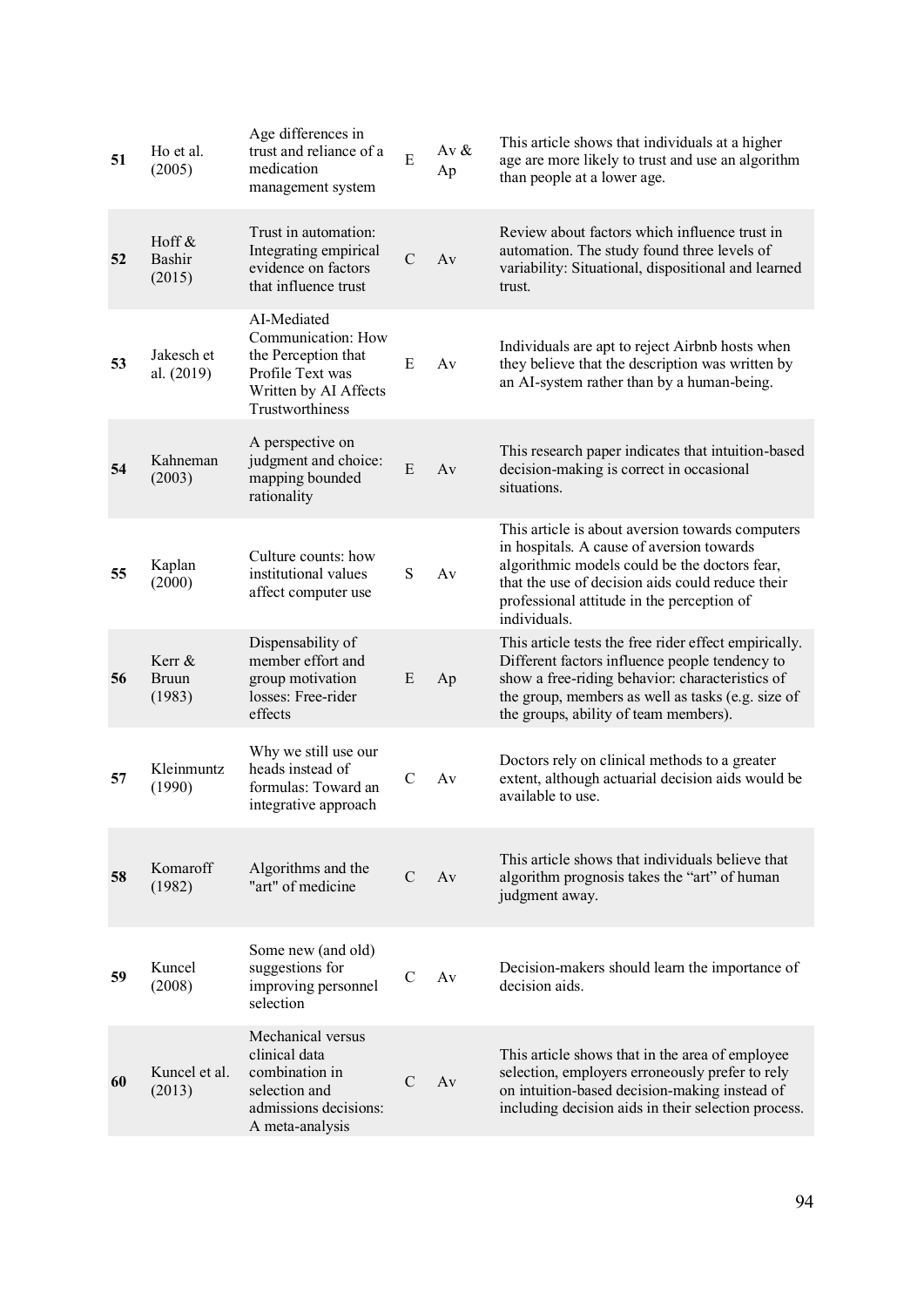| | | | | | |
|---|---|---|---|---|---|
| 51 | Ho et al. (2005) | Age differences in trust and reliance of a medication management system | E | Av & Ap | This article shows that individuals at a higher age are more likely to trust and use an algorithm than people at a lower age. |
| 52 | Hoff & Bashir (2015) | Trust in automation: Integrating empirical evidence on factors that influence trust | C | Av | Review about factors which influence trust in automation. The study found three levels of variability: Situational, dispositional and learned trust. |
| 53 | Jakesch et al. (2019) | AI-Mediated Communication: How the Perception that Profile Text was Written by AI Affects Trustworthiness | E | Av | Individuals are apt to reject Airbnb hosts when they believe that the description was written by an AI-system rather than by a human-being. |
| 54 | Kahneman (2003) | A perspective on judgment and choice: mapping bounded rationality | E | Av | This research paper indicates that intuition-based decision-making is correct in occasional situations. |
| 55 | Kaplan (2000) | Culture counts: how institutional values affect computer use | S | Av | This article is about aversion towards computers in hospitals. A cause of aversion towards algorithmic models could be the doctors fear, that the use of decision aids could reduce their professional attitude in the perception of individuals. |
| 56 | Kerr & Bruun (1983) | Dispensability of member effort and group motivation losses: Free-rider effects | E | Ap | This article tests the free rider effect empirically. Different factors influence people tendency to show a free-riding behavior: characteristics of the group, members as well as tasks (e.g. size of the groups, ability of team members). |
| 57 | Kleinmuntz (1990) | Why we still use our heads instead of formulas: Toward an integrative approach | C | Av | Doctors rely on clinical methods to a greater extent, although actuarial decision aids would be available to use. |
| 58 | Komaroff (1982) | Algorithms and the "art" of medicine | C | Av | This article shows that individuals believe that algorithm prognosis takes the "art" of human judgment away. |
| 59 | Kuncel (2008) | Some new (and old) suggestions for improving personnel selection | C | Av | Decision-makers should learn the importance of decision aids. |
| 60 | Kuncel et al. (2013) | Mechanical versus clinical data combination in selection and admissions decisions: A meta-analysis | C | Av | This article shows that in the area of employee selection, employers erroneously prefer to rely on intuition-based decision-making instead of including decision aids in their selection process. |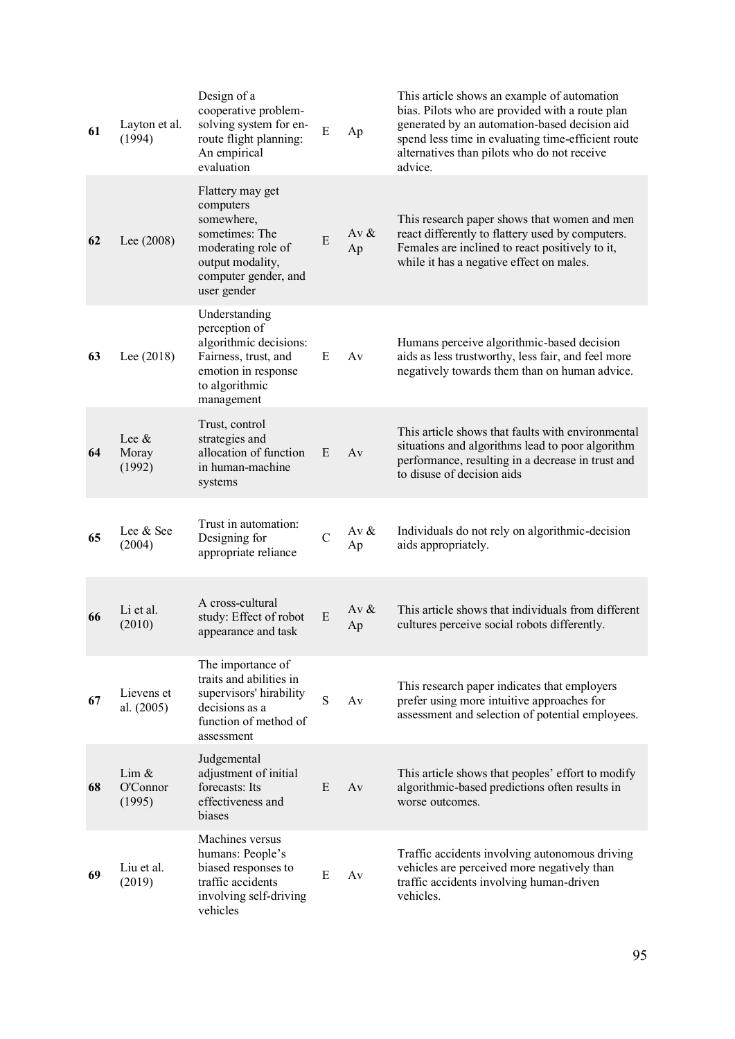| | | | | | |
|---|---|---|---|---|---|
| **61** | Layton et al. (1994) | Design of a cooperative problem-solving system for en-route flight planning: An empirical evaluation | E | Ap | This article shows an example of automation bias. Pilots who are provided with a route plan generated by an automation-based decision aid spend less time in evaluating time-efficient route alternatives than pilots who do not receive advice. |
| **62** | Lee (2008) | Flattery may get computers somewhere, sometimes: The moderating role of output modality, computer gender, and user gender | E | Av & Ap | This research paper shows that women and men react differently to flattery used by computers. Females are inclined to react positively to it, while it has a negative effect on males. |
| **63** | Lee (2018) | Understanding perception of algorithmic decisions: Fairness, trust, and emotion in response to algorithmic management | E | Av | Humans perceive algorithmic-based decision aids as less trustworthy, less fair, and feel more negatively towards them than on human advice. |
| **64** | Lee & Moray (1992) | Trust, control strategies and allocation of function in human-machine systems | E | Av | This article shows that faults with environmental situations and algorithms lead to poor algorithm performance, resulting in a decrease in trust and to disuse of decision aids |
| **65** | Lee & See (2004) | Trust in automation: Designing for appropriate reliance | C | Av & Ap | Individuals do not rely on algorithmic-decision aids appropriately. |
| **66** | Li et al. (2010) | A cross-cultural study: Effect of robot appearance and task | E | Av & Ap | This article shows that individuals from different cultures perceive social robots differently. |
| **67** | Lievens et al. (2005) | The importance of traits and abilities in supervisors' hirability decisions as a function of method of assessment | S | Av | This research paper indicates that employers prefer using more intuitive approaches for assessment and selection of potential employees. |
| **68** | Lim & O'Connor (1995) | Judgemental adjustment of initial forecasts: Its effectiveness and biases | E | Av | This article shows that peoples' effort to modify algorithmic-based predictions often results in worse outcomes. |
| **69** | Liu et al. (2019) | Machines versus humans: People's biased responses to traffic accidents involving self-driving vehicles | E | Av | Traffic accidents involving autonomous driving vehicles are perceived more negatively than traffic accidents involving human-driven vehicles. |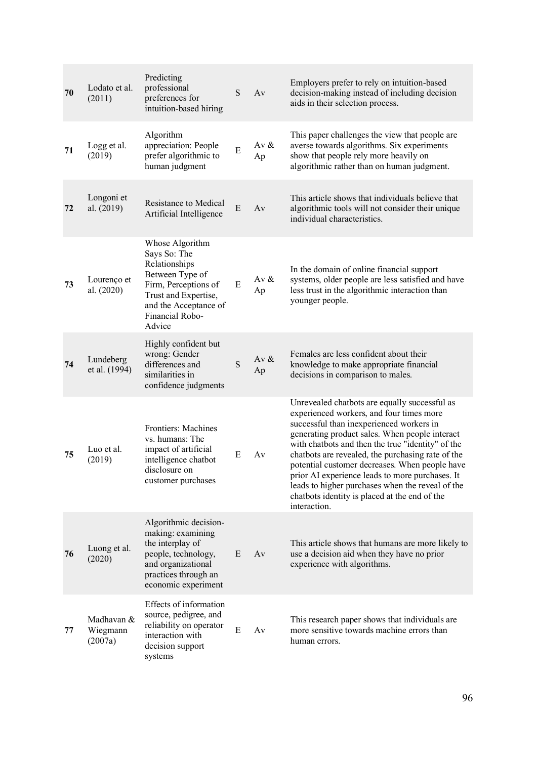| **70** | Lodato et al. (2011) | Predicting professional preferences for intuition-based hiring | S | Av | Employers prefer to rely on intuition-based decision-making instead of including decision aids in their selection process. |
|---|---|---|---|---|---|
| **71** | Logg et al. (2019) | Algorithm appreciation: People prefer algorithmic to human judgment | E | Av & Ap | This paper challenges the view that people are averse towards algorithms. Six experiments show that people rely more heavily on algorithmic rather than on human judgment. |
| **72** | Longoni et al. (2019) | Resistance to Medical Artificial Intelligence | E | Av | This article shows that individuals believe that algorithmic tools will not consider their unique individual characteristics. |
| **73** | Lourenço et al. (2020) | Whose Algorithm Says So: The Relationships Between Type of Firm, Perceptions of Trust and Expertise, and the Acceptance of Financial Robo-Advice | E | Av & Ap | In the domain of online financial support systems, older people are less satisfied and have less trust in the algorithmic interaction than younger people. |
| **74** | Lundeberg et al. (1994) | Highly confident but wrong: Gender differences and similarities in confidence judgments | S | Av & Ap | Females are less confident about their knowledge to make appropriate financial decisions in comparison to males. |
| **75** | Luo et al. (2019) | Frontiers: Machines vs. humans: The impact of artificial intelligence chatbot disclosure on customer purchases | E | Av | Unrevealed chatbots are equally successful as experienced workers, and four times more successful than inexperienced workers in generating product sales. When people interact with chatbots and then the true "identity" of the chatbots are revealed, the purchasing rate of the potential customer decreases. When people have prior AI experience leads to more purchases. It leads to higher purchases when the reveal of the chatbots identity is placed at the end of the interaction. |
| **76** | Luong et al. (2020) | Algorithmic decision-making: examining the interplay of people, technology, and organizational practices through an economic experiment | E | Av | This article shows that humans are more likely to use a decision aid when they have no prior experience with algorithms. |
| **77** | Madhavan & Wiegmann (2007a) | Effects of information source, pedigree, and reliability on operator interaction with decision support systems | E | Av | This research paper shows that individuals are more sensitive towards machine errors than human errors. |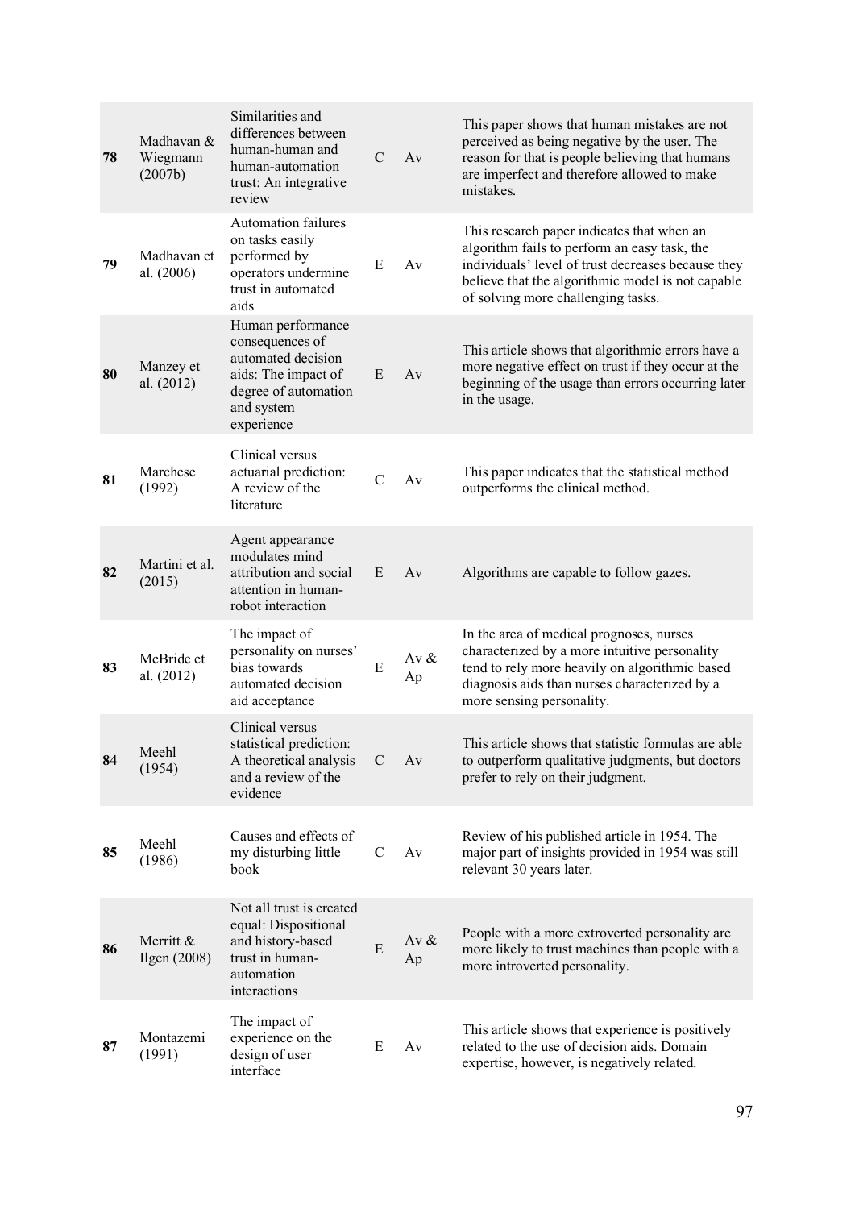| | | | | | |
|---|---|---|---|---|---|
| **78** | Madhavan & Wiegmann (2007b) | Similarities and differences between human-human and human-automation trust: An integrative review | C | Av | This paper shows that human mistakes are not perceived as being negative by the user. The reason for that is people believing that humans are imperfect and therefore allowed to make mistakes. |
| **79** | Madhavan et al. (2006) | Automation failures on tasks easily performed by operators undermine trust in automated aids | E | Av | This research paper indicates that when an algorithm fails to perform an easy task, the individuals' level of trust decreases because they believe that the algorithmic model is not capable of solving more challenging tasks. |
| **80** | Manzey et al. (2012) | Human performance consequences of automated decision aids: The impact of degree of automation and system experience | E | Av | This article shows that algorithmic errors have a more negative effect on trust if they occur at the beginning of the usage than errors occurring later in the usage. |
| **81** | Marchese (1992) | Clinical versus actuarial prediction: A review of the literature | C | Av | This paper indicates that the statistical method outperforms the clinical method. |
| **82** | Martini et al. (2015) | Agent appearance modulates mind attribution and social attention in human-robot interaction | E | Av | Algorithms are capable to follow gazes. |
| **83** | McBride et al. (2012) | The impact of personality on nurses' bias towards automated decision aid acceptance | E | Av & Ap | In the area of medical prognoses, nurses characterized by a more intuitive personality tend to rely more heavily on algorithmic based diagnosis aids than nurses characterized by a more sensing personality. |
| **84** | Meehl (1954) | Clinical versus statistical prediction: A theoretical analysis and a review of the evidence | C | Av | This article shows that statistic formulas are able to outperform qualitative judgments, but doctors prefer to rely on their judgment. |
| **85** | Meehl (1986) | Causes and effects of my disturbing little book | C | Av | Review of his published article in 1954. The major part of insights provided in 1954 was still relevant 30 years later. |
| **86** | Merritt & Ilgen (2008) | Not all trust is created equal: Dispositional and history-based trust in human-automation interactions | E | Av & Ap | People with a more extroverted personality are more likely to trust machines than people with a more introverted personality. |
| **87** | Montazemi (1991) | The impact of experience on the design of user interface | E | Av | This article shows that experience is positively related to the use of decision aids. Domain expertise, however, is negatively related. |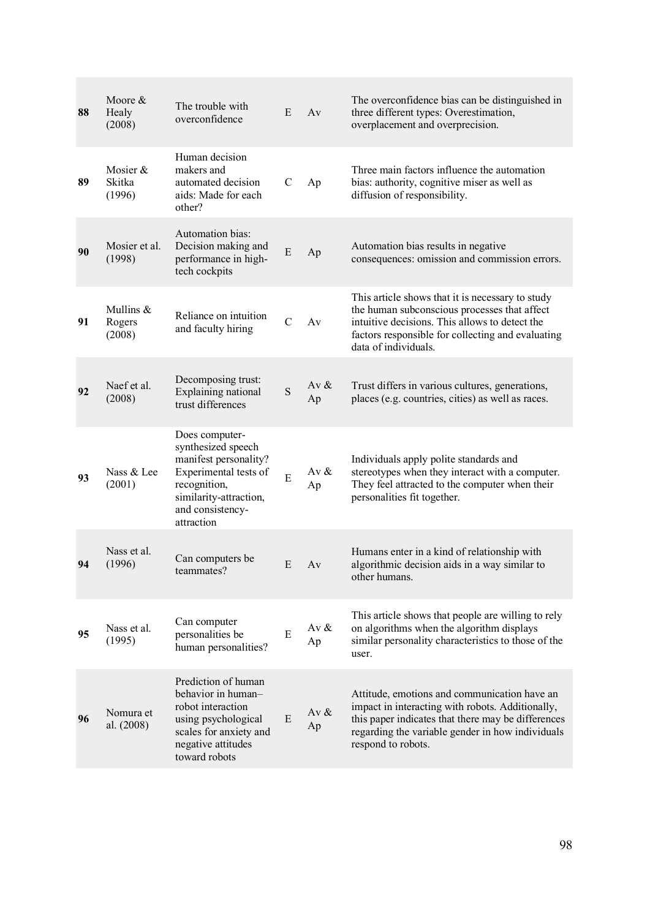| | | | | | |
|---|---|---|---|---|---|
| **88** | Moore & Healy (2008) | The trouble with overconfidence | E | Av | The overconfidence bias can be distinguished in three different types: Overestimation, overplacement and overprecision. |
| **89** | Mosier & Skitka (1996) | Human decision makers and automated decision aids: Made for each other? | C | Ap | Three main factors influence the automation bias: authority, cognitive miser as well as diffusion of responsibility. |
| **90** | Mosier et al. (1998) | Automation bias: Decision making and performance in high-tech cockpits | E | Ap | Automation bias results in negative consequences: omission and commission errors. |
| **91** | Mullins & Rogers (2008) | Reliance on intuition and faculty hiring | C | Av | This article shows that it is necessary to study the human subconscious processes that affect intuitive decisions. This allows to detect the factors responsible for collecting and evaluating data of individuals. |
| **92** | Naef et al. (2008) | Decomposing trust: Explaining national trust differences | S | Av & Ap | Trust differs in various cultures, generations, places (e.g. countries, cities) as well as races. |
| **93** | Nass & Lee (2001) | Does computer-synthesized speech manifest personality? Experimental tests of recognition, similarity-attraction, and consistency-attraction | E | Av & Ap | Individuals apply polite standards and stereotypes when they interact with a computer. They feel attracted to the computer when their personalities fit together. |
| **94** | Nass et al. (1996) | Can computers be teammates? | E | Av | Humans enter in a kind of relationship with algorithmic decision aids in a way similar to other humans. |
| **95** | Nass et al. (1995) | Can computer personalities be human personalities? | E | Av & Ap | This article shows that people are willing to rely on algorithms when the algorithm displays similar personality characteristics to those of the user. |
| **96** | Nomura et al. (2008) | Prediction of human behavior in human–robot interaction using psychological scales for anxiety and negative attitudes toward robots | E | Av & Ap | Attitude, emotions and communication have an impact in interacting with robots. Additionally, this paper indicates that there may be differences regarding the variable gender in how individuals respond to robots. |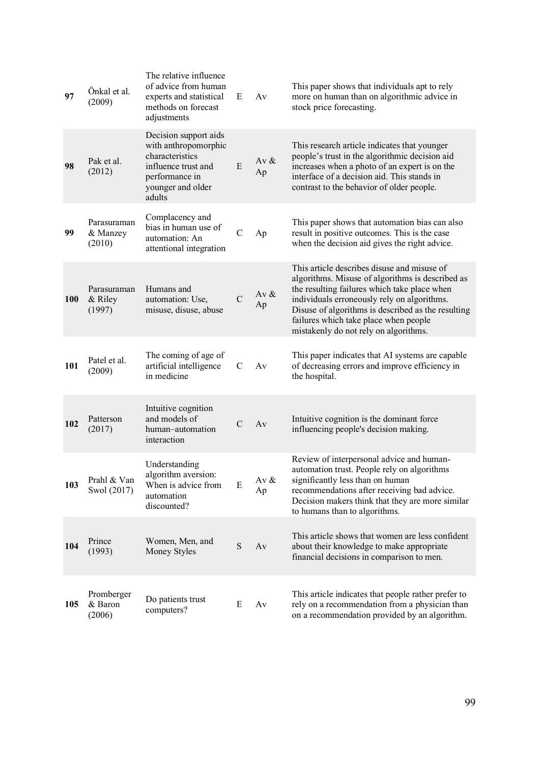| | | | | | |
|---|---|---|---|---|---|
| **97** | Önkal et al. (2009) | The relative influence of advice from human experts and statistical methods on forecast adjustments | E | Av | This paper shows that individuals apt to rely more on human than on algorithmic advice in stock price forecasting. |
| **98** | Pak et al. (2012) | Decision support aids with anthropomorphic characteristics influence trust and performance in younger and older adults | E | Av & Ap | This research article indicates that younger people's trust in the algorithmic decision aid increases when a photo of an expert is on the interface of a decision aid. This stands in contrast to the behavior of older people. |
| **99** | Parasuraman & Manzey (2010) | Complacency and bias in human use of automation: An attentional integration | C | Ap | This paper shows that automation bias can also result in positive outcomes. This is the case when the decision aid gives the right advice. |
| **100** | Parasuraman & Riley (1997) | Humans and automation: Use, misuse, disuse, abuse | C | Av & Ap | This article describes disuse and misuse of algorithms. Misuse of algorithms is described as the resulting failures which take place when individuals erroneously rely on algorithms. Disuse of algorithms is described as the resulting failures which take place when people mistakenly do not rely on algorithms. |
| **101** | Patel et al. (2009) | The coming of age of artificial intelligence in medicine | C | Av | This paper indicates that AI systems are capable of decreasing errors and improve efficiency in the hospital. |
| **102** | Patterson (2017) | Intuitive cognition and models of human–automation interaction | C | Av | Intuitive cognition is the dominant force influencing people's decision making. |
| **103** | Prahl & Van Swol (2017) | Understanding algorithm aversion: When is advice from automation discounted? | E | Av & Ap | Review of interpersonal advice and human-automation trust. People rely on algorithms significantly less than on human recommendations after receiving bad advice. Decision makers think that they are more similar to humans than to algorithms. |
| **104** | Prince (1993) | Women, Men, and Money Styles | S | Av | This article shows that women are less confident about their knowledge to make appropriate financial decisions in comparison to men. |
| **105** | Promberger & Baron (2006) | Do patients trust computers? | E | Av | This article indicates that people rather prefer to rely on a recommendation from a physician than on a recommendation provided by an algorithm. |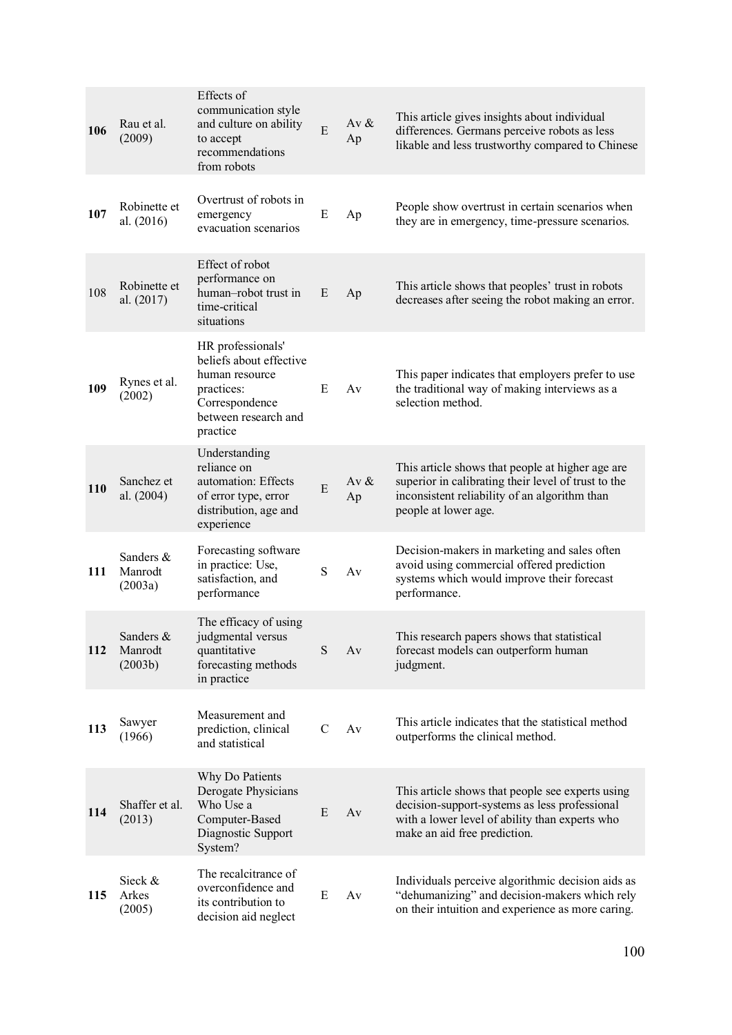| | | | | | |
|---|---|---|---|---|---|
| **106** | Rau et al. (2009) | Effects of communication style and culture on ability to accept recommendations from robots | E | Av & Ap | This article gives insights about individual differences. Germans perceive robots as less likable and less trustworthy compared to Chinese |
| **107** | Robinette et al. (2016) | Overtrust of robots in emergency evacuation scenarios | E | Ap | People show overtrust in certain scenarios when they are in emergency, time-pressure scenarios. |
| 108 | Robinette et al. (2017) | Effect of robot performance on human–robot trust in time-critical situations | E | Ap | This article shows that peoples' trust in robots decreases after seeing the robot making an error. |
| **109** | Rynes et al. (2002) | HR professionals' beliefs about effective human resource practices: Correspondence between research and practice | E | Av | This paper indicates that employers prefer to use the traditional way of making interviews as a selection method. |
| **110** | Sanchez et al. (2004) | Understanding reliance on automation: Effects of error type, error distribution, age and experience | E | Av & Ap | This article shows that people at higher age are superior in calibrating their level of trust to the inconsistent reliability of an algorithm than people at lower age. |
| **111** | Sanders & Manrodt (2003a) | Forecasting software in practice: Use, satisfaction, and performance | S | Av | Decision-makers in marketing and sales often avoid using commercial offered prediction systems which would improve their forecast performance. |
| **112** | Sanders & Manrodt (2003b) | The efficacy of using judgmental versus quantitative forecasting methods in practice | S | Av | This research papers shows that statistical forecast models can outperform human judgment. |
| **113** | Sawyer (1966) | Measurement and prediction, clinical and statistical | C | Av | This article indicates that the statistical method outperforms the clinical method. |
| **114** | Shaffer et al. (2013) | Why Do Patients Derogate Physicians Who Use a Computer-Based Diagnostic Support System? | E | Av | This article shows that people see experts using decision-support-systems as less professional with a lower level of ability than experts who make an aid free prediction. |
| **115** | Sieck & Arkes (2005) | The recalcitrance of overconfidence and its contribution to decision aid neglect | E | Av | Individuals perceive algorithmic decision aids as "dehumanizing" and decision-makers which rely on their intuition and experience as more caring. |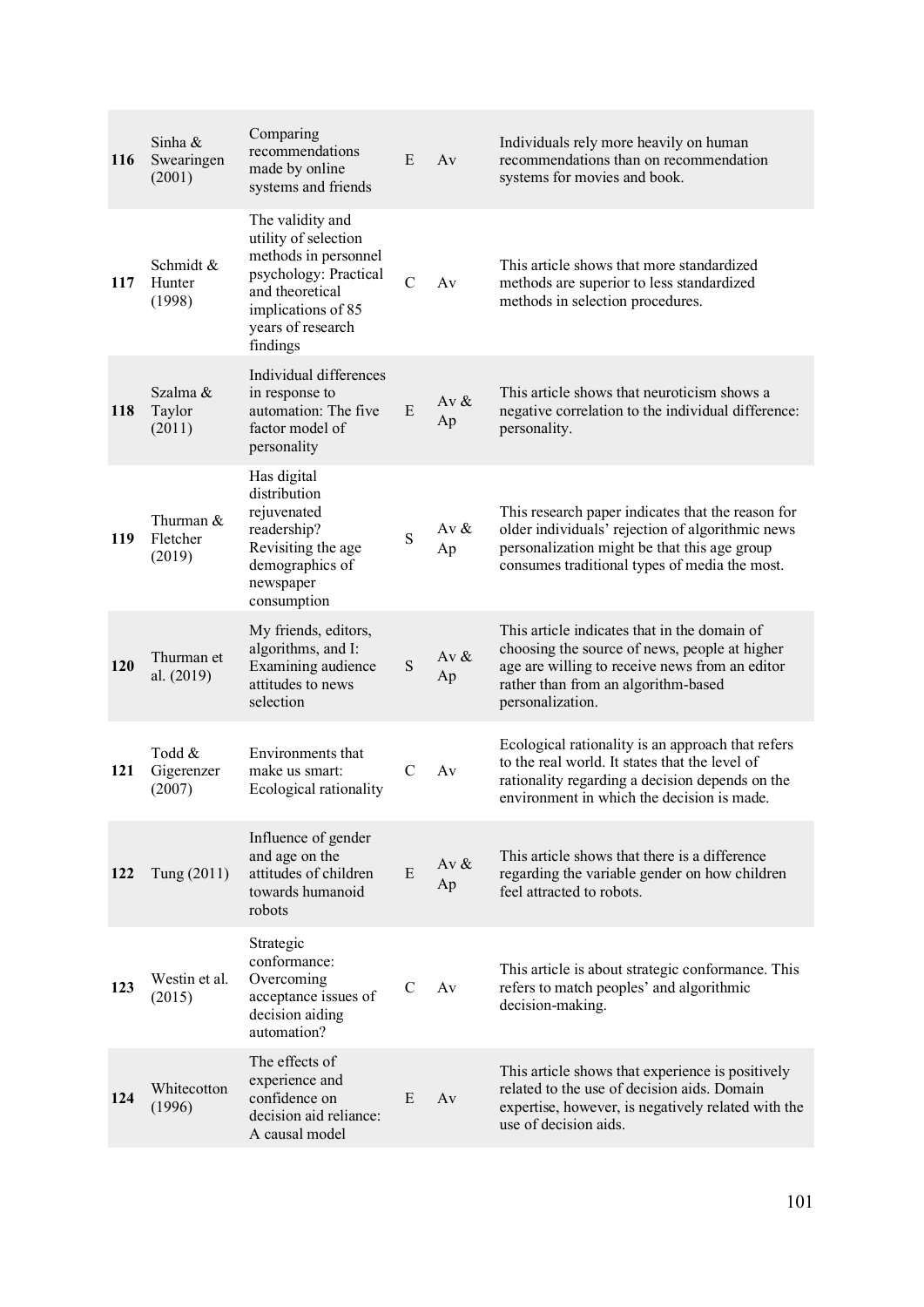| | | | | | |
|---|---|---|---|---|---|
| **116** | Sinha & Swearingen (2001) | Comparing recommendations made by online systems and friends | E | Av | Individuals rely more heavily on human recommendations than on recommendation systems for movies and book. |
| **117** | Schmidt & Hunter (1998) | The validity and utility of selection methods in personnel psychology: Practical and theoretical implications of 85 years of research findings | C | Av | This article shows that more standardized methods are superior to less standardized methods in selection procedures. |
| **118** | Szalma & Taylor (2011) | Individual differences in response to automation: The five factor model of personality | E | Av & Ap | This article shows that neuroticism shows a negative correlation to the individual difference: personality. |
| **119** | Thurman & Fletcher (2019) | Has digital distribution rejuvenated readership? Revisiting the age demographics of newspaper consumption | S | Av & Ap | This research paper indicates that the reason for older individuals' rejection of algorithmic news personalization might be that this age group consumes traditional types of media the most. |
| **120** | Thurman et al. (2019) | My friends, editors, algorithms, and I: Examining audience attitudes to news selection | S | Av & Ap | This article indicates that in the domain of choosing the source of news, people at higher age are willing to receive news from an editor rather than from an algorithm-based personalization. |
| **121** | Todd & Gigerenzer (2007) | Environments that make us smart: Ecological rationality | C | Av | Ecological rationality is an approach that refers to the real world. It states that the level of rationality regarding a decision depends on the environment in which the decision is made. |
| **122** | Tung (2011) | Influence of gender and age on the attitudes of children towards humanoid robots | E | Av & Ap | This article shows that there is a difference regarding the variable gender on how children feel attracted to robots. |
| **123** | Westin et al. (2015) | Strategic conformance: Overcoming acceptance issues of decision aiding automation? | C | Av | This article is about strategic conformance. This refers to match peoples' and algorithmic decision-making. |
| **124** | Whitecotton (1996) | The effects of experience and confidence on decision aid reliance: A causal model | E | Av | This article shows that experience is positively related to the use of decision aids. Domain expertise, however, is negatively related with the use of decision aids. |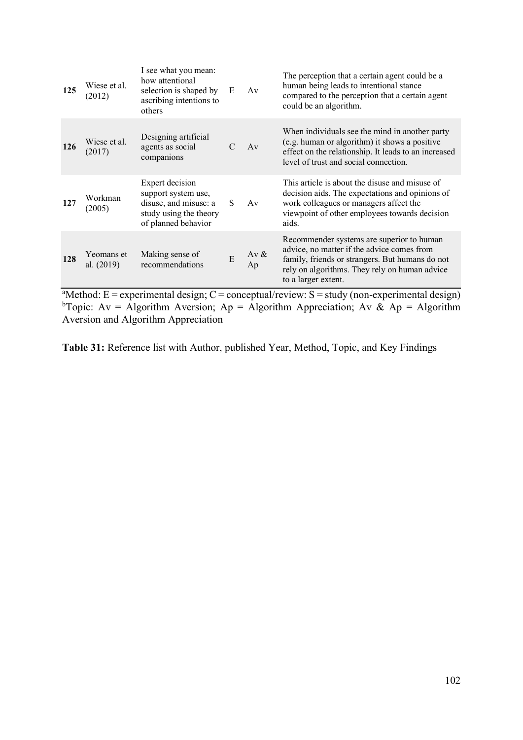| | | | | | |
|---|---|---|---|---|---|
| **125** | Wiese et al. (2012) | I see what you mean: how attentional selection is shaped by ascribing intentions to others | E | Av | The perception that a certain agent could be a human being leads to intentional stance compared to the perception that a certain agent could be an algorithm. |
| **126** | Wiese et al. (2017) | Designing artificial agents as social companions | C | Av | When individuals see the mind in another party (e.g. human or algorithm) it shows a positive effect on the relationship. It leads to an increased level of trust and social connection. |
| **127** | Workman (2005) | Expert decision support system use, disuse, and misuse: a study using the theory of planned behavior | S | Av | This article is about the disuse and misuse of decision aids. The expectations and opinions of work colleagues or managers affect the viewpoint of other employees towards decision aids. |
| **128** | Yeomans et al. (2019) | Making sense of recommendations | E | Av & Ap | Recommender systems are superior to human advice, no matter if the advice comes from family, friends or strangers. But humans do not rely on algorithms. They rely on human advice to a larger extent. |

[a]Method: E = experimental design; C = conceptual/review: S = study (non-experimental design)
[b]Topic: Av = Algorithm Aversion; Ap = Algorithm Appreciation; Av & Ap = Algorithm Aversion and Algorithm Appreciation

**Table 31:** Reference list with Author, published Year, Method, Topic, and Key Findings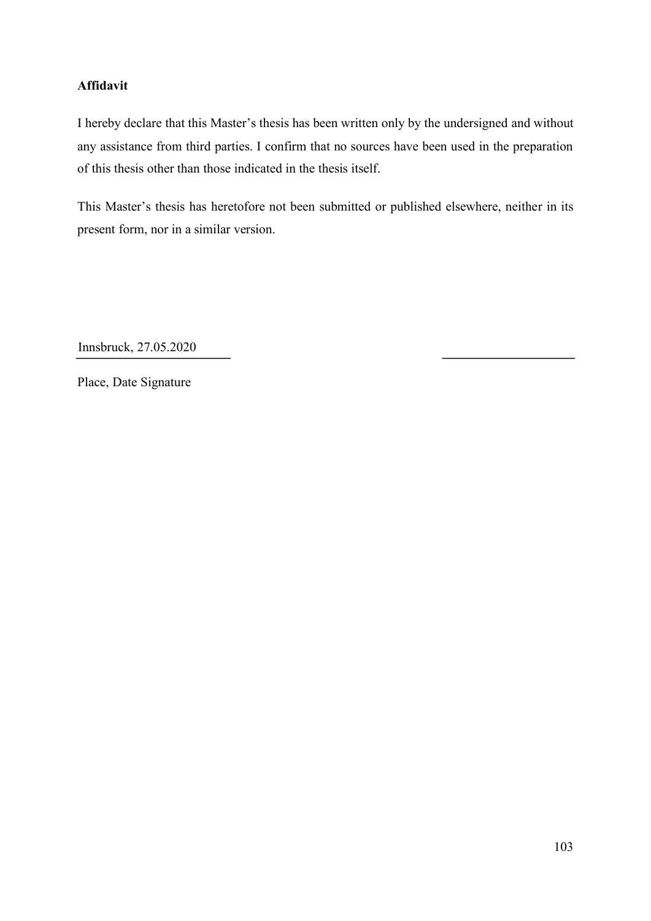**Affidavit**

I hereby declare that this Master's thesis has been written only by the undersigned and without any assistance from third parties. I confirm that no sources have been used in the preparation of this thesis other than those indicated in the thesis itself.

This Master's thesis has heretofore not been submitted or published elsewhere, neither in its present form, nor in a similar version.

Innsbruck, 27.05.2020

Place, Date Signature